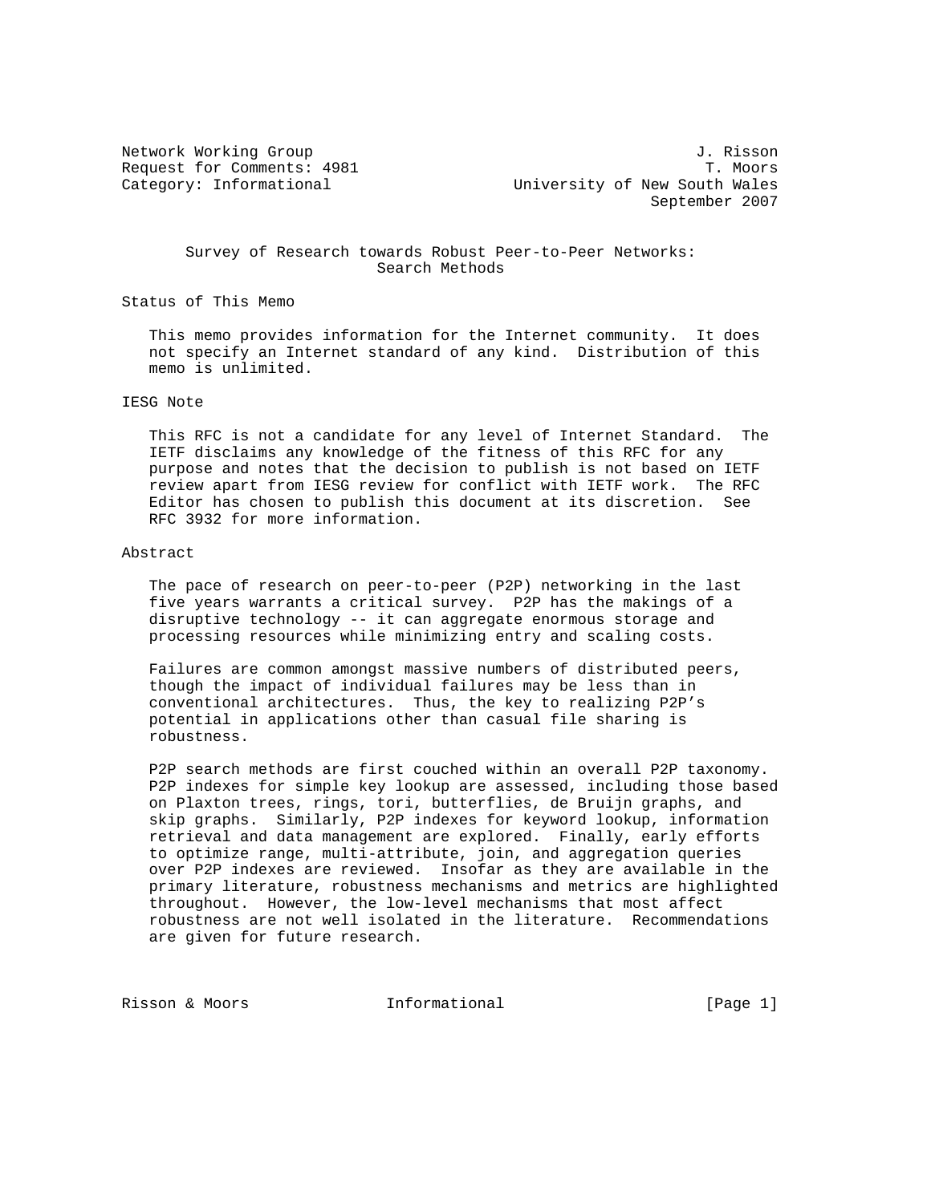Network Working Group J. Risson
Request for Comments: 4981 T. Moors
Category: Informational University of New South Wales
September 2007

# Survey of Research towards Robust Peer-to-Peer Networks: Search Methods

## Status of This Memo

This memo provides information for the Internet community. It does not specify an Internet standard of any kind. Distribution of this memo is unlimited.

## IESG Note

This RFC is not a candidate for any level of Internet Standard. The IETF disclaims any knowledge of the fitness of this RFC for any purpose and notes that the decision to publish is not based on IETF review apart from IESG review for conflict with IETF work. The RFC Editor has chosen to publish this document at its discretion. See RFC 3932 for more information.

## Abstract

The pace of research on peer-to-peer (P2P) networking in the last five years warrants a critical survey. P2P has the makings of a disruptive technology -- it can aggregate enormous storage and processing resources while minimizing entry and scaling costs.

Failures are common amongst massive numbers of distributed peers, though the impact of individual failures may be less than in conventional architectures. Thus, the key to realizing P2P's potential in applications other than casual file sharing is robustness.

P2P search methods are first couched within an overall P2P taxonomy. P2P indexes for simple key lookup are assessed, including those based on Plaxton trees, rings, tori, butterflies, de Bruijn graphs, and skip graphs. Similarly, P2P indexes for keyword lookup, information retrieval and data management are explored. Finally, early efforts to optimize range, multi-attribute, join, and aggregation queries over P2P indexes are reviewed. Insofar as they are available in the primary literature, robustness mechanisms and metrics are highlighted throughout. However, the low-level mechanisms that most affect robustness are not well isolated in the literature. Recommendations are given for future research.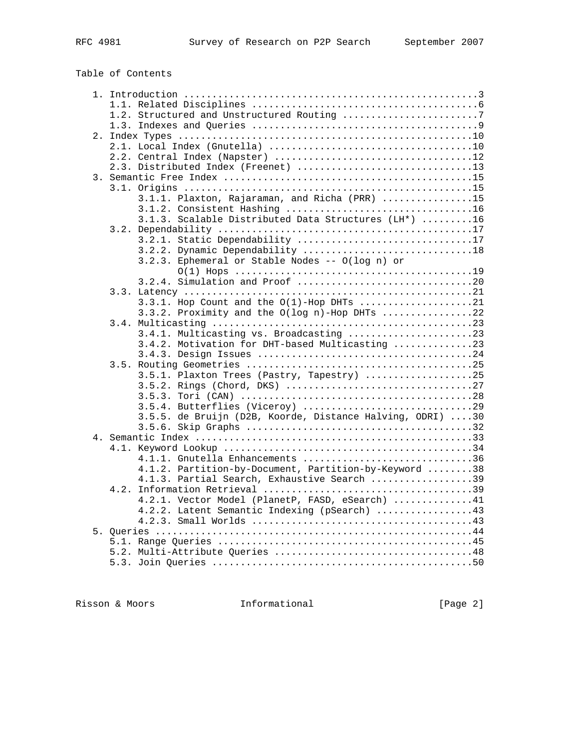Table of Contents

1. Introduction ....................................................3
   1.1. Related Disciplines .......................................6
   1.2. Structured and Unstructured Routing .......................7
   1.3. Indexes and Queries .......................................9
2. Index Types ...................................................10
   2.1. Local Index (Gnutella) ...................................10
   2.2. Central Index (Napster) ..................................12
   2.3. Distributed Index (Freenet) ..............................13
3. Semantic Free Index ...........................................15
   3.1. Origins ..................................................15
        3.1.1. Plaxton, Rajaraman, and Richa (PRR) ...............15
        3.1.2. Consistent Hashing ................................16
        3.1.3. Scalable Distributed Data Structures (LH*) ........16
   3.2. Dependability ............................................17
        3.2.1. Static Dependability ..............................17
        3.2.2. Dynamic Dependability .............................18
        3.2.3. Ephemeral or Stable Nodes -- O(log n) or O(1) Hops ........................................19
        3.2.4. Simulation and Proof ..............................20
   3.3. Latency ..................................................21
        3.3.1. Hop Count and the O(1)-Hop DHTs ...................21
        3.3.2. Proximity and the O(log n)-Hop DHTs ...............22
   3.4. Multicasting .............................................23
        3.4.1. Multicasting vs. Broadcasting .....................23
        3.4.2. Motivation for DHT-based Multicasting .............23
        3.4.3. Design Issues .....................................24
   3.5. Routing Geometries .......................................25
        3.5.1. Plaxton Trees (Pastry, Tapestry) ..................25
        3.5.2. Rings (Chord, DKS) ................................27
        3.5.3. Tori (CAN) ........................................28
        3.5.4. Butterflies (Viceroy) .............................29
        3.5.5. de Bruijn (D2B, Koorde, Distance Halving, ODRI) ....30
        3.5.6. Skip Graphs .......................................32
4. Semantic Index ................................................33
   4.1. Keyword Lookup ...........................................34
        4.1.1. Gnutella Enhancements .............................36
        4.1.2. Partition-by-Document, Partition-by-Keyword ........38
        4.1.3. Partial Search, Exhaustive Search .................39
   4.2. Information Retrieval ....................................39
        4.2.1. Vector Model (PlanetP, FASD, eSearch) .............41
        4.2.2. Latent Semantic Indexing (pSearch) ................43
        4.2.3. Small Worlds ......................................43
5. Queries .......................................................44
   5.1. Range Queries ............................................45
   5.2. Multi-Attribute Queries ..................................48
   5.3. Join Queries .............................................50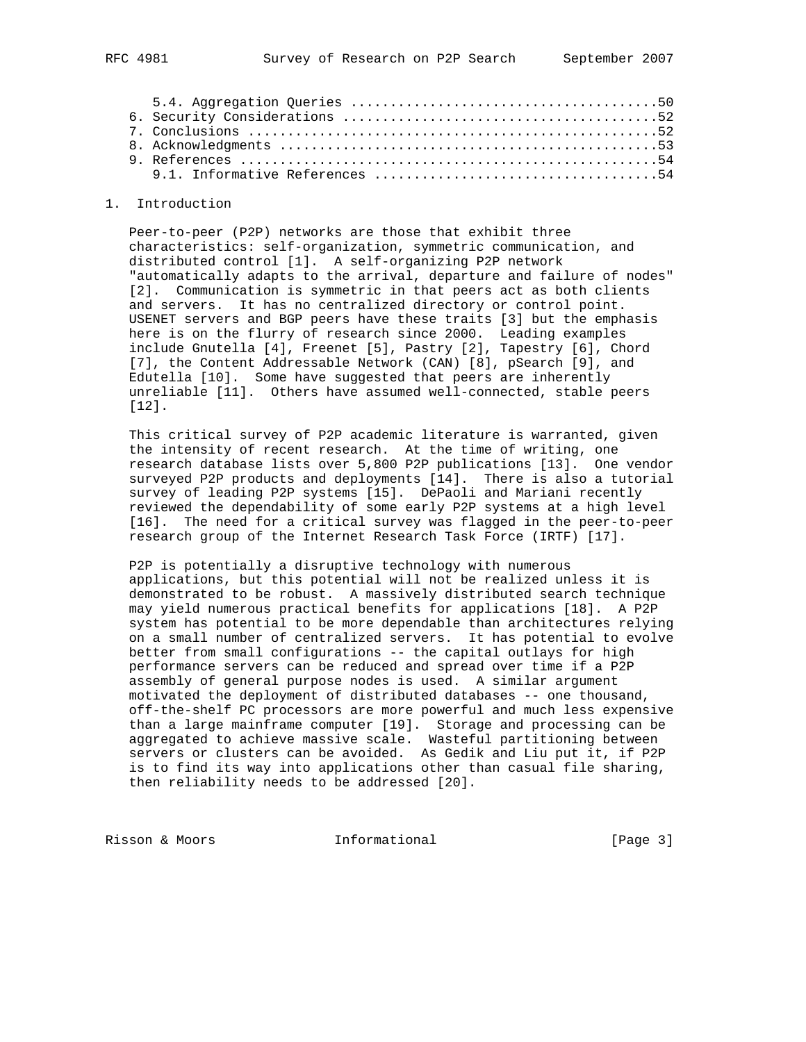5.4. Aggregation Queries .......................................50
6. Security Considerations .......................................52
7. Conclusions ...................................................52
8. Acknowledgments ...............................................53
9. References ....................................................54
9.1. Informative References ....................................54

## 1. Introduction

Peer-to-peer (P2P) networks are those that exhibit three characteristics: self-organization, symmetric communication, and distributed control [1]. A self-organizing P2P network "automatically adapts to the arrival, departure and failure of nodes" [2]. Communication is symmetric in that peers act as both clients and servers. It has no centralized directory or control point. USENET servers and BGP peers have these traits [3] but the emphasis here is on the flurry of research since 2000. Leading examples include Gnutella [4], Freenet [5], Pastry [2], Tapestry [6], Chord [7], the Content Addressable Network (CAN) [8], pSearch [9], and Edutella [10]. Some have suggested that peers are inherently unreliable [11]. Others have assumed well-connected, stable peers [12].

This critical survey of P2P academic literature is warranted, given the intensity of recent research. At the time of writing, one research database lists over 5,800 P2P publications [13]. One vendor surveyed P2P products and deployments [14]. There is also a tutorial survey of leading P2P systems [15]. DePaoli and Mariani recently reviewed the dependability of some early P2P systems at a high level [16]. The need for a critical survey was flagged in the peer-to-peer research group of the Internet Research Task Force (IRTF) [17].

P2P is potentially a disruptive technology with numerous applications, but this potential will not be realized unless it is demonstrated to be robust. A massively distributed search technique may yield numerous practical benefits for applications [18]. A P2P system has potential to be more dependable than architectures relying on a small number of centralized servers. It has potential to evolve better from small configurations -- the capital outlays for high performance servers can be reduced and spread over time if a P2P assembly of general purpose nodes is used. A similar argument motivated the deployment of distributed databases -- one thousand, off-the-shelf PC processors are more powerful and much less expensive than a large mainframe computer [19]. Storage and processing can be aggregated to achieve massive scale. Wasteful partitioning between servers or clusters can be avoided. As Gedik and Liu put it, if P2P is to find its way into applications other than casual file sharing, then reliability needs to be addressed [20].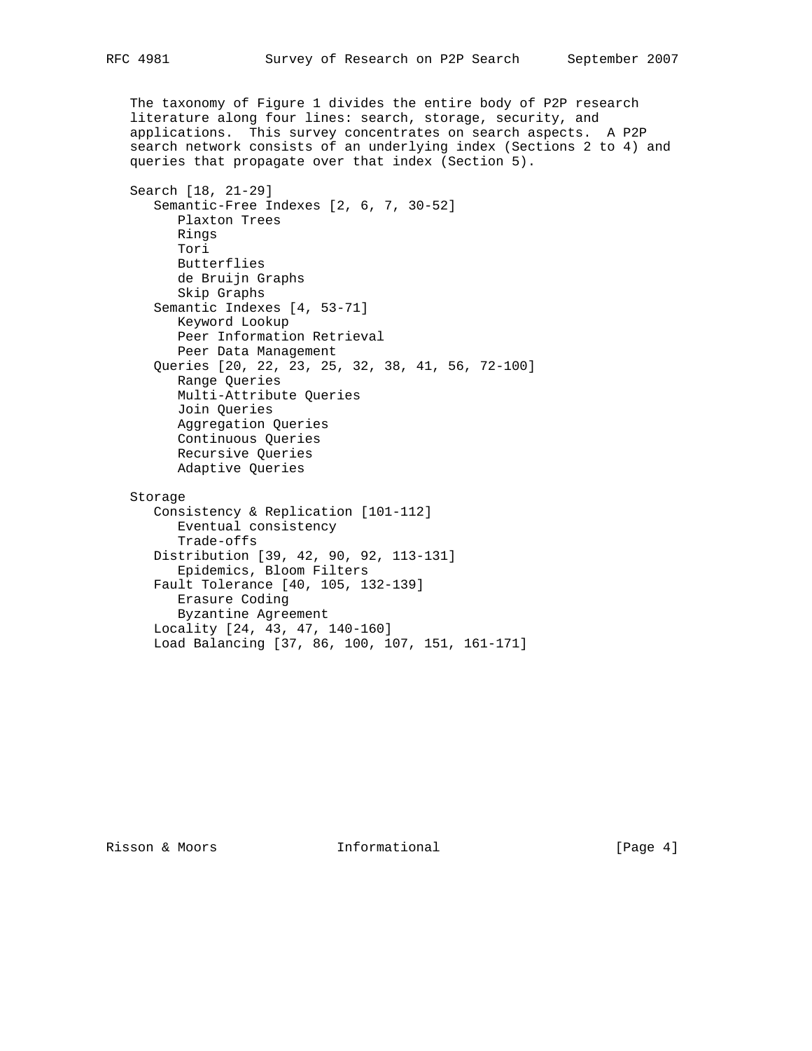The taxonomy of Figure 1 divides the entire body of P2P research literature along four lines: search, storage, security, and applications. This survey concentrates on search aspects. A P2P search network consists of an underlying index (Sections 2 to 4) and queries that propagate over that index (Section 5).

```
Search [18, 21-29]
   Semantic-Free Indexes [2, 6, 7, 30-52]
      Plaxton Trees
      Rings
      Tori
      Butterflies
      de Bruijn Graphs
      Skip Graphs
   Semantic Indexes [4, 53-71]
      Keyword Lookup
      Peer Information Retrieval
      Peer Data Management
   Queries [20, 22, 23, 25, 32, 38, 41, 56, 72-100]
      Range Queries
      Multi-Attribute Queries
      Join Queries
      Aggregation Queries
      Continuous Queries
      Recursive Queries
      Adaptive Queries

Storage
   Consistency & Replication [101-112]
      Eventual consistency
      Trade-offs
   Distribution [39, 42, 90, 92, 113-131]
      Epidemics, Bloom Filters
   Fault Tolerance [40, 105, 132-139]
      Erasure Coding
      Byzantine Agreement
   Locality [24, 43, 47, 140-160]
   Load Balancing [37, 86, 100, 107, 151, 161-171]
```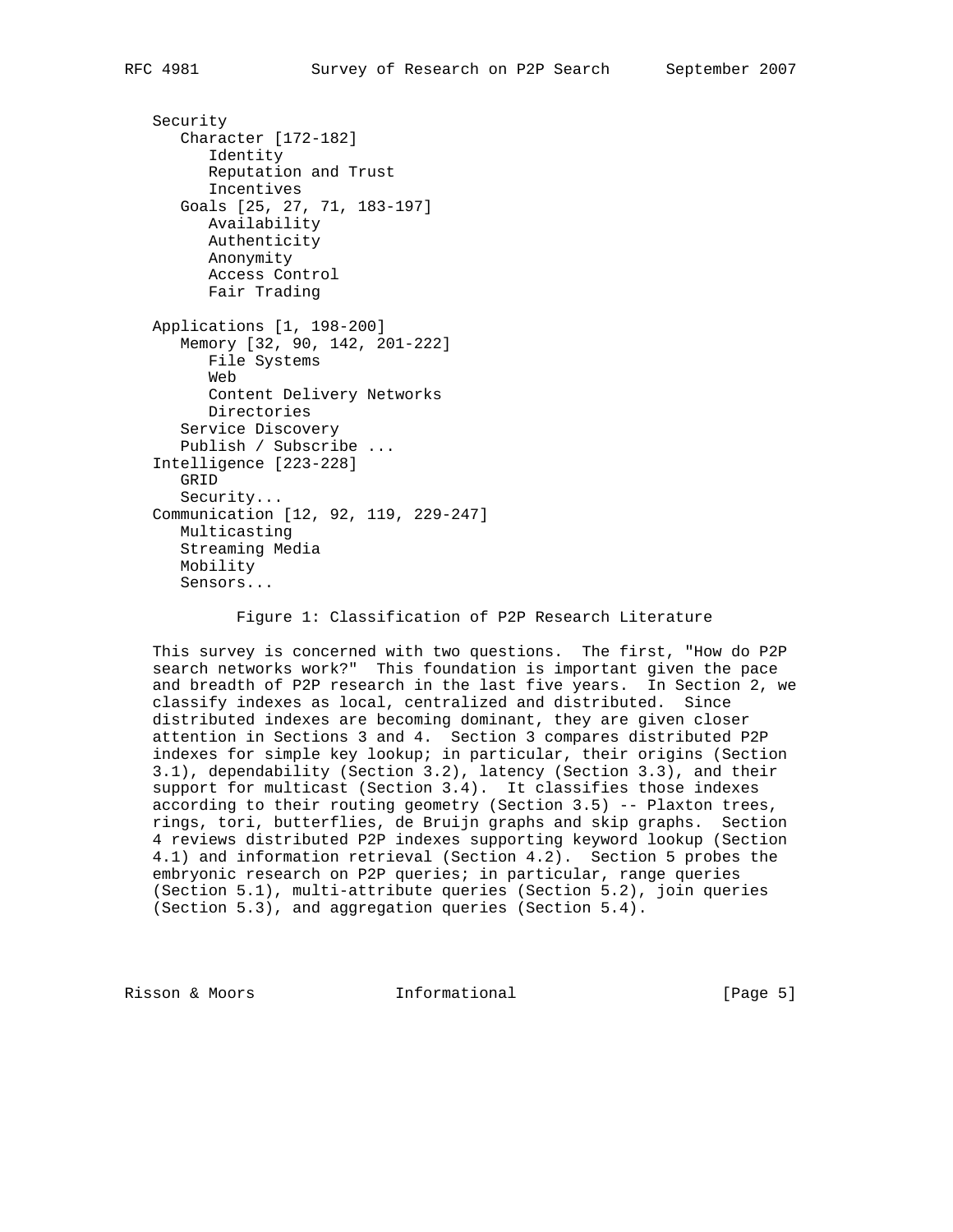```
Security
   Character [172-182]
      Identity
      Reputation and Trust
      Incentives
   Goals [25, 27, 71, 183-197]
      Availability
      Authenticity
      Anonymity
      Access Control
      Fair Trading

Applications [1, 198-200]
   Memory [32, 90, 142, 201-222]
      File Systems
      Web
      Content Delivery Networks
      Directories
   Service Discovery
   Publish / Subscribe ...
Intelligence [223-228]
   GRID
   Security...
Communication [12, 92, 119, 229-247]
   Multicasting
   Streaming Media
   Mobility
   Sensors...
```

Figure 1: Classification of P2P Research Literature

This survey is concerned with two questions. The first, "How do P2P search networks work?" This foundation is important given the pace and breadth of P2P research in the last five years. In Section 2, we classify indexes as local, centralized and distributed. Since distributed indexes are becoming dominant, they are given closer attention in Sections 3 and 4. Section 3 compares distributed P2P indexes for simple key lookup; in particular, their origins (Section 3.1), dependability (Section 3.2), latency (Section 3.3), and their support for multicast (Section 3.4). It classifies those indexes according to their routing geometry (Section 3.5) -- Plaxton trees, rings, tori, butterflies, de Bruijn graphs and skip graphs. Section 4 reviews distributed P2P indexes supporting keyword lookup (Section 4.1) and information retrieval (Section 4.2). Section 5 probes the embryonic research on P2P queries; in particular, range queries (Section 5.1), multi-attribute queries (Section 5.2), join queries (Section 5.3), and aggregation queries (Section 5.4).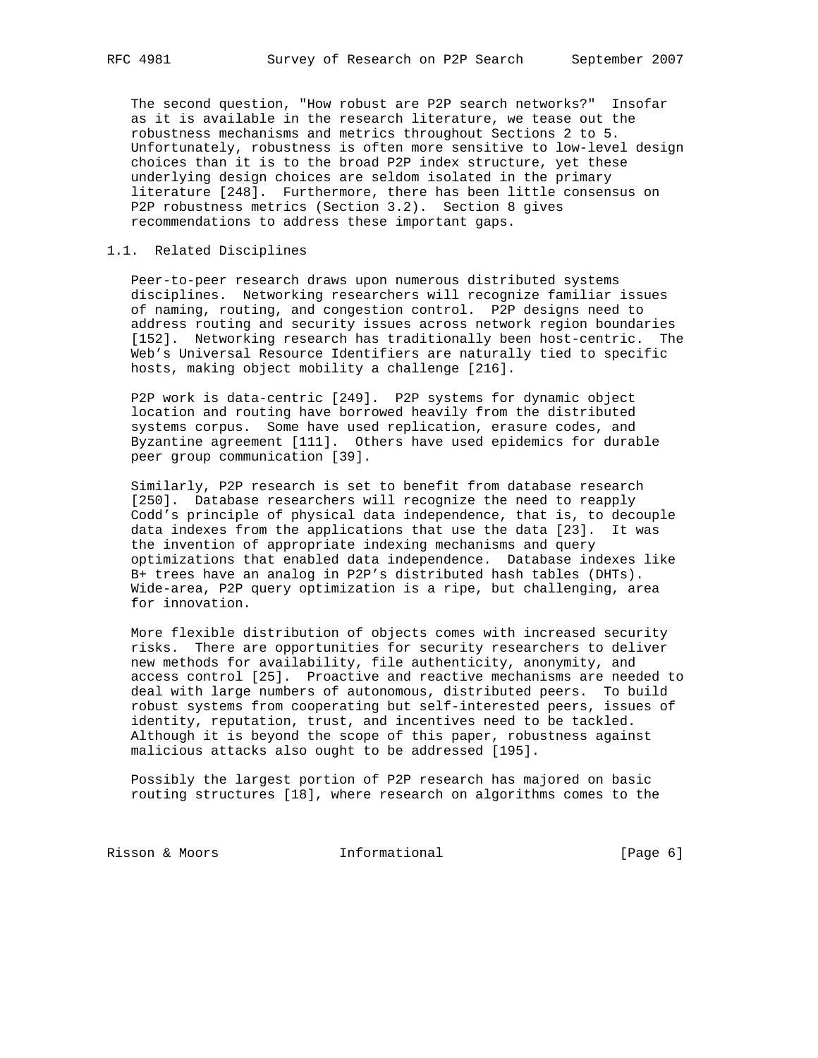The second question, "How robust are P2P search networks?" Insofar as it is available in the research literature, we tease out the robustness mechanisms and metrics throughout Sections 2 to 5. Unfortunately, robustness is often more sensitive to low-level design choices than it is to the broad P2P index structure, yet these underlying design choices are seldom isolated in the primary literature [248]. Furthermore, there has been little consensus on P2P robustness metrics (Section 3.2). Section 8 gives recommendations to address these important gaps.

## 1.1. Related Disciplines

Peer-to-peer research draws upon numerous distributed systems disciplines. Networking researchers will recognize familiar issues of naming, routing, and congestion control. P2P designs need to address routing and security issues across network region boundaries [152]. Networking research has traditionally been host-centric. The Web's Universal Resource Identifiers are naturally tied to specific hosts, making object mobility a challenge [216].

P2P work is data-centric [249]. P2P systems for dynamic object location and routing have borrowed heavily from the distributed systems corpus. Some have used replication, erasure codes, and Byzantine agreement [111]. Others have used epidemics for durable peer group communication [39].

Similarly, P2P research is set to benefit from database research [250]. Database researchers will recognize the need to reapply Codd's principle of physical data independence, that is, to decouple data indexes from the applications that use the data [23]. It was the invention of appropriate indexing mechanisms and query optimizations that enabled data independence. Database indexes like B+ trees have an analog in P2P's distributed hash tables (DHTs). Wide-area, P2P query optimization is a ripe, but challenging, area for innovation.

More flexible distribution of objects comes with increased security risks. There are opportunities for security researchers to deliver new methods for availability, file authenticity, anonymity, and access control [25]. Proactive and reactive mechanisms are needed to deal with large numbers of autonomous, distributed peers. To build robust systems from cooperating but self-interested peers, issues of identity, reputation, trust, and incentives need to be tackled. Although it is beyond the scope of this paper, robustness against malicious attacks also ought to be addressed [195].

Possibly the largest portion of P2P research has majored on basic routing structures [18], where research on algorithms comes to the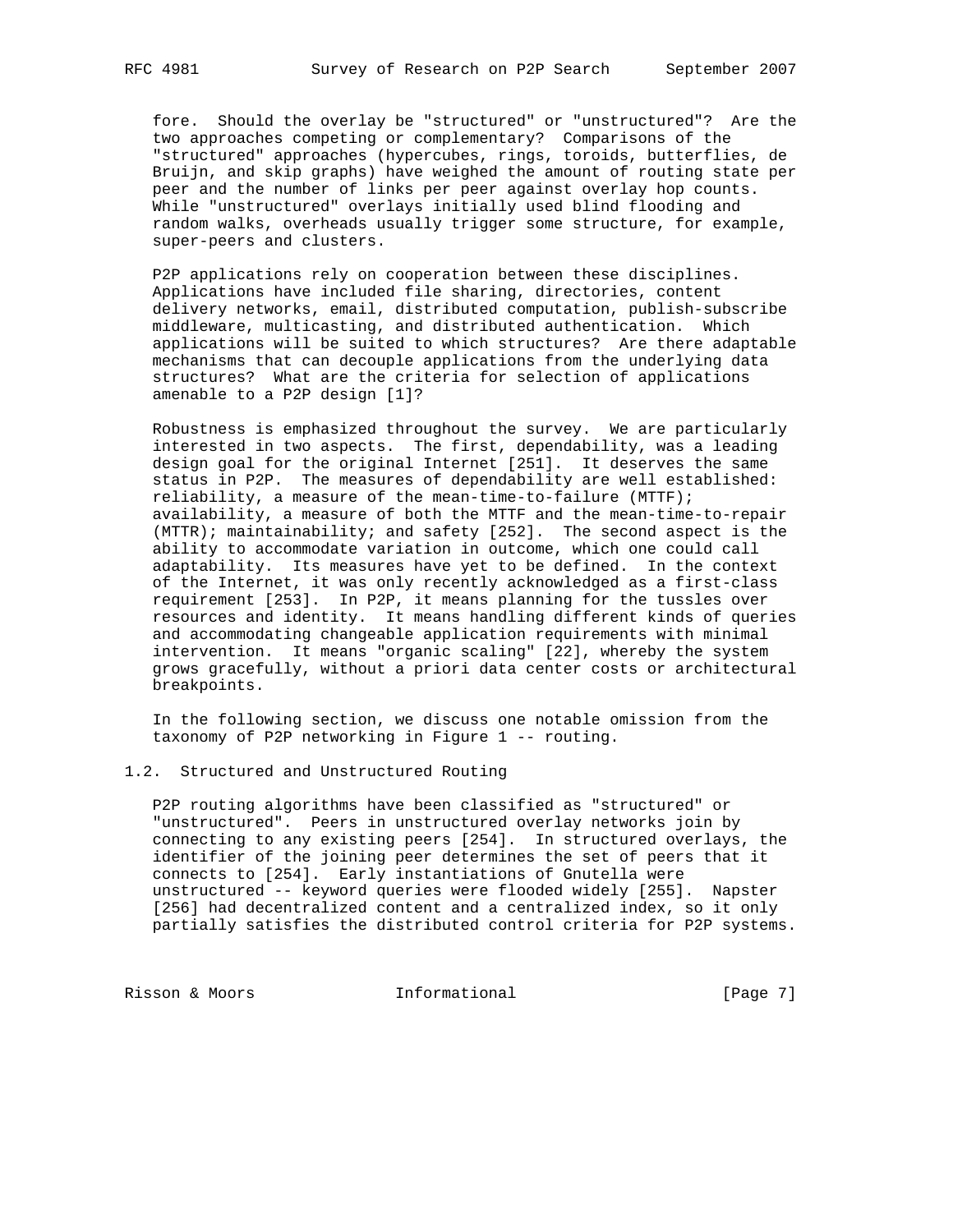fore. Should the overlay be "structured" or "unstructured"? Are the two approaches competing or complementary? Comparisons of the "structured" approaches (hypercubes, rings, toroids, butterflies, de Bruijn, and skip graphs) have weighed the amount of routing state per peer and the number of links per peer against overlay hop counts. While "unstructured" overlays initially used blind flooding and random walks, overheads usually trigger some structure, for example, super-peers and clusters.

P2P applications rely on cooperation between these disciplines. Applications have included file sharing, directories, content delivery networks, email, distributed computation, publish-subscribe middleware, multicasting, and distributed authentication. Which applications will be suited to which structures? Are there adaptable mechanisms that can decouple applications from the underlying data structures? What are the criteria for selection of applications amenable to a P2P design [1]?

Robustness is emphasized throughout the survey. We are particularly interested in two aspects. The first, dependability, was a leading design goal for the original Internet [251]. It deserves the same status in P2P. The measures of dependability are well established: reliability, a measure of the mean-time-to-failure (MTTF); availability, a measure of both the MTTF and the mean-time-to-repair (MTTR); maintainability; and safety [252]. The second aspect is the ability to accommodate variation in outcome, which one could call adaptability. Its measures have yet to be defined. In the context of the Internet, it was only recently acknowledged as a first-class requirement [253]. In P2P, it means planning for the tussles over resources and identity. It means handling different kinds of queries and accommodating changeable application requirements with minimal intervention. It means "organic scaling" [22], whereby the system grows gracefully, without a priori data center costs or architectural breakpoints.

In the following section, we discuss one notable omission from the taxonomy of P2P networking in Figure 1 -- routing.

## 1.2. Structured and Unstructured Routing

P2P routing algorithms have been classified as "structured" or "unstructured". Peers in unstructured overlay networks join by connecting to any existing peers [254]. In structured overlays, the identifier of the joining peer determines the set of peers that it connects to [254]. Early instantiations of Gnutella were unstructured -- keyword queries were flooded widely [255]. Napster [256] had decentralized content and a centralized index, so it only partially satisfies the distributed control criteria for P2P systems.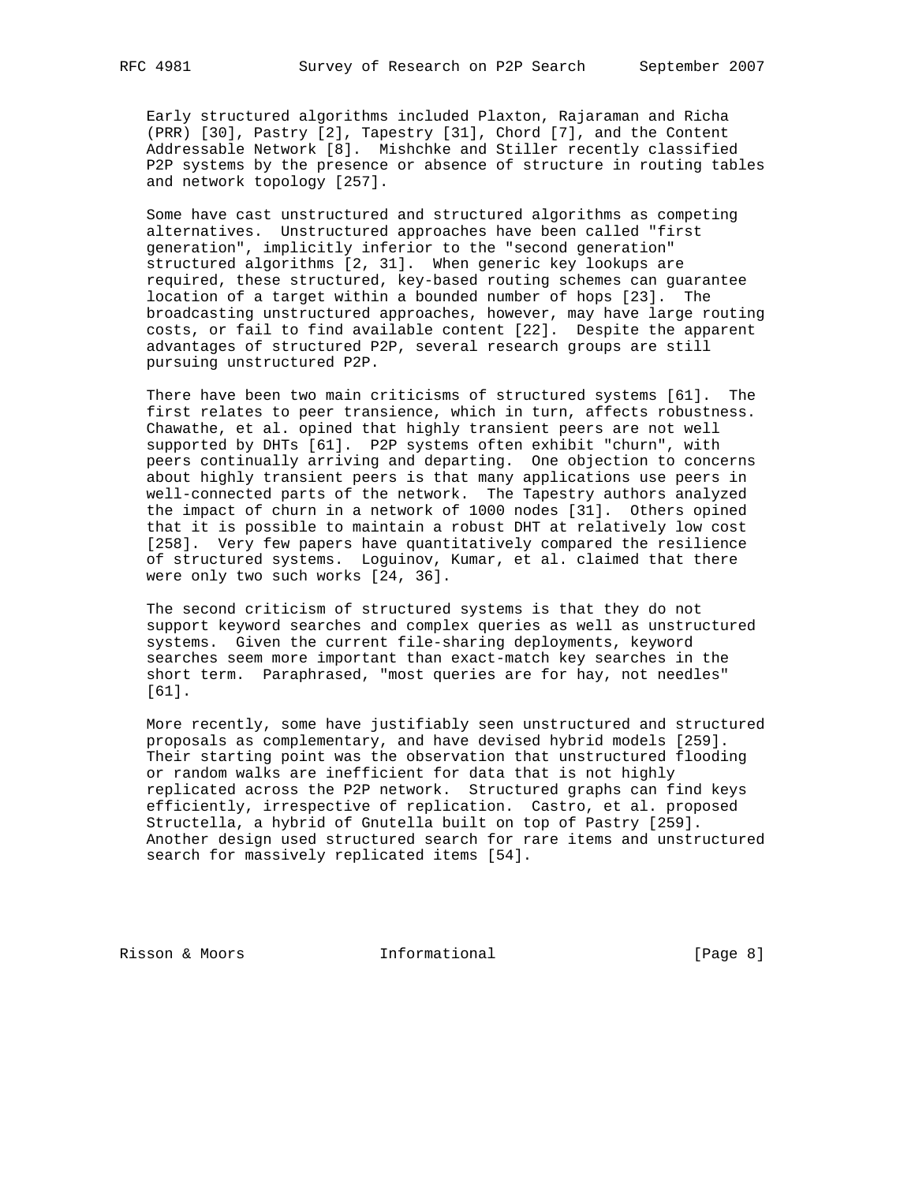Early structured algorithms included Plaxton, Rajaraman and Richa (PRR) [30], Pastry [2], Tapestry [31], Chord [7], and the Content Addressable Network [8]. Mishchke and Stiller recently classified P2P systems by the presence or absence of structure in routing tables and network topology [257].

Some have cast unstructured and structured algorithms as competing alternatives. Unstructured approaches have been called "first generation", implicitly inferior to the "second generation" structured algorithms [2, 31]. When generic key lookups are required, these structured, key-based routing schemes can guarantee location of a target within a bounded number of hops [23]. The broadcasting unstructured approaches, however, may have large routing costs, or fail to find available content [22]. Despite the apparent advantages of structured P2P, several research groups are still pursuing unstructured P2P.

There have been two main criticisms of structured systems [61]. The first relates to peer transience, which in turn, affects robustness. Chawathe, et al. opined that highly transient peers are not well supported by DHTs [61]. P2P systems often exhibit "churn", with peers continually arriving and departing. One objection to concerns about highly transient peers is that many applications use peers in well-connected parts of the network. The Tapestry authors analyzed the impact of churn in a network of 1000 nodes [31]. Others opined that it is possible to maintain a robust DHT at relatively low cost [258]. Very few papers have quantitatively compared the resilience of structured systems. Loguinov, Kumar, et al. claimed that there were only two such works [24, 36].

The second criticism of structured systems is that they do not support keyword searches and complex queries as well as unstructured systems. Given the current file-sharing deployments, keyword searches seem more important than exact-match key searches in the short term. Paraphrased, "most queries are for hay, not needles" [61].

More recently, some have justifiably seen unstructured and structured proposals as complementary, and have devised hybrid models [259]. Their starting point was the observation that unstructured flooding or random walks are inefficient for data that is not highly replicated across the P2P network. Structured graphs can find keys efficiently, irrespective of replication. Castro, et al. proposed Structella, a hybrid of Gnutella built on top of Pastry [259]. Another design used structured search for rare items and unstructured search for massively replicated items [54].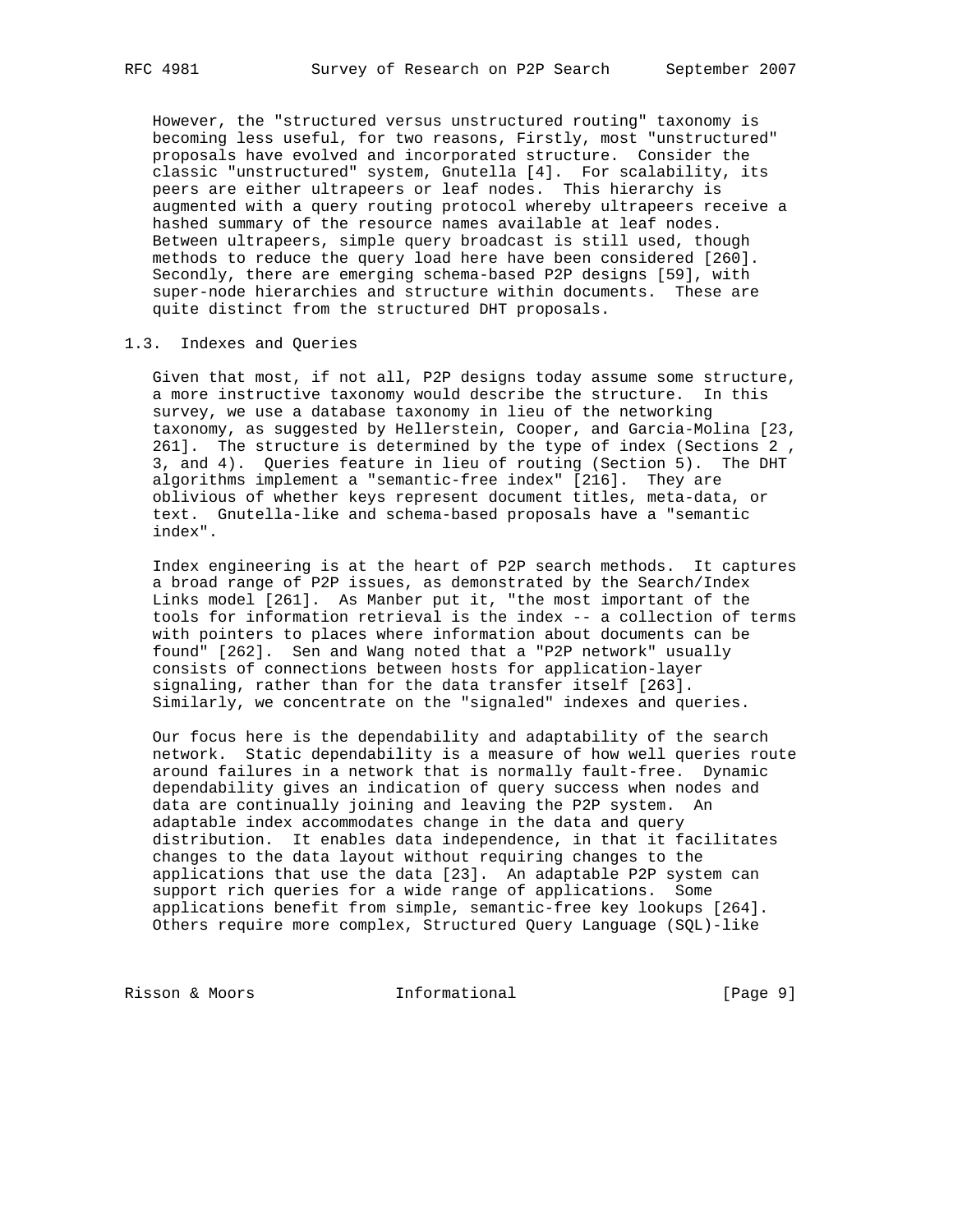However, the "structured versus unstructured routing" taxonomy is becoming less useful, for two reasons, Firstly, most "unstructured" proposals have evolved and incorporated structure. Consider the classic "unstructured" system, Gnutella [4]. For scalability, its peers are either ultrapeers or leaf nodes. This hierarchy is augmented with a query routing protocol whereby ultrapeers receive a hashed summary of the resource names available at leaf nodes. Between ultrapeers, simple query broadcast is still used, though methods to reduce the query load here have been considered [260]. Secondly, there are emerging schema-based P2P designs [59], with super-node hierarchies and structure within documents. These are quite distinct from the structured DHT proposals.

### 1.3. Indexes and Queries

Given that most, if not all, P2P designs today assume some structure, a more instructive taxonomy would describe the structure. In this survey, we use a database taxonomy in lieu of the networking taxonomy, as suggested by Hellerstein, Cooper, and Garcia-Molina [23, 261]. The structure is determined by the type of index (Sections 2 , 3, and 4). Queries feature in lieu of routing (Section 5). The DHT algorithms implement a "semantic-free index" [216]. They are oblivious of whether keys represent document titles, meta-data, or text. Gnutella-like and schema-based proposals have a "semantic index".

Index engineering is at the heart of P2P search methods. It captures a broad range of P2P issues, as demonstrated by the Search/Index Links model [261]. As Manber put it, "the most important of the tools for information retrieval is the index -- a collection of terms with pointers to places where information about documents can be found" [262]. Sen and Wang noted that a "P2P network" usually consists of connections between hosts for application-layer signaling, rather than for the data transfer itself [263]. Similarly, we concentrate on the "signaled" indexes and queries.

Our focus here is the dependability and adaptability of the search network. Static dependability is a measure of how well queries route around failures in a network that is normally fault-free. Dynamic dependability gives an indication of query success when nodes and data are continually joining and leaving the P2P system. An adaptable index accommodates change in the data and query distribution. It enables data independence, in that it facilitates changes to the data layout without requiring changes to the applications that use the data [23]. An adaptable P2P system can support rich queries for a wide range of applications. Some applications benefit from simple, semantic-free key lookups [264]. Others require more complex, Structured Query Language (SQL)-like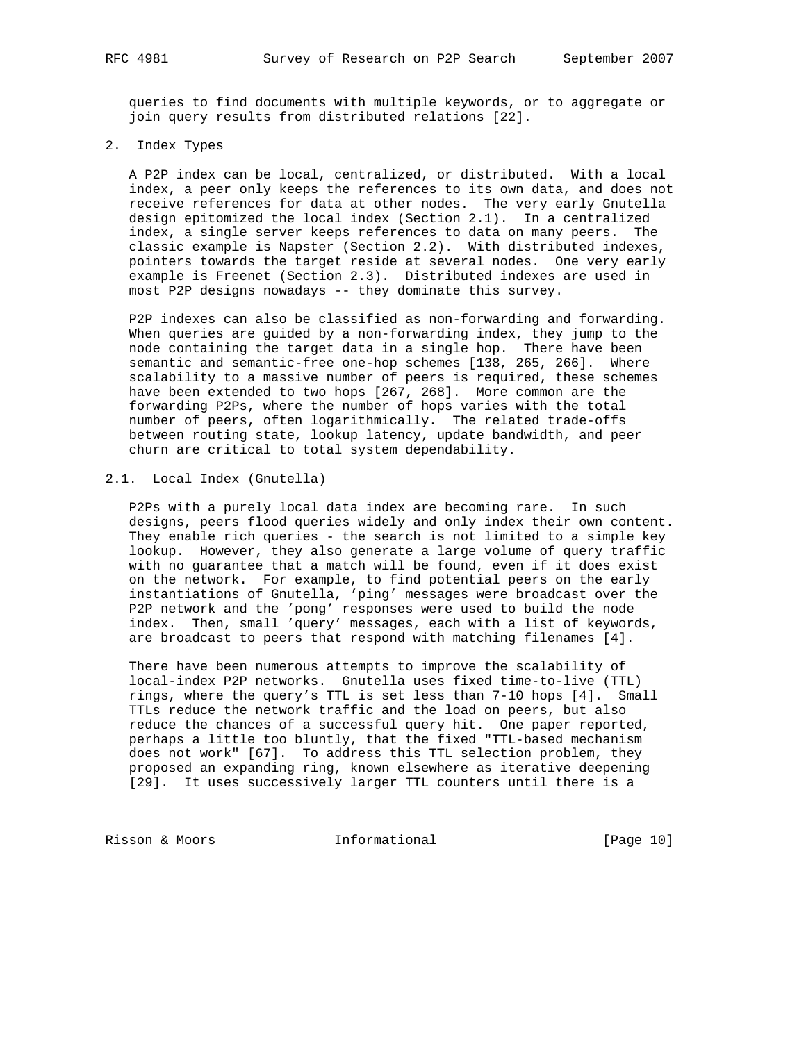queries to find documents with multiple keywords, or to aggregate or join query results from distributed relations [22].

## 2. Index Types

A P2P index can be local, centralized, or distributed. With a local index, a peer only keeps the references to its own data, and does not receive references for data at other nodes. The very early Gnutella design epitomized the local index (Section 2.1). In a centralized index, a single server keeps references to data on many peers. The classic example is Napster (Section 2.2). With distributed indexes, pointers towards the target reside at several nodes. One very early example is Freenet (Section 2.3). Distributed indexes are used in most P2P designs nowadays -- they dominate this survey.

P2P indexes can also be classified as non-forwarding and forwarding. When queries are guided by a non-forwarding index, they jump to the node containing the target data in a single hop. There have been semantic and semantic-free one-hop schemes [138, 265, 266]. Where scalability to a massive number of peers is required, these schemes have been extended to two hops [267, 268]. More common are the forwarding P2Ps, where the number of hops varies with the total number of peers, often logarithmically. The related trade-offs between routing state, lookup latency, update bandwidth, and peer churn are critical to total system dependability.

### 2.1. Local Index (Gnutella)

P2Ps with a purely local data index are becoming rare. In such designs, peers flood queries widely and only index their own content. They enable rich queries - the search is not limited to a simple key lookup. However, they also generate a large volume of query traffic with no guarantee that a match will be found, even if it does exist on the network. For example, to find potential peers on the early instantiations of Gnutella, 'ping' messages were broadcast over the P2P network and the 'pong' responses were used to build the node index. Then, small 'query' messages, each with a list of keywords, are broadcast to peers that respond with matching filenames [4].

There have been numerous attempts to improve the scalability of local-index P2P networks. Gnutella uses fixed time-to-live (TTL) rings, where the query's TTL is set less than 7-10 hops [4]. Small TTLs reduce the network traffic and the load on peers, but also reduce the chances of a successful query hit. One paper reported, perhaps a little too bluntly, that the fixed "TTL-based mechanism does not work" [67]. To address this TTL selection problem, they proposed an expanding ring, known elsewhere as iterative deepening [29]. It uses successively larger TTL counters until there is a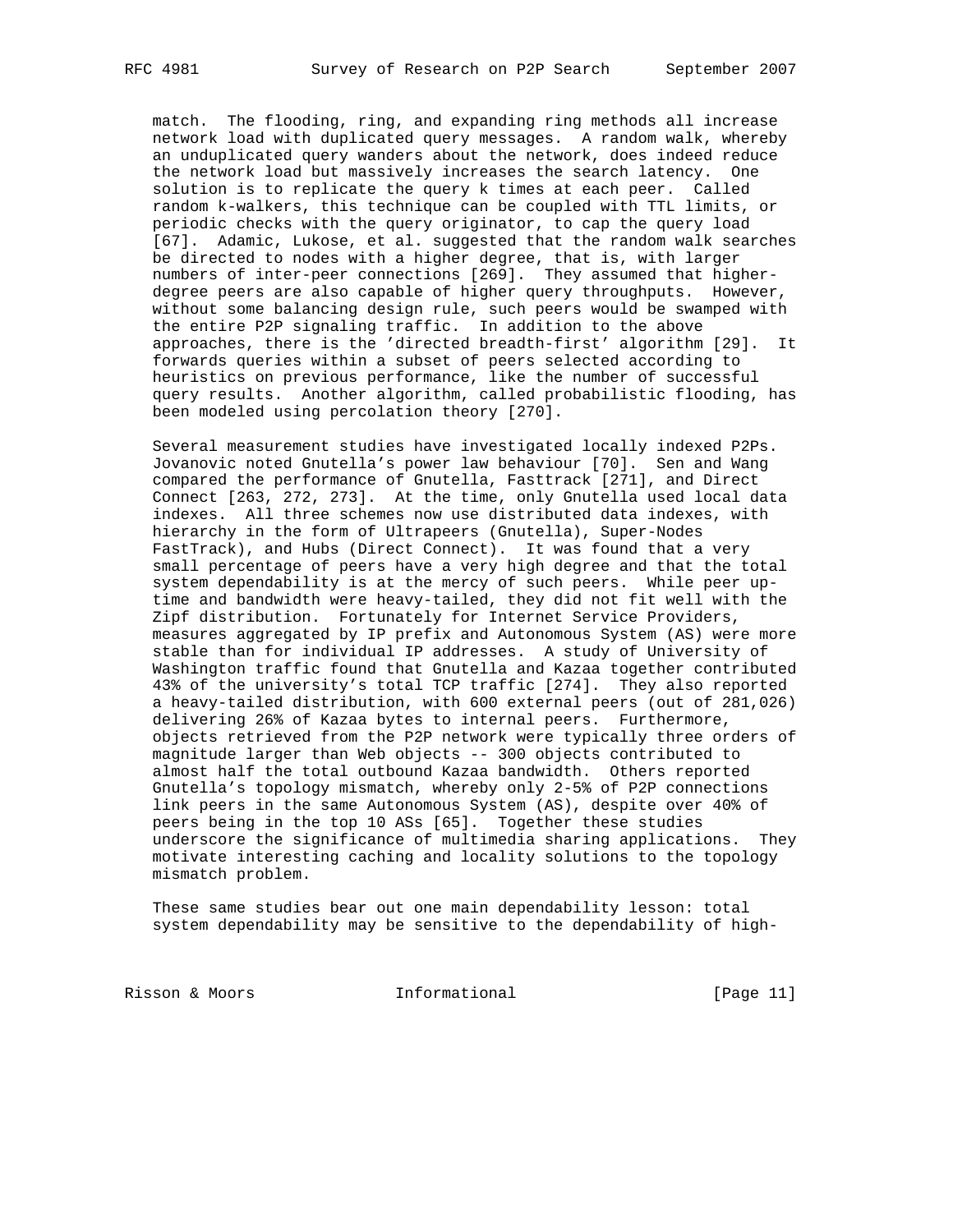match. The flooding, ring, and expanding ring methods all increase network load with duplicated query messages. A random walk, whereby an unduplicated query wanders about the network, does indeed reduce the network load but massively increases the search latency. One solution is to replicate the query k times at each peer. Called random k-walkers, this technique can be coupled with TTL limits, or periodic checks with the query originator, to cap the query load [67]. Adamic, Lukose, et al. suggested that the random walk searches be directed to nodes with a higher degree, that is, with larger numbers of inter-peer connections [269]. They assumed that higher-degree peers are also capable of higher query throughputs. However, without some balancing design rule, such peers would be swamped with the entire P2P signaling traffic. In addition to the above approaches, there is the 'directed breadth-first' algorithm [29]. It forwards queries within a subset of peers selected according to heuristics on previous performance, like the number of successful query results. Another algorithm, called probabilistic flooding, has been modeled using percolation theory [270].

Several measurement studies have investigated locally indexed P2Ps. Jovanovic noted Gnutella's power law behaviour [70]. Sen and Wang compared the performance of Gnutella, Fasttrack [271], and Direct Connect [263, 272, 273]. At the time, only Gnutella used local data indexes. All three schemes now use distributed data indexes, with hierarchy in the form of Ultrapeers (Gnutella), Super-Nodes FastTrack), and Hubs (Direct Connect). It was found that a very small percentage of peers have a very high degree and that the total system dependability is at the mercy of such peers. While peer up-time and bandwidth were heavy-tailed, they did not fit well with the Zipf distribution. Fortunately for Internet Service Providers, measures aggregated by IP prefix and Autonomous System (AS) were more stable than for individual IP addresses. A study of University of Washington traffic found that Gnutella and Kazaa together contributed 43% of the university's total TCP traffic [274]. They also reported a heavy-tailed distribution, with 600 external peers (out of 281,026) delivering 26% of Kazaa bytes to internal peers. Furthermore, objects retrieved from the P2P network were typically three orders of magnitude larger than Web objects -- 300 objects contributed to almost half the total outbound Kazaa bandwidth. Others reported Gnutella's topology mismatch, whereby only 2-5% of P2P connections link peers in the same Autonomous System (AS), despite over 40% of peers being in the top 10 ASs [65]. Together these studies underscore the significance of multimedia sharing applications. They motivate interesting caching and locality solutions to the topology mismatch problem.

These same studies bear out one main dependability lesson: total system dependability may be sensitive to the dependability of high-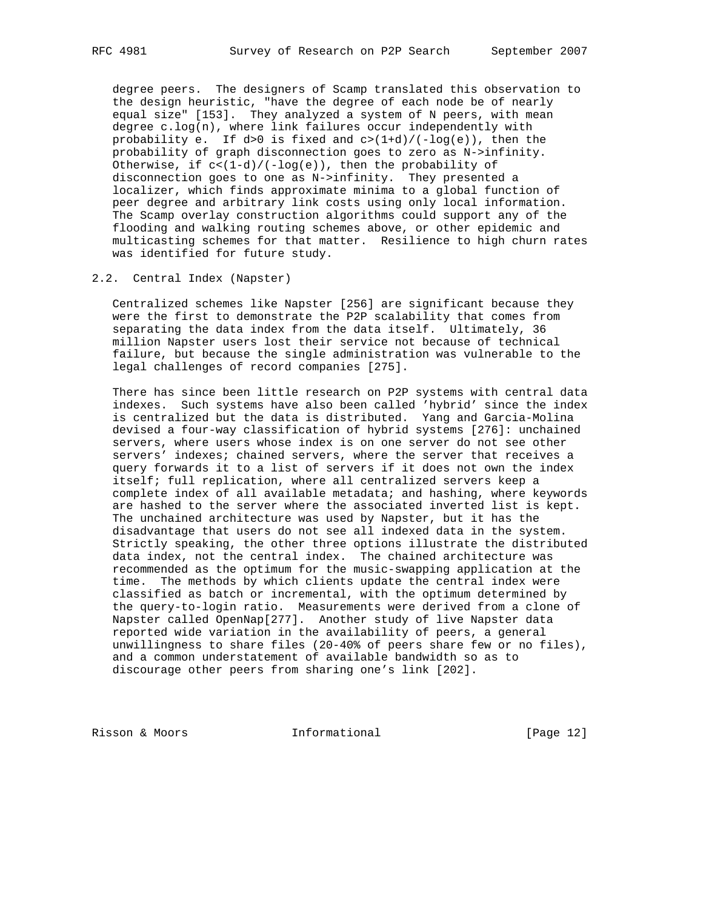degree peers. The designers of Scamp translated this observation to the design heuristic, "have the degree of each node be of nearly equal size" [153]. They analyzed a system of N peers, with mean degree $c.\log(n)$, where link failures occur independently with probability e. If $d>0$ is fixed and $c>(1+d)/(-\log(e))$, then the probability of graph disconnection goes to zero as $N \to \infty$. Otherwise, if $c<(1-d)/(-\log(e))$, then the probability of disconnection goes to one as $N \to \infty$. They presented a localizer, which finds approximate minima to a global function of peer degree and arbitrary link costs using only local information. The Scamp overlay construction algorithms could support any of the flooding and walking routing schemes above, or other epidemic and multicasting schemes for that matter. Resilience to high churn rates was identified for future study.

## 2.2. Central Index (Napster)

Centralized schemes like Napster [256] are significant because they were the first to demonstrate the P2P scalability that comes from separating the data index from the data itself. Ultimately, 36 million Napster users lost their service not because of technical failure, but because the single administration was vulnerable to the legal challenges of record companies [275].

There has since been little research on P2P systems with central data indexes. Such systems have also been called 'hybrid' since the index is centralized but the data is distributed. Yang and Garcia-Molina devised a four-way classification of hybrid systems [276]: unchained servers, where users whose index is on one server do not see other servers' indexes; chained servers, where the server that receives a query forwards it to a list of servers if it does not own the index itself; full replication, where all centralized servers keep a complete index of all available metadata; and hashing, where keywords are hashed to the server where the associated inverted list is kept. The unchained architecture was used by Napster, but it has the disadvantage that users do not see all indexed data in the system. Strictly speaking, the other three options illustrate the distributed data index, not the central index. The chained architecture was recommended as the optimum for the music-swapping application at the time. The methods by which clients update the central index were classified as batch or incremental, with the optimum determined by the query-to-login ratio. Measurements were derived from a clone of Napster called OpenNap[277]. Another study of live Napster data reported wide variation in the availability of peers, a general unwillingness to share files (20-40% of peers share few or no files), and a common understatement of available bandwidth so as to discourage other peers from sharing one's link [202].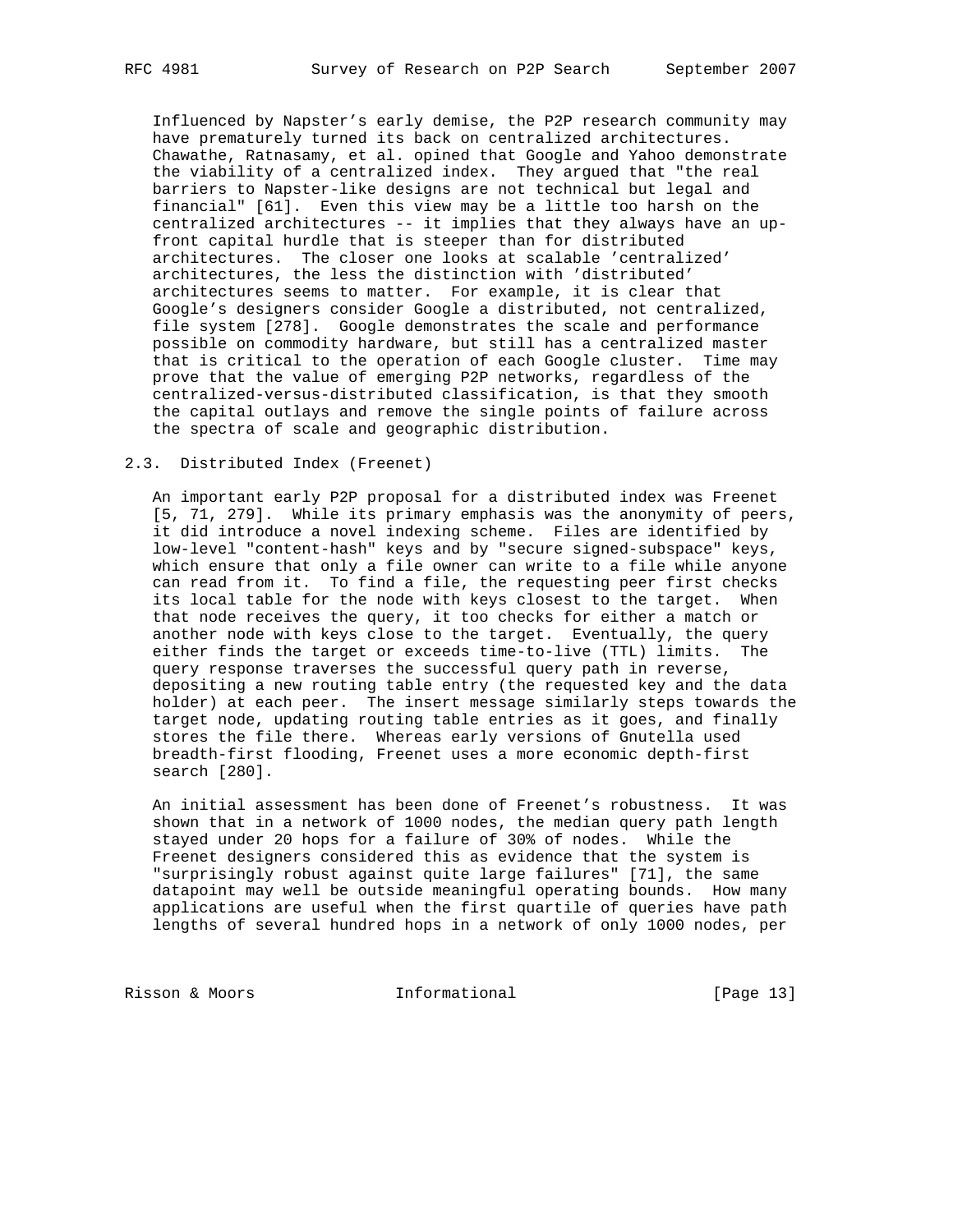Influenced by Napster's early demise, the P2P research community may have prematurely turned its back on centralized architectures. Chawathe, Ratnasamy, et al. opined that Google and Yahoo demonstrate the viability of a centralized index. They argued that "the real barriers to Napster-like designs are not technical but legal and financial" [61]. Even this view may be a little too harsh on the centralized architectures -- it implies that they always have an up-front capital hurdle that is steeper than for distributed architectures. The closer one looks at scalable 'centralized' architectures, the less the distinction with 'distributed' architectures seems to matter. For example, it is clear that Google's designers consider Google a distributed, not centralized, file system [278]. Google demonstrates the scale and performance possible on commodity hardware, but still has a centralized master that is critical to the operation of each Google cluster. Time may prove that the value of emerging P2P networks, regardless of the centralized-versus-distributed classification, is that they smooth the capital outlays and remove the single points of failure across the spectra of scale and geographic distribution.

## 2.3. Distributed Index (Freenet)

An important early P2P proposal for a distributed index was Freenet [5, 71, 279]. While its primary emphasis was the anonymity of peers, it did introduce a novel indexing scheme. Files are identified by low-level "content-hash" keys and by "secure signed-subspace" keys, which ensure that only a file owner can write to a file while anyone can read from it. To find a file, the requesting peer first checks its local table for the node with keys closest to the target. When that node receives the query, it too checks for either a match or another node with keys close to the target. Eventually, the query either finds the target or exceeds time-to-live (TTL) limits. The query response traverses the successful query path in reverse, depositing a new routing table entry (the requested key and the data holder) at each peer. The insert message similarly steps towards the target node, updating routing table entries as it goes, and finally stores the file there. Whereas early versions of Gnutella used breadth-first flooding, Freenet uses a more economic depth-first search [280].

An initial assessment has been done of Freenet's robustness. It was shown that in a network of 1000 nodes, the median query path length stayed under 20 hops for a failure of 30% of nodes. While the Freenet designers considered this as evidence that the system is "surprisingly robust against quite large failures" [71], the same datapoint may well be outside meaningful operating bounds. How many applications are useful when the first quartile of queries have path lengths of several hundred hops in a network of only 1000 nodes, per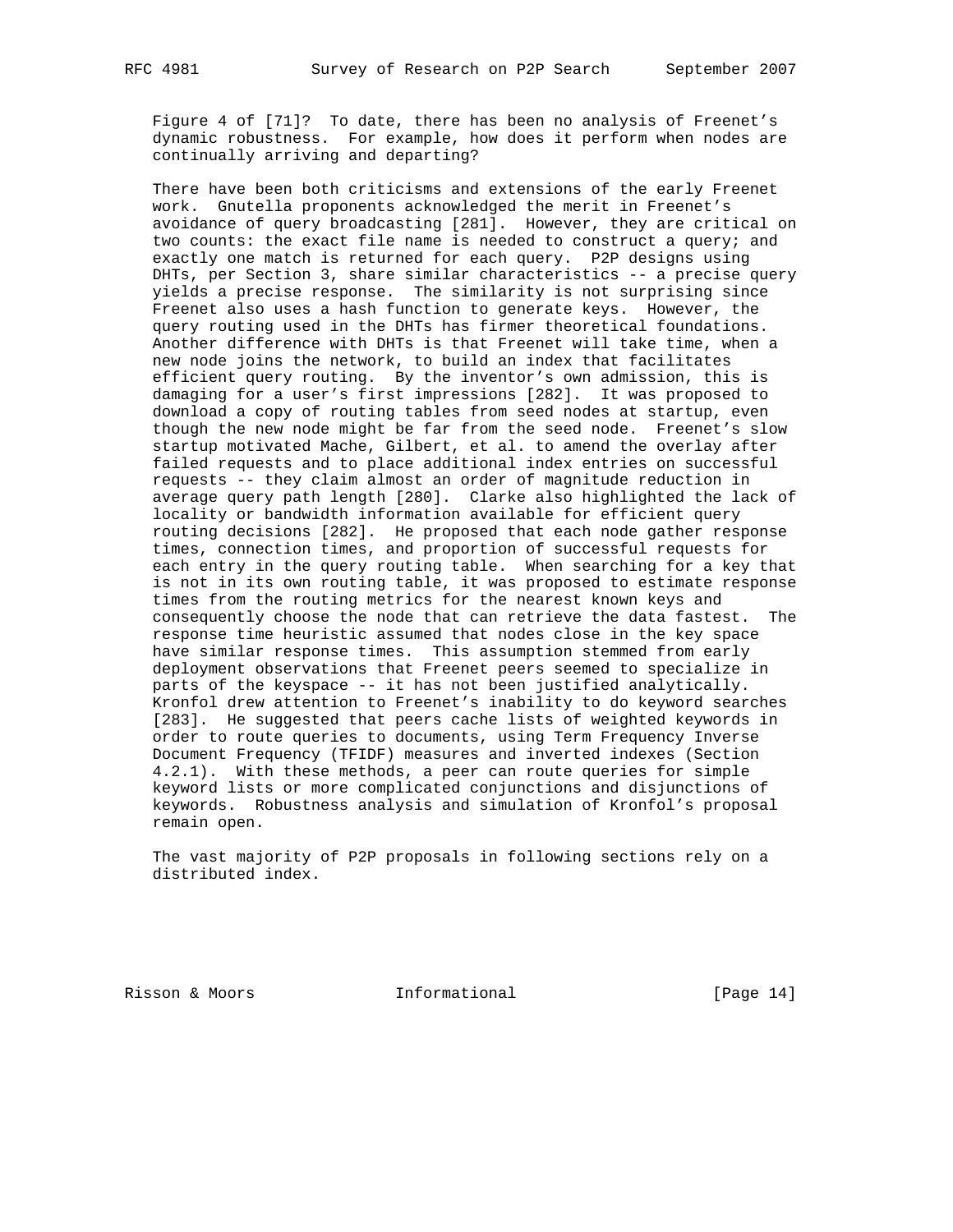Figure 4 of [71]? To date, there has been no analysis of Freenet's dynamic robustness. For example, how does it perform when nodes are continually arriving and departing?

There have been both criticisms and extensions of the early Freenet work. Gnutella proponents acknowledged the merit in Freenet's avoidance of query broadcasting [281]. However, they are critical on two counts: the exact file name is needed to construct a query; and exactly one match is returned for each query. P2P designs using DHTs, per Section 3, share similar characteristics -- a precise query yields a precise response. The similarity is not surprising since Freenet also uses a hash function to generate keys. However, the query routing used in the DHTs has firmer theoretical foundations. Another difference with DHTs is that Freenet will take time, when a new node joins the network, to build an index that facilitates efficient query routing. By the inventor's own admission, this is damaging for a user's first impressions [282]. It was proposed to download a copy of routing tables from seed nodes at startup, even though the new node might be far from the seed node. Freenet's slow startup motivated Mache, Gilbert, et al. to amend the overlay after failed requests and to place additional index entries on successful requests -- they claim almost an order of magnitude reduction in average query path length [280]. Clarke also highlighted the lack of locality or bandwidth information available for efficient query routing decisions [282]. He proposed that each node gather response times, connection times, and proportion of successful requests for each entry in the query routing table. When searching for a key that is not in its own routing table, it was proposed to estimate response times from the routing metrics for the nearest known keys and consequently choose the node that can retrieve the data fastest. The response time heuristic assumed that nodes close in the key space have similar response times. This assumption stemmed from early deployment observations that Freenet peers seemed to specialize in parts of the keyspace -- it has not been justified analytically. Kronfol drew attention to Freenet's inability to do keyword searches [283]. He suggested that peers cache lists of weighted keywords in order to route queries to documents, using Term Frequency Inverse Document Frequency (TFIDF) measures and inverted indexes (Section 4.2.1). With these methods, a peer can route queries for simple keyword lists or more complicated conjunctions and disjunctions of keywords. Robustness analysis and simulation of Kronfol's proposal remain open.

The vast majority of P2P proposals in following sections rely on a distributed index.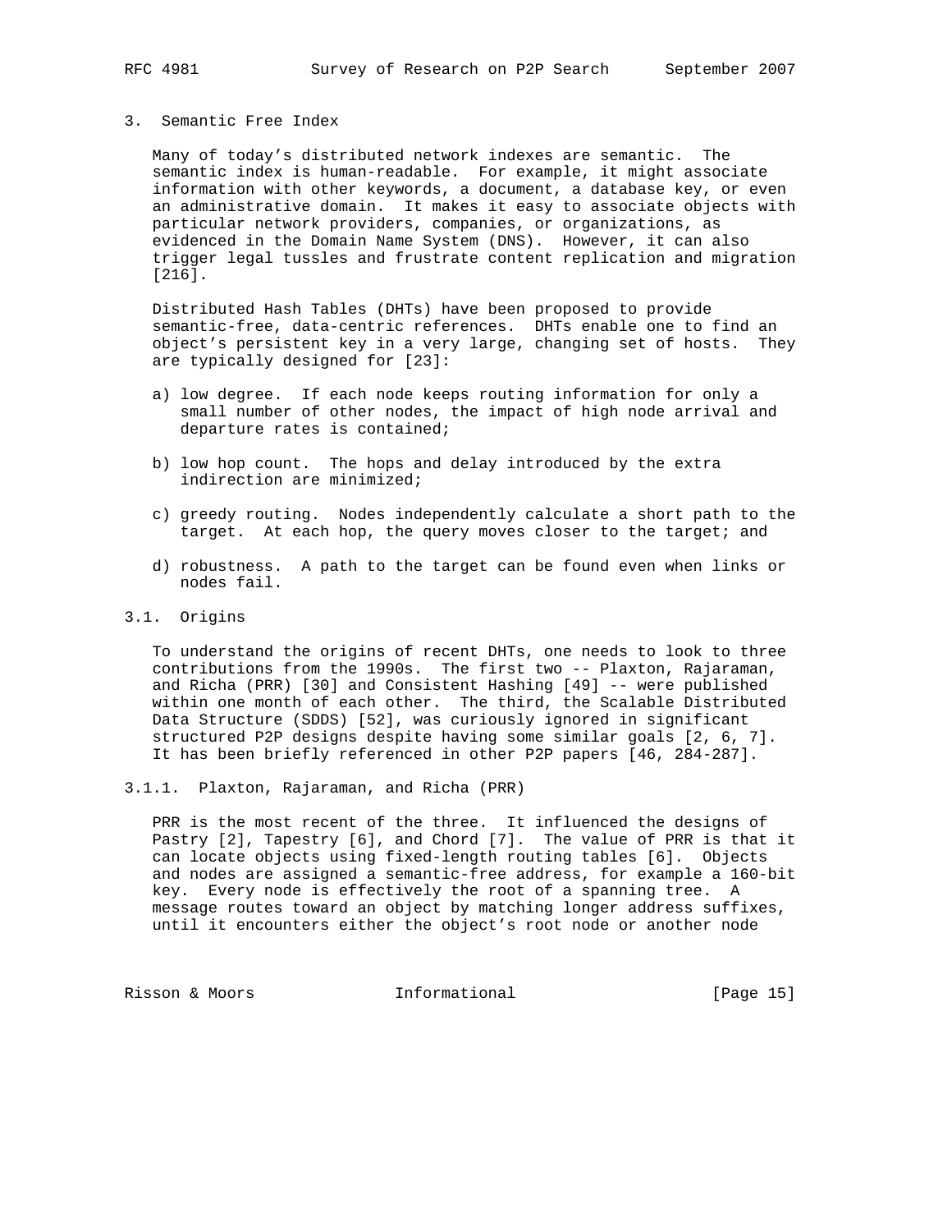## 3. Semantic Free Index

Many of today's distributed network indexes are semantic. The semantic index is human-readable. For example, it might associate information with other keywords, a document, a database key, or even an administrative domain. It makes it easy to associate objects with particular network providers, companies, or organizations, as evidenced in the Domain Name System (DNS). However, it can also trigger legal tussles and frustrate content replication and migration [216].

Distributed Hash Tables (DHTs) have been proposed to provide semantic-free, data-centric references. DHTs enable one to find an object's persistent key in a very large, changing set of hosts. They are typically designed for [23]:

a) low degree. If each node keeps routing information for only a small number of other nodes, the impact of high node arrival and departure rates is contained;

b) low hop count. The hops and delay introduced by the extra indirection are minimized;

c) greedy routing. Nodes independently calculate a short path to the target. At each hop, the query moves closer to the target; and

d) robustness. A path to the target can be found even when links or nodes fail.

### 3.1. Origins

To understand the origins of recent DHTs, one needs to look to three contributions from the 1990s. The first two -- Plaxton, Rajaraman, and Richa (PRR) [30] and Consistent Hashing [49] -- were published within one month of each other. The third, the Scalable Distributed Data Structure (SDDS) [52], was curiously ignored in significant structured P2P designs despite having some similar goals [2, 6, 7]. It has been briefly referenced in other P2P papers [46, 284-287].

#### 3.1.1. Plaxton, Rajaraman, and Richa (PRR)

PRR is the most recent of the three. It influenced the designs of Pastry [2], Tapestry [6], and Chord [7]. The value of PRR is that it can locate objects using fixed-length routing tables [6]. Objects and nodes are assigned a semantic-free address, for example a 160-bit key. Every node is effectively the root of a spanning tree. A message routes toward an object by matching longer address suffixes, until it encounters either the object's root node or another node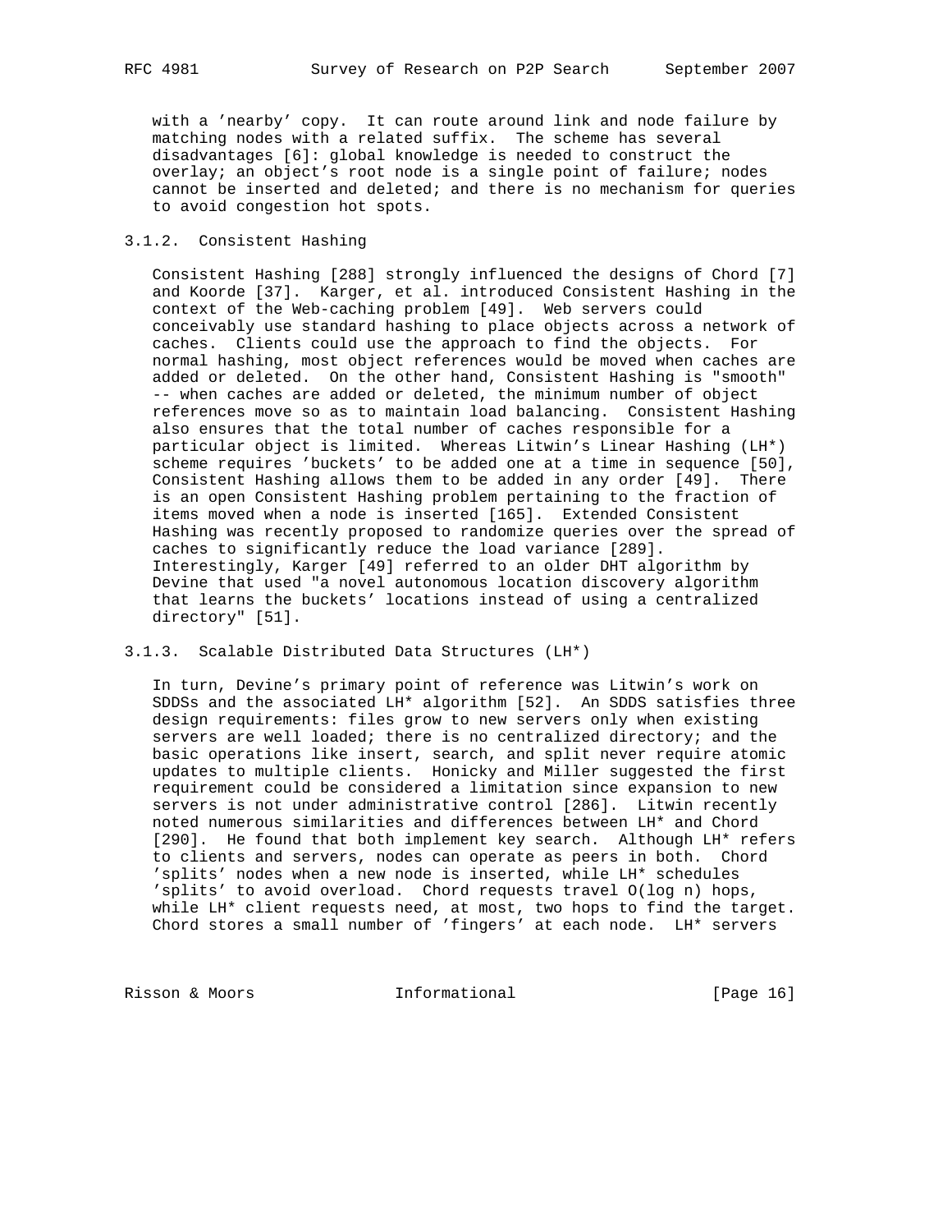with a 'nearby' copy. It can route around link and node failure by matching nodes with a related suffix. The scheme has several disadvantages [6]: global knowledge is needed to construct the overlay; an object's root node is a single point of failure; nodes cannot be inserted and deleted; and there is no mechanism for queries to avoid congestion hot spots.

### 3.1.2. Consistent Hashing

Consistent Hashing [288] strongly influenced the designs of Chord [7] and Koorde [37]. Karger, et al. introduced Consistent Hashing in the context of the Web-caching problem [49]. Web servers could conceivably use standard hashing to place objects across a network of caches. Clients could use the approach to find the objects. For normal hashing, most object references would be moved when caches are added or deleted. On the other hand, Consistent Hashing is "smooth" -- when caches are added or deleted, the minimum number of object references move so as to maintain load balancing. Consistent Hashing also ensures that the total number of caches responsible for a particular object is limited. Whereas Litwin's Linear Hashing (LH*) scheme requires 'buckets' to be added one at a time in sequence [50], Consistent Hashing allows them to be added in any order [49]. There is an open Consistent Hashing problem pertaining to the fraction of items moved when a node is inserted [165]. Extended Consistent Hashing was recently proposed to randomize queries over the spread of caches to significantly reduce the load variance [289]. Interestingly, Karger [49] referred to an older DHT algorithm by Devine that used "a novel autonomous location discovery algorithm that learns the buckets' locations instead of using a centralized directory" [51].

### 3.1.3. Scalable Distributed Data Structures (LH*)

In turn, Devine's primary point of reference was Litwin's work on SDDSs and the associated LH* algorithm [52]. An SDDS satisfies three design requirements: files grow to new servers only when existing servers are well loaded; there is no centralized directory; and the basic operations like insert, search, and split never require atomic updates to multiple clients. Honicky and Miller suggested the first requirement could be considered a limitation since expansion to new servers is not under administrative control [286]. Litwin recently noted numerous similarities and differences between LH* and Chord [290]. He found that both implement key search. Although LH* refers to clients and servers, nodes can operate as peers in both. Chord 'splits' nodes when a new node is inserted, while LH* schedules 'splits' to avoid overload. Chord requests travel O(log n) hops, while LH* client requests need, at most, two hops to find the target. Chord stores a small number of 'fingers' at each node. LH* servers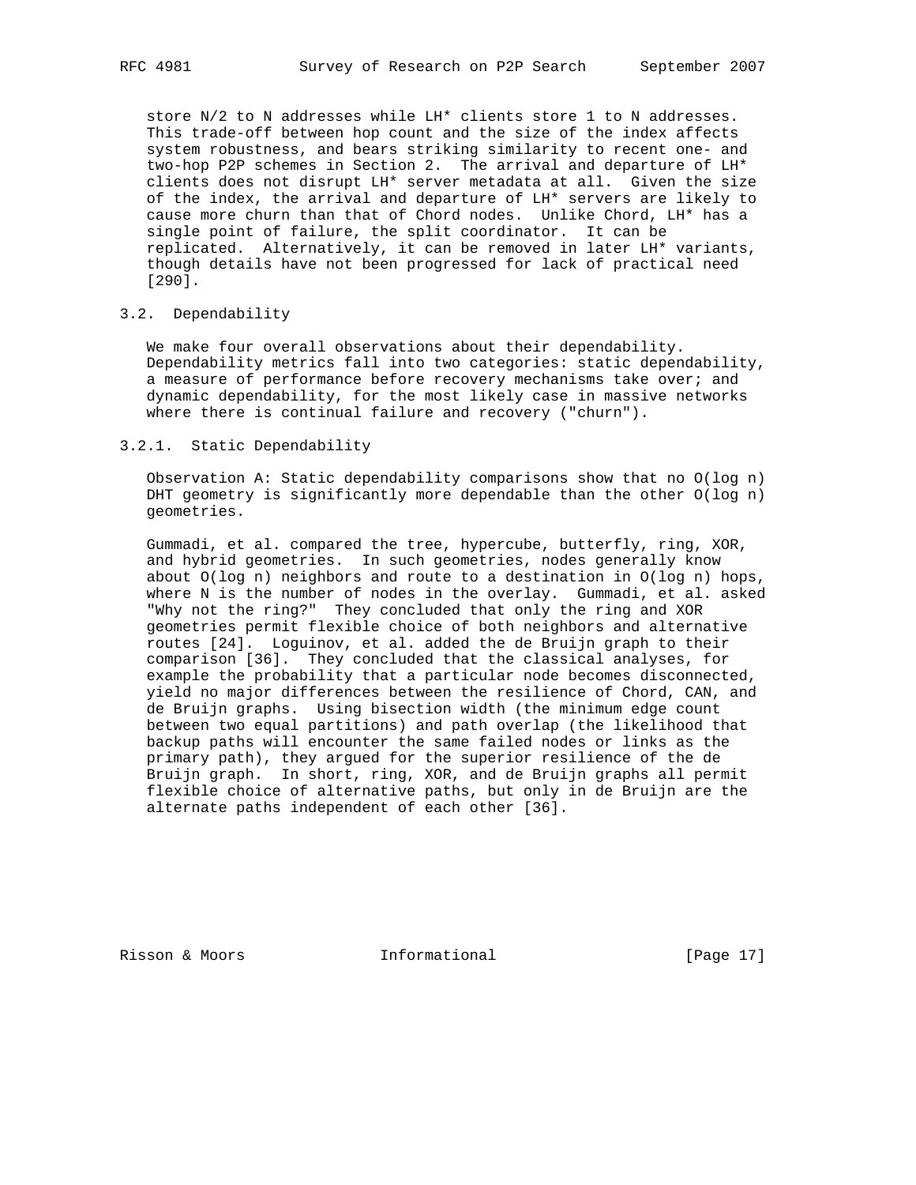store N/2 to N addresses while LH* clients store 1 to N addresses. This trade-off between hop count and the size of the index affects system robustness, and bears striking similarity to recent one- and two-hop P2P schemes in Section 2. The arrival and departure of LH* clients does not disrupt LH* server metadata at all. Given the size of the index, the arrival and departure of LH* servers are likely to cause more churn than that of Chord nodes. Unlike Chord, LH* has a single point of failure, the split coordinator. It can be replicated. Alternatively, it can be removed in later LH* variants, though details have not been progressed for lack of practical need [290].

### 3.2. Dependability

We make four overall observations about their dependability. Dependability metrics fall into two categories: static dependability, a measure of performance before recovery mechanisms take over; and dynamic dependability, for the most likely case in massive networks where there is continual failure and recovery ("churn").

#### 3.2.1. Static Dependability

Observation A: Static dependability comparisons show that no $O(\log n)$ DHT geometry is significantly more dependable than the other $O(\log n)$ geometries.

Gummadi, et al. compared the tree, hypercube, butterfly, ring, XOR, and hybrid geometries. In such geometries, nodes generally know about $O(\log n)$ neighbors and route to a destination in $O(\log n)$ hops, where N is the number of nodes in the overlay. Gummadi, et al. asked "Why not the ring?" They concluded that only the ring and XOR geometries permit flexible choice of both neighbors and alternative routes [24]. Loguinov, et al. added the de Bruijn graph to their comparison [36]. They concluded that the classical analyses, for example the probability that a particular node becomes disconnected, yield no major differences between the resilience of Chord, CAN, and de Bruijn graphs. Using bisection width (the minimum edge count between two equal partitions) and path overlap (the likelihood that backup paths will encounter the same failed nodes or links as the primary path), they argued for the superior resilience of the de Bruijn graph. In short, ring, XOR, and de Bruijn graphs all permit flexible choice of alternative paths, but only in de Bruijn are the alternate paths independent of each other [36].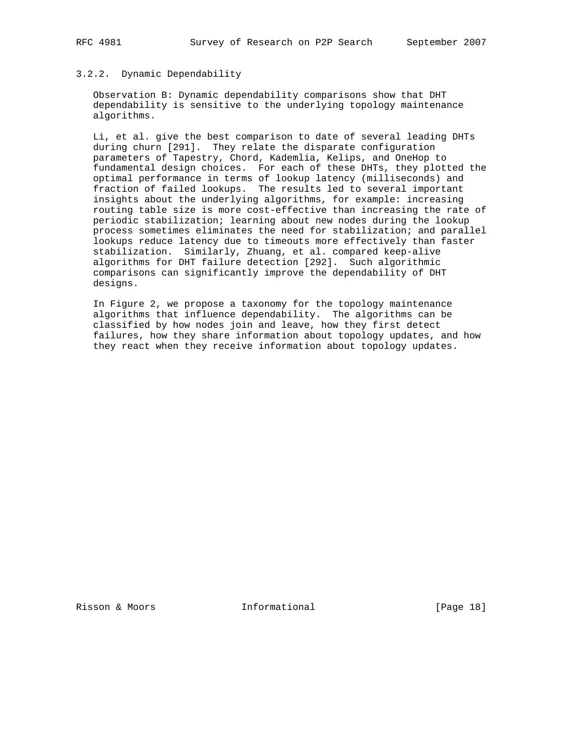### 3.2.2. Dynamic Dependability

Observation B: Dynamic dependability comparisons show that DHT dependability is sensitive to the underlying topology maintenance algorithms.

Li, et al. give the best comparison to date of several leading DHTs during churn [291]. They relate the disparate configuration parameters of Tapestry, Chord, Kademlia, Kelips, and OneHop to fundamental design choices. For each of these DHTs, they plotted the optimal performance in terms of lookup latency (milliseconds) and fraction of failed lookups. The results led to several important insights about the underlying algorithms, for example: increasing routing table size is more cost-effective than increasing the rate of periodic stabilization; learning about new nodes during the lookup process sometimes eliminates the need for stabilization; and parallel lookups reduce latency due to timeouts more effectively than faster stabilization. Similarly, Zhuang, et al. compared keep-alive algorithms for DHT failure detection [292]. Such algorithmic comparisons can significantly improve the dependability of DHT designs.

In Figure 2, we propose a taxonomy for the topology maintenance algorithms that influence dependability. The algorithms can be classified by how nodes join and leave, how they first detect failures, how they share information about topology updates, and how they react when they receive information about topology updates.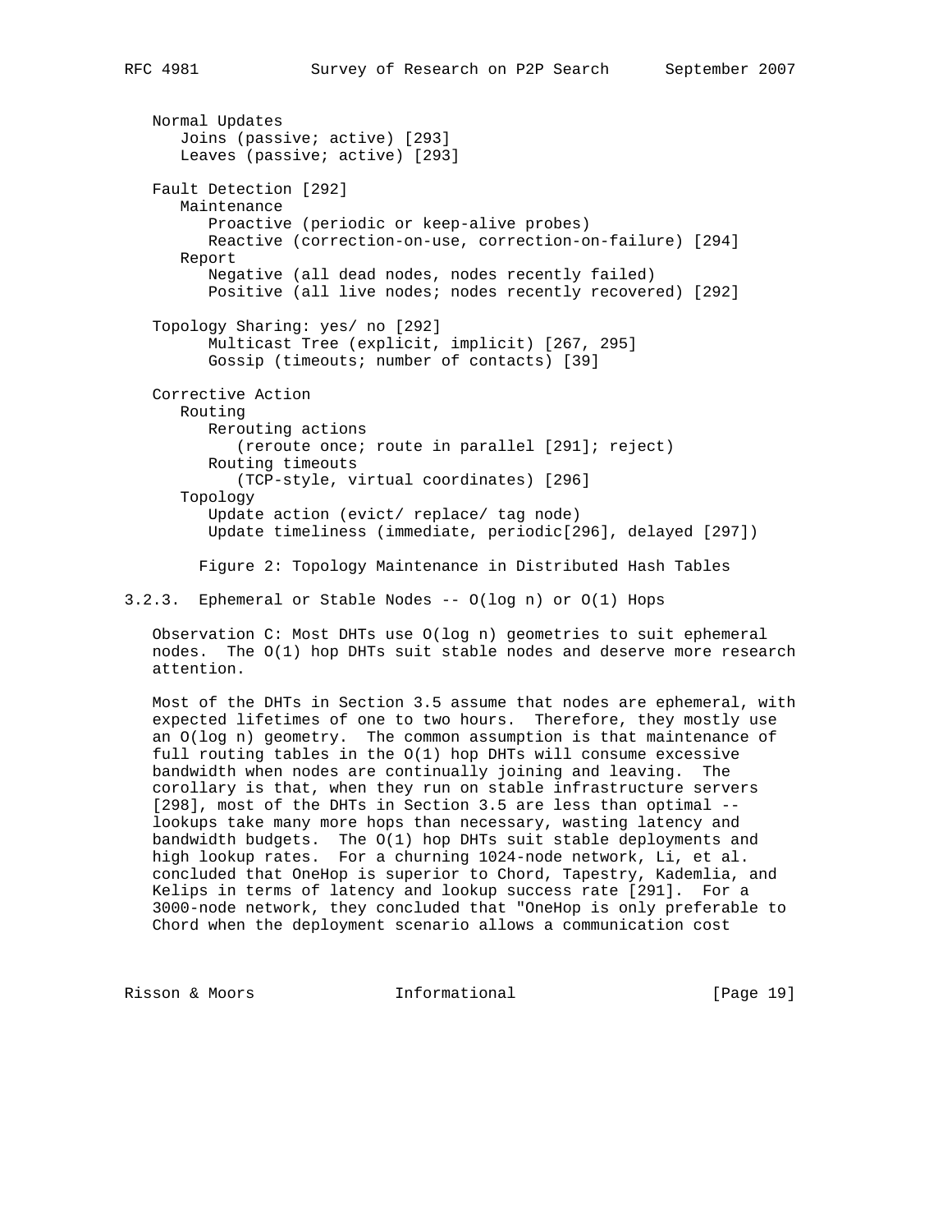Normal Updates
   Joins (passive; active) [293]
   Leaves (passive; active) [293]

Fault Detection [292]
   Maintenance
      Proactive (periodic or keep-alive probes)
      Reactive (correction-on-use, correction-on-failure) [294]
   Report
      Negative (all dead nodes, nodes recently failed)
      Positive (all live nodes; nodes recently recovered) [292]

Topology Sharing: yes/ no [292]
      Multicast Tree (explicit, implicit) [267, 295]
      Gossip (timeouts; number of contacts) [39]

Corrective Action
   Routing
      Rerouting actions
         (reroute once; route in parallel [291]; reject)
      Routing timeouts
         (TCP-style, virtual coordinates) [296]
   Topology
      Update action (evict/ replace/ tag node)
      Update timeliness (immediate, periodic[296], delayed [297])

Figure 2: Topology Maintenance in Distributed Hash Tables

### 3.2.3. Ephemeral or Stable Nodes -- O(log n) or O(1) Hops

Observation C: Most DHTs use O(log n) geometries to suit ephemeral nodes. The O(1) hop DHTs suit stable nodes and deserve more research attention.

Most of the DHTs in Section 3.5 assume that nodes are ephemeral, with expected lifetimes of one to two hours. Therefore, they mostly use an O(log n) geometry. The common assumption is that maintenance of full routing tables in the O(1) hop DHTs will consume excessive bandwidth when nodes are continually joining and leaving. The corollary is that, when they run on stable infrastructure servers [298], most of the DHTs in Section 3.5 are less than optimal -- lookups take many more hops than necessary, wasting latency and bandwidth budgets. The O(1) hop DHTs suit stable deployments and high lookup rates. For a churning 1024-node network, Li, et al. concluded that OneHop is superior to Chord, Tapestry, Kademlia, and Kelips in terms of latency and lookup success rate [291]. For a 3000-node network, they concluded that "OneHop is only preferable to Chord when the deployment scenario allows a communication cost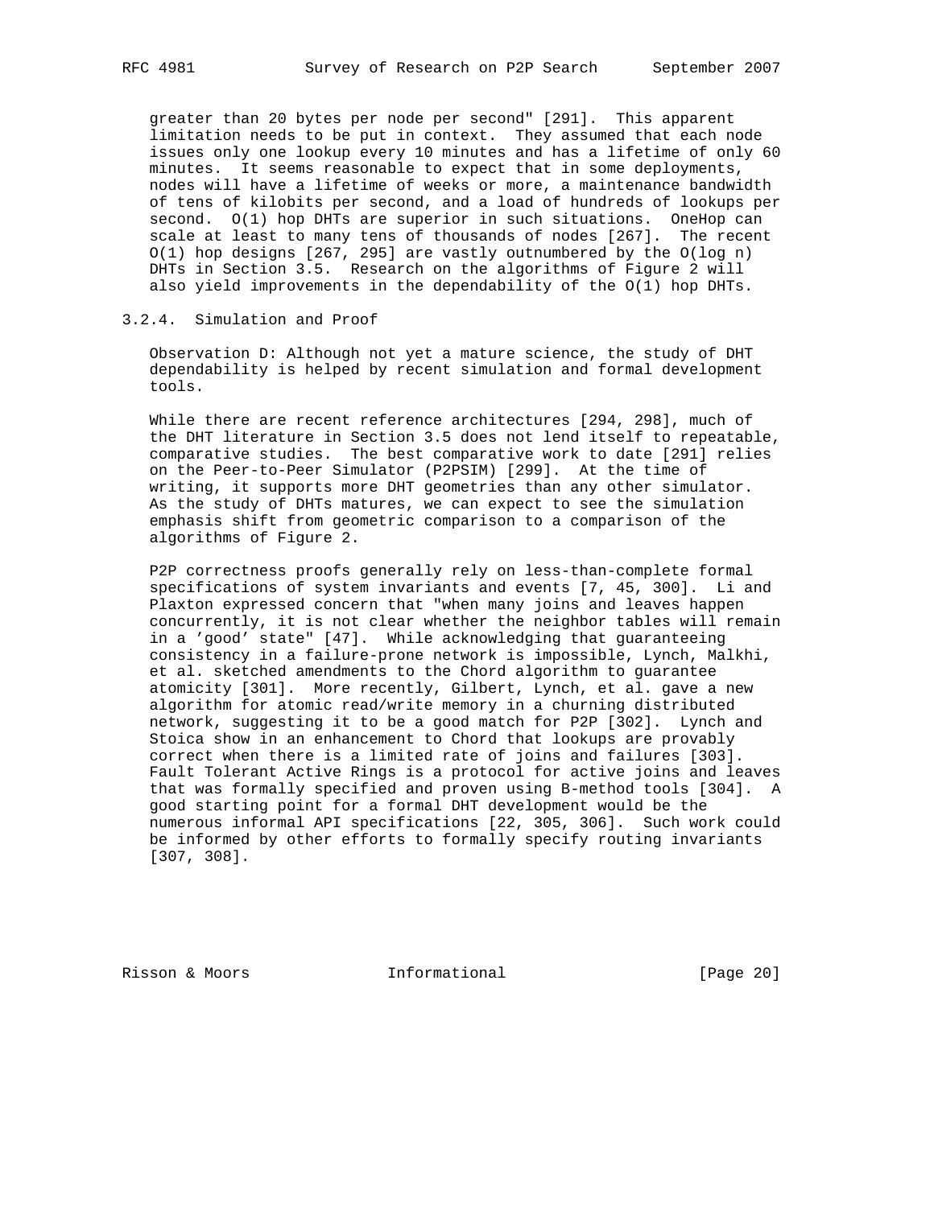greater than 20 bytes per node per second" [291]. This apparent limitation needs to be put in context. They assumed that each node issues only one lookup every 10 minutes and has a lifetime of only 60 minutes. It seems reasonable to expect that in some deployments, nodes will have a lifetime of weeks or more, a maintenance bandwidth of tens of kilobits per second, and a load of hundreds of lookups per second. O(1) hop DHTs are superior in such situations. OneHop can scale at least to many tens of thousands of nodes [267]. The recent O(1) hop designs [267, 295] are vastly outnumbered by the O(log n) DHTs in Section 3.5. Research on the algorithms of Figure 2 will also yield improvements in the dependability of the O(1) hop DHTs.

### 3.2.4. Simulation and Proof

Observation D: Although not yet a mature science, the study of DHT dependability is helped by recent simulation and formal development tools.

While there are recent reference architectures [294, 298], much of the DHT literature in Section 3.5 does not lend itself to repeatable, comparative studies. The best comparative work to date [291] relies on the Peer-to-Peer Simulator (P2PSIM) [299]. At the time of writing, it supports more DHT geometries than any other simulator. As the study of DHTs matures, we can expect to see the simulation emphasis shift from geometric comparison to a comparison of the algorithms of Figure 2.

P2P correctness proofs generally rely on less-than-complete formal specifications of system invariants and events [7, 45, 300]. Li and Plaxton expressed concern that "when many joins and leaves happen concurrently, it is not clear whether the neighbor tables will remain in a 'good' state" [47]. While acknowledging that guaranteeing consistency in a failure-prone network is impossible, Lynch, Malkhi, et al. sketched amendments to the Chord algorithm to guarantee atomicity [301]. More recently, Gilbert, Lynch, et al. gave a new algorithm for atomic read/write memory in a churning distributed network, suggesting it to be a good match for P2P [302]. Lynch and Stoica show in an enhancement to Chord that lookups are provably correct when there is a limited rate of joins and failures [303]. Fault Tolerant Active Rings is a protocol for active joins and leaves that was formally specified and proven using B-method tools [304]. A good starting point for a formal DHT development would be the numerous informal API specifications [22, 305, 306]. Such work could be informed by other efforts to formally specify routing invariants [307, 308].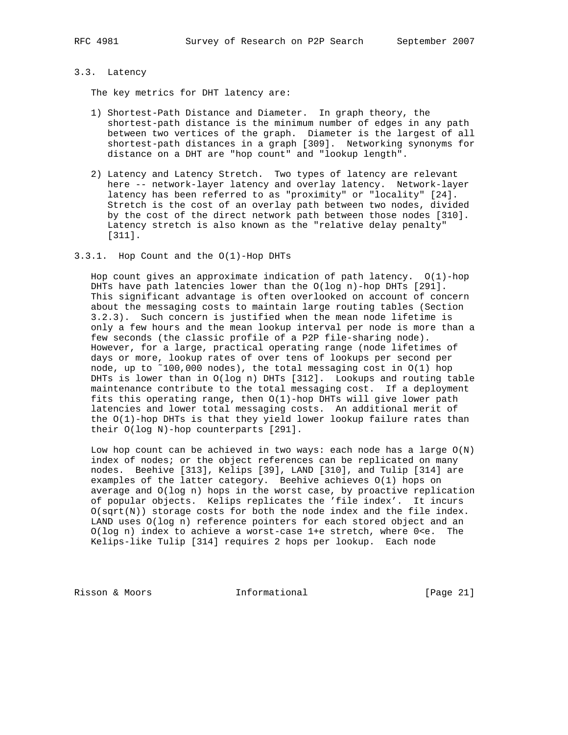### 3.3. Latency

The key metrics for DHT latency are:

1) Shortest-Path Distance and Diameter. In graph theory, the shortest-path distance is the minimum number of edges in any path between two vertices of the graph. Diameter is the largest of all shortest-path distances in a graph [309]. Networking synonyms for distance on a DHT are "hop count" and "lookup length".

2) Latency and Latency Stretch. Two types of latency are relevant here -- network-layer latency and overlay latency. Network-layer latency has been referred to as "proximity" or "locality" [24]. Stretch is the cost of an overlay path between two nodes, divided by the cost of the direct network path between those nodes [310]. Latency stretch is also known as the "relative delay penalty" [311].

#### 3.3.1. Hop Count and the O(1)-Hop DHTs

Hop count gives an approximate indication of path latency. O(1)-hop DHTs have path latencies lower than the O(log n)-hop DHTs [291]. This significant advantage is often overlooked on account of concern about the messaging costs to maintain large routing tables (Section 3.2.3). Such concern is justified when the mean node lifetime is only a few hours and the mean lookup interval per node is more than a few seconds (the classic profile of a P2P file-sharing node). However, for a large, practical operating range (node lifetimes of days or more, lookup rates of over tens of lookups per second per node, up to ~100,000 nodes), the total messaging cost in O(1) hop DHTs is lower than in O(log n) DHTs [312]. Lookups and routing table maintenance contribute to the total messaging cost. If a deployment fits this operating range, then O(1)-hop DHTs will give lower path latencies and lower total messaging costs. An additional merit of the O(1)-hop DHTs is that they yield lower lookup failure rates than their O(log N)-hop counterparts [291].

Low hop count can be achieved in two ways: each node has a large O(N) index of nodes; or the object references can be replicated on many nodes. Beehive [313], Kelips [39], LAND [310], and Tulip [314] are examples of the latter category. Beehive achieves O(1) hops on average and O(log n) hops in the worst case, by proactive replication of popular objects. Kelips replicates the 'file index'. It incurs O(sqrt(N)) storage costs for both the node index and the file index. LAND uses O(log n) reference pointers for each stored object and an O(log n) index to achieve a worst-case 1+e stretch, where 0<e. The Kelips-like Tulip [314] requires 2 hops per lookup. Each node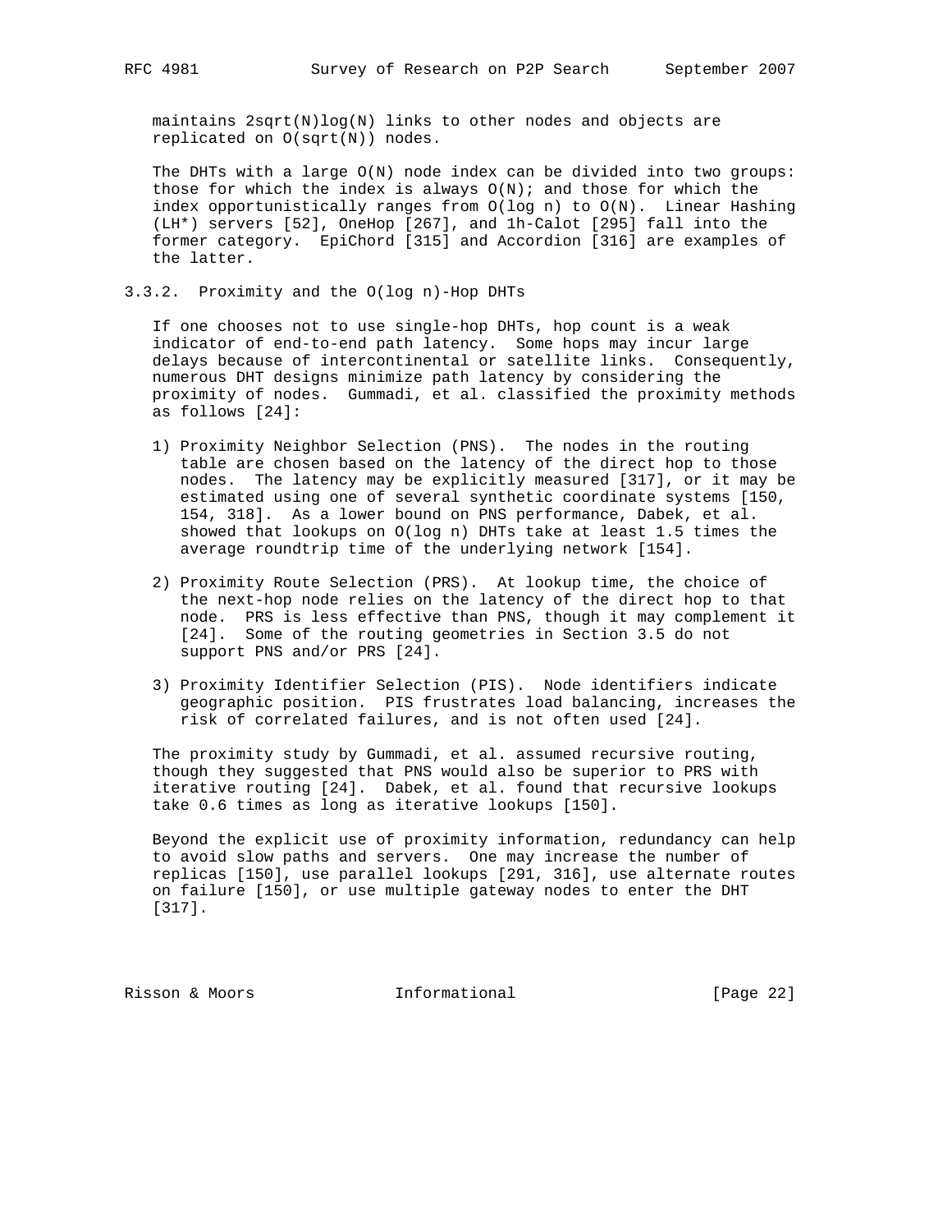maintains $2\sqrt{N}\log(N)$ links to other nodes and objects are replicated on $O(\sqrt{N})$ nodes.

The DHTs with a large $O(N)$ node index can be divided into two groups: those for which the index is always $O(N)$; and those for which the index opportunistically ranges from $O(\log n)$ to $O(N)$. Linear Hashing (LH*) servers [52], OneHop [267], and 1h-Calot [295] fall into the former category. EpiChord [315] and Accordion [316] are examples of the latter.

### 3.3.2. Proximity and the O(log n)-Hop DHTs

If one chooses not to use single-hop DHTs, hop count is a weak indicator of end-to-end path latency. Some hops may incur large delays because of intercontinental or satellite links. Consequently, numerous DHT designs minimize path latency by considering the proximity of nodes. Gummadi, et al. classified the proximity methods as follows [24]:

1) Proximity Neighbor Selection (PNS). The nodes in the routing table are chosen based on the latency of the direct hop to those nodes. The latency may be explicitly measured [317], or it may be estimated using one of several synthetic coordinate systems [150, 154, 318]. As a lower bound on PNS performance, Dabek, et al. showed that lookups on $O(\log n)$ DHTs take at least 1.5 times the average roundtrip time of the underlying network [154].

2) Proximity Route Selection (PRS). At lookup time, the choice of the next-hop node relies on the latency of the direct hop to that node. PRS is less effective than PNS, though it may complement it [24]. Some of the routing geometries in Section 3.5 do not support PNS and/or PRS [24].

3) Proximity Identifier Selection (PIS). Node identifiers indicate geographic position. PIS frustrates load balancing, increases the risk of correlated failures, and is not often used [24].

The proximity study by Gummadi, et al. assumed recursive routing, though they suggested that PNS would also be superior to PRS with iterative routing [24]. Dabek, et al. found that recursive lookups take 0.6 times as long as iterative lookups [150].

Beyond the explicit use of proximity information, redundancy can help to avoid slow paths and servers. One may increase the number of replicas [150], use parallel lookups [291, 316], use alternate routes on failure [150], or use multiple gateway nodes to enter the DHT [317].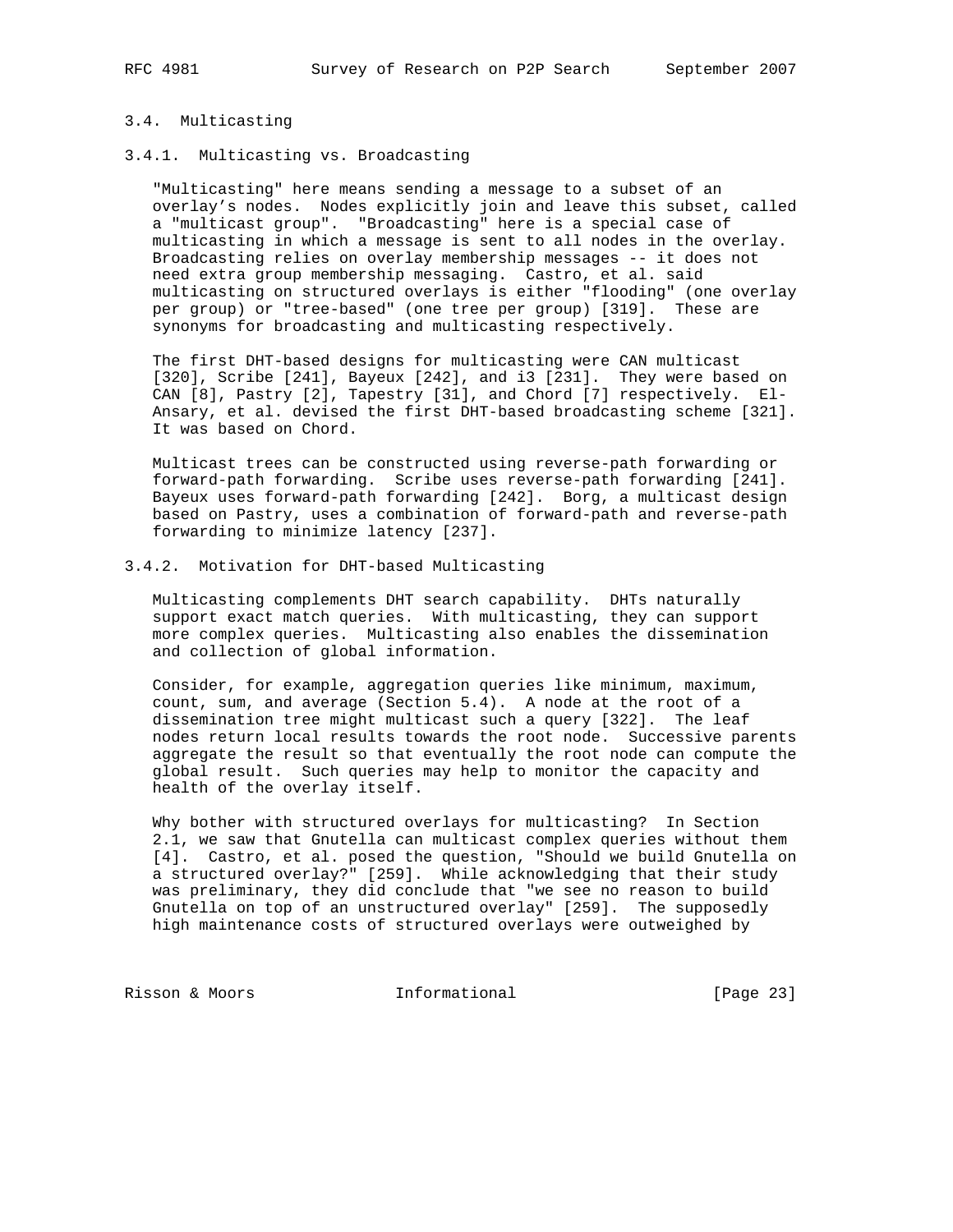### 3.4. Multicasting

#### 3.4.1. Multicasting vs. Broadcasting

"Multicasting" here means sending a message to a subset of an overlay's nodes. Nodes explicitly join and leave this subset, called a "multicast group". "Broadcasting" here is a special case of multicasting in which a message is sent to all nodes in the overlay. Broadcasting relies on overlay membership messages -- it does not need extra group membership messaging. Castro, et al. said multicasting on structured overlays is either "flooding" (one overlay per group) or "tree-based" (one tree per group) [319]. These are synonyms for broadcasting and multicasting respectively.

The first DHT-based designs for multicasting were CAN multicast [320], Scribe [241], Bayeux [242], and i3 [231]. They were based on CAN [8], Pastry [2], Tapestry [31], and Chord [7] respectively. El-Ansary, et al. devised the first DHT-based broadcasting scheme [321]. It was based on Chord.

Multicast trees can be constructed using reverse-path forwarding or forward-path forwarding. Scribe uses reverse-path forwarding [241]. Bayeux uses forward-path forwarding [242]. Borg, a multicast design based on Pastry, uses a combination of forward-path and reverse-path forwarding to minimize latency [237].

#### 3.4.2. Motivation for DHT-based Multicasting

Multicasting complements DHT search capability. DHTs naturally support exact match queries. With multicasting, they can support more complex queries. Multicasting also enables the dissemination and collection of global information.

Consider, for example, aggregation queries like minimum, maximum, count, sum, and average (Section 5.4). A node at the root of a dissemination tree might multicast such a query [322]. The leaf nodes return local results towards the root node. Successive parents aggregate the result so that eventually the root node can compute the global result. Such queries may help to monitor the capacity and health of the overlay itself.

Why bother with structured overlays for multicasting? In Section 2.1, we saw that Gnutella can multicast complex queries without them [4]. Castro, et al. posed the question, "Should we build Gnutella on a structured overlay?" [259]. While acknowledging that their study was preliminary, they did conclude that "we see no reason to build Gnutella on top of an unstructured overlay" [259]. The supposedly high maintenance costs of structured overlays were outweighed by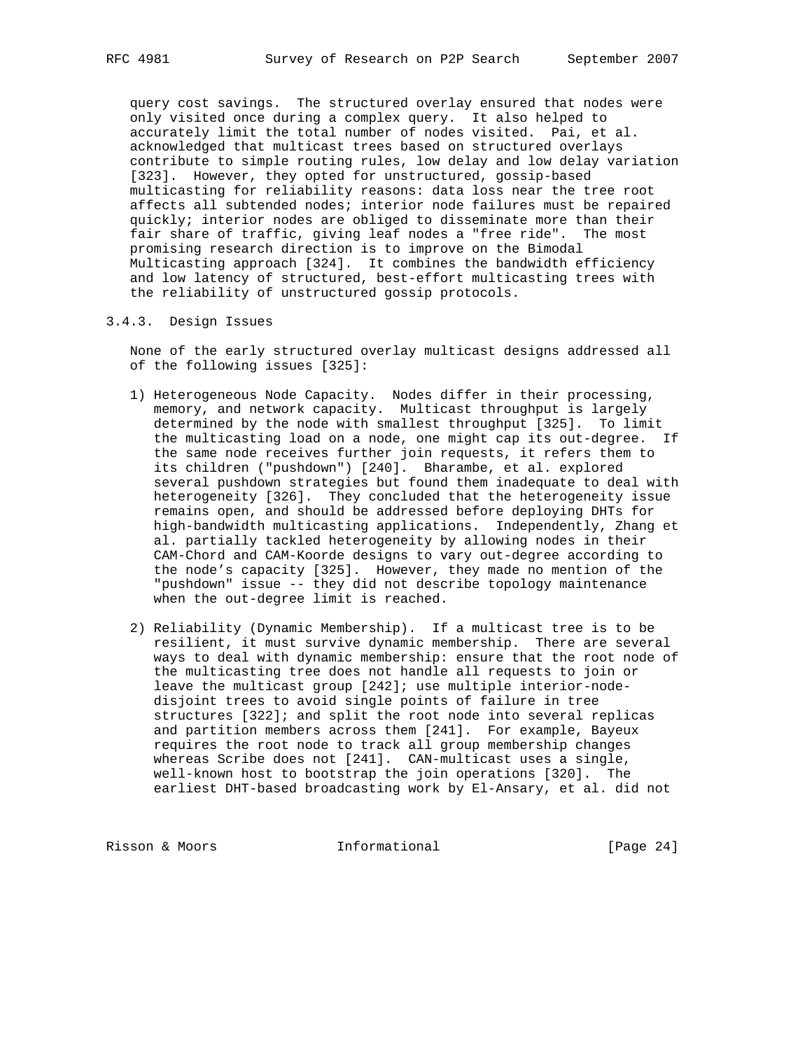query cost savings. The structured overlay ensured that nodes were only visited once during a complex query. It also helped to accurately limit the total number of nodes visited. Pai, et al. acknowledged that multicast trees based on structured overlays contribute to simple routing rules, low delay and low delay variation [323]. However, they opted for unstructured, gossip-based multicasting for reliability reasons: data loss near the tree root affects all subtended nodes; interior node failures must be repaired quickly; interior nodes are obliged to disseminate more than their fair share of traffic, giving leaf nodes a "free ride". The most promising research direction is to improve on the Bimodal Multicasting approach [324]. It combines the bandwidth efficiency and low latency of structured, best-effort multicasting trees with the reliability of unstructured gossip protocols.

### 3.4.3. Design Issues

None of the early structured overlay multicast designs addressed all of the following issues [325]:

1) Heterogeneous Node Capacity. Nodes differ in their processing, memory, and network capacity. Multicast throughput is largely determined by the node with smallest throughput [325]. To limit the multicasting load on a node, one might cap its out-degree. If the same node receives further join requests, it refers them to its children ("pushdown") [240]. Bharambe, et al. explored several pushdown strategies but found them inadequate to deal with heterogeneity [326]. They concluded that the heterogeneity issue remains open, and should be addressed before deploying DHTs for high-bandwidth multicasting applications. Independently, Zhang et al. partially tackled heterogeneity by allowing nodes in their CAM-Chord and CAM-Koorde designs to vary out-degree according to the node's capacity [325]. However, they made no mention of the "pushdown" issue -- they did not describe topology maintenance when the out-degree limit is reached.

2) Reliability (Dynamic Membership). If a multicast tree is to be resilient, it must survive dynamic membership. There are several ways to deal with dynamic membership: ensure that the root node of the multicasting tree does not handle all requests to join or leave the multicast group [242]; use multiple interior-node-disjoint trees to avoid single points of failure in tree structures [322]; and split the root node into several replicas and partition members across them [241]. For example, Bayeux requires the root node to track all group membership changes whereas Scribe does not [241]. CAN-multicast uses a single, well-known host to bootstrap the join operations [320]. The earliest DHT-based broadcasting work by El-Ansary, et al. did not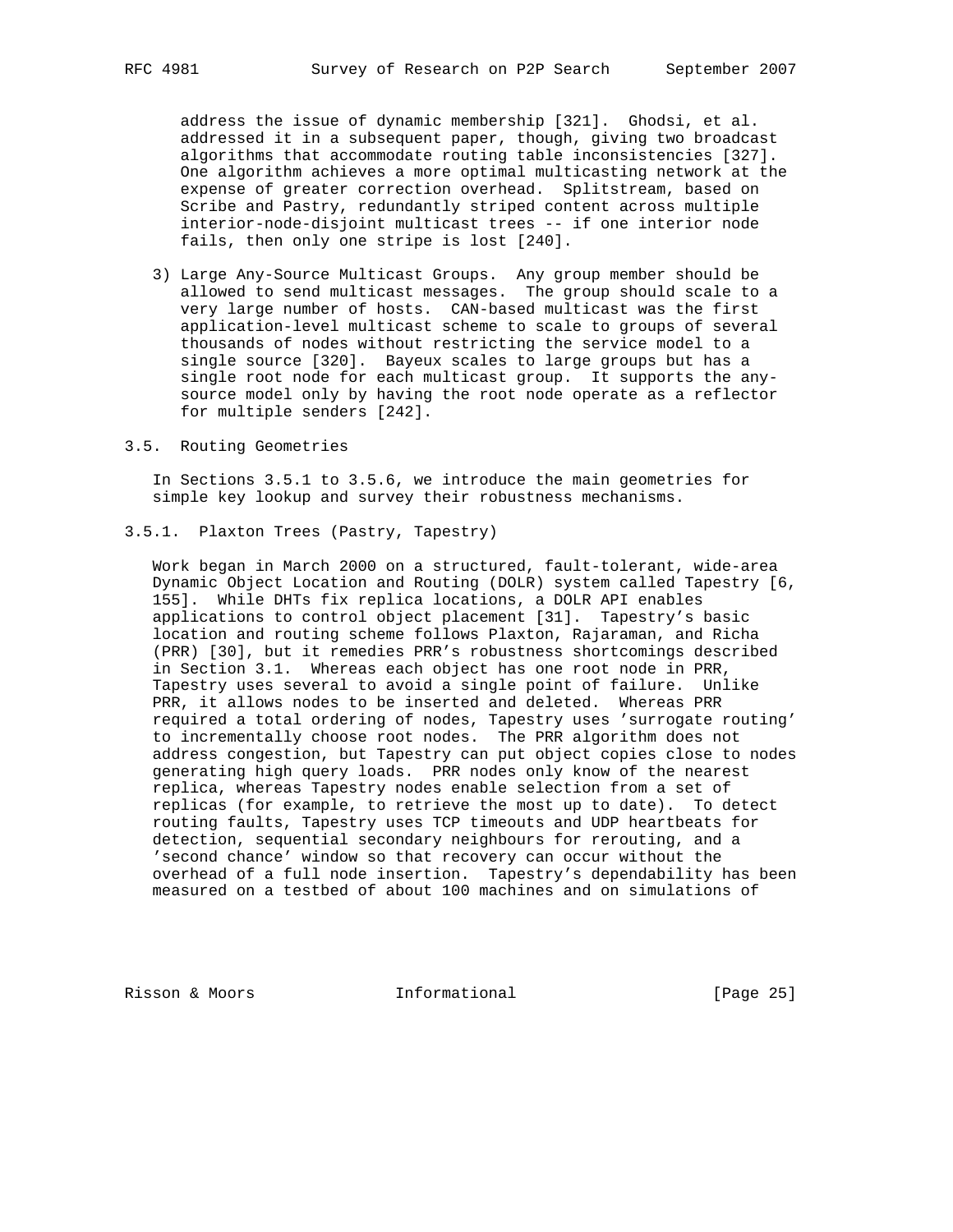address the issue of dynamic membership [321]. Ghodsi, et al. addressed it in a subsequent paper, though, giving two broadcast algorithms that accommodate routing table inconsistencies [327]. One algorithm achieves a more optimal multicasting network at the expense of greater correction overhead. Splitstream, based on Scribe and Pastry, redundantly striped content across multiple interior-node-disjoint multicast trees -- if one interior node fails, then only one stripe is lost [240].

3) Large Any-Source Multicast Groups. Any group member should be allowed to send multicast messages. The group should scale to a very large number of hosts. CAN-based multicast was the first application-level multicast scheme to scale to groups of several thousands of nodes without restricting the service model to a single source [320]. Bayeux scales to large groups but has a single root node for each multicast group. It supports the any-source model only by having the root node operate as a reflector for multiple senders [242].

### 3.5. Routing Geometries

In Sections 3.5.1 to 3.5.6, we introduce the main geometries for simple key lookup and survey their robustness mechanisms.

#### 3.5.1. Plaxton Trees (Pastry, Tapestry)

Work began in March 2000 on a structured, fault-tolerant, wide-area Dynamic Object Location and Routing (DOLR) system called Tapestry [6, 155]. While DHTs fix replica locations, a DOLR API enables applications to control object placement [31]. Tapestry's basic location and routing scheme follows Plaxton, Rajaraman, and Richa (PRR) [30], but it remedies PRR's robustness shortcomings described in Section 3.1. Whereas each object has one root node in PRR, Tapestry uses several to avoid a single point of failure. Unlike PRR, it allows nodes to be inserted and deleted. Whereas PRR required a total ordering of nodes, Tapestry uses 'surrogate routing' to incrementally choose root nodes. The PRR algorithm does not address congestion, but Tapestry can put object copies close to nodes generating high query loads. PRR nodes only know of the nearest replica, whereas Tapestry nodes enable selection from a set of replicas (for example, to retrieve the most up to date). To detect routing faults, Tapestry uses TCP timeouts and UDP heartbeats for detection, sequential secondary neighbours for rerouting, and a 'second chance' window so that recovery can occur without the overhead of a full node insertion. Tapestry's dependability has been measured on a testbed of about 100 machines and on simulations of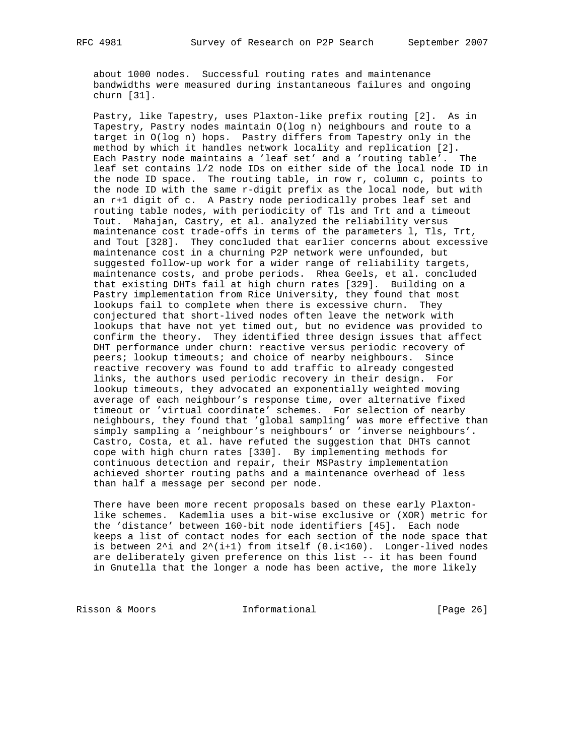about 1000 nodes. Successful routing rates and maintenance bandwidths were measured during instantaneous failures and ongoing churn [31].

Pastry, like Tapestry, uses Plaxton-like prefix routing [2]. As in Tapestry, Pastry nodes maintain $O(\log n)$ neighbours and route to a target in $O(\log n)$ hops. Pastry differs from Tapestry only in the method by which it handles network locality and replication [2]. Each Pastry node maintains a 'leaf set' and a 'routing table'. The leaf set contains $l/2$ node IDs on either side of the local node ID in the node ID space. The routing table, in row r, column c, points to the node ID with the same r-digit prefix as the local node, but with an r+1 digit of c. A Pastry node periodically probes leaf set and routing table nodes, with periodicity of $T_{ls}$ and $T_{rt}$ and a timeout $T_{out}$. Mahajan, Castry, et al. analyzed the reliability versus maintenance cost trade-offs in terms of the parameters $l$, $T_{ls}$, $T_{rt}$, and $T_{out}$ [328]. They concluded that earlier concerns about excessive maintenance cost in a churning P2P network were unfounded, but suggested follow-up work for a wider range of reliability targets, maintenance costs, and probe periods. Rhea Geels, et al. concluded that existing DHTs fail at high churn rates [329]. Building on a Pastry implementation from Rice University, they found that most lookups fail to complete when there is excessive churn. They conjectured that short-lived nodes often leave the network with lookups that have not yet timed out, but no evidence was provided to confirm the theory. They identified three design issues that affect DHT performance under churn: reactive versus periodic recovery of peers; lookup timeouts; and choice of nearby neighbours. Since reactive recovery was found to add traffic to already congested links, the authors used periodic recovery in their design. For lookup timeouts, they advocated an exponentially weighted moving average of each neighbour's response time, over alternative fixed timeout or 'virtual coordinate' schemes. For selection of nearby neighbours, they found that 'global sampling' was more effective than simply sampling a 'neighbour's neighbours' or 'inverse neighbours'. Castro, Costa, et al. have refuted the suggestion that DHTs cannot cope with high churn rates [330]. By implementing methods for continuous detection and repair, their MSPastry implementation achieved shorter routing paths and a maintenance overhead of less than half a message per second per node.

There have been more recent proposals based on these early Plaxton-like schemes. Kademlia uses a bit-wise exclusive or (XOR) metric for the 'distance' between 160-bit node identifiers [45]. Each node keeps a list of contact nodes for each section of the node space that is between $2^i$ and $2^{(i+1)}$ from itself ($0.i<160$). Longer-lived nodes are deliberately given preference on this list -- it has been found in Gnutella that the longer a node has been active, the more likely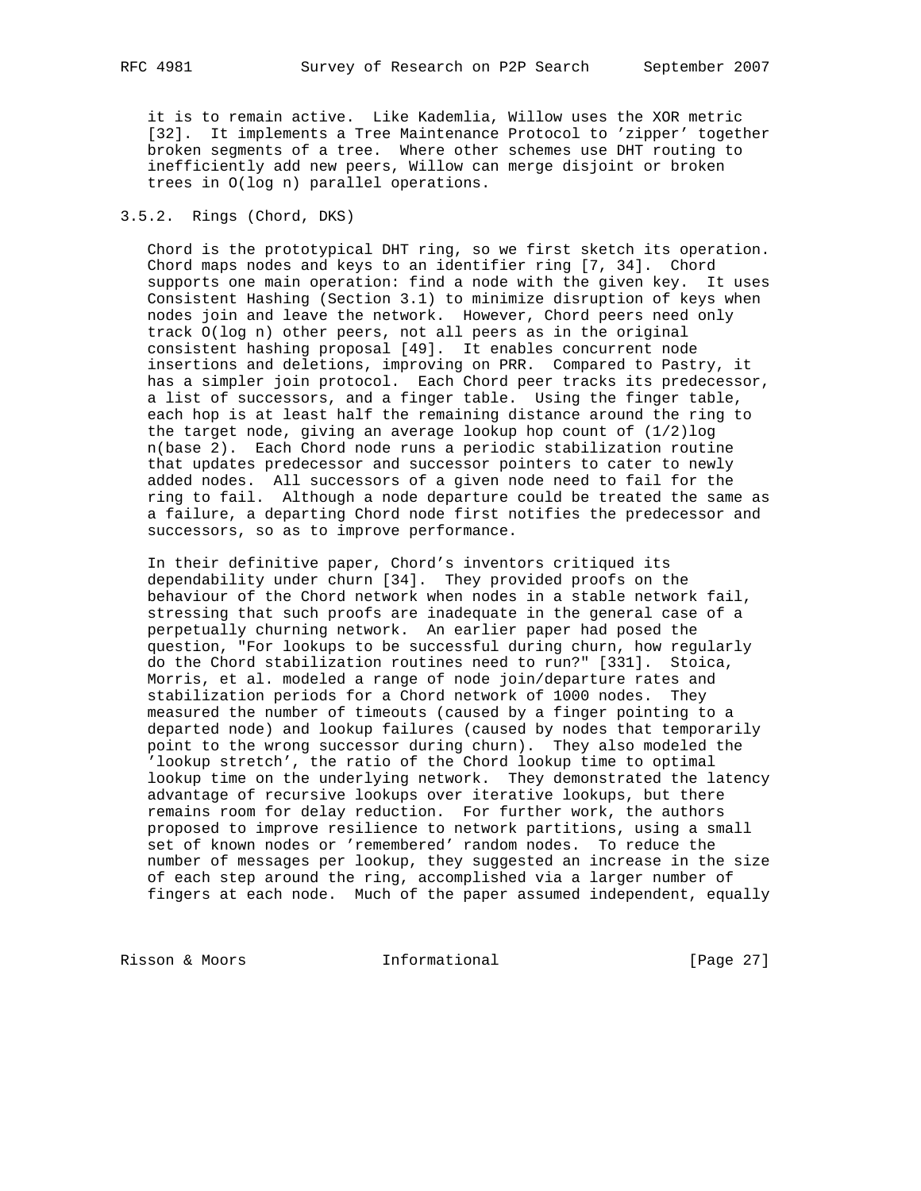it is to remain active. Like Kademlia, Willow uses the XOR metric [32]. It implements a Tree Maintenance Protocol to 'zipper' together broken segments of a tree. Where other schemes use DHT routing to inefficiently add new peers, Willow can merge disjoint or broken trees in O(log n) parallel operations.

### 3.5.2. Rings (Chord, DKS)

Chord is the prototypical DHT ring, so we first sketch its operation. Chord maps nodes and keys to an identifier ring [7, 34]. Chord supports one main operation: find a node with the given key. It uses Consistent Hashing (Section 3.1) to minimize disruption of keys when nodes join and leave the network. However, Chord peers need only track O(log n) other peers, not all peers as in the original consistent hashing proposal [49]. It enables concurrent node insertions and deletions, improving on PRR. Compared to Pastry, it has a simpler join protocol. Each Chord peer tracks its predecessor, a list of successors, and a finger table. Using the finger table, each hop is at least half the remaining distance around the ring to the target node, giving an average lookup hop count of (1/2)log n(base 2). Each Chord node runs a periodic stabilization routine that updates predecessor and successor pointers to cater to newly added nodes. All successors of a given node need to fail for the ring to fail. Although a node departure could be treated the same as a failure, a departing Chord node first notifies the predecessor and successors, so as to improve performance.

In their definitive paper, Chord's inventors critiqued its dependability under churn [34]. They provided proofs on the behaviour of the Chord network when nodes in a stable network fail, stressing that such proofs are inadequate in the general case of a perpetually churning network. An earlier paper had posed the question, "For lookups to be successful during churn, how regularly do the Chord stabilization routines need to run?" [331]. Stoica, Morris, et al. modeled a range of node join/departure rates and stabilization periods for a Chord network of 1000 nodes. They measured the number of timeouts (caused by a finger pointing to a departed node) and lookup failures (caused by nodes that temporarily point to the wrong successor during churn). They also modeled the 'lookup stretch', the ratio of the Chord lookup time to optimal lookup time on the underlying network. They demonstrated the latency advantage of recursive lookups over iterative lookups, but there remains room for delay reduction. For further work, the authors proposed to improve resilience to network partitions, using a small set of known nodes or 'remembered' random nodes. To reduce the number of messages per lookup, they suggested an increase in the size of each step around the ring, accomplished via a larger number of fingers at each node. Much of the paper assumed independent, equally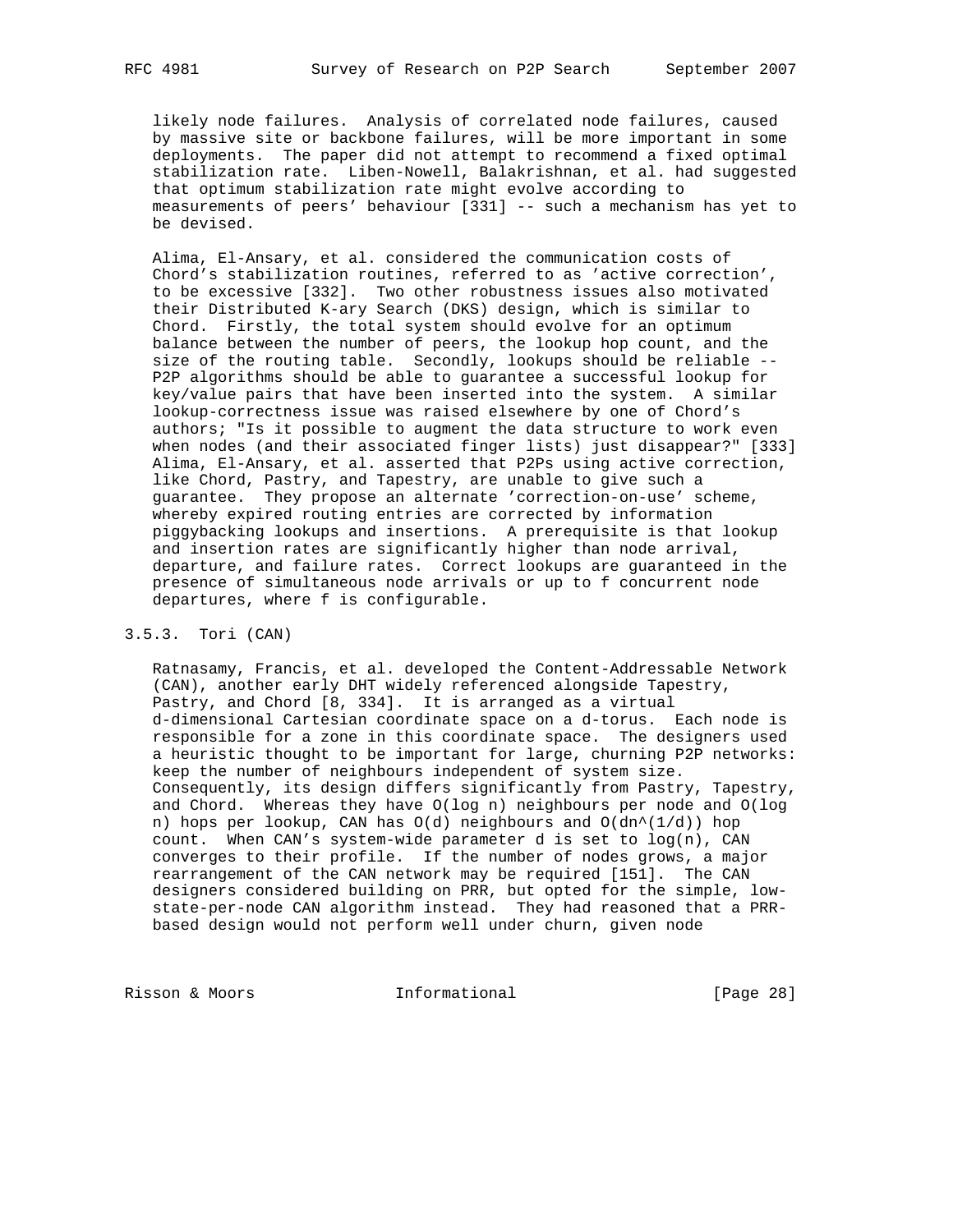likely node failures. Analysis of correlated node failures, caused by massive site or backbone failures, will be more important in some deployments. The paper did not attempt to recommend a fixed optimal stabilization rate. Liben-Nowell, Balakrishnan, et al. had suggested that optimum stabilization rate might evolve according to measurements of peers' behaviour [331] -- such a mechanism has yet to be devised.

Alima, El-Ansary, et al. considered the communication costs of Chord's stabilization routines, referred to as 'active correction', to be excessive [332]. Two other robustness issues also motivated their Distributed K-ary Search (DKS) design, which is similar to Chord. Firstly, the total system should evolve for an optimum balance between the number of peers, the lookup hop count, and the size of the routing table. Secondly, lookups should be reliable -- P2P algorithms should be able to guarantee a successful lookup for key/value pairs that have been inserted into the system. A similar lookup-correctness issue was raised elsewhere by one of Chord's authors; "Is it possible to augment the data structure to work even when nodes (and their associated finger lists) just disappear?" [333] Alima, El-Ansary, et al. asserted that P2Ps using active correction, like Chord, Pastry, and Tapestry, are unable to give such a guarantee. They propose an alternate 'correction-on-use' scheme, whereby expired routing entries are corrected by information piggybacking lookups and insertions. A prerequisite is that lookup and insertion rates are significantly higher than node arrival, departure, and failure rates. Correct lookups are guaranteed in the presence of simultaneous node arrivals or up to f concurrent node departures, where f is configurable.

### 3.5.3. Tori (CAN)

Ratnasamy, Francis, et al. developed the Content-Addressable Network (CAN), another early DHT widely referenced alongside Tapestry, Pastry, and Chord [8, 334]. It is arranged as a virtual d-dimensional Cartesian coordinate space on a d-torus. Each node is responsible for a zone in this coordinate space. The designers used a heuristic thought to be important for large, churning P2P networks: keep the number of neighbours independent of system size. Consequently, its design differs significantly from Pastry, Tapestry, and Chord. Whereas they have $O(\log n)$ neighbours per node and $O(\log n)$ hops per lookup, CAN has $O(d)$ neighbours and $O(dn^{1/d})$ hop count. When CAN's system-wide parameter d is set to $\log(n)$, CAN converges to their profile. If the number of nodes grows, a major rearrangement of the CAN network may be required [151]. The CAN designers considered building on PRR, but opted for the simple, low-state-per-node CAN algorithm instead. They had reasoned that a PRR-based design would not perform well under churn, given node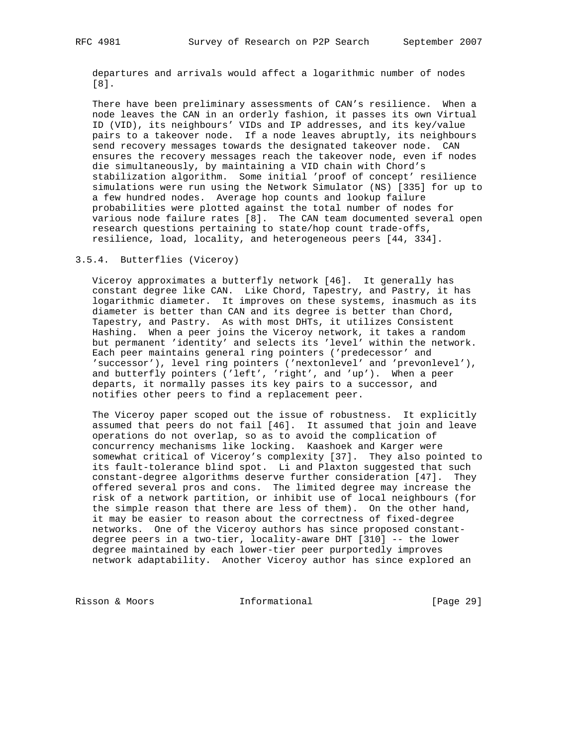departures and arrivals would affect a logarithmic number of nodes [8].

There have been preliminary assessments of CAN's resilience. When a node leaves the CAN in an orderly fashion, it passes its own Virtual ID (VID), its neighbours' VIDs and IP addresses, and its key/value pairs to a takeover node. If a node leaves abruptly, its neighbours send recovery messages towards the designated takeover node. CAN ensures the recovery messages reach the takeover node, even if nodes die simultaneously, by maintaining a VID chain with Chord's stabilization algorithm. Some initial 'proof of concept' resilience simulations were run using the Network Simulator (NS) [335] for up to a few hundred nodes. Average hop counts and lookup failure probabilities were plotted against the total number of nodes for various node failure rates [8]. The CAN team documented several open research questions pertaining to state/hop count trade-offs, resilience, load, locality, and heterogeneous peers [44, 334].

### 3.5.4. Butterflies (Viceroy)

Viceroy approximates a butterfly network [46]. It generally has constant degree like CAN. Like Chord, Tapestry, and Pastry, it has logarithmic diameter. It improves on these systems, inasmuch as its diameter is better than CAN and its degree is better than Chord, Tapestry, and Pastry. As with most DHTs, it utilizes Consistent Hashing. When a peer joins the Viceroy network, it takes a random but permanent 'identity' and selects its 'level' within the network. Each peer maintains general ring pointers ('predecessor' and 'successor'), level ring pointers ('nextonlevel' and 'prevonlevel'), and butterfly pointers ('left', 'right', and 'up'). When a peer departs, it normally passes its key pairs to a successor, and notifies other peers to find a replacement peer.

The Viceroy paper scoped out the issue of robustness. It explicitly assumed that peers do not fail [46]. It assumed that join and leave operations do not overlap, so as to avoid the complication of concurrency mechanisms like locking. Kaashoek and Karger were somewhat critical of Viceroy's complexity [37]. They also pointed to its fault-tolerance blind spot. Li and Plaxton suggested that such constant-degree algorithms deserve further consideration [47]. They offered several pros and cons. The limited degree may increase the risk of a network partition, or inhibit use of local neighbours (for the simple reason that there are less of them). On the other hand, it may be easier to reason about the correctness of fixed-degree networks. One of the Viceroy authors has since proposed constant-degree peers in a two-tier, locality-aware DHT [310] -- the lower degree maintained by each lower-tier peer purportedly improves network adaptability. Another Viceroy author has since explored an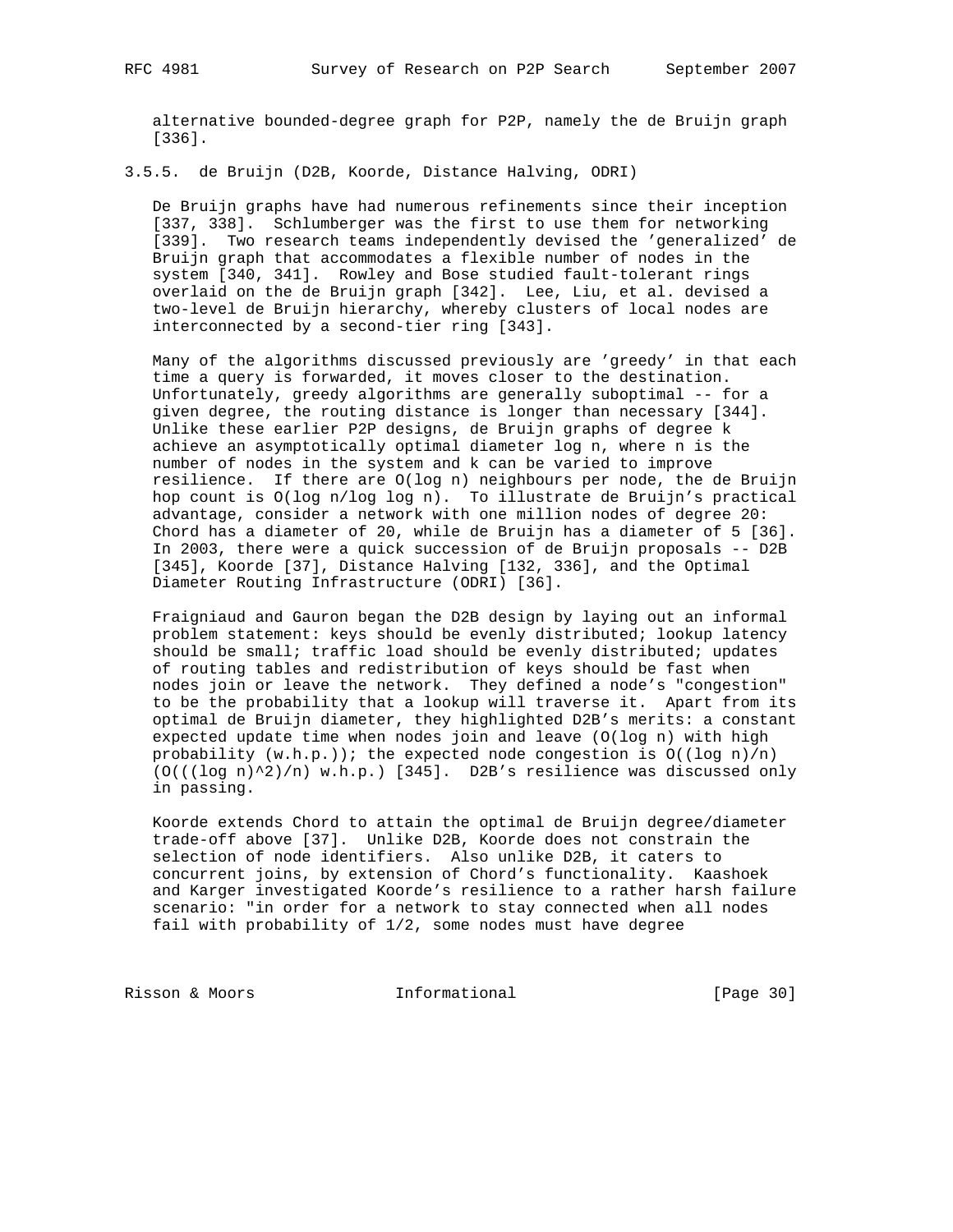alternative bounded-degree graph for P2P, namely the de Bruijn graph [336].

### 3.5.5. de Bruijn (D2B, Koorde, Distance Halving, ODRI)

De Bruijn graphs have had numerous refinements since their inception [337, 338]. Schlumberger was the first to use them for networking [339]. Two research teams independently devised the 'generalized' de Bruijn graph that accommodates a flexible number of nodes in the system [340, 341]. Rowley and Bose studied fault-tolerant rings overlaid on the de Bruijn graph [342]. Lee, Liu, et al. devised a two-level de Bruijn hierarchy, whereby clusters of local nodes are interconnected by a second-tier ring [343].

Many of the algorithms discussed previously are 'greedy' in that each time a query is forwarded, it moves closer to the destination. Unfortunately, greedy algorithms are generally suboptimal -- for a given degree, the routing distance is longer than necessary [344]. Unlike these earlier P2P designs, de Bruijn graphs of degree $k$ achieve an asymptotically optimal diameter $\log n$, where $n$ is the number of nodes in the system and $k$ can be varied to improve resilience. If there are $O(\log n)$ neighbours per node, the de Bruijn hop count is $O(\log n/\log \log n)$. To illustrate de Bruijn's practical advantage, consider a network with one million nodes of degree 20: Chord has a diameter of 20, while de Bruijn has a diameter of 5 [36]. In 2003, there were a quick succession of de Bruijn proposals -- D2B [345], Koorde [37], Distance Halving [132, 336], and the Optimal Diameter Routing Infrastructure (ODRI) [36].

Fraigniaud and Gauron began the D2B design by laying out an informal problem statement: keys should be evenly distributed; lookup latency should be small; traffic load should be evenly distributed; updates of routing tables and redistribution of keys should be fast when nodes join or leave the network. They defined a node's "congestion" to be the probability that a lookup will traverse it. Apart from its optimal de Bruijn diameter, they highlighted D2B's merits: a constant expected update time when nodes join and leave ($O(\log n)$ with high probability (w.h.p.)); the expected node congestion is $O((\log n)/n)$ ($O(((\log n)^2)/n)$ w.h.p.) [345]. D2B's resilience was discussed only in passing.

Koorde extends Chord to attain the optimal de Bruijn degree/diameter trade-off above [37]. Unlike D2B, Koorde does not constrain the selection of node identifiers. Also unlike D2B, it caters to concurrent joins, by extension of Chord's functionality. Kaashoek and Karger investigated Koorde's resilience to a rather harsh failure scenario: "in order for a network to stay connected when all nodes fail with probability of 1/2, some nodes must have degree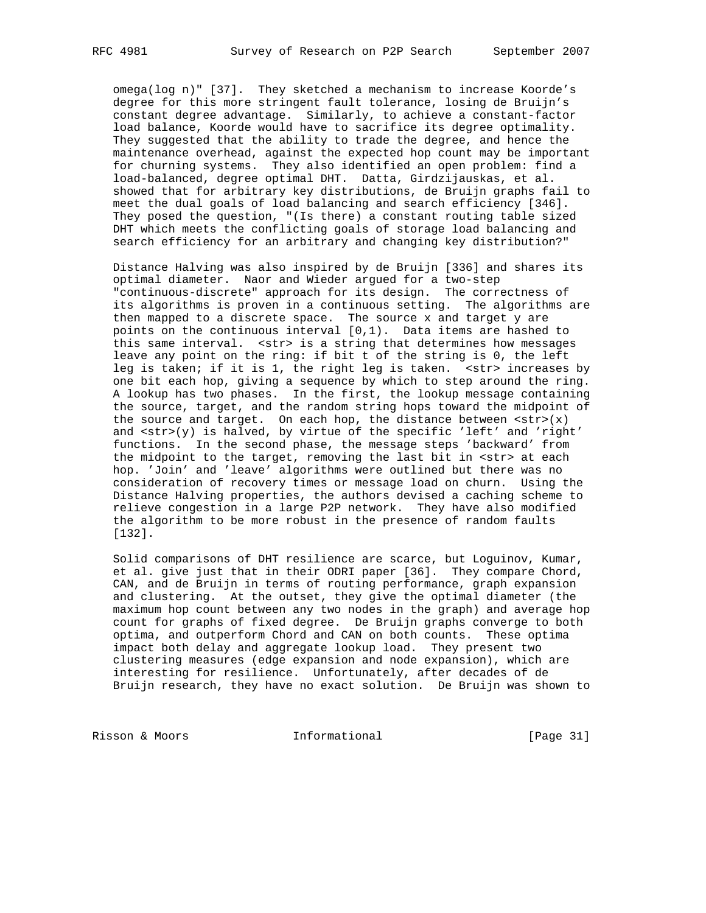omega(log n)" [37]. They sketched a mechanism to increase Koorde's degree for this more stringent fault tolerance, losing de Bruijn's constant degree advantage. Similarly, to achieve a constant-factor load balance, Koorde would have to sacrifice its degree optimality. They suggested that the ability to trade the degree, and hence the maintenance overhead, against the expected hop count may be important for churning systems. They also identified an open problem: find a load-balanced, degree optimal DHT. Datta, Girdzijauskas, et al. showed that for arbitrary key distributions, de Bruijn graphs fail to meet the dual goals of load balancing and search efficiency [346]. They posed the question, "(Is there) a constant routing table sized DHT which meets the conflicting goals of storage load balancing and search efficiency for an arbitrary and changing key distribution?"

Distance Halving was also inspired by de Bruijn [336] and shares its optimal diameter. Naor and Wieder argued for a two-step "continuous-discrete" approach for its design. The correctness of its algorithms is proven in a continuous setting. The algorithms are then mapped to a discrete space. The source x and target y are points on the continuous interval [0,1). Data items are hashed to this same interval. <str> is a string that determines how messages leave any point on the ring: if bit t of the string is 0, the left leg is taken; if it is 1, the right leg is taken. <str> increases by one bit each hop, giving a sequence by which to step around the ring. A lookup has two phases. In the first, the lookup message containing the source, target, and the random string hops toward the midpoint of the source and target. On each hop, the distance between <str>(x) and <str>(y) is halved, by virtue of the specific 'left' and 'right' functions. In the second phase, the message steps 'backward' from the midpoint to the target, removing the last bit in <str> at each hop. 'Join' and 'leave' algorithms were outlined but there was no consideration of recovery times or message load on churn. Using the Distance Halving properties, the authors devised a caching scheme to relieve congestion in a large P2P network. They have also modified the algorithm to be more robust in the presence of random faults [132].

Solid comparisons of DHT resilience are scarce, but Loguinov, Kumar, et al. give just that in their ODRI paper [36]. They compare Chord, CAN, and de Bruijn in terms of routing performance, graph expansion and clustering. At the outset, they give the optimal diameter (the maximum hop count between any two nodes in the graph) and average hop count for graphs of fixed degree. De Bruijn graphs converge to both optima, and outperform Chord and CAN on both counts. These optima impact both delay and aggregate lookup load. They present two clustering measures (edge expansion and node expansion), which are interesting for resilience. Unfortunately, after decades of de Bruijn research, they have no exact solution. De Bruijn was shown to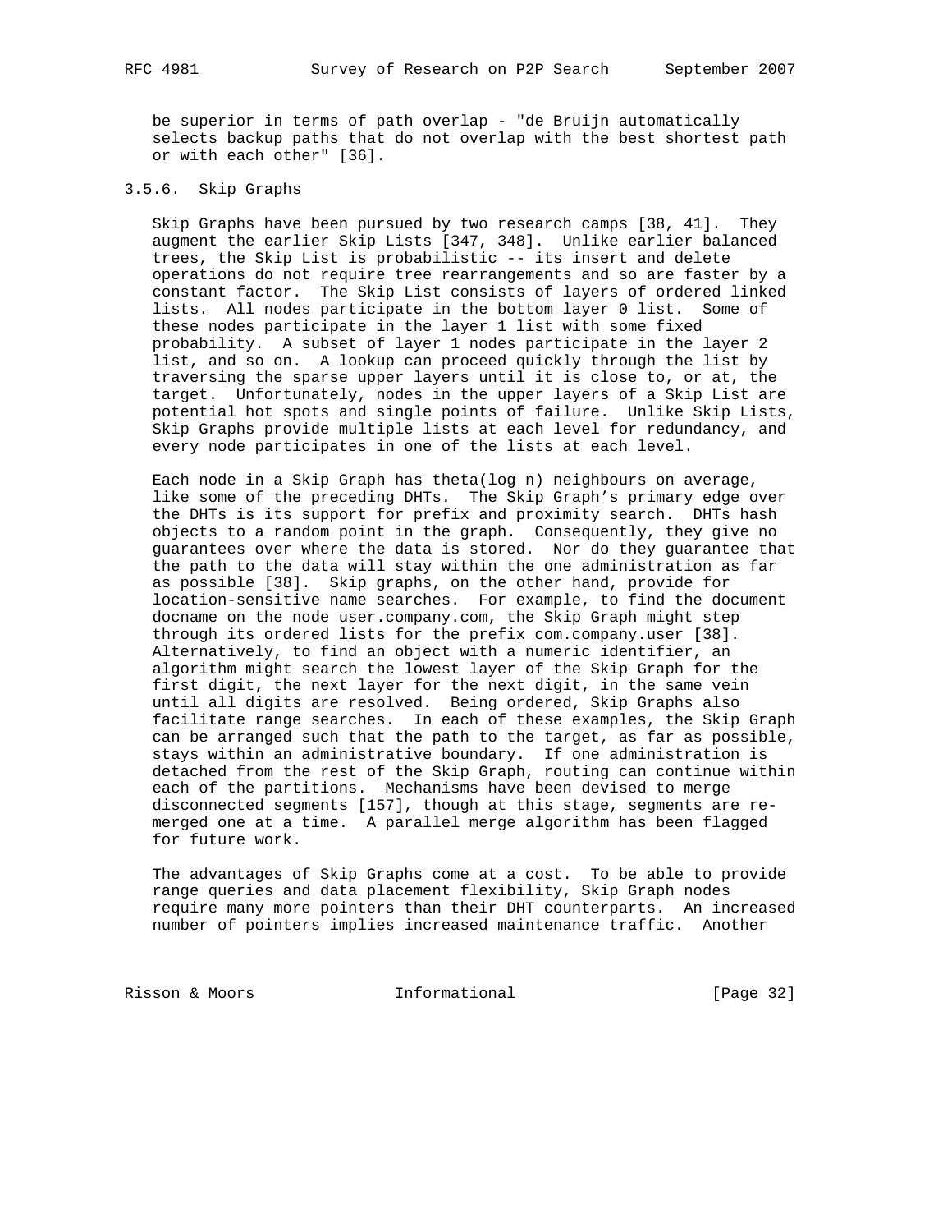be superior in terms of path overlap - "de Bruijn automatically selects backup paths that do not overlap with the best shortest path or with each other" [36].

### 3.5.6. Skip Graphs

Skip Graphs have been pursued by two research camps [38, 41]. They augment the earlier Skip Lists [347, 348]. Unlike earlier balanced trees, the Skip List is probabilistic -- its insert and delete operations do not require tree rearrangements and so are faster by a constant factor. The Skip List consists of layers of ordered linked lists. All nodes participate in the bottom layer 0 list. Some of these nodes participate in the layer 1 list with some fixed probability. A subset of layer 1 nodes participate in the layer 2 list, and so on. A lookup can proceed quickly through the list by traversing the sparse upper layers until it is close to, or at, the target. Unfortunately, nodes in the upper layers of a Skip List are potential hot spots and single points of failure. Unlike Skip Lists, Skip Graphs provide multiple lists at each level for redundancy, and every node participates in one of the lists at each level.

Each node in a Skip Graph has theta(log n) neighbours on average, like some of the preceding DHTs. The Skip Graph's primary edge over the DHTs is its support for prefix and proximity search. DHTs hash objects to a random point in the graph. Consequently, they give no guarantees over where the data is stored. Nor do they guarantee that the path to the data will stay within the one administration as far as possible [38]. Skip graphs, on the other hand, provide for location-sensitive name searches. For example, to find the document docname on the node user.company.com, the Skip Graph might step through its ordered lists for the prefix com.company.user [38]. Alternatively, to find an object with a numeric identifier, an algorithm might search the lowest layer of the Skip Graph for the first digit, the next layer for the next digit, in the same vein until all digits are resolved. Being ordered, Skip Graphs also facilitate range searches. In each of these examples, the Skip Graph can be arranged such that the path to the target, as far as possible, stays within an administrative boundary. If one administration is detached from the rest of the Skip Graph, routing can continue within each of the partitions. Mechanisms have been devised to merge disconnected segments [157], though at this stage, segments are re-merged one at a time. A parallel merge algorithm has been flagged for future work.

The advantages of Skip Graphs come at a cost. To be able to provide range queries and data placement flexibility, Skip Graph nodes require many more pointers than their DHT counterparts. An increased number of pointers implies increased maintenance traffic. Another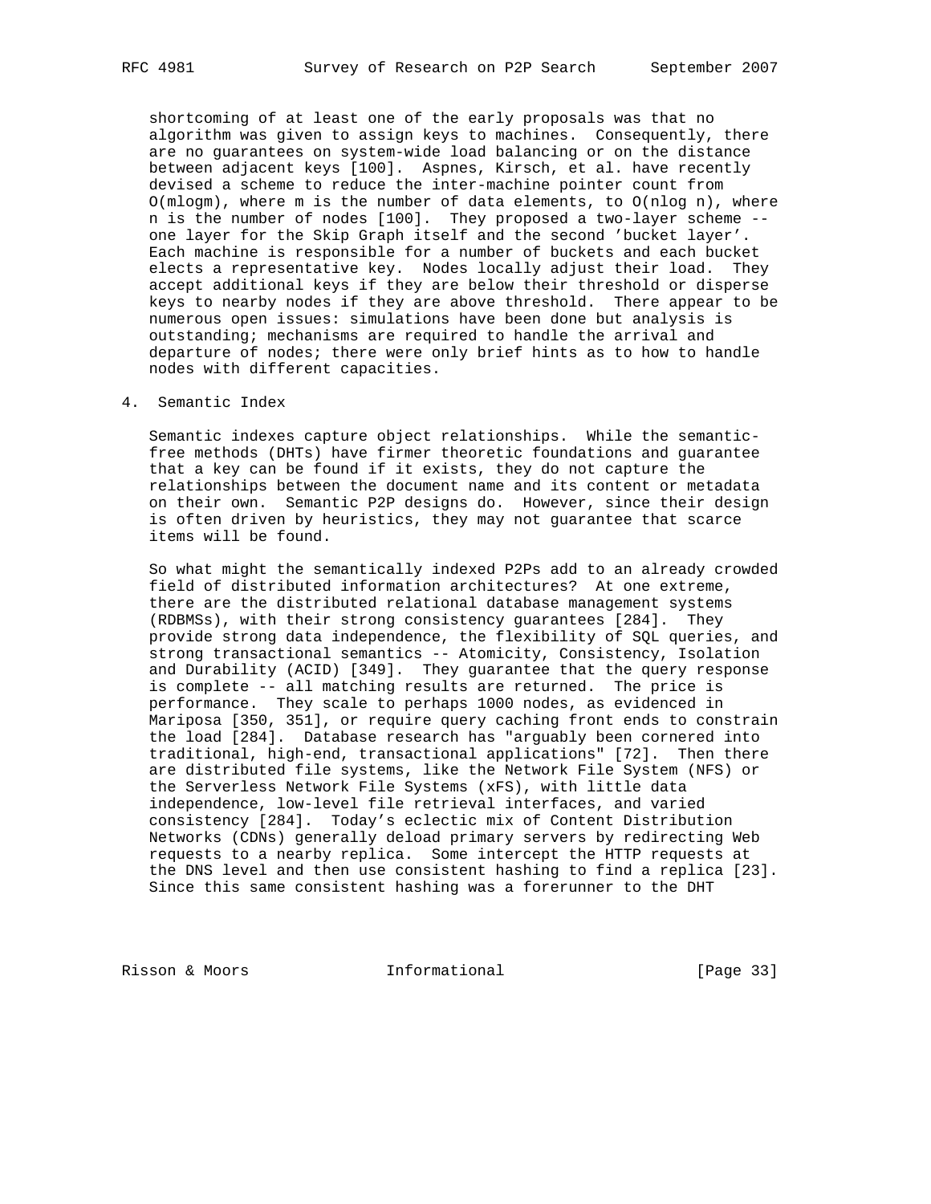shortcoming of at least one of the early proposals was that no algorithm was given to assign keys to machines. Consequently, there are no guarantees on system-wide load balancing or on the distance between adjacent keys [100]. Aspnes, Kirsch, et al. have recently devised a scheme to reduce the inter-machine pointer count from $O(m \log m)$, where m is the number of data elements, to $O(n \log n)$, where n is the number of nodes [100]. They proposed a two-layer scheme -- one layer for the Skip Graph itself and the second 'bucket layer'. Each machine is responsible for a number of buckets and each bucket elects a representative key. Nodes locally adjust their load. They accept additional keys if they are below their threshold or disperse keys to nearby nodes if they are above threshold. There appear to be numerous open issues: simulations have been done but analysis is outstanding; mechanisms are required to handle the arrival and departure of nodes; there were only brief hints as to how to handle nodes with different capacities.

## 4. Semantic Index

Semantic indexes capture object relationships. While the semantic-free methods (DHTs) have firmer theoretic foundations and guarantee that a key can be found if it exists, they do not capture the relationships between the document name and its content or metadata on their own. Semantic P2P designs do. However, since their design is often driven by heuristics, they may not guarantee that scarce items will be found.

So what might the semantically indexed P2Ps add to an already crowded field of distributed information architectures? At one extreme, there are the distributed relational database management systems (RDBMSs), with their strong consistency guarantees [284]. They provide strong data independence, the flexibility of SQL queries, and strong transactional semantics -- Atomicity, Consistency, Isolation and Durability (ACID) [349]. They guarantee that the query response is complete -- all matching results are returned. The price is performance. They scale to perhaps 1000 nodes, as evidenced in Mariposa [350, 351], or require query caching front ends to constrain the load [284]. Database research has "arguably been cornered into traditional, high-end, transactional applications" [72]. Then there are distributed file systems, like the Network File System (NFS) or the Serverless Network File Systems (xFS), with little data independence, low-level file retrieval interfaces, and varied consistency [284]. Today's eclectic mix of Content Distribution Networks (CDNs) generally deload primary servers by redirecting Web requests to a nearby replica. Some intercept the HTTP requests at the DNS level and then use consistent hashing to find a replica [23]. Since this same consistent hashing was a forerunner to the DHT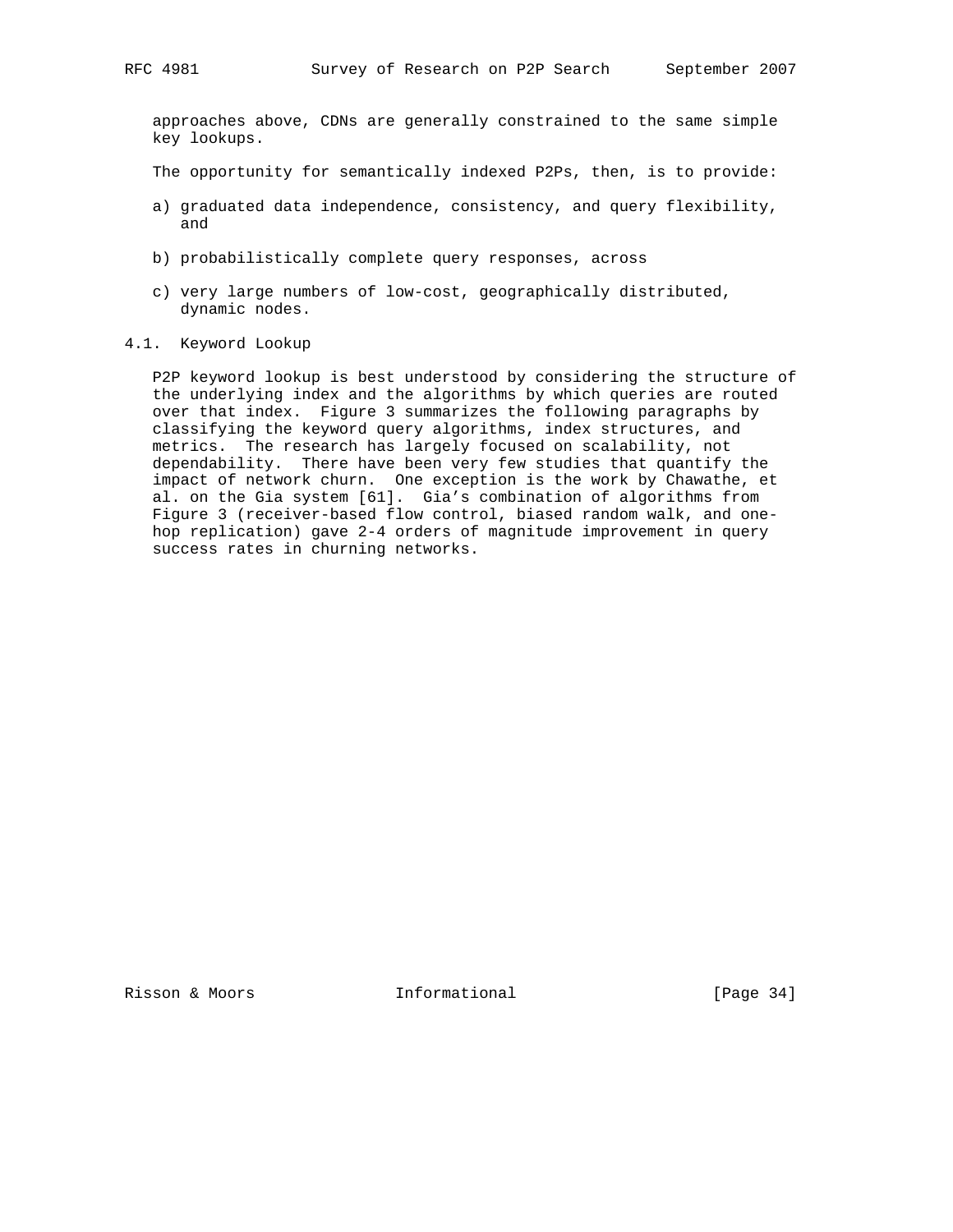approaches above, CDNs are generally constrained to the same simple key lookups.

The opportunity for semantically indexed P2Ps, then, is to provide:

a) graduated data independence, consistency, and query flexibility, and

b) probabilistically complete query responses, across

c) very large numbers of low-cost, geographically distributed, dynamic nodes.

## 4.1. Keyword Lookup

P2P keyword lookup is best understood by considering the structure of the underlying index and the algorithms by which queries are routed over that index. Figure 3 summarizes the following paragraphs by classifying the keyword query algorithms, index structures, and metrics. The research has largely focused on scalability, not dependability. There have been very few studies that quantify the impact of network churn. One exception is the work by Chawathe, et al. on the Gia system [61]. Gia's combination of algorithms from Figure 3 (receiver-based flow control, biased random walk, and one-hop replication) gave 2-4 orders of magnitude improvement in query success rates in churning networks.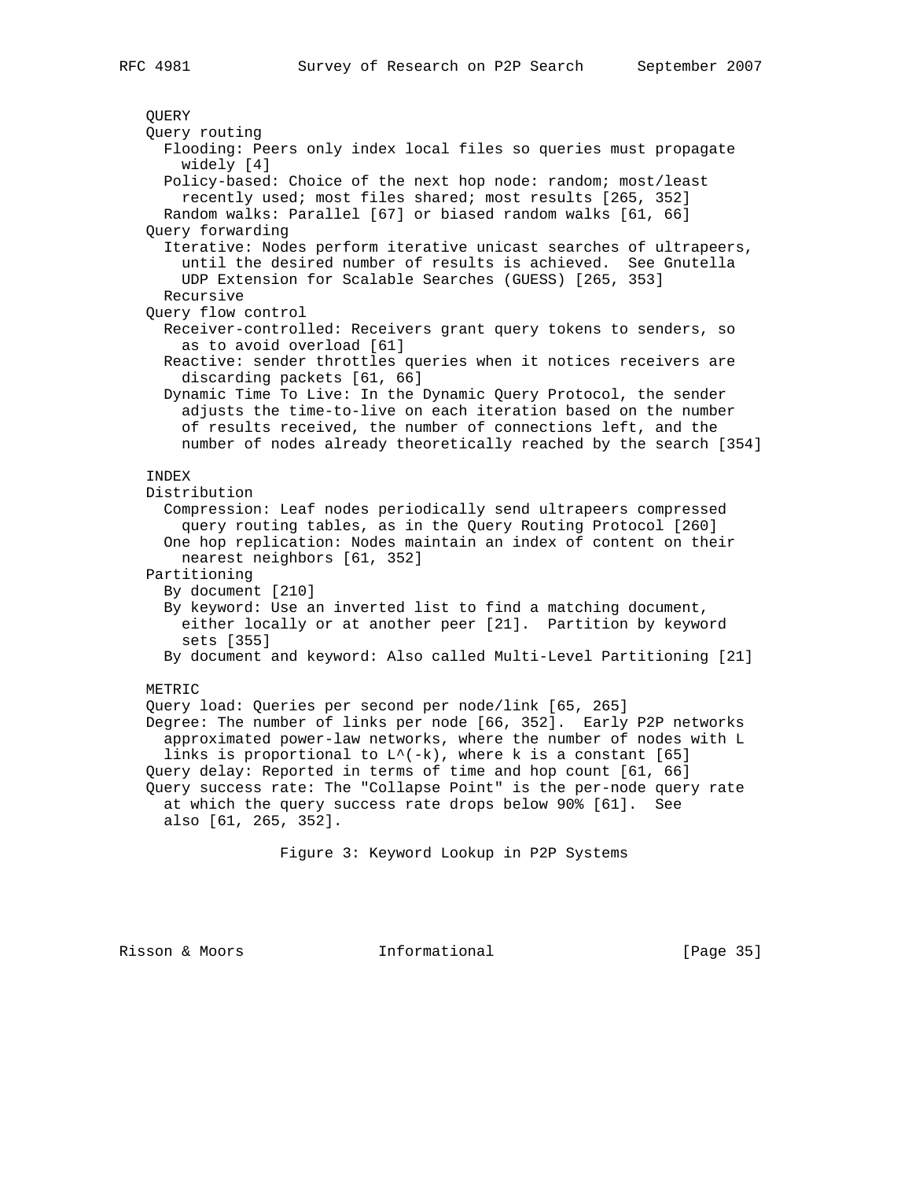```
   QUERY
   Query routing
     Flooding: Peers only index local files so queries must propagate
       widely [4]
     Policy-based: Choice of the next hop node: random; most/least
       recently used; most files shared; most results [265, 352]
     Random walks: Parallel [67] or biased random walks [61, 66]
   Query forwarding
     Iterative: Nodes perform iterative unicast searches of ultrapeers,
       until the desired number of results is achieved.  See Gnutella
       UDP Extension for Scalable Searches (GUESS) [265, 353]
     Recursive
   Query flow control
     Receiver-controlled: Receivers grant query tokens to senders, so
       as to avoid overload [61]
     Reactive: sender throttles queries when it notices receivers are
       discarding packets [61, 66]
     Dynamic Time To Live: In the Dynamic Query Protocol, the sender
       adjusts the time-to-live on each iteration based on the number
       of results received, the number of connections left, and the
       number of nodes already theoretically reached by the search [354]

   INDEX
   Distribution
     Compression: Leaf nodes periodically send ultrapeers compressed
       query routing tables, as in the Query Routing Protocol [260]
     One hop replication: Nodes maintain an index of content on their
       nearest neighbors [61, 352]
   Partitioning
     By document [210]
     By keyword: Use an inverted list to find a matching document,
       either locally or at another peer [21].  Partition by keyword
       sets [355]
     By document and keyword: Also called Multi-Level Partitioning [21]

   METRIC
   Query load: Queries per second per node/link [65, 265]
   Degree: The number of links per node [66, 352].  Early P2P networks
     approximated power-law networks, where the number of nodes with L
     links is proportional to L^(-k), where k is a constant [65]
   Query delay: Reported in terms of time and hop count [61, 66]
   Query success rate: The "Collapse Point" is the per-node query rate
     at which the query success rate drops below 90% [61].  See
     also [61, 265, 352].
```

Figure 3: Keyword Lookup in P2P Systems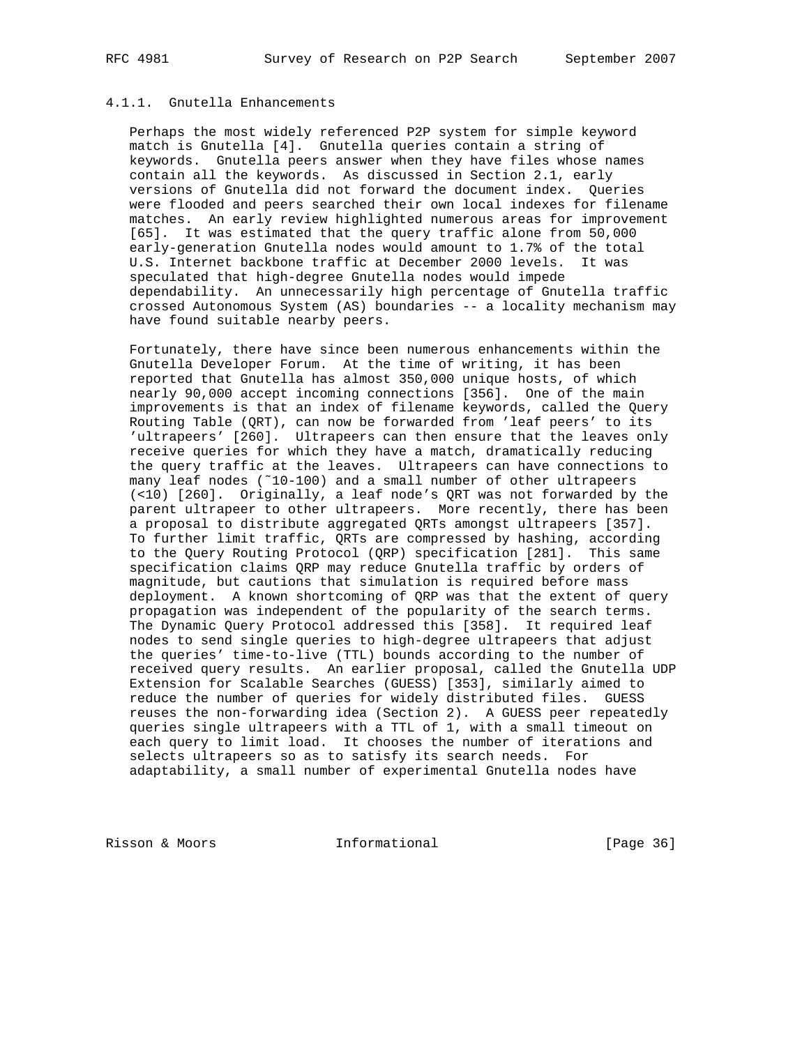#### 4.1.1. Gnutella Enhancements

Perhaps the most widely referenced P2P system for simple keyword match is Gnutella [4]. Gnutella queries contain a string of keywords. Gnutella peers answer when they have files whose names contain all the keywords. As discussed in Section 2.1, early versions of Gnutella did not forward the document index. Queries were flooded and peers searched their own local indexes for filename matches. An early review highlighted numerous areas for improvement [65]. It was estimated that the query traffic alone from 50,000 early-generation Gnutella nodes would amount to 1.7% of the total U.S. Internet backbone traffic at December 2000 levels. It was speculated that high-degree Gnutella nodes would impede dependability. An unnecessarily high percentage of Gnutella traffic crossed Autonomous System (AS) boundaries -- a locality mechanism may have found suitable nearby peers.

Fortunately, there have since been numerous enhancements within the Gnutella Developer Forum. At the time of writing, it has been reported that Gnutella has almost 350,000 unique hosts, of which nearly 90,000 accept incoming connections [356]. One of the main improvements is that an index of filename keywords, called the Query Routing Table (QRT), can now be forwarded from 'leaf peers' to its 'ultrapeers' [260]. Ultrapeers can then ensure that the leaves only receive queries for which they have a match, dramatically reducing the query traffic at the leaves. Ultrapeers can have connections to many leaf nodes (~10-100) and a small number of other ultrapeers (<10) [260]. Originally, a leaf node's QRT was not forwarded by the parent ultrapeer to other ultrapeers. More recently, there has been a proposal to distribute aggregated QRTs amongst ultrapeers [357]. To further limit traffic, QRTs are compressed by hashing, according to the Query Routing Protocol (QRP) specification [281]. This same specification claims QRP may reduce Gnutella traffic by orders of magnitude, but cautions that simulation is required before mass deployment. A known shortcoming of QRP was that the extent of query propagation was independent of the popularity of the search terms. The Dynamic Query Protocol addressed this [358]. It required leaf nodes to send single queries to high-degree ultrapeers that adjust the queries' time-to-live (TTL) bounds according to the number of received query results. An earlier proposal, called the Gnutella UDP Extension for Scalable Searches (GUESS) [353], similarly aimed to reduce the number of queries for widely distributed files. GUESS reuses the non-forwarding idea (Section 2). A GUESS peer repeatedly queries single ultrapeers with a TTL of 1, with a small timeout on each query to limit load. It chooses the number of iterations and selects ultrapeers so as to satisfy its search needs. For adaptability, a small number of experimental Gnutella nodes have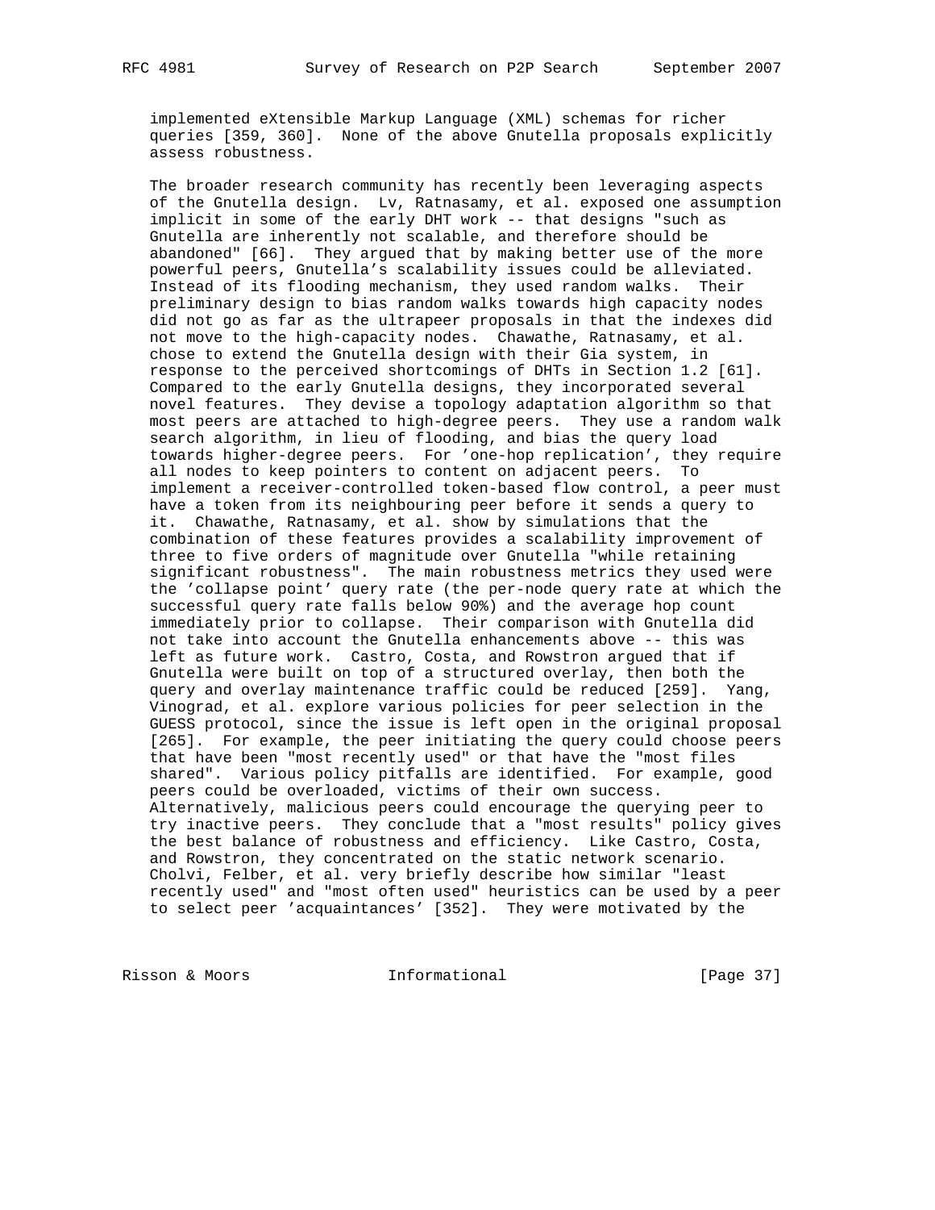implemented eXtensible Markup Language (XML) schemas for richer queries [359, 360]. None of the above Gnutella proposals explicitly assess robustness.

The broader research community has recently been leveraging aspects of the Gnutella design. Lv, Ratnasamy, et al. exposed one assumption implicit in some of the early DHT work -- that designs "such as Gnutella are inherently not scalable, and therefore should be abandoned" [66]. They argued that by making better use of the more powerful peers, Gnutella's scalability issues could be alleviated. Instead of its flooding mechanism, they used random walks. Their preliminary design to bias random walks towards high capacity nodes did not go as far as the ultrapeer proposals in that the indexes did not move to the high-capacity nodes. Chawathe, Ratnasamy, et al. chose to extend the Gnutella design with their Gia system, in response to the perceived shortcomings of DHTs in Section 1.2 [61]. Compared to the early Gnutella designs, they incorporated several novel features. They devise a topology adaptation algorithm so that most peers are attached to high-degree peers. They use a random walk search algorithm, in lieu of flooding, and bias the query load towards higher-degree peers. For 'one-hop replication', they require all nodes to keep pointers to content on adjacent peers. To implement a receiver-controlled token-based flow control, a peer must have a token from its neighbouring peer before it sends a query to it. Chawathe, Ratnasamy, et al. show by simulations that the combination of these features provides a scalability improvement of three to five orders of magnitude over Gnutella "while retaining significant robustness". The main robustness metrics they used were the 'collapse point' query rate (the per-node query rate at which the successful query rate falls below 90%) and the average hop count immediately prior to collapse. Their comparison with Gnutella did not take into account the Gnutella enhancements above -- this was left as future work. Castro, Costa, and Rowstron argued that if Gnutella were built on top of a structured overlay, then both the query and overlay maintenance traffic could be reduced [259]. Yang, Vinograd, et al. explore various policies for peer selection in the GUESS protocol, since the issue is left open in the original proposal [265]. For example, the peer initiating the query could choose peers that have been "most recently used" or that have the "most files shared". Various policy pitfalls are identified. For example, good peers could be overloaded, victims of their own success. Alternatively, malicious peers could encourage the querying peer to try inactive peers. They conclude that a "most results" policy gives the best balance of robustness and efficiency. Like Castro, Costa, and Rowstron, they concentrated on the static network scenario. Cholvi, Felber, et al. very briefly describe how similar "least recently used" and "most often used" heuristics can be used by a peer to select peer 'acquaintances' [352]. They were motivated by the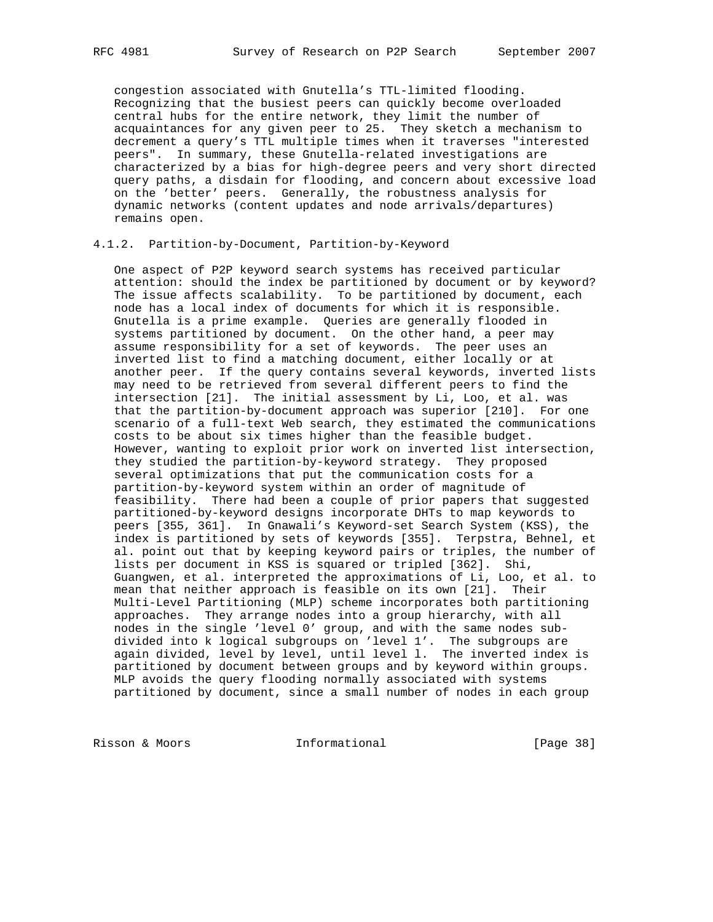congestion associated with Gnutella's TTL-limited flooding. Recognizing that the busiest peers can quickly become overloaded central hubs for the entire network, they limit the number of acquaintances for any given peer to 25. They sketch a mechanism to decrement a query's TTL multiple times when it traverses "interested peers". In summary, these Gnutella-related investigations are characterized by a bias for high-degree peers and very short directed query paths, a disdain for flooding, and concern about excessive load on the 'better' peers. Generally, the robustness analysis for dynamic networks (content updates and node arrivals/departures) remains open.

### 4.1.2. Partition-by-Document, Partition-by-Keyword

One aspect of P2P keyword search systems has received particular attention: should the index be partitioned by document or by keyword? The issue affects scalability. To be partitioned by document, each node has a local index of documents for which it is responsible. Gnutella is a prime example. Queries are generally flooded in systems partitioned by document. On the other hand, a peer may assume responsibility for a set of keywords. The peer uses an inverted list to find a matching document, either locally or at another peer. If the query contains several keywords, inverted lists may need to be retrieved from several different peers to find the intersection [21]. The initial assessment by Li, Loo, et al. was that the partition-by-document approach was superior [210]. For one scenario of a full-text Web search, they estimated the communications costs to be about six times higher than the feasible budget. However, wanting to exploit prior work on inverted list intersection, they studied the partition-by-keyword strategy. They proposed several optimizations that put the communication costs for a partition-by-keyword system within an order of magnitude of feasibility. There had been a couple of prior papers that suggested partitioned-by-keyword designs incorporate DHTs to map keywords to peers [355, 361]. In Gnawali's Keyword-set Search System (KSS), the index is partitioned by sets of keywords [355]. Terpstra, Behnel, et al. point out that by keeping keyword pairs or triples, the number of lists per document in KSS is squared or tripled [362]. Shi, Guangwen, et al. interpreted the approximations of Li, Loo, et al. to mean that neither approach is feasible on its own [21]. Their Multi-Level Partitioning (MLP) scheme incorporates both partitioning approaches. They arrange nodes into a group hierarchy, with all nodes in the single 'level 0' group, and with the same nodes sub-divided into k logical subgroups on 'level 1'. The subgroups are again divided, level by level, until level l. The inverted index is partitioned by document between groups and by keyword within groups. MLP avoids the query flooding normally associated with systems partitioned by document, since a small number of nodes in each group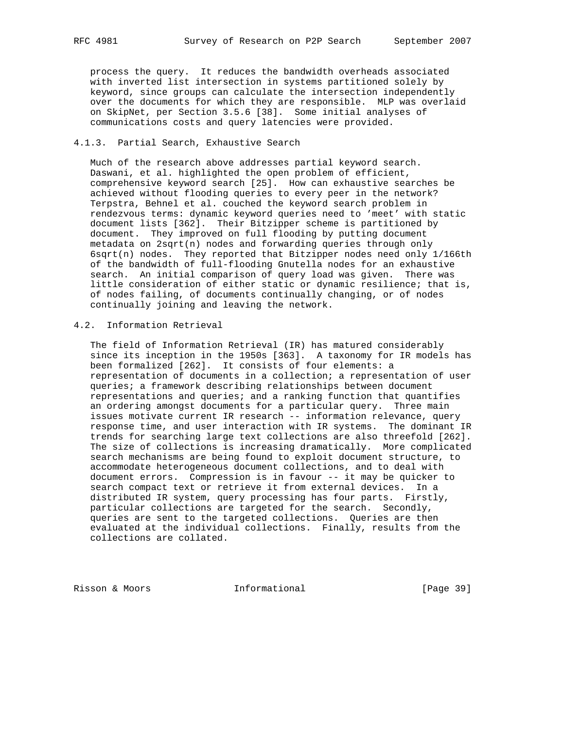process the query. It reduces the bandwidth overheads associated with inverted list intersection in systems partitioned solely by keyword, since groups can calculate the intersection independently over the documents for which they are responsible. MLP was overlaid on SkipNet, per Section 3.5.6 [38]. Some initial analyses of communications costs and query latencies were provided.

### 4.1.3. Partial Search, Exhaustive Search

Much of the research above addresses partial keyword search. Daswani, et al. highlighted the open problem of efficient, comprehensive keyword search [25]. How can exhaustive searches be achieved without flooding queries to every peer in the network? Terpstra, Behnel et al. couched the keyword search problem in rendezvous terms: dynamic keyword queries need to 'meet' with static document lists [362]. Their Bitzipper scheme is partitioned by document. They improved on full flooding by putting document metadata on 2sqrt(n) nodes and forwarding queries through only 6sqrt(n) nodes. They reported that Bitzipper nodes need only 1/166th of the bandwidth of full-flooding Gnutella nodes for an exhaustive search. An initial comparison of query load was given. There was little consideration of either static or dynamic resilience; that is, of nodes failing, of documents continually changing, or of nodes continually joining and leaving the network.

## 4.2. Information Retrieval

The field of Information Retrieval (IR) has matured considerably since its inception in the 1950s [363]. A taxonomy for IR models has been formalized [262]. It consists of four elements: a representation of documents in a collection; a representation of user queries; a framework describing relationships between document representations and queries; and a ranking function that quantifies an ordering amongst documents for a particular query. Three main issues motivate current IR research -- information relevance, query response time, and user interaction with IR systems. The dominant IR trends for searching large text collections are also threefold [262]. The size of collections is increasing dramatically. More complicated search mechanisms are being found to exploit document structure, to accommodate heterogeneous document collections, and to deal with document errors. Compression is in favour -- it may be quicker to search compact text or retrieve it from external devices. In a distributed IR system, query processing has four parts. Firstly, particular collections are targeted for the search. Secondly, queries are sent to the targeted collections. Queries are then evaluated at the individual collections. Finally, results from the collections are collated.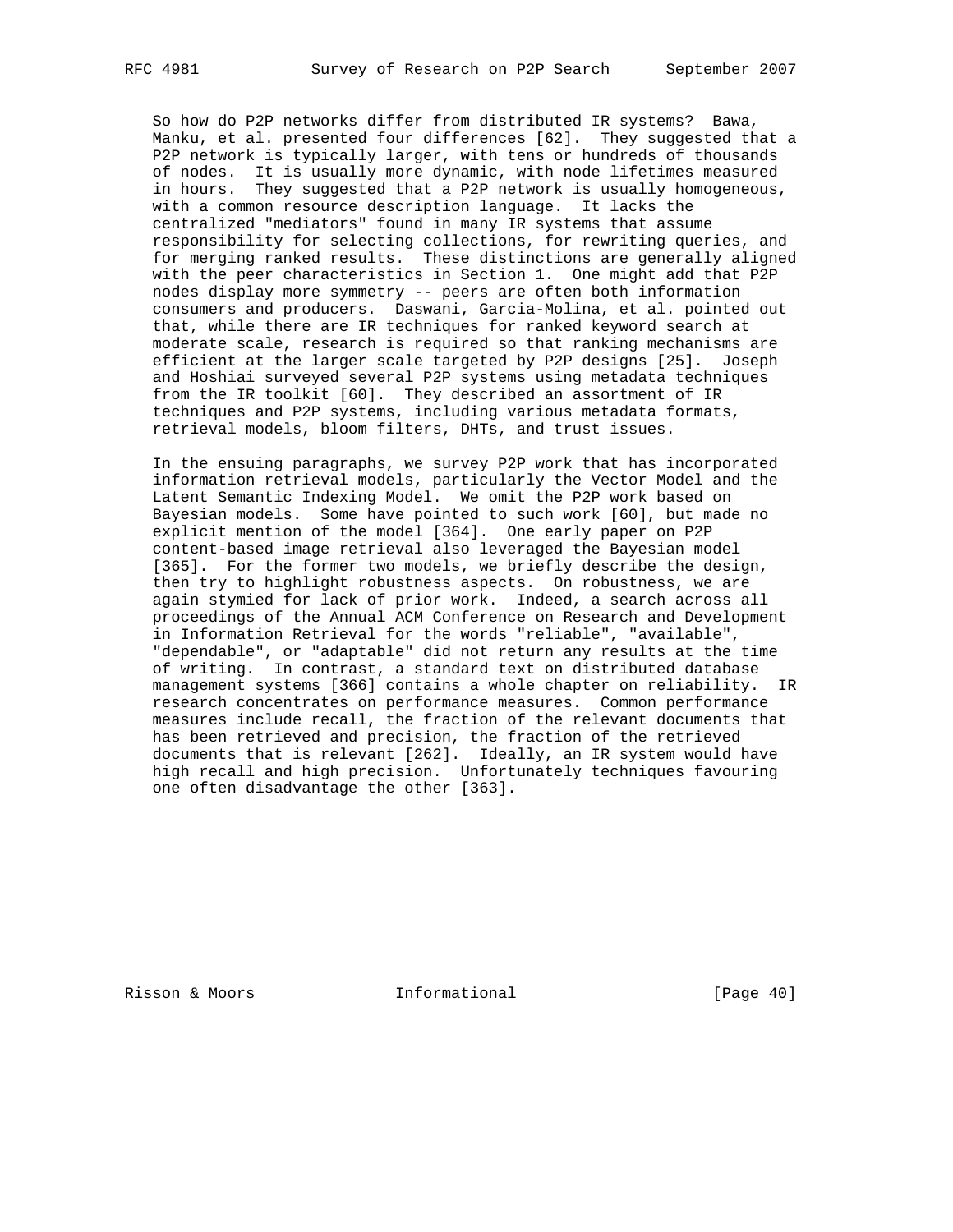So how do P2P networks differ from distributed IR systems? Bawa, Manku, et al. presented four differences [62]. They suggested that a P2P network is typically larger, with tens or hundreds of thousands of nodes. It is usually more dynamic, with node lifetimes measured in hours. They suggested that a P2P network is usually homogeneous, with a common resource description language. It lacks the centralized "mediators" found in many IR systems that assume responsibility for selecting collections, for rewriting queries, and for merging ranked results. These distinctions are generally aligned with the peer characteristics in Section 1. One might add that P2P nodes display more symmetry -- peers are often both information consumers and producers. Daswani, Garcia-Molina, et al. pointed out that, while there are IR techniques for ranked keyword search at moderate scale, research is required so that ranking mechanisms are efficient at the larger scale targeted by P2P designs [25]. Joseph and Hoshiai surveyed several P2P systems using metadata techniques from the IR toolkit [60]. They described an assortment of IR techniques and P2P systems, including various metadata formats, retrieval models, bloom filters, DHTs, and trust issues.

In the ensuing paragraphs, we survey P2P work that has incorporated information retrieval models, particularly the Vector Model and the Latent Semantic Indexing Model. We omit the P2P work based on Bayesian models. Some have pointed to such work [60], but made no explicit mention of the model [364]. One early paper on P2P content-based image retrieval also leveraged the Bayesian model [365]. For the former two models, we briefly describe the design, then try to highlight robustness aspects. On robustness, we are again stymied for lack of prior work. Indeed, a search across all proceedings of the Annual ACM Conference on Research and Development in Information Retrieval for the words "reliable", "available", "dependable", or "adaptable" did not return any results at the time of writing. In contrast, a standard text on distributed database management systems [366] contains a whole chapter on reliability. IR research concentrates on performance measures. Common performance measures include recall, the fraction of the relevant documents that has been retrieved and precision, the fraction of the retrieved documents that is relevant [262]. Ideally, an IR system would have high recall and high precision. Unfortunately techniques favouring one often disadvantage the other [363].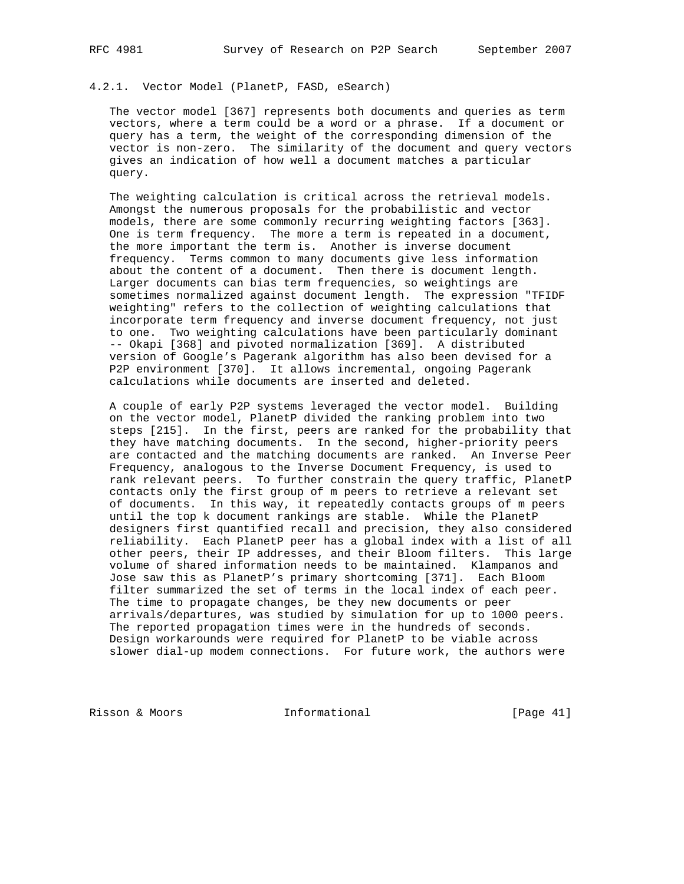#### 4.2.1. Vector Model (PlanetP, FASD, eSearch)

The vector model [367] represents both documents and queries as term vectors, where a term could be a word or a phrase. If a document or query has a term, the weight of the corresponding dimension of the vector is non-zero. The similarity of the document and query vectors gives an indication of how well a document matches a particular query.

The weighting calculation is critical across the retrieval models. Amongst the numerous proposals for the probabilistic and vector models, there are some commonly recurring weighting factors [363]. One is term frequency. The more a term is repeated in a document, the more important the term is. Another is inverse document frequency. Terms common to many documents give less information about the content of a document. Then there is document length. Larger documents can bias term frequencies, so weightings are sometimes normalized against document length. The expression "TFIDF weighting" refers to the collection of weighting calculations that incorporate term frequency and inverse document frequency, not just to one. Two weighting calculations have been particularly dominant -- Okapi [368] and pivoted normalization [369]. A distributed version of Google's Pagerank algorithm has also been devised for a P2P environment [370]. It allows incremental, ongoing Pagerank calculations while documents are inserted and deleted.

A couple of early P2P systems leveraged the vector model. Building on the vector model, PlanetP divided the ranking problem into two steps [215]. In the first, peers are ranked for the probability that they have matching documents. In the second, higher-priority peers are contacted and the matching documents are ranked. An Inverse Peer Frequency, analogous to the Inverse Document Frequency, is used to rank relevant peers. To further constrain the query traffic, PlanetP contacts only the first group of m peers to retrieve a relevant set of documents. In this way, it repeatedly contacts groups of m peers until the top k document rankings are stable. While the PlanetP designers first quantified recall and precision, they also considered reliability. Each PlanetP peer has a global index with a list of all other peers, their IP addresses, and their Bloom filters. This large volume of shared information needs to be maintained. Klampanos and Jose saw this as PlanetP's primary shortcoming [371]. Each Bloom filter summarized the set of terms in the local index of each peer. The time to propagate changes, be they new documents or peer arrivals/departures, was studied by simulation for up to 1000 peers. The reported propagation times were in the hundreds of seconds. Design workarounds were required for PlanetP to be viable across slower dial-up modem connections. For future work, the authors were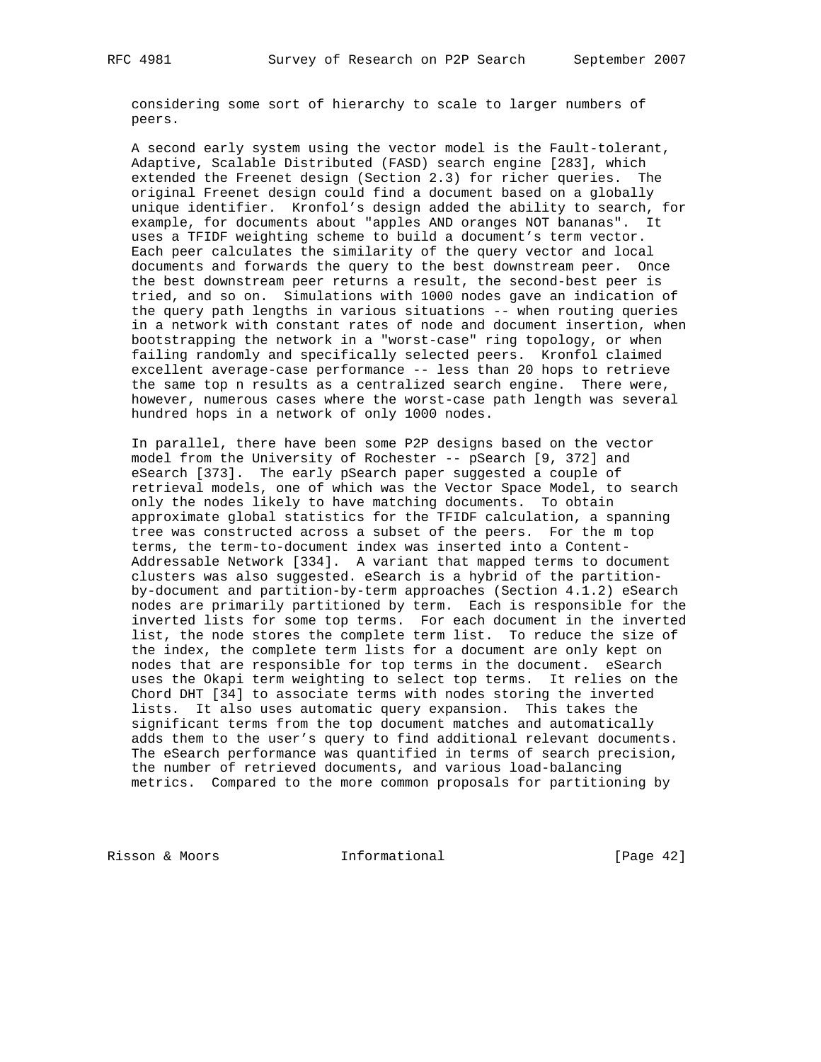considering some sort of hierarchy to scale to larger numbers of peers.

A second early system using the vector model is the Fault-tolerant, Adaptive, Scalable Distributed (FASD) search engine [283], which extended the Freenet design (Section 2.3) for richer queries. The original Freenet design could find a document based on a globally unique identifier. Kronfol's design added the ability to search, for example, for documents about "apples AND oranges NOT bananas". It uses a TFIDF weighting scheme to build a document's term vector. Each peer calculates the similarity of the query vector and local documents and forwards the query to the best downstream peer. Once the best downstream peer returns a result, the second-best peer is tried, and so on. Simulations with 1000 nodes gave an indication of the query path lengths in various situations -- when routing queries in a network with constant rates of node and document insertion, when bootstrapping the network in a "worst-case" ring topology, or when failing randomly and specifically selected peers. Kronfol claimed excellent average-case performance -- less than 20 hops to retrieve the same top n results as a centralized search engine. There were, however, numerous cases where the worst-case path length was several hundred hops in a network of only 1000 nodes.

In parallel, there have been some P2P designs based on the vector model from the University of Rochester -- pSearch [9, 372] and eSearch [373]. The early pSearch paper suggested a couple of retrieval models, one of which was the Vector Space Model, to search only the nodes likely to have matching documents. To obtain approximate global statistics for the TFIDF calculation, a spanning tree was constructed across a subset of the peers. For the m top terms, the term-to-document index was inserted into a Content-Addressable Network [334]. A variant that mapped terms to document clusters was also suggested. eSearch is a hybrid of the partition-by-document and partition-by-term approaches (Section 4.1.2) eSearch nodes are primarily partitioned by term. Each is responsible for the inverted lists for some top terms. For each document in the inverted list, the node stores the complete term list. To reduce the size of the index, the complete term lists for a document are only kept on nodes that are responsible for top terms in the document. eSearch uses the Okapi term weighting to select top terms. It relies on the Chord DHT [34] to associate terms with nodes storing the inverted lists. It also uses automatic query expansion. This takes the significant terms from the top document matches and automatically adds them to the user's query to find additional relevant documents. The eSearch performance was quantified in terms of search precision, the number of retrieved documents, and various load-balancing metrics. Compared to the more common proposals for partitioning by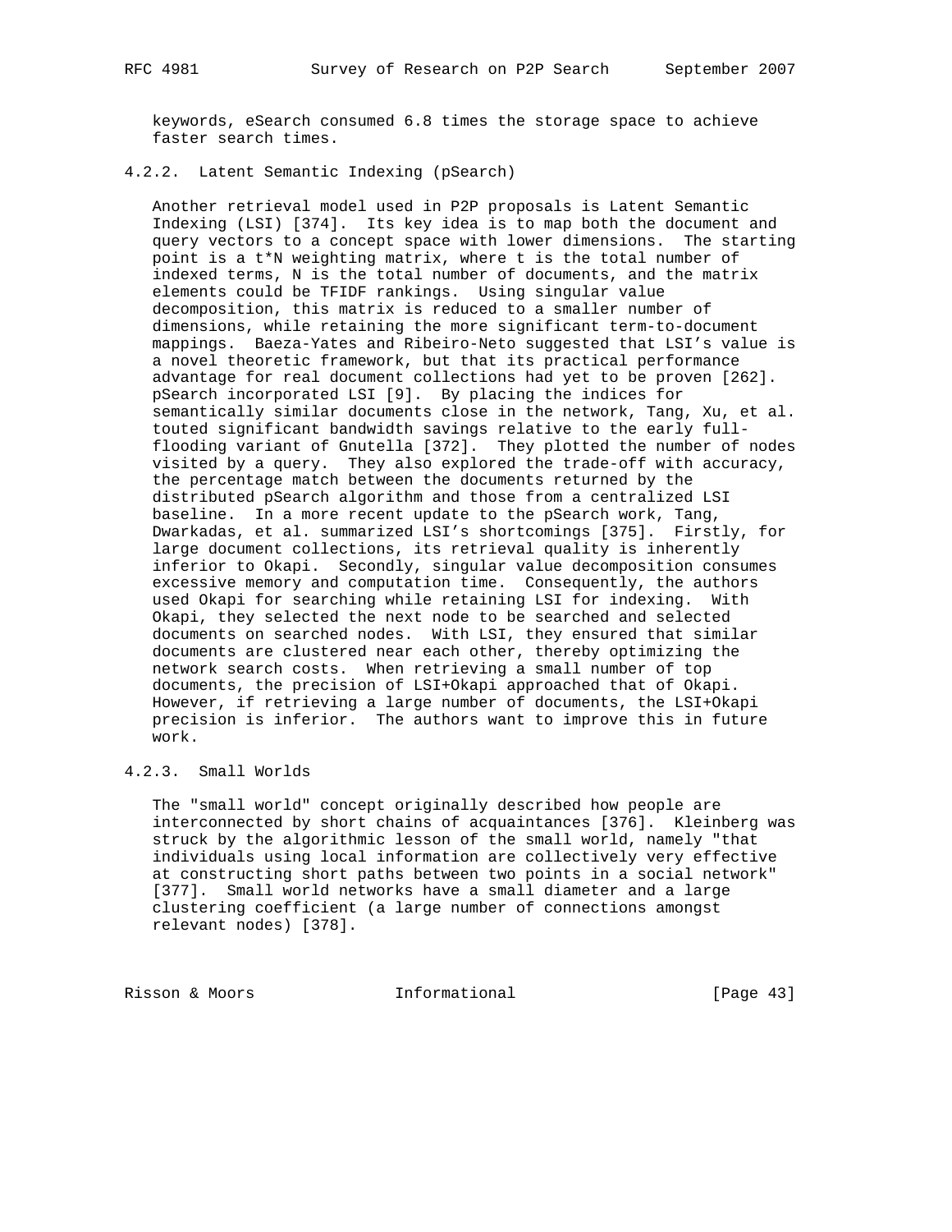keywords, eSearch consumed 6.8 times the storage space to achieve faster search times.

### 4.2.2. Latent Semantic Indexing (pSearch)

Another retrieval model used in P2P proposals is Latent Semantic Indexing (LSI) [374]. Its key idea is to map both the document and query vectors to a concept space with lower dimensions. The starting point is a t*N weighting matrix, where t is the total number of indexed terms, N is the total number of documents, and the matrix elements could be TFIDF rankings. Using singular value decomposition, this matrix is reduced to a smaller number of dimensions, while retaining the more significant term-to-document mappings. Baeza-Yates and Ribeiro-Neto suggested that LSI's value is a novel theoretic framework, but that its practical performance advantage for real document collections had yet to be proven [262]. pSearch incorporated LSI [9]. By placing the indices for semantically similar documents close in the network, Tang, Xu, et al. touted significant bandwidth savings relative to the early full-flooding variant of Gnutella [372]. They plotted the number of nodes visited by a query. They also explored the trade-off with accuracy, the percentage match between the documents returned by the distributed pSearch algorithm and those from a centralized LSI baseline. In a more recent update to the pSearch work, Tang, Dwarkadas, et al. summarized LSI's shortcomings [375]. Firstly, for large document collections, its retrieval quality is inherently inferior to Okapi. Secondly, singular value decomposition consumes excessive memory and computation time. Consequently, the authors used Okapi for searching while retaining LSI for indexing. With Okapi, they selected the next node to be searched and selected documents on searched nodes. With LSI, they ensured that similar documents are clustered near each other, thereby optimizing the network search costs. When retrieving a small number of top documents, the precision of LSI+Okapi approached that of Okapi. However, if retrieving a large number of documents, the LSI+Okapi precision is inferior. The authors want to improve this in future work.

### 4.2.3. Small Worlds

The "small world" concept originally described how people are interconnected by short chains of acquaintances [376]. Kleinberg was struck by the algorithmic lesson of the small world, namely "that individuals using local information are collectively very effective at constructing short paths between two points in a social network" [377]. Small world networks have a small diameter and a large clustering coefficient (a large number of connections amongst relevant nodes) [378].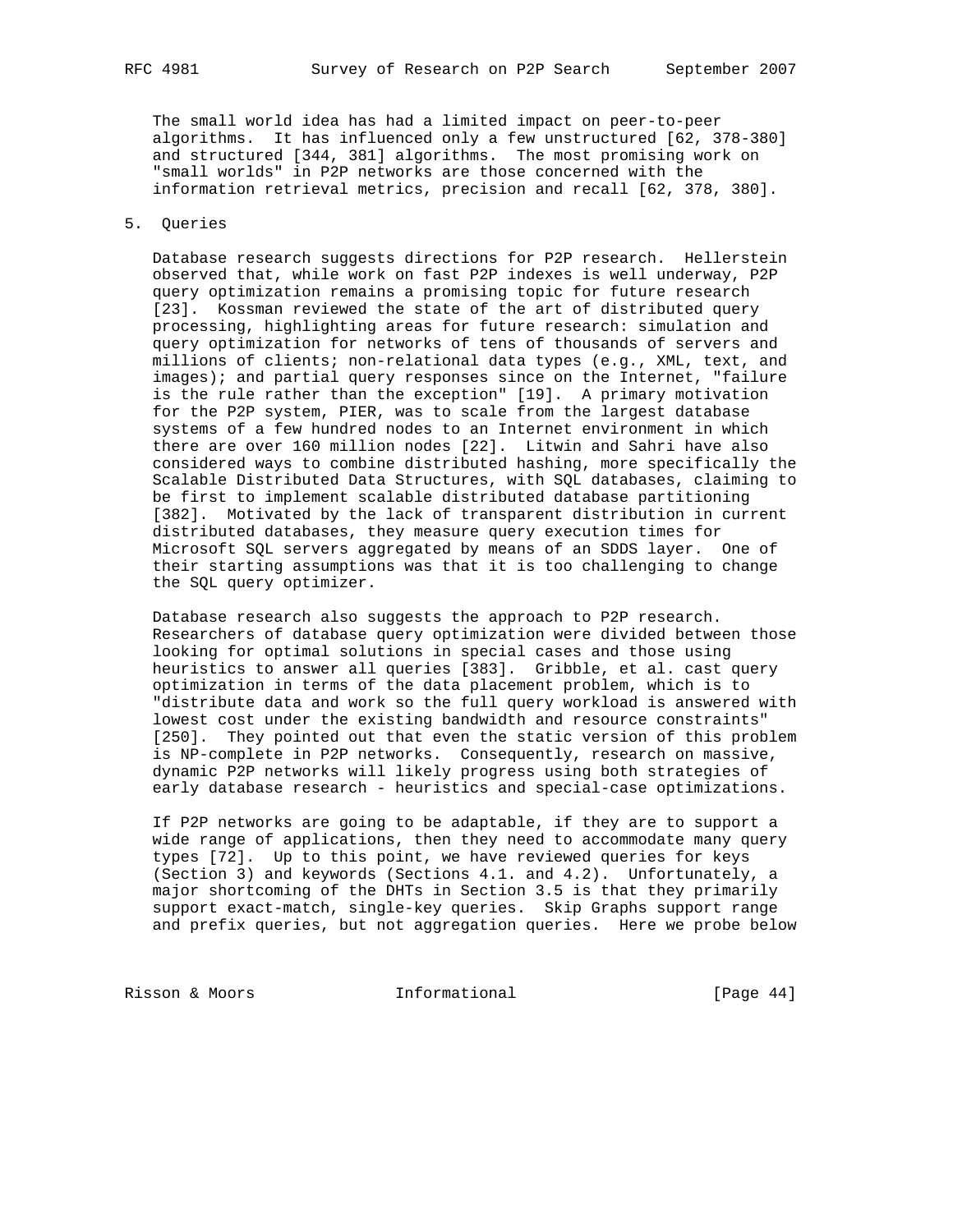The small world idea has had a limited impact on peer-to-peer algorithms. It has influenced only a few unstructured [62, 378-380] and structured [344, 381] algorithms. The most promising work on "small worlds" in P2P networks are those concerned with the information retrieval metrics, precision and recall [62, 378, 380].

## 5. Queries

Database research suggests directions for P2P research. Hellerstein observed that, while work on fast P2P indexes is well underway, P2P query optimization remains a promising topic for future research [23]. Kossman reviewed the state of the art of distributed query processing, highlighting areas for future research: simulation and query optimization for networks of tens of thousands of servers and millions of clients; non-relational data types (e.g., XML, text, and images); and partial query responses since on the Internet, "failure is the rule rather than the exception" [19]. A primary motivation for the P2P system, PIER, was to scale from the largest database systems of a few hundred nodes to an Internet environment in which there are over 160 million nodes [22]. Litwin and Sahri have also considered ways to combine distributed hashing, more specifically the Scalable Distributed Data Structures, with SQL databases, claiming to be first to implement scalable distributed database partitioning [382]. Motivated by the lack of transparent distribution in current distributed databases, they measure query execution times for Microsoft SQL servers aggregated by means of an SDDS layer. One of their starting assumptions was that it is too challenging to change the SQL query optimizer.

Database research also suggests the approach to P2P research. Researchers of database query optimization were divided between those looking for optimal solutions in special cases and those using heuristics to answer all queries [383]. Gribble, et al. cast query optimization in terms of the data placement problem, which is to "distribute data and work so the full query workload is answered with lowest cost under the existing bandwidth and resource constraints" [250]. They pointed out that even the static version of this problem is NP-complete in P2P networks. Consequently, research on massive, dynamic P2P networks will likely progress using both strategies of early database research - heuristics and special-case optimizations.

If P2P networks are going to be adaptable, if they are to support a wide range of applications, then they need to accommodate many query types [72]. Up to this point, we have reviewed queries for keys (Section 3) and keywords (Sections 4.1. and 4.2). Unfortunately, a major shortcoming of the DHTs in Section 3.5 is that they primarily support exact-match, single-key queries. Skip Graphs support range and prefix queries, but not aggregation queries. Here we probe below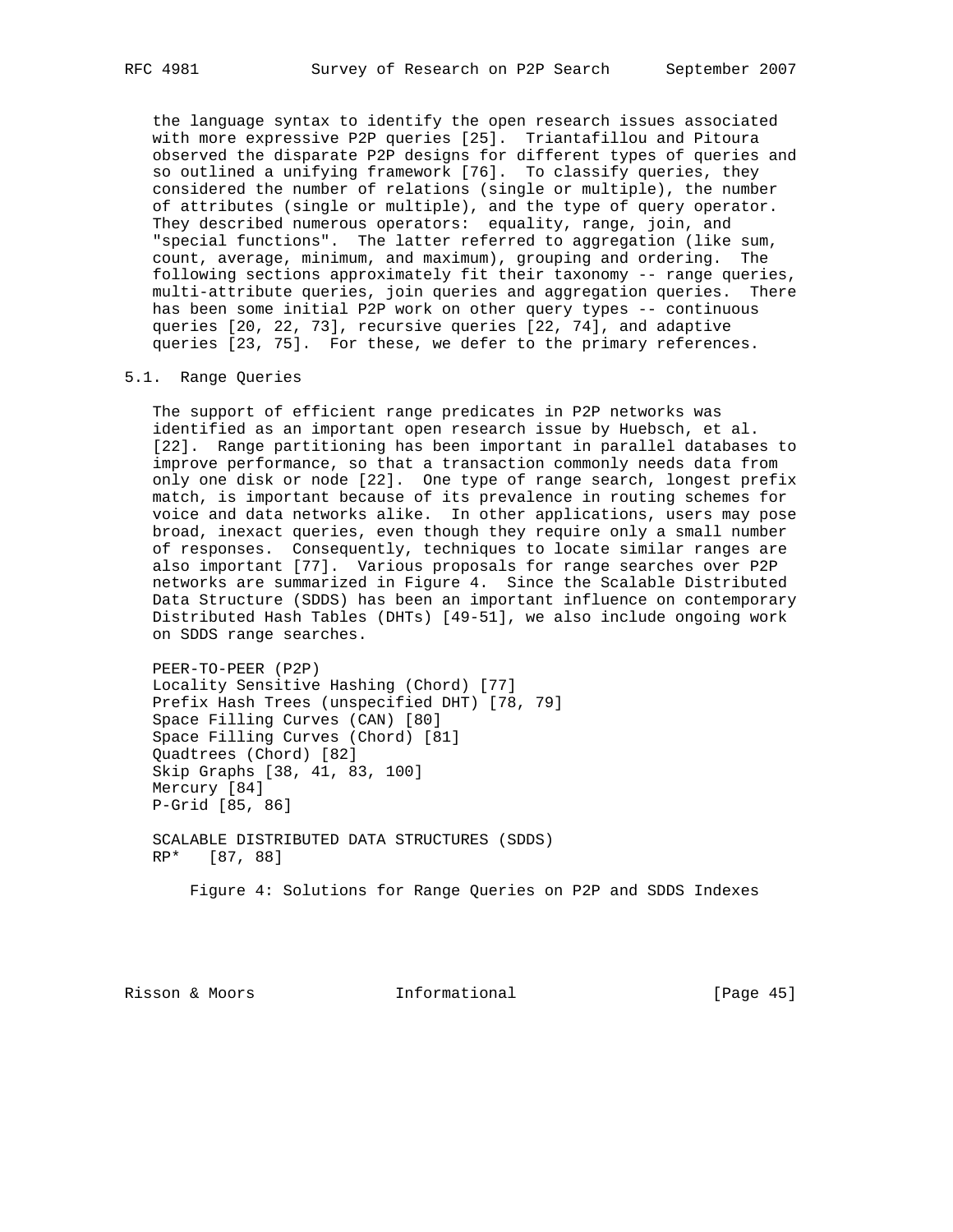the language syntax to identify the open research issues associated with more expressive P2P queries [25]. Triantafillou and Pitoura observed the disparate P2P designs for different types of queries and so outlined a unifying framework [76]. To classify queries, they considered the number of relations (single or multiple), the number of attributes (single or multiple), and the type of query operator. They described numerous operators: equality, range, join, and "special functions". The latter referred to aggregation (like sum, count, average, minimum, and maximum), grouping and ordering. The following sections approximately fit their taxonomy -- range queries, multi-attribute queries, join queries and aggregation queries. There has been some initial P2P work on other query types -- continuous queries [20, 22, 73], recursive queries [22, 74], and adaptive queries [23, 75]. For these, we defer to the primary references.

### 5.1. Range Queries

The support of efficient range predicates in P2P networks was identified as an important open research issue by Huebsch, et al. [22]. Range partitioning has been important in parallel databases to improve performance, so that a transaction commonly needs data from only one disk or node [22]. One type of range search, longest prefix match, is important because of its prevalence in routing schemes for voice and data networks alike. In other applications, users may pose broad, inexact queries, even though they require only a small number of responses. Consequently, techniques to locate similar ranges are also important [77]. Various proposals for range searches over P2P networks are summarized in Figure 4. Since the Scalable Distributed Data Structure (SDDS) has been an important influence on contemporary Distributed Hash Tables (DHTs) [49-51], we also include ongoing work on SDDS range searches.

```
PEER-TO-PEER (P2P)
Locality Sensitive Hashing (Chord) [77]
Prefix Hash Trees (unspecified DHT) [78, 79]
Space Filling Curves (CAN) [80]
Space Filling Curves (Chord) [81]
Quadtrees (Chord) [82]
Skip Graphs [38, 41, 83, 100]
Mercury [84]
P-Grid [85, 86]

SCALABLE DISTRIBUTED DATA STRUCTURES (SDDS)
RP*   [87, 88]
```

Figure 4: Solutions for Range Queries on P2P and SDDS Indexes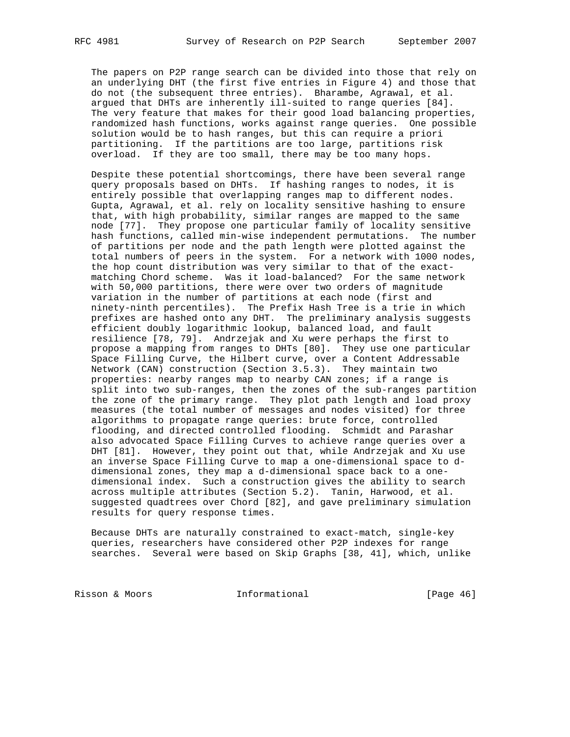The papers on P2P range search can be divided into those that rely on an underlying DHT (the first five entries in Figure 4) and those that do not (the subsequent three entries). Bharambe, Agrawal, et al. argued that DHTs are inherently ill-suited to range queries [84]. The very feature that makes for their good load balancing properties, randomized hash functions, works against range queries. One possible solution would be to hash ranges, but this can require a priori partitioning. If the partitions are too large, partitions risk overload. If they are too small, there may be too many hops.

Despite these potential shortcomings, there have been several range query proposals based on DHTs. If hashing ranges to nodes, it is entirely possible that overlapping ranges map to different nodes. Gupta, Agrawal, et al. rely on locality sensitive hashing to ensure that, with high probability, similar ranges are mapped to the same node [77]. They propose one particular family of locality sensitive hash functions, called min-wise independent permutations. The number of partitions per node and the path length were plotted against the total numbers of peers in the system. For a network with 1000 nodes, the hop count distribution was very similar to that of the exact-matching Chord scheme. Was it load-balanced? For the same network with 50,000 partitions, there were over two orders of magnitude variation in the number of partitions at each node (first and ninety-ninth percentiles). The Prefix Hash Tree is a trie in which prefixes are hashed onto any DHT. The preliminary analysis suggests efficient doubly logarithmic lookup, balanced load, and fault resilience [78, 79]. Andrzejak and Xu were perhaps the first to propose a mapping from ranges to DHTs [80]. They use one particular Space Filling Curve, the Hilbert curve, over a Content Addressable Network (CAN) construction (Section 3.5.3). They maintain two properties: nearby ranges map to nearby CAN zones; if a range is split into two sub-ranges, then the zones of the sub-ranges partition the zone of the primary range. They plot path length and load proxy measures (the total number of messages and nodes visited) for three algorithms to propagate range queries: brute force, controlled flooding, and directed controlled flooding. Schmidt and Parashar also advocated Space Filling Curves to achieve range queries over a DHT [81]. However, they point out that, while Andrzejak and Xu use an inverse Space Filling Curve to map a one-dimensional space to d-dimensional zones, they map a d-dimensional space back to a one-dimensional index. Such a construction gives the ability to search across multiple attributes (Section 5.2). Tanin, Harwood, et al. suggested quadtrees over Chord [82], and gave preliminary simulation results for query response times.

Because DHTs are naturally constrained to exact-match, single-key queries, researchers have considered other P2P indexes for range searches. Several were based on Skip Graphs [38, 41], which, unlike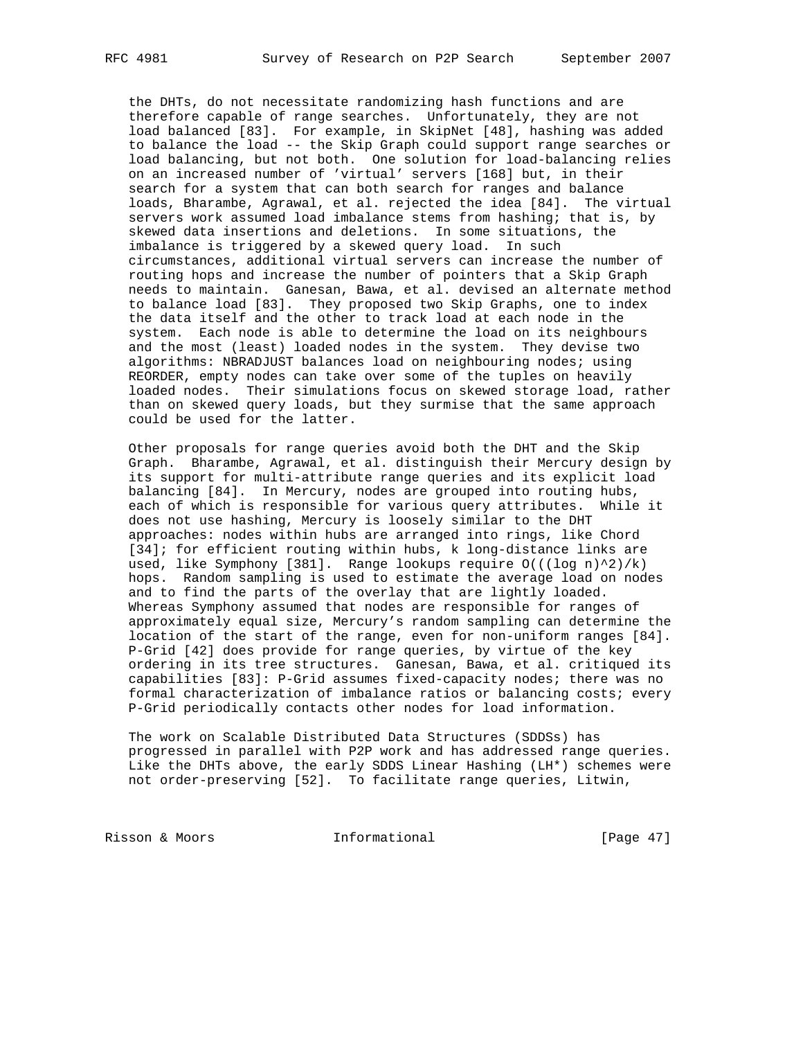the DHTs, do not necessitate randomizing hash functions and are therefore capable of range searches. Unfortunately, they are not load balanced [83]. For example, in SkipNet [48], hashing was added to balance the load -- the Skip Graph could support range searches or load balancing, but not both. One solution for load-balancing relies on an increased number of 'virtual' servers [168] but, in their search for a system that can both search for ranges and balance loads, Bharambe, Agrawal, et al. rejected the idea [84]. The virtual servers work assumed load imbalance stems from hashing; that is, by skewed data insertions and deletions. In some situations, the imbalance is triggered by a skewed query load. In such circumstances, additional virtual servers can increase the number of routing hops and increase the number of pointers that a Skip Graph needs to maintain. Ganesan, Bawa, et al. devised an alternate method to balance load [83]. They proposed two Skip Graphs, one to index the data itself and the other to track load at each node in the system. Each node is able to determine the load on its neighbours and the most (least) loaded nodes in the system. They devise two algorithms: NBRADJUST balances load on neighbouring nodes; using REORDER, empty nodes can take over some of the tuples on heavily loaded nodes. Their simulations focus on skewed storage load, rather than on skewed query loads, but they surmise that the same approach could be used for the latter.

Other proposals for range queries avoid both the DHT and the Skip Graph. Bharambe, Agrawal, et al. distinguish their Mercury design by its support for multi-attribute range queries and its explicit load balancing [84]. In Mercury, nodes are grouped into routing hubs, each of which is responsible for various query attributes. While it does not use hashing, Mercury is loosely similar to the DHT approaches: nodes within hubs are arranged into rings, like Chord [34]; for efficient routing within hubs, k long-distance links are used, like Symphony [381]. Range lookups require $O(((\log n)^2)/k)$ hops. Random sampling is used to estimate the average load on nodes and to find the parts of the overlay that are lightly loaded. Whereas Symphony assumed that nodes are responsible for ranges of approximately equal size, Mercury's random sampling can determine the location of the start of the range, even for non-uniform ranges [84]. P-Grid [42] does provide for range queries, by virtue of the key ordering in its tree structures. Ganesan, Bawa, et al. critiqued its capabilities [83]: P-Grid assumes fixed-capacity nodes; there was no formal characterization of imbalance ratios or balancing costs; every P-Grid periodically contacts other nodes for load information.

The work on Scalable Distributed Data Structures (SDDSs) has progressed in parallel with P2P work and has addressed range queries. Like the DHTs above, the early SDDS Linear Hashing (LH*) schemes were not order-preserving [52]. To facilitate range queries, Litwin,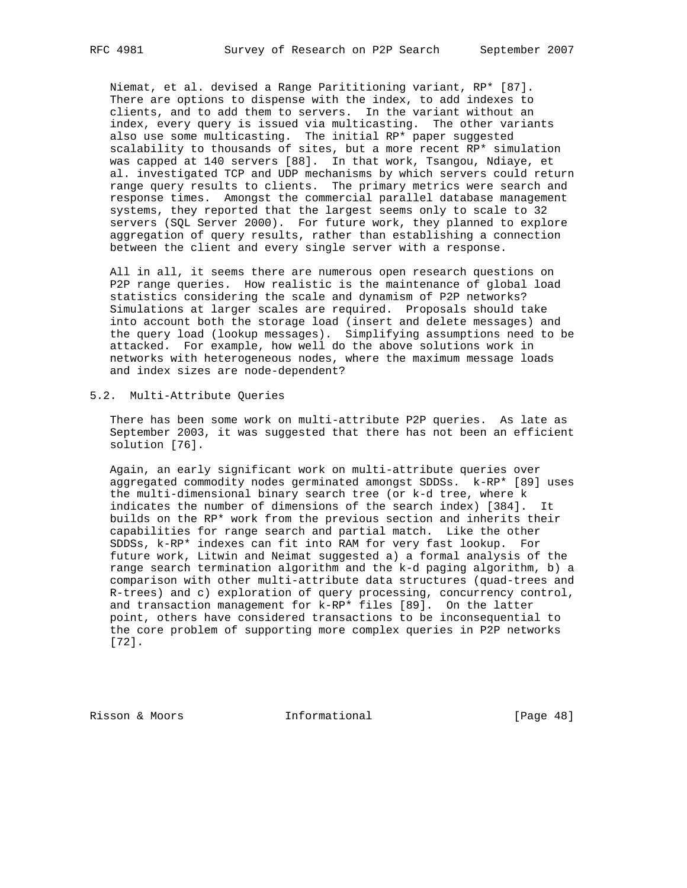Niemat, et al. devised a Range Parititioning variant, RP* [87]. There are options to dispense with the index, to add indexes to clients, and to add them to servers. In the variant without an index, every query is issued via multicasting. The other variants also use some multicasting. The initial RP* paper suggested scalability to thousands of sites, but a more recent RP* simulation was capped at 140 servers [88]. In that work, Tsangou, Ndiaye, et al. investigated TCP and UDP mechanisms by which servers could return range query results to clients. The primary metrics were search and response times. Amongst the commercial parallel database management systems, they reported that the largest seems only to scale to 32 servers (SQL Server 2000). For future work, they planned to explore aggregation of query results, rather than establishing a connection between the client and every single server with a response.

All in all, it seems there are numerous open research questions on P2P range queries. How realistic is the maintenance of global load statistics considering the scale and dynamism of P2P networks? Simulations at larger scales are required. Proposals should take into account both the storage load (insert and delete messages) and the query load (lookup messages). Simplifying assumptions need to be attacked. For example, how well do the above solutions work in networks with heterogeneous nodes, where the maximum message loads and index sizes are node-dependent?

## 5.2. Multi-Attribute Queries

There has been some work on multi-attribute P2P queries. As late as September 2003, it was suggested that there has not been an efficient solution [76].

Again, an early significant work on multi-attribute queries over aggregated commodity nodes germinated amongst SDDSs. k-RP* [89] uses the multi-dimensional binary search tree (or k-d tree, where k indicates the number of dimensions of the search index) [384]. It builds on the RP* work from the previous section and inherits their capabilities for range search and partial match. Like the other SDDSs, k-RP* indexes can fit into RAM for very fast lookup. For future work, Litwin and Neimat suggested a) a formal analysis of the range search termination algorithm and the k-d paging algorithm, b) a comparison with other multi-attribute data structures (quad-trees and R-trees) and c) exploration of query processing, concurrency control, and transaction management for k-RP* files [89]. On the latter point, others have considered transactions to be inconsequential to the core problem of supporting more complex queries in P2P networks [72].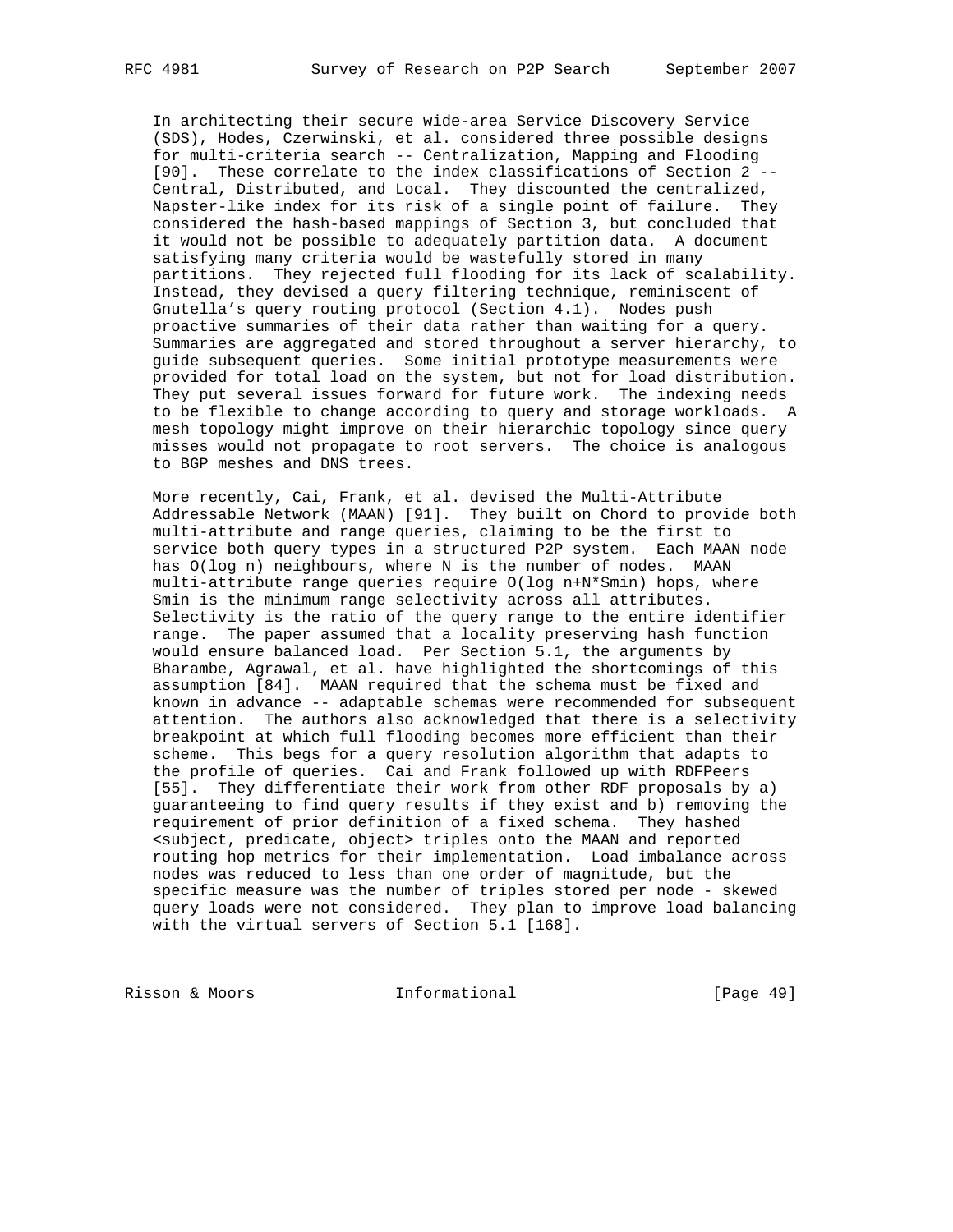In architecting their secure wide-area Service Discovery Service (SDS), Hodes, Czerwinski, et al. considered three possible designs for multi-criteria search -- Centralization, Mapping and Flooding [90]. These correlate to the index classifications of Section 2 -- Central, Distributed, and Local. They discounted the centralized, Napster-like index for its risk of a single point of failure. They considered the hash-based mappings of Section 3, but concluded that it would not be possible to adequately partition data. A document satisfying many criteria would be wastefully stored in many partitions. They rejected full flooding for its lack of scalability. Instead, they devised a query filtering technique, reminiscent of Gnutella's query routing protocol (Section 4.1). Nodes push proactive summaries of their data rather than waiting for a query. Summaries are aggregated and stored throughout a server hierarchy, to guide subsequent queries. Some initial prototype measurements were provided for total load on the system, but not for load distribution. They put several issues forward for future work. The indexing needs to be flexible to change according to query and storage workloads. A mesh topology might improve on their hierarchic topology since query misses would not propagate to root servers. The choice is analogous to BGP meshes and DNS trees.

More recently, Cai, Frank, et al. devised the Multi-Attribute Addressable Network (MAAN) [91]. They built on Chord to provide both multi-attribute and range queries, claiming to be the first to service both query types in a structured P2P system. Each MAAN node has O(log n) neighbours, where N is the number of nodes. MAAN multi-attribute range queries require O(log n+N*Smin) hops, where Smin is the minimum range selectivity across all attributes. Selectivity is the ratio of the query range to the entire identifier range. The paper assumed that a locality preserving hash function would ensure balanced load. Per Section 5.1, the arguments by Bharambe, Agrawal, et al. have highlighted the shortcomings of this assumption [84]. MAAN required that the schema must be fixed and known in advance -- adaptable schemas were recommended for subsequent attention. The authors also acknowledged that there is a selectivity breakpoint at which full flooding becomes more efficient than their scheme. This begs for a query resolution algorithm that adapts to the profile of queries. Cai and Frank followed up with RDFPeers [55]. They differentiate their work from other RDF proposals by a) guaranteeing to find query results if they exist and b) removing the requirement of prior definition of a fixed schema. They hashed <subject, predicate, object> triples onto the MAAN and reported routing hop metrics for their implementation. Load imbalance across nodes was reduced to less than one order of magnitude, but the specific measure was the number of triples stored per node - skewed query loads were not considered. They plan to improve load balancing with the virtual servers of Section 5.1 [168].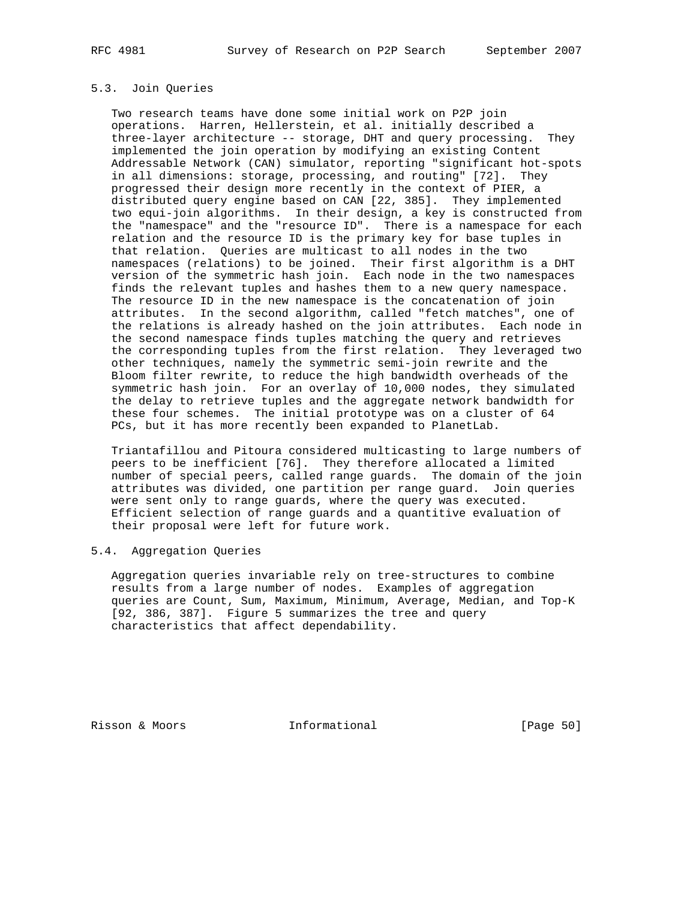### 5.3. Join Queries

Two research teams have done some initial work on P2P join operations. Harren, Hellerstein, et al. initially described a three-layer architecture -- storage, DHT and query processing. They implemented the join operation by modifying an existing Content Addressable Network (CAN) simulator, reporting "significant hot-spots in all dimensions: storage, processing, and routing" [72]. They progressed their design more recently in the context of PIER, a distributed query engine based on CAN [22, 385]. They implemented two equi-join algorithms. In their design, a key is constructed from the "namespace" and the "resource ID". There is a namespace for each relation and the resource ID is the primary key for base tuples in that relation. Queries are multicast to all nodes in the two namespaces (relations) to be joined. Their first algorithm is a DHT version of the symmetric hash join. Each node in the two namespaces finds the relevant tuples and hashes them to a new query namespace. The resource ID in the new namespace is the concatenation of join attributes. In the second algorithm, called "fetch matches", one of the relations is already hashed on the join attributes. Each node in the second namespace finds tuples matching the query and retrieves the corresponding tuples from the first relation. They leveraged two other techniques, namely the symmetric semi-join rewrite and the Bloom filter rewrite, to reduce the high bandwidth overheads of the symmetric hash join. For an overlay of 10,000 nodes, they simulated the delay to retrieve tuples and the aggregate network bandwidth for these four schemes. The initial prototype was on a cluster of 64 PCs, but it has more recently been expanded to PlanetLab.

Triantafillou and Pitoura considered multicasting to large numbers of peers to be inefficient [76]. They therefore allocated a limited number of special peers, called range guards. The domain of the join attributes was divided, one partition per range guard. Join queries were sent only to range guards, where the query was executed. Efficient selection of range guards and a quantitive evaluation of their proposal were left for future work.

### 5.4. Aggregation Queries

Aggregation queries invariable rely on tree-structures to combine results from a large number of nodes. Examples of aggregation queries are Count, Sum, Maximum, Minimum, Average, Median, and Top-K [92, 386, 387]. Figure 5 summarizes the tree and query characteristics that affect dependability.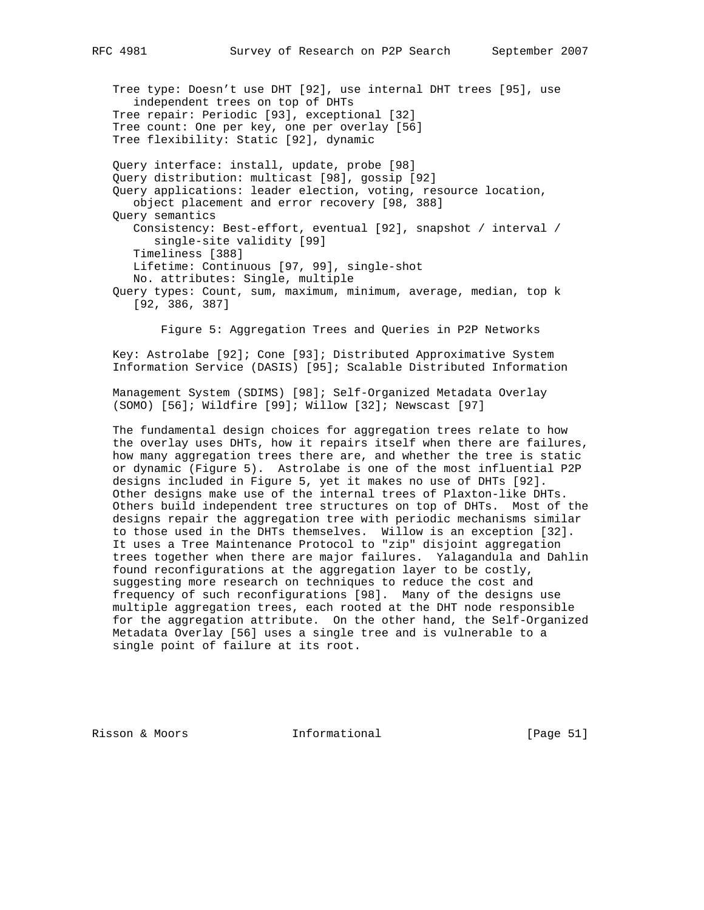Tree type: Doesn't use DHT [92], use internal DHT trees [95], use independent trees on top of DHTs
Tree repair: Periodic [93], exceptional [32]
Tree count: One per key, one per overlay [56]
Tree flexibility: Static [92], dynamic

Query interface: install, update, probe [98]
Query distribution: multicast [98], gossip [92]
Query applications: leader election, voting, resource location, object placement and error recovery [98, 388]
Query semantics
   Consistency: Best-effort, eventual [92], snapshot / interval / single-site validity [99]
   Timeliness [388]
   Lifetime: Continuous [97, 99], single-shot
   No. attributes: Single, multiple
Query types: Count, sum, maximum, minimum, average, median, top k [92, 386, 387]

Figure 5: Aggregation Trees and Queries in P2P Networks

Key: Astrolabe [92]; Cone [93]; Distributed Approximative System Information Service (DASIS) [95]; Scalable Distributed Information Management System (SDIMS) [98]; Self-Organized Metadata Overlay (SOMO) [56]; Wildfire [99]; Willow [32]; Newscast [97]

The fundamental design choices for aggregation trees relate to how the overlay uses DHTs, how it repairs itself when there are failures, how many aggregation trees there are, and whether the tree is static or dynamic (Figure 5). Astrolabe is one of the most influential P2P designs included in Figure 5, yet it makes no use of DHTs [92]. Other designs make use of the internal trees of Plaxton-like DHTs. Others build independent tree structures on top of DHTs. Most of the designs repair the aggregation tree with periodic mechanisms similar to those used in the DHTs themselves. Willow is an exception [32]. It uses a Tree Maintenance Protocol to "zip" disjoint aggregation trees together when there are major failures. Yalagandula and Dahlin found reconfigurations at the aggregation layer to be costly, suggesting more research on techniques to reduce the cost and frequency of such reconfigurations [98]. Many of the designs use multiple aggregation trees, each rooted at the DHT node responsible for the aggregation attribute. On the other hand, the Self-Organized Metadata Overlay [56] uses a single tree and is vulnerable to a single point of failure at its root.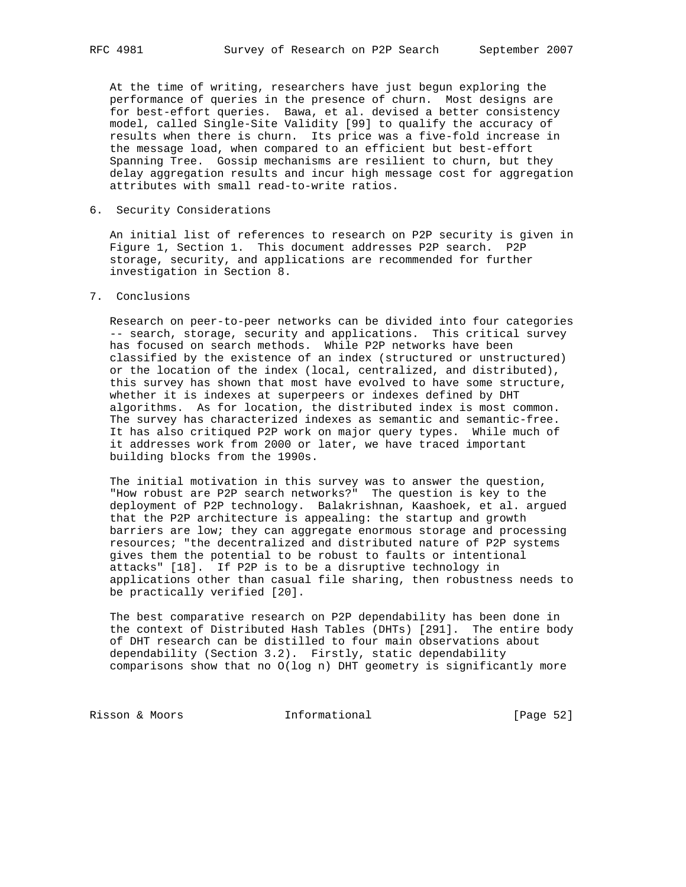At the time of writing, researchers have just begun exploring the performance of queries in the presence of churn. Most designs are for best-effort queries. Bawa, et al. devised a better consistency model, called Single-Site Validity [99] to qualify the accuracy of results when there is churn. Its price was a five-fold increase in the message load, when compared to an efficient but best-effort Spanning Tree. Gossip mechanisms are resilient to churn, but they delay aggregation results and incur high message cost for aggregation attributes with small read-to-write ratios.

## 6. Security Considerations

An initial list of references to research on P2P security is given in Figure 1, Section 1. This document addresses P2P search. P2P storage, security, and applications are recommended for further investigation in Section 8.

## 7. Conclusions

Research on peer-to-peer networks can be divided into four categories -- search, storage, security and applications. This critical survey has focused on search methods. While P2P networks have been classified by the existence of an index (structured or unstructured) or the location of the index (local, centralized, and distributed), this survey has shown that most have evolved to have some structure, whether it is indexes at superpeers or indexes defined by DHT algorithms. As for location, the distributed index is most common. The survey has characterized indexes as semantic and semantic-free. It has also critiqued P2P work on major query types. While much of it addresses work from 2000 or later, we have traced important building blocks from the 1990s.

The initial motivation in this survey was to answer the question, "How robust are P2P search networks?" The question is key to the deployment of P2P technology. Balakrishnan, Kaashoek, et al. argued that the P2P architecture is appealing: the startup and growth barriers are low; they can aggregate enormous storage and processing resources; "the decentralized and distributed nature of P2P systems gives them the potential to be robust to faults or intentional attacks" [18]. If P2P is to be a disruptive technology in applications other than casual file sharing, then robustness needs to be practically verified [20].

The best comparative research on P2P dependability has been done in the context of Distributed Hash Tables (DHTs) [291]. The entire body of DHT research can be distilled to four main observations about dependability (Section 3.2). Firstly, static dependability comparisons show that no $O(\log n)$ DHT geometry is significantly more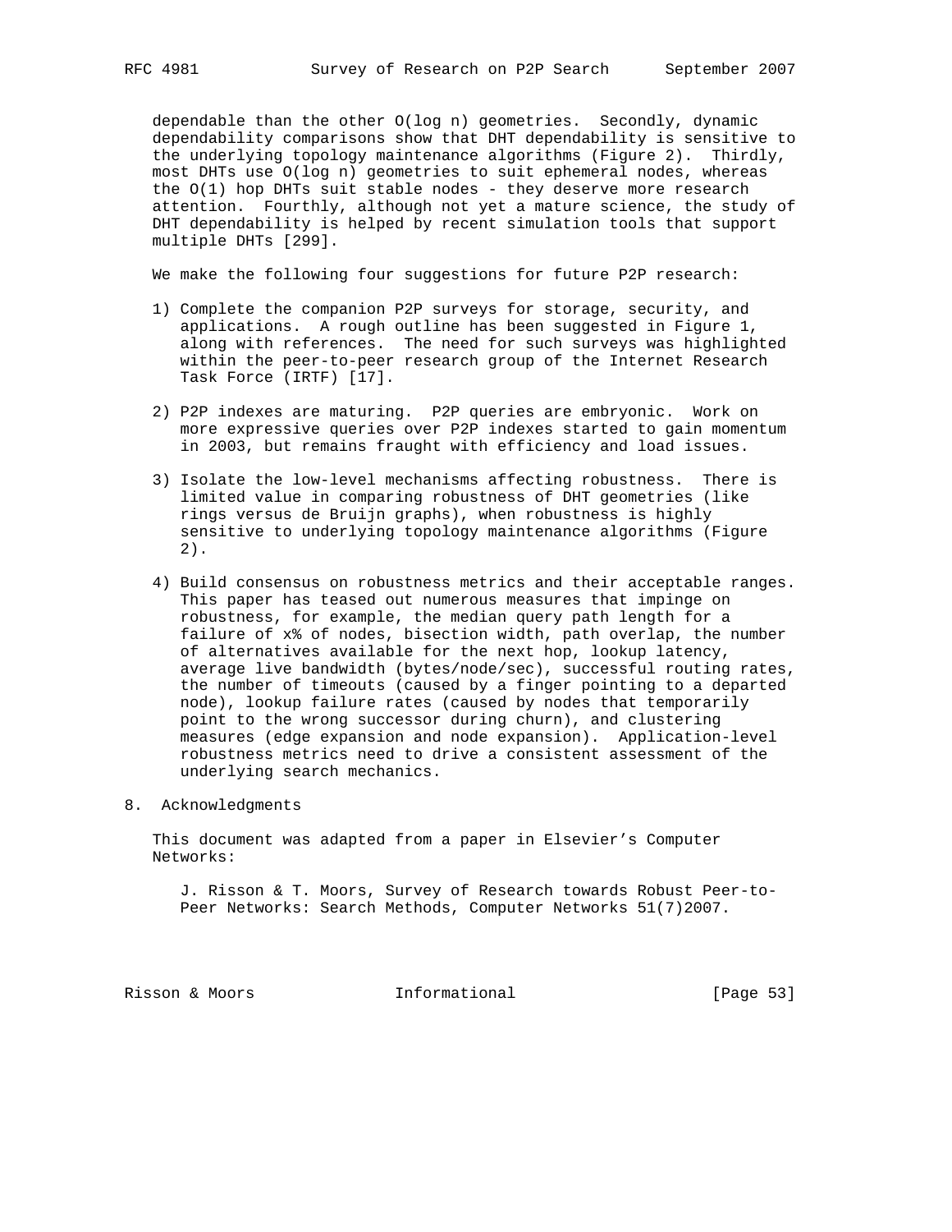dependable than the other $O(\log n)$ geometries. Secondly, dynamic dependability comparisons show that DHT dependability is sensitive to the underlying topology maintenance algorithms (Figure 2). Thirdly, most DHTs use $O(\log n)$ geometries to suit ephemeral nodes, whereas the $O(1)$ hop DHTs suit stable nodes - they deserve more research attention. Fourthly, although not yet a mature science, the study of DHT dependability is helped by recent simulation tools that support multiple DHTs [299].

We make the following four suggestions for future P2P research:

1) Complete the companion P2P surveys for storage, security, and applications. A rough outline has been suggested in Figure 1, along with references. The need for such surveys was highlighted within the peer-to-peer research group of the Internet Research Task Force (IRTF) [17].

2) P2P indexes are maturing. P2P queries are embryonic. Work on more expressive queries over P2P indexes started to gain momentum in 2003, but remains fraught with efficiency and load issues.

3) Isolate the low-level mechanisms affecting robustness. There is limited value in comparing robustness of DHT geometries (like rings versus de Bruijn graphs), when robustness is highly sensitive to underlying topology maintenance algorithms (Figure 2).

4) Build consensus on robustness metrics and their acceptable ranges. This paper has teased out numerous measures that impinge on robustness, for example, the median query path length for a failure of x% of nodes, bisection width, path overlap, the number of alternatives available for the next hop, lookup latency, average live bandwidth (bytes/node/sec), successful routing rates, the number of timeouts (caused by a finger pointing to a departed node), lookup failure rates (caused by nodes that temporarily point to the wrong successor during churn), and clustering measures (edge expansion and node expansion). Application-level robustness metrics need to drive a consistent assessment of the underlying search mechanics.

## 8. Acknowledgments

This document was adapted from a paper in Elsevier's Computer Networks:

J. Risson & T. Moors, Survey of Research towards Robust Peer-to-Peer Networks: Search Methods, Computer Networks 51(7)2007.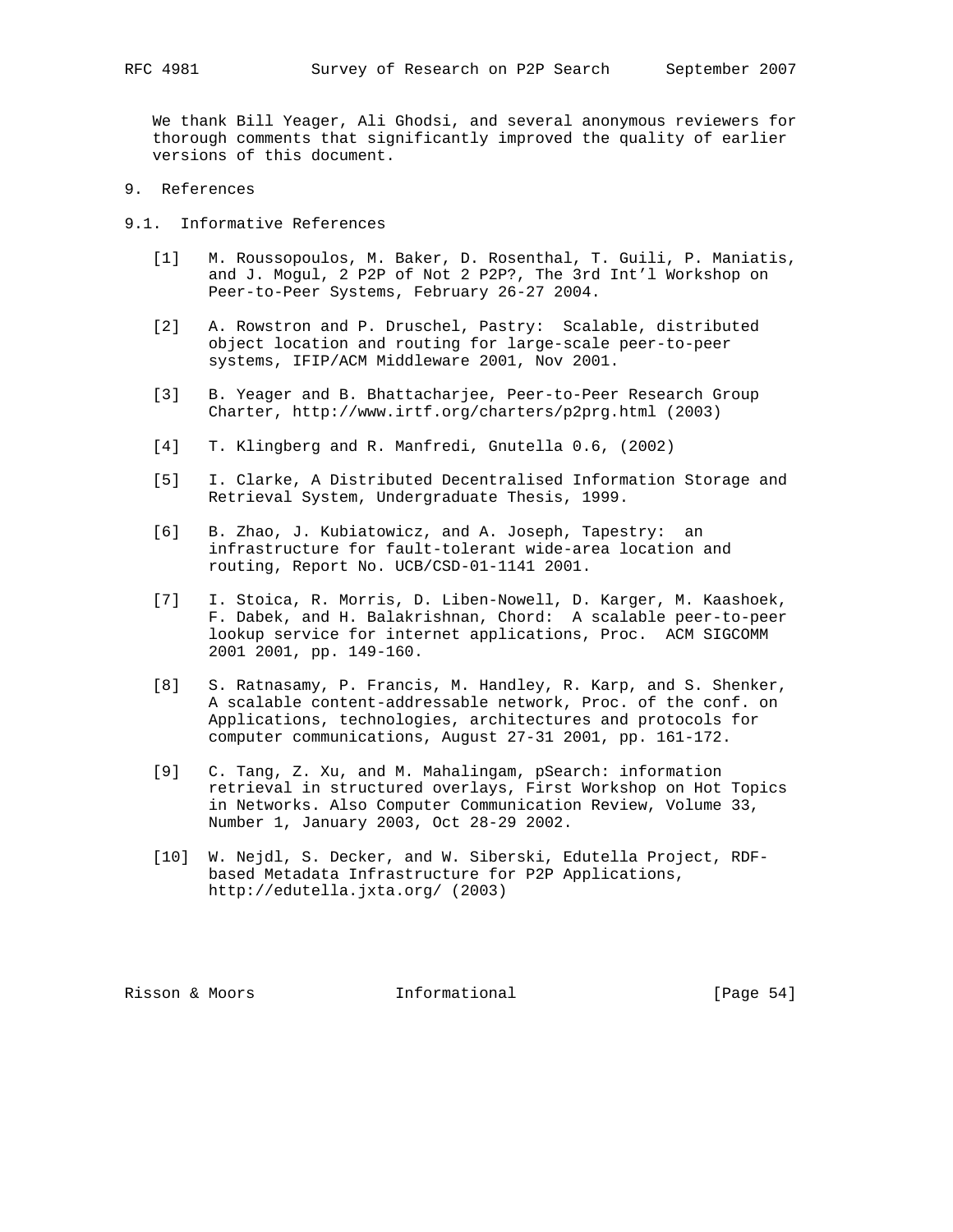We thank Bill Yeager, Ali Ghodsi, and several anonymous reviewers for thorough comments that significantly improved the quality of earlier versions of this document.

# 9. References

## 9.1. Informative References

[1] M. Roussopoulos, M. Baker, D. Rosenthal, T. Guili, P. Maniatis, and J. Mogul, 2 P2P of Not 2 P2P?, The 3rd Int'l Workshop on Peer-to-Peer Systems, February 26-27 2004.

[2] A. Rowstron and P. Druschel, Pastry: Scalable, distributed object location and routing for large-scale peer-to-peer systems, IFIP/ACM Middleware 2001, Nov 2001.

[3] B. Yeager and B. Bhattacharjee, Peer-to-Peer Research Group Charter, http://www.irtf.org/charters/p2prg.html (2003)

[4] T. Klingberg and R. Manfredi, Gnutella 0.6, (2002)

[5] I. Clarke, A Distributed Decentralised Information Storage and Retrieval System, Undergraduate Thesis, 1999.

[6] B. Zhao, J. Kubiatowicz, and A. Joseph, Tapestry: an infrastructure for fault-tolerant wide-area location and routing, Report No. UCB/CSD-01-1141 2001.

[7] I. Stoica, R. Morris, D. Liben-Nowell, D. Karger, M. Kaashoek, F. Dabek, and H. Balakrishnan, Chord: A scalable peer-to-peer lookup service for internet applications, Proc. ACM SIGCOMM 2001 2001, pp. 149-160.

[8] S. Ratnasamy, P. Francis, M. Handley, R. Karp, and S. Shenker, A scalable content-addressable network, Proc. of the conf. on Applications, technologies, architectures and protocols for computer communications, August 27-31 2001, pp. 161-172.

[9] C. Tang, Z. Xu, and M. Mahalingam, pSearch: information retrieval in structured overlays, First Workshop on Hot Topics in Networks. Also Computer Communication Review, Volume 33, Number 1, January 2003, Oct 28-29 2002.

[10] W. Nejdl, S. Decker, and W. Siberski, Edutella Project, RDF-based Metadata Infrastructure for P2P Applications, http://edutella.jxta.org/ (2003)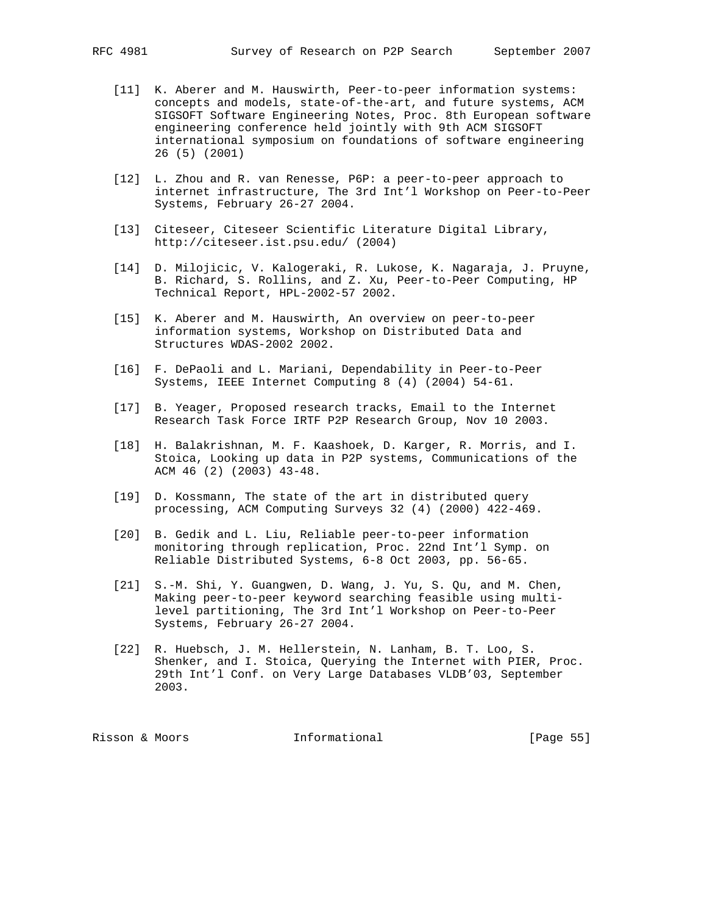[11] K. Aberer and M. Hauswirth, Peer-to-peer information systems: concepts and models, state-of-the-art, and future systems, ACM SIGSOFT Software Engineering Notes, Proc. 8th European software engineering conference held jointly with 9th ACM SIGSOFT international symposium on foundations of software engineering 26 (5) (2001)

[12] L. Zhou and R. van Renesse, P6P: a peer-to-peer approach to internet infrastructure, The 3rd Int'l Workshop on Peer-to-Peer Systems, February 26-27 2004.

[13] Citeseer, Citeseer Scientific Literature Digital Library, http://citeseer.ist.psu.edu/ (2004)

[14] D. Milojicic, V. Kalogeraki, R. Lukose, K. Nagaraja, J. Pruyne, B. Richard, S. Rollins, and Z. Xu, Peer-to-Peer Computing, HP Technical Report, HPL-2002-57 2002.

[15] K. Aberer and M. Hauswirth, An overview on peer-to-peer information systems, Workshop on Distributed Data and Structures WDAS-2002 2002.

[16] F. DePaoli and L. Mariani, Dependability in Peer-to-Peer Systems, IEEE Internet Computing 8 (4) (2004) 54-61.

[17] B. Yeager, Proposed research tracks, Email to the Internet Research Task Force IRTF P2P Research Group, Nov 10 2003.

[18] H. Balakrishnan, M. F. Kaashoek, D. Karger, R. Morris, and I. Stoica, Looking up data in P2P systems, Communications of the ACM 46 (2) (2003) 43-48.

[19] D. Kossmann, The state of the art in distributed query processing, ACM Computing Surveys 32 (4) (2000) 422-469.

[20] B. Gedik and L. Liu, Reliable peer-to-peer information monitoring through replication, Proc. 22nd Int'l Symp. on Reliable Distributed Systems, 6-8 Oct 2003, pp. 56-65.

[21] S.-M. Shi, Y. Guangwen, D. Wang, J. Yu, S. Qu, and M. Chen, Making peer-to-peer keyword searching feasible using multi-level partitioning, The 3rd Int'l Workshop on Peer-to-Peer Systems, February 26-27 2004.

[22] R. Huebsch, J. M. Hellerstein, N. Lanham, B. T. Loo, S. Shenker, and I. Stoica, Querying the Internet with PIER, Proc. 29th Int'l Conf. on Very Large Databases VLDB'03, September 2003.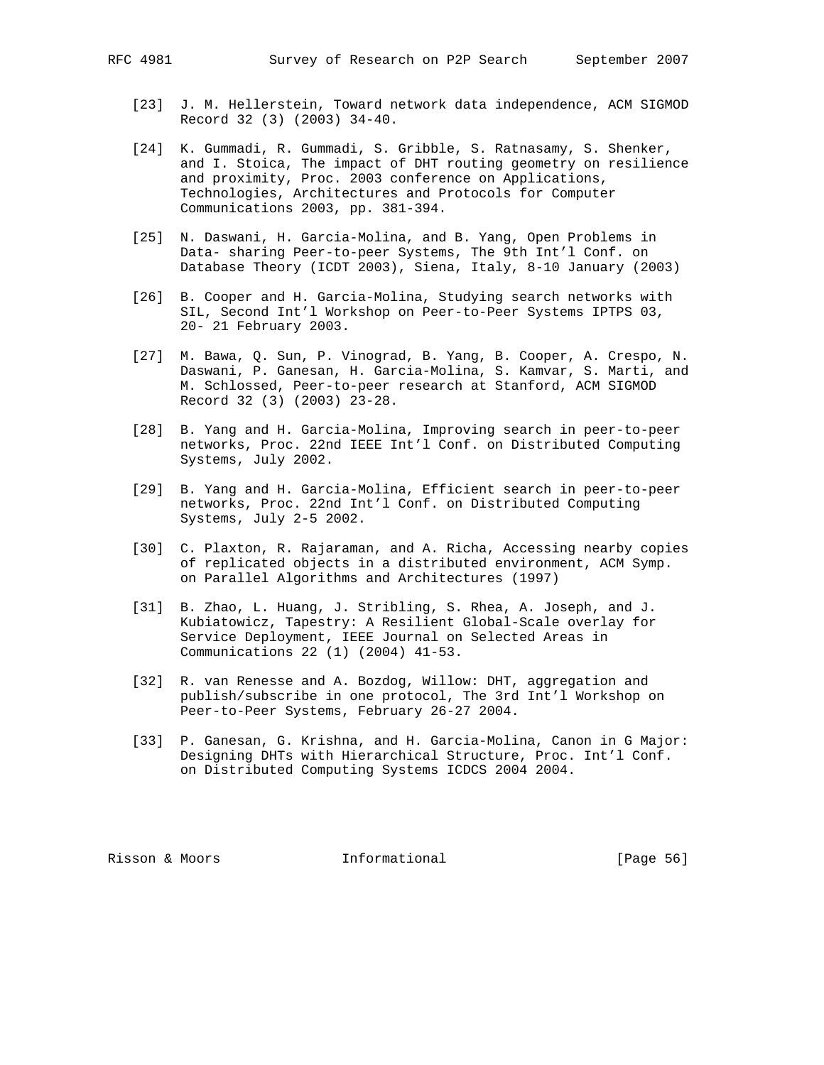[23] J. M. Hellerstein, Toward network data independence, ACM SIGMOD Record 32 (3) (2003) 34-40.

[24] K. Gummadi, R. Gummadi, S. Gribble, S. Ratnasamy, S. Shenker, and I. Stoica, The impact of DHT routing geometry on resilience and proximity, Proc. 2003 conference on Applications, Technologies, Architectures and Protocols for Computer Communications 2003, pp. 381-394.

[25] N. Daswani, H. Garcia-Molina, and B. Yang, Open Problems in Data- sharing Peer-to-peer Systems, The 9th Int'l Conf. on Database Theory (ICDT 2003), Siena, Italy, 8-10 January (2003)

[26] B. Cooper and H. Garcia-Molina, Studying search networks with SIL, Second Int'l Workshop on Peer-to-Peer Systems IPTPS 03, 20- 21 February 2003.

[27] M. Bawa, Q. Sun, P. Vinograd, B. Yang, B. Cooper, A. Crespo, N. Daswani, P. Ganesan, H. Garcia-Molina, S. Kamvar, S. Marti, and M. Schlossed, Peer-to-peer research at Stanford, ACM SIGMOD Record 32 (3) (2003) 23-28.

[28] B. Yang and H. Garcia-Molina, Improving search in peer-to-peer networks, Proc. 22nd IEEE Int'l Conf. on Distributed Computing Systems, July 2002.

[29] B. Yang and H. Garcia-Molina, Efficient search in peer-to-peer networks, Proc. 22nd Int'l Conf. on Distributed Computing Systems, July 2-5 2002.

[30] C. Plaxton, R. Rajaraman, and A. Richa, Accessing nearby copies of replicated objects in a distributed environment, ACM Symp. on Parallel Algorithms and Architectures (1997)

[31] B. Zhao, L. Huang, J. Stribling, S. Rhea, A. Joseph, and J. Kubiatowicz, Tapestry: A Resilient Global-Scale overlay for Service Deployment, IEEE Journal on Selected Areas in Communications 22 (1) (2004) 41-53.

[32] R. van Renesse and A. Bozdog, Willow: DHT, aggregation and publish/subscribe in one protocol, The 3rd Int'l Workshop on Peer-to-Peer Systems, February 26-27 2004.

[33] P. Ganesan, G. Krishna, and H. Garcia-Molina, Canon in G Major: Designing DHTs with Hierarchical Structure, Proc. Int'l Conf. on Distributed Computing Systems ICDCS 2004 2004.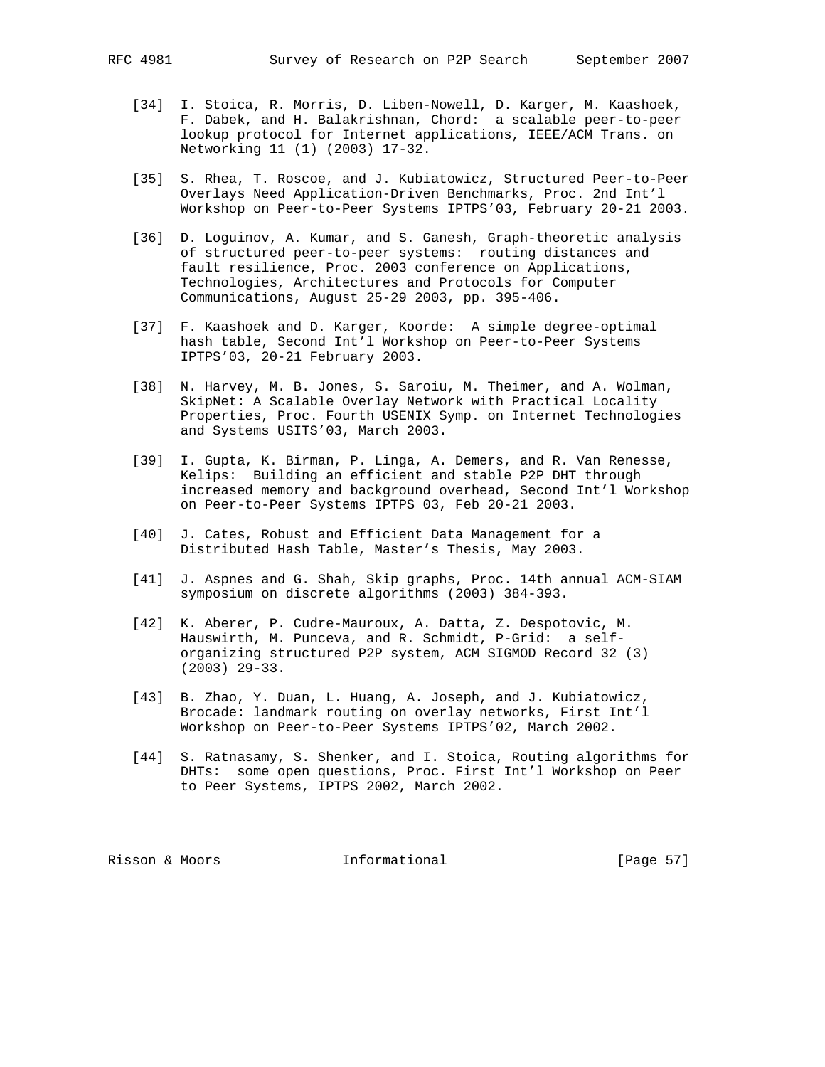[34] I. Stoica, R. Morris, D. Liben-Nowell, D. Karger, M. Kaashoek, F. Dabek, and H. Balakrishnan, Chord: a scalable peer-to-peer lookup protocol for Internet applications, IEEE/ACM Trans. on Networking 11 (1) (2003) 17-32.

[35] S. Rhea, T. Roscoe, and J. Kubiatowicz, Structured Peer-to-Peer Overlays Need Application-Driven Benchmarks, Proc. 2nd Int'l Workshop on Peer-to-Peer Systems IPTPS'03, February 20-21 2003.

[36] D. Loguinov, A. Kumar, and S. Ganesh, Graph-theoretic analysis of structured peer-to-peer systems: routing distances and fault resilience, Proc. 2003 conference on Applications, Technologies, Architectures and Protocols for Computer Communications, August 25-29 2003, pp. 395-406.

[37] F. Kaashoek and D. Karger, Koorde: A simple degree-optimal hash table, Second Int'l Workshop on Peer-to-Peer Systems IPTPS'03, 20-21 February 2003.

[38] N. Harvey, M. B. Jones, S. Saroiu, M. Theimer, and A. Wolman, SkipNet: A Scalable Overlay Network with Practical Locality Properties, Proc. Fourth USENIX Symp. on Internet Technologies and Systems USITS'03, March 2003.

[39] I. Gupta, K. Birman, P. Linga, A. Demers, and R. Van Renesse, Kelips: Building an efficient and stable P2P DHT through increased memory and background overhead, Second Int'l Workshop on Peer-to-Peer Systems IPTPS 03, Feb 20-21 2003.

[40] J. Cates, Robust and Efficient Data Management for a Distributed Hash Table, Master's Thesis, May 2003.

[41] J. Aspnes and G. Shah, Skip graphs, Proc. 14th annual ACM-SIAM symposium on discrete algorithms (2003) 384-393.

[42] K. Aberer, P. Cudre-Mauroux, A. Datta, Z. Despotovic, M. Hauswirth, M. Punceva, and R. Schmidt, P-Grid: a self-organizing structured P2P system, ACM SIGMOD Record 32 (3) (2003) 29-33.

[43] B. Zhao, Y. Duan, L. Huang, A. Joseph, and J. Kubiatowicz, Brocade: landmark routing on overlay networks, First Int'l Workshop on Peer-to-Peer Systems IPTPS'02, March 2002.

[44] S. Ratnasamy, S. Shenker, and I. Stoica, Routing algorithms for DHTs: some open questions, Proc. First Int'l Workshop on Peer to Peer Systems, IPTPS 2002, March 2002.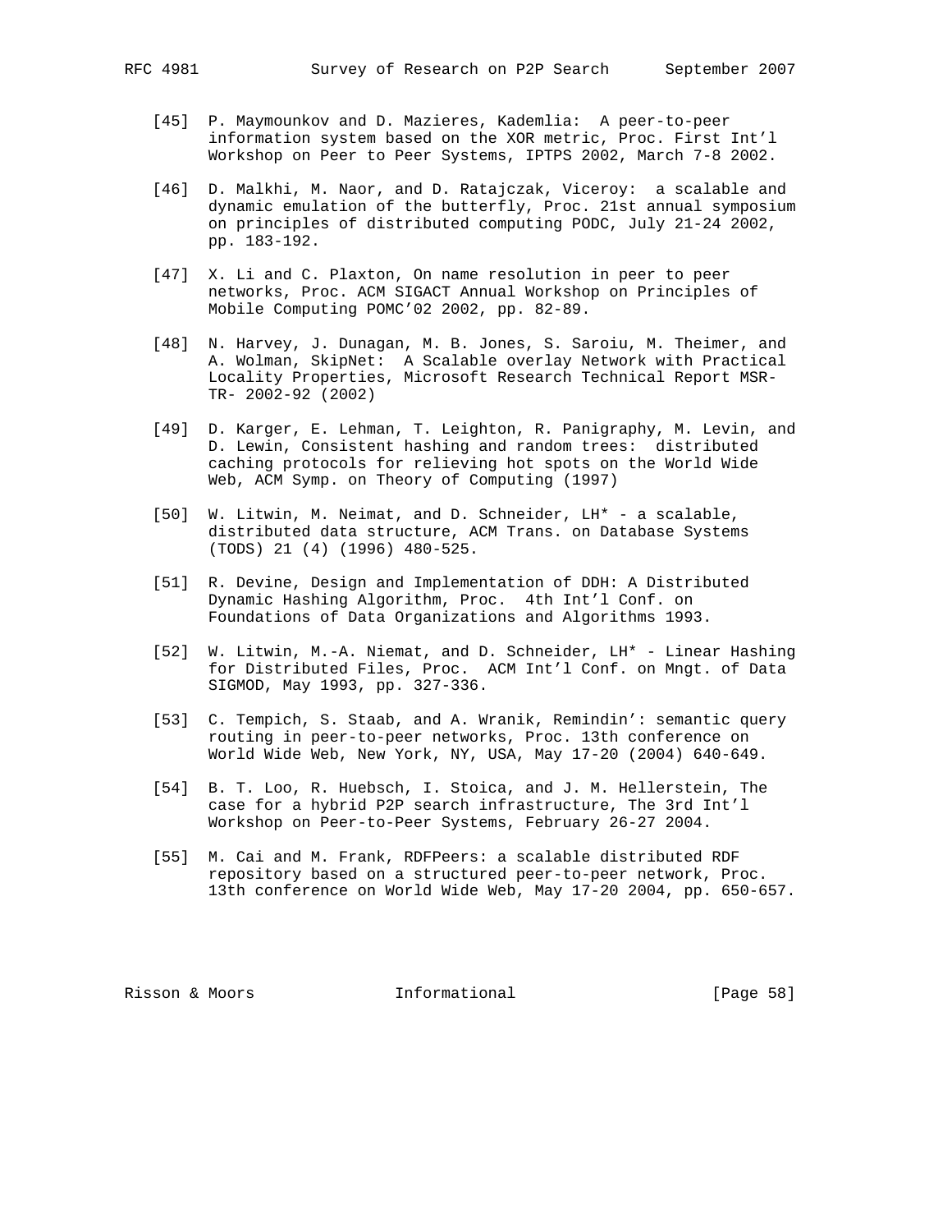[45] P. Maymounkov and D. Mazieres, Kademlia: A peer-to-peer information system based on the XOR metric, Proc. First Int'l Workshop on Peer to Peer Systems, IPTPS 2002, March 7-8 2002.

[46] D. Malkhi, M. Naor, and D. Ratajczak, Viceroy: a scalable and dynamic emulation of the butterfly, Proc. 21st annual symposium on principles of distributed computing PODC, July 21-24 2002, pp. 183-192.

[47] X. Li and C. Plaxton, On name resolution in peer to peer networks, Proc. ACM SIGACT Annual Workshop on Principles of Mobile Computing POMC'02 2002, pp. 82-89.

[48] N. Harvey, J. Dunagan, M. B. Jones, S. Saroiu, M. Theimer, and A. Wolman, SkipNet: A Scalable overlay Network with Practical Locality Properties, Microsoft Research Technical Report MSR-TR- 2002-92 (2002)

[49] D. Karger, E. Lehman, T. Leighton, R. Panigraphy, M. Levin, and D. Lewin, Consistent hashing and random trees: distributed caching protocols for relieving hot spots on the World Wide Web, ACM Symp. on Theory of Computing (1997)

[50] W. Litwin, M. Neimat, and D. Schneider, LH* - a scalable, distributed data structure, ACM Trans. on Database Systems (TODS) 21 (4) (1996) 480-525.

[51] R. Devine, Design and Implementation of DDH: A Distributed Dynamic Hashing Algorithm, Proc. 4th Int'l Conf. on Foundations of Data Organizations and Algorithms 1993.

[52] W. Litwin, M.-A. Niemat, and D. Schneider, LH* - Linear Hashing for Distributed Files, Proc. ACM Int'l Conf. on Mngt. of Data SIGMOD, May 1993, pp. 327-336.

[53] C. Tempich, S. Staab, and A. Wranik, Remindin': semantic query routing in peer-to-peer networks, Proc. 13th conference on World Wide Web, New York, NY, USA, May 17-20 (2004) 640-649.

[54] B. T. Loo, R. Huebsch, I. Stoica, and J. M. Hellerstein, The case for a hybrid P2P search infrastructure, The 3rd Int'l Workshop on Peer-to-Peer Systems, February 26-27 2004.

[55] M. Cai and M. Frank, RDFPeers: a scalable distributed RDF repository based on a structured peer-to-peer network, Proc. 13th conference on World Wide Web, May 17-20 2004, pp. 650-657.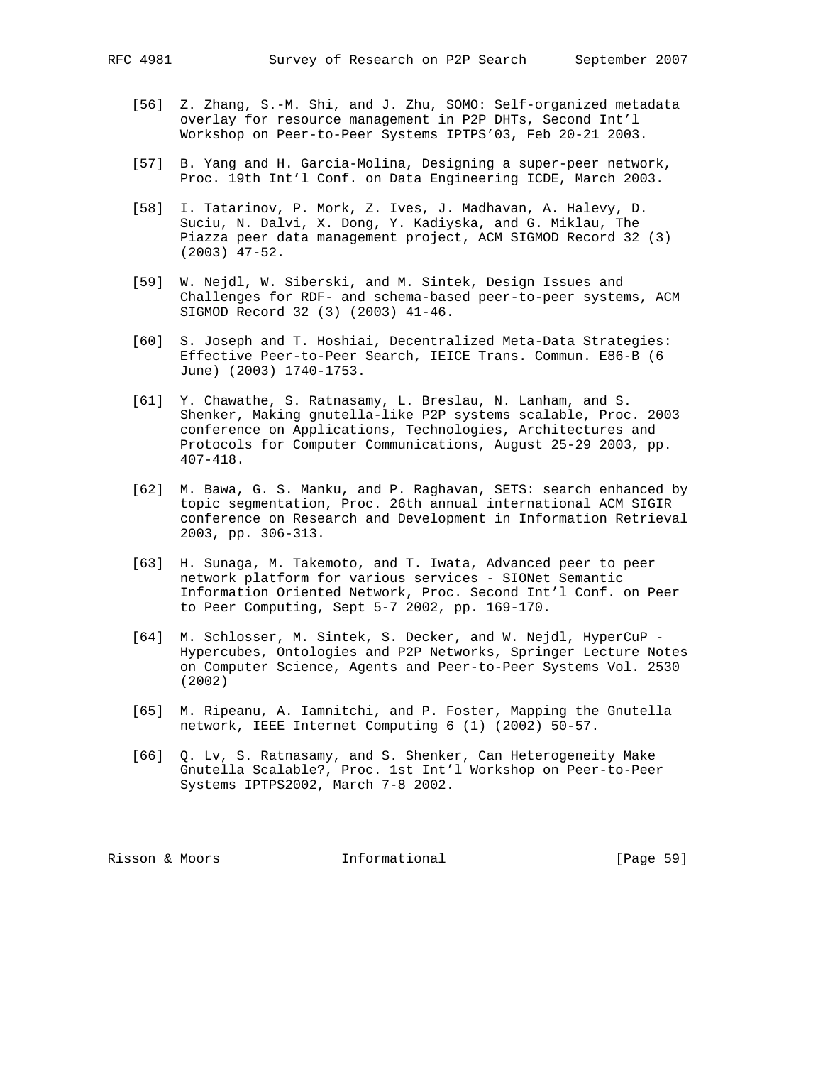[56] Z. Zhang, S.-M. Shi, and J. Zhu, SOMO: Self-organized metadata overlay for resource management in P2P DHTs, Second Int'l Workshop on Peer-to-Peer Systems IPTPS'03, Feb 20-21 2003.

[57] B. Yang and H. Garcia-Molina, Designing a super-peer network, Proc. 19th Int'l Conf. on Data Engineering ICDE, March 2003.

[58] I. Tatarinov, P. Mork, Z. Ives, J. Madhavan, A. Halevy, D. Suciu, N. Dalvi, X. Dong, Y. Kadiyska, and G. Miklau, The Piazza peer data management project, ACM SIGMOD Record 32 (3) (2003) 47-52.

[59] W. Nejdl, W. Siberski, and M. Sintek, Design Issues and Challenges for RDF- and schema-based peer-to-peer systems, ACM SIGMOD Record 32 (3) (2003) 41-46.

[60] S. Joseph and T. Hoshiai, Decentralized Meta-Data Strategies: Effective Peer-to-Peer Search, IEICE Trans. Commun. E86-B (6 June) (2003) 1740-1753.

[61] Y. Chawathe, S. Ratnasamy, L. Breslau, N. Lanham, and S. Shenker, Making gnutella-like P2P systems scalable, Proc. 2003 conference on Applications, Technologies, Architectures and Protocols for Computer Communications, August 25-29 2003, pp. 407-418.

[62] M. Bawa, G. S. Manku, and P. Raghavan, SETS: search enhanced by topic segmentation, Proc. 26th annual international ACM SIGIR conference on Research and Development in Information Retrieval 2003, pp. 306-313.

[63] H. Sunaga, M. Takemoto, and T. Iwata, Advanced peer to peer network platform for various services - SIONet Semantic Information Oriented Network, Proc. Second Int'l Conf. on Peer to Peer Computing, Sept 5-7 2002, pp. 169-170.

[64] M. Schlosser, M. Sintek, S. Decker, and W. Nejdl, HyperCuP - Hypercubes, Ontologies and P2P Networks, Springer Lecture Notes on Computer Science, Agents and Peer-to-Peer Systems Vol. 2530 (2002)

[65] M. Ripeanu, A. Iamnitchi, and P. Foster, Mapping the Gnutella network, IEEE Internet Computing 6 (1) (2002) 50-57.

[66] Q. Lv, S. Ratnasamy, and S. Shenker, Can Heterogeneity Make Gnutella Scalable?, Proc. 1st Int'l Workshop on Peer-to-Peer Systems IPTPS2002, March 7-8 2002.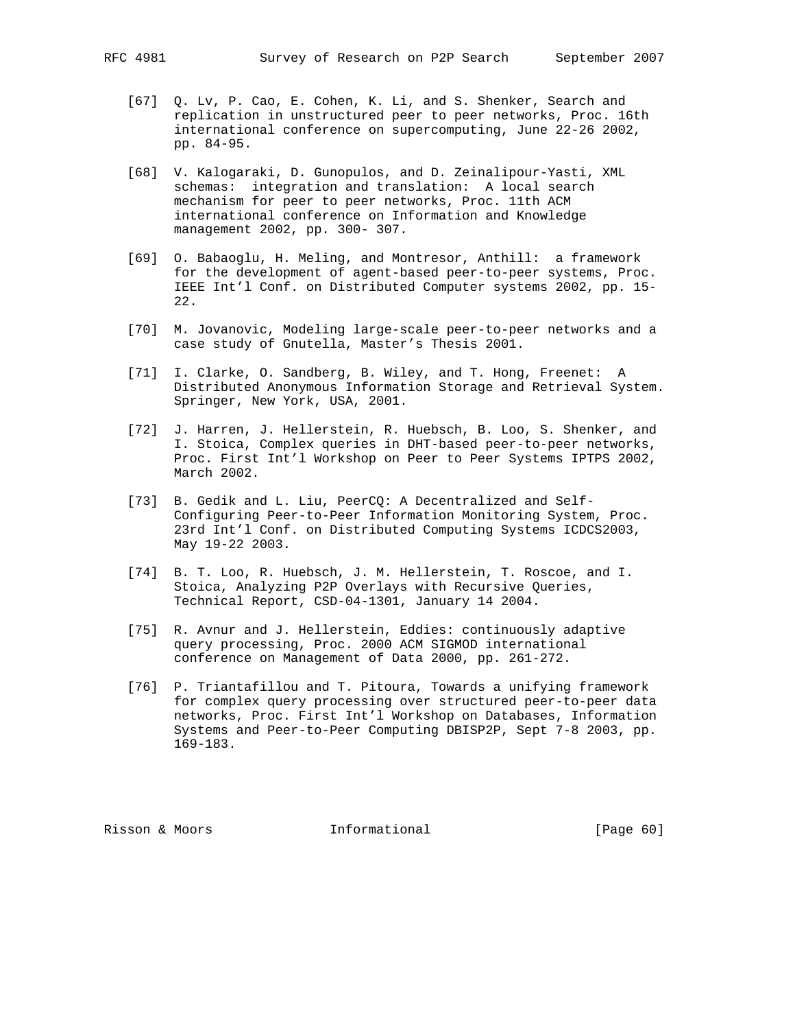[67] Q. Lv, P. Cao, E. Cohen, K. Li, and S. Shenker, Search and replication in unstructured peer to peer networks, Proc. 16th international conference on supercomputing, June 22-26 2002, pp. 84-95.

[68] V. Kalogaraki, D. Gunopulos, and D. Zeinalipour-Yasti, XML schemas: integration and translation: A local search mechanism for peer to peer networks, Proc. 11th ACM international conference on Information and Knowledge management 2002, pp. 300- 307.

[69] O. Babaoglu, H. Meling, and Montresor, Anthill: a framework for the development of agent-based peer-to-peer systems, Proc. IEEE Int'l Conf. on Distributed Computer systems 2002, pp. 15-22.

[70] M. Jovanovic, Modeling large-scale peer-to-peer networks and a case study of Gnutella, Master's Thesis 2001.

[71] I. Clarke, O. Sandberg, B. Wiley, and T. Hong, Freenet: A Distributed Anonymous Information Storage and Retrieval System. Springer, New York, USA, 2001.

[72] J. Harren, J. Hellerstein, R. Huebsch, B. Loo, S. Shenker, and I. Stoica, Complex queries in DHT-based peer-to-peer networks, Proc. First Int'l Workshop on Peer to Peer Systems IPTPS 2002, March 2002.

[73] B. Gedik and L. Liu, PeerCQ: A Decentralized and Self-Configuring Peer-to-Peer Information Monitoring System, Proc. 23rd Int'l Conf. on Distributed Computing Systems ICDCS2003, May 19-22 2003.

[74] B. T. Loo, R. Huebsch, J. M. Hellerstein, T. Roscoe, and I. Stoica, Analyzing P2P Overlays with Recursive Queries, Technical Report, CSD-04-1301, January 14 2004.

[75] R. Avnur and J. Hellerstein, Eddies: continuously adaptive query processing, Proc. 2000 ACM SIGMOD international conference on Management of Data 2000, pp. 261-272.

[76] P. Triantafillou and T. Pitoura, Towards a unifying framework for complex query processing over structured peer-to-peer data networks, Proc. First Int'l Workshop on Databases, Information Systems and Peer-to-Peer Computing DBISP2P, Sept 7-8 2003, pp. 169-183.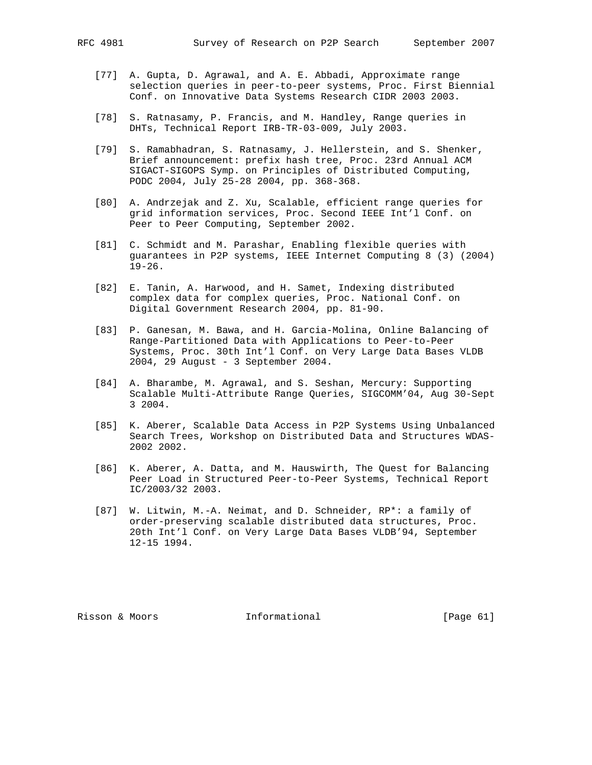[77] A. Gupta, D. Agrawal, and A. E. Abbadi, Approximate range selection queries in peer-to-peer systems, Proc. First Biennial Conf. on Innovative Data Systems Research CIDR 2003 2003.

[78] S. Ratnasamy, P. Francis, and M. Handley, Range queries in DHTs, Technical Report IRB-TR-03-009, July 2003.

[79] S. Ramabhadran, S. Ratnasamy, J. Hellerstein, and S. Shenker, Brief announcement: prefix hash tree, Proc. 23rd Annual ACM SIGACT-SIGOPS Symp. on Principles of Distributed Computing, PODC 2004, July 25-28 2004, pp. 368-368.

[80] A. Andrzejak and Z. Xu, Scalable, efficient range queries for grid information services, Proc. Second IEEE Int'l Conf. on Peer to Peer Computing, September 2002.

[81] C. Schmidt and M. Parashar, Enabling flexible queries with guarantees in P2P systems, IEEE Internet Computing 8 (3) (2004) 19-26.

[82] E. Tanin, A. Harwood, and H. Samet, Indexing distributed complex data for complex queries, Proc. National Conf. on Digital Government Research 2004, pp. 81-90.

[83] P. Ganesan, M. Bawa, and H. Garcia-Molina, Online Balancing of Range-Partitioned Data with Applications to Peer-to-Peer Systems, Proc. 30th Int'l Conf. on Very Large Data Bases VLDB 2004, 29 August - 3 September 2004.

[84] A. Bharambe, M. Agrawal, and S. Seshan, Mercury: Supporting Scalable Multi-Attribute Range Queries, SIGCOMM'04, Aug 30-Sept 3 2004.

[85] K. Aberer, Scalable Data Access in P2P Systems Using Unbalanced Search Trees, Workshop on Distributed Data and Structures WDAS-2002 2002.

[86] K. Aberer, A. Datta, and M. Hauswirth, The Quest for Balancing Peer Load in Structured Peer-to-Peer Systems, Technical Report IC/2003/32 2003.

[87] W. Litwin, M.-A. Neimat, and D. Schneider, RP*: a family of order-preserving scalable distributed data structures, Proc. 20th Int'l Conf. on Very Large Data Bases VLDB'94, September 12-15 1994.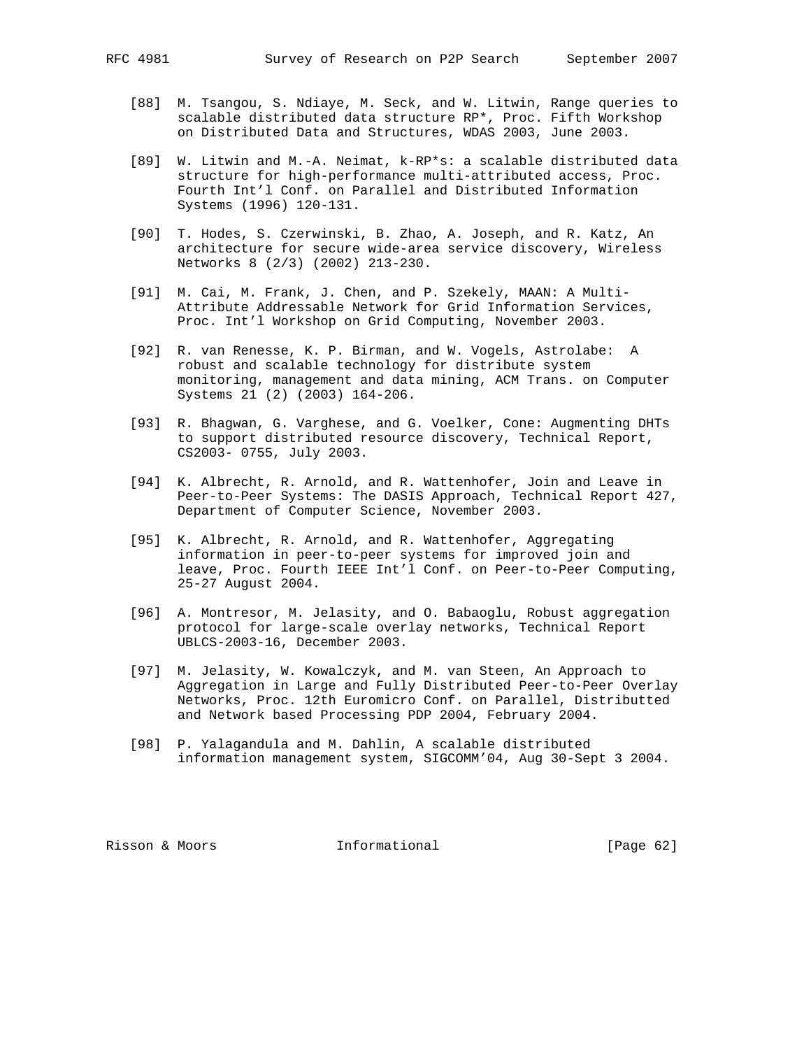[88] M. Tsangou, S. Ndiaye, M. Seck, and W. Litwin, Range queries to scalable distributed data structure RP*, Proc. Fifth Workshop on Distributed Data and Structures, WDAS 2003, June 2003.

[89] W. Litwin and M.-A. Neimat, k-RP*s: a scalable distributed data structure for high-performance multi-attributed access, Proc. Fourth Int'l Conf. on Parallel and Distributed Information Systems (1996) 120-131.

[90] T. Hodes, S. Czerwinski, B. Zhao, A. Joseph, and R. Katz, An architecture for secure wide-area service discovery, Wireless Networks 8 (2/3) (2002) 213-230.

[91] M. Cai, M. Frank, J. Chen, and P. Szekely, MAAN: A Multi-Attribute Addressable Network for Grid Information Services, Proc. Int'l Workshop on Grid Computing, November 2003.

[92] R. van Renesse, K. P. Birman, and W. Vogels, Astrolabe: A robust and scalable technology for distribute system monitoring, management and data mining, ACM Trans. on Computer Systems 21 (2) (2003) 164-206.

[93] R. Bhagwan, G. Varghese, and G. Voelker, Cone: Augmenting DHTs to support distributed resource discovery, Technical Report, CS2003- 0755, July 2003.

[94] K. Albrecht, R. Arnold, and R. Wattenhofer, Join and Leave in Peer-to-Peer Systems: The DASIS Approach, Technical Report 427, Department of Computer Science, November 2003.

[95] K. Albrecht, R. Arnold, and R. Wattenhofer, Aggregating information in peer-to-peer systems for improved join and leave, Proc. Fourth IEEE Int'l Conf. on Peer-to-Peer Computing, 25-27 August 2004.

[96] A. Montresor, M. Jelasity, and O. Babaoglu, Robust aggregation protocol for large-scale overlay networks, Technical Report UBLCS-2003-16, December 2003.

[97] M. Jelasity, W. Kowalczyk, and M. van Steen, An Approach to Aggregation in Large and Fully Distributed Peer-to-Peer Overlay Networks, Proc. 12th Euromicro Conf. on Parallel, Distributted and Network based Processing PDP 2004, February 2004.

[98] P. Yalagandula and M. Dahlin, A scalable distributed information management system, SIGCOMM'04, Aug 30-Sept 3 2004.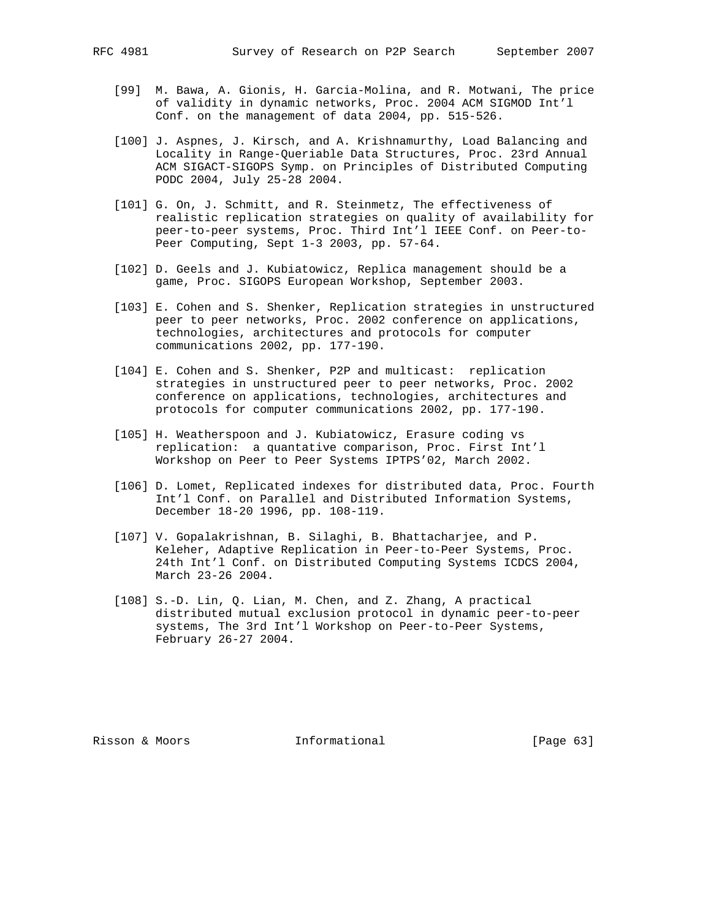[99] M. Bawa, A. Gionis, H. Garcia-Molina, and R. Motwani, The price of validity in dynamic networks, Proc. 2004 ACM SIGMOD Int'l Conf. on the management of data 2004, pp. 515-526.

[100] J. Aspnes, J. Kirsch, and A. Krishnamurthy, Load Balancing and Locality in Range-Queriable Data Structures, Proc. 23rd Annual ACM SIGACT-SIGOPS Symp. on Principles of Distributed Computing PODC 2004, July 25-28 2004.

[101] G. On, J. Schmitt, and R. Steinmetz, The effectiveness of realistic replication strategies on quality of availability for peer-to-peer systems, Proc. Third Int'l IEEE Conf. on Peer-to-Peer Computing, Sept 1-3 2003, pp. 57-64.

[102] D. Geels and J. Kubiatowicz, Replica management should be a game, Proc. SIGOPS European Workshop, September 2003.

[103] E. Cohen and S. Shenker, Replication strategies in unstructured peer to peer networks, Proc. 2002 conference on applications, technologies, architectures and protocols for computer communications 2002, pp. 177-190.

[104] E. Cohen and S. Shenker, P2P and multicast: replication strategies in unstructured peer to peer networks, Proc. 2002 conference on applications, technologies, architectures and protocols for computer communications 2002, pp. 177-190.

[105] H. Weatherspoon and J. Kubiatowicz, Erasure coding vs replication: a quantative comparison, Proc. First Int'l Workshop on Peer to Peer Systems IPTPS'02, March 2002.

[106] D. Lomet, Replicated indexes for distributed data, Proc. Fourth Int'l Conf. on Parallel and Distributed Information Systems, December 18-20 1996, pp. 108-119.

[107] V. Gopalakrishnan, B. Silaghi, B. Bhattacharjee, and P. Keleher, Adaptive Replication in Peer-to-Peer Systems, Proc. 24th Int'l Conf. on Distributed Computing Systems ICDCS 2004, March 23-26 2004.

[108] S.-D. Lin, Q. Lian, M. Chen, and Z. Zhang, A practical distributed mutual exclusion protocol in dynamic peer-to-peer systems, The 3rd Int'l Workshop on Peer-to-Peer Systems, February 26-27 2004.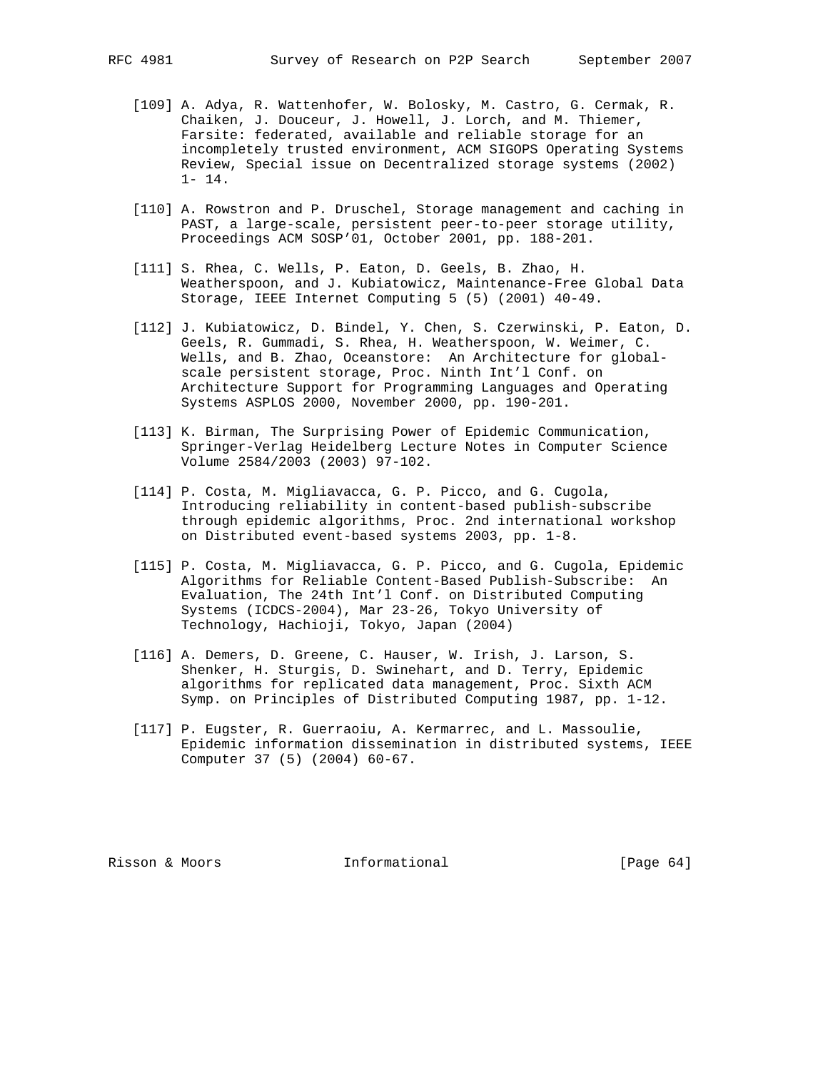[109] A. Adya, R. Wattenhofer, W. Bolosky, M. Castro, G. Cermak, R. Chaiken, J. Douceur, J. Howell, J. Lorch, and M. Thiemer, Farsite: federated, available and reliable storage for an incompletely trusted environment, ACM SIGOPS Operating Systems Review, Special issue on Decentralized storage systems (2002) 1- 14.

[110] A. Rowstron and P. Druschel, Storage management and caching in PAST, a large-scale, persistent peer-to-peer storage utility, Proceedings ACM SOSP'01, October 2001, pp. 188-201.

[111] S. Rhea, C. Wells, P. Eaton, D. Geels, B. Zhao, H. Weatherspoon, and J. Kubiatowicz, Maintenance-Free Global Data Storage, IEEE Internet Computing 5 (5) (2001) 40-49.

[112] J. Kubiatowicz, D. Bindel, Y. Chen, S. Czerwinski, P. Eaton, D. Geels, R. Gummadi, S. Rhea, H. Weatherspoon, W. Weimer, C. Wells, and B. Zhao, Oceanstore: An Architecture for global-scale persistent storage, Proc. Ninth Int'l Conf. on Architecture Support for Programming Languages and Operating Systems ASPLOS 2000, November 2000, pp. 190-201.

[113] K. Birman, The Surprising Power of Epidemic Communication, Springer-Verlag Heidelberg Lecture Notes in Computer Science Volume 2584/2003 (2003) 97-102.

[114] P. Costa, M. Migliavacca, G. P. Picco, and G. Cugola, Introducing reliability in content-based publish-subscribe through epidemic algorithms, Proc. 2nd international workshop on Distributed event-based systems 2003, pp. 1-8.

[115] P. Costa, M. Migliavacca, G. P. Picco, and G. Cugola, Epidemic Algorithms for Reliable Content-Based Publish-Subscribe: An Evaluation, The 24th Int'l Conf. on Distributed Computing Systems (ICDCS-2004), Mar 23-26, Tokyo University of Technology, Hachioji, Tokyo, Japan (2004)

[116] A. Demers, D. Greene, C. Hauser, W. Irish, J. Larson, S. Shenker, H. Sturgis, D. Swinehart, and D. Terry, Epidemic algorithms for replicated data management, Proc. Sixth ACM Symp. on Principles of Distributed Computing 1987, pp. 1-12.

[117] P. Eugster, R. Guerraoiu, A. Kermarrec, and L. Massoulie, Epidemic information dissemination in distributed systems, IEEE Computer 37 (5) (2004) 60-67.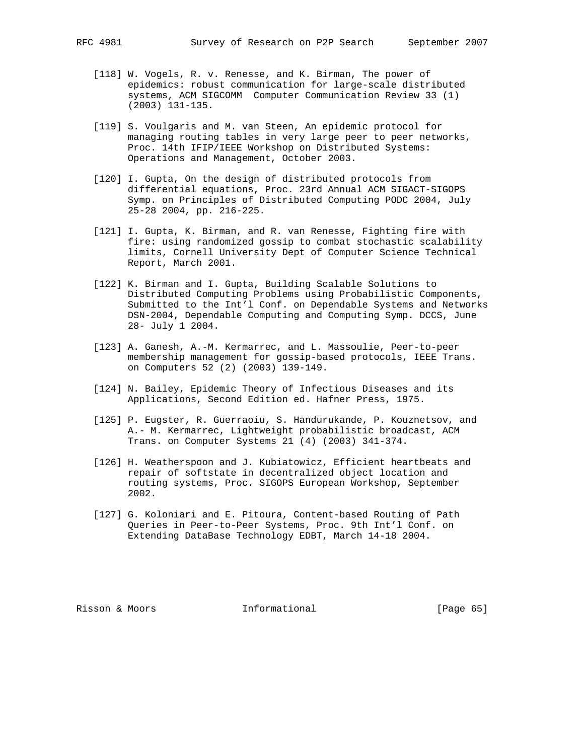[118] W. Vogels, R. v. Renesse, and K. Birman, The power of epidemics: robust communication for large-scale distributed systems, ACM SIGCOMM Computer Communication Review 33 (1) (2003) 131-135.

[119] S. Voulgaris and M. van Steen, An epidemic protocol for managing routing tables in very large peer to peer networks, Proc. 14th IFIP/IEEE Workshop on Distributed Systems: Operations and Management, October 2003.

[120] I. Gupta, On the design of distributed protocols from differential equations, Proc. 23rd Annual ACM SIGACT-SIGOPS Symp. on Principles of Distributed Computing PODC 2004, July 25-28 2004, pp. 216-225.

[121] I. Gupta, K. Birman, and R. van Renesse, Fighting fire with fire: using randomized gossip to combat stochastic scalability limits, Cornell University Dept of Computer Science Technical Report, March 2001.

[122] K. Birman and I. Gupta, Building Scalable Solutions to Distributed Computing Problems using Probabilistic Components, Submitted to the Int'l Conf. on Dependable Systems and Networks DSN-2004, Dependable Computing and Computing Symp. DCCS, June 28- July 1 2004.

[123] A. Ganesh, A.-M. Kermarrec, and L. Massoulie, Peer-to-peer membership management for gossip-based protocols, IEEE Trans. on Computers 52 (2) (2003) 139-149.

[124] N. Bailey, Epidemic Theory of Infectious Diseases and its Applications, Second Edition ed. Hafner Press, 1975.

[125] P. Eugster, R. Guerraoiu, S. Handurukande, P. Kouznetsov, and A.- M. Kermarrec, Lightweight probabilistic broadcast, ACM Trans. on Computer Systems 21 (4) (2003) 341-374.

[126] H. Weatherspoon and J. Kubiatowicz, Efficient heartbeats and repair of softstate in decentralized object location and routing systems, Proc. SIGOPS European Workshop, September 2002.

[127] G. Koloniari and E. Pitoura, Content-based Routing of Path Queries in Peer-to-Peer Systems, Proc. 9th Int'l Conf. on Extending DataBase Technology EDBT, March 14-18 2004.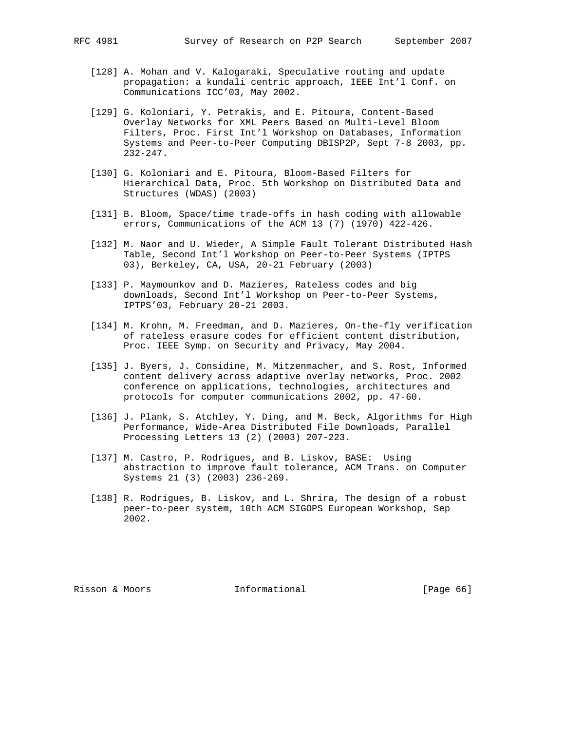[128] A. Mohan and V. Kalogaraki, Speculative routing and update propagation: a kundali centric approach, IEEE Int'l Conf. on Communications ICC'03, May 2002.

[129] G. Koloniari, Y. Petrakis, and E. Pitoura, Content-Based Overlay Networks for XML Peers Based on Multi-Level Bloom Filters, Proc. First Int'l Workshop on Databases, Information Systems and Peer-to-Peer Computing DBISP2P, Sept 7-8 2003, pp. 232-247.

[130] G. Koloniari and E. Pitoura, Bloom-Based Filters for Hierarchical Data, Proc. 5th Workshop on Distributed Data and Structures (WDAS) (2003)

[131] B. Bloom, Space/time trade-offs in hash coding with allowable errors, Communications of the ACM 13 (7) (1970) 422-426.

[132] M. Naor and U. Wieder, A Simple Fault Tolerant Distributed Hash Table, Second Int'l Workshop on Peer-to-Peer Systems (IPTPS 03), Berkeley, CA, USA, 20-21 February (2003)

[133] P. Maymounkov and D. Mazieres, Rateless codes and big downloads, Second Int'l Workshop on Peer-to-Peer Systems, IPTPS'03, February 20-21 2003.

[134] M. Krohn, M. Freedman, and D. Mazieres, On-the-fly verification of rateless erasure codes for efficient content distribution, Proc. IEEE Symp. on Security and Privacy, May 2004.

[135] J. Byers, J. Considine, M. Mitzenmacher, and S. Rost, Informed content delivery across adaptive overlay networks, Proc. 2002 conference on applications, technologies, architectures and protocols for computer communications 2002, pp. 47-60.

[136] J. Plank, S. Atchley, Y. Ding, and M. Beck, Algorithms for High Performance, Wide-Area Distributed File Downloads, Parallel Processing Letters 13 (2) (2003) 207-223.

[137] M. Castro, P. Rodrigues, and B. Liskov, BASE: Using abstraction to improve fault tolerance, ACM Trans. on Computer Systems 21 (3) (2003) 236-269.

[138] R. Rodrigues, B. Liskov, and L. Shrira, The design of a robust peer-to-peer system, 10th ACM SIGOPS European Workshop, Sep 2002.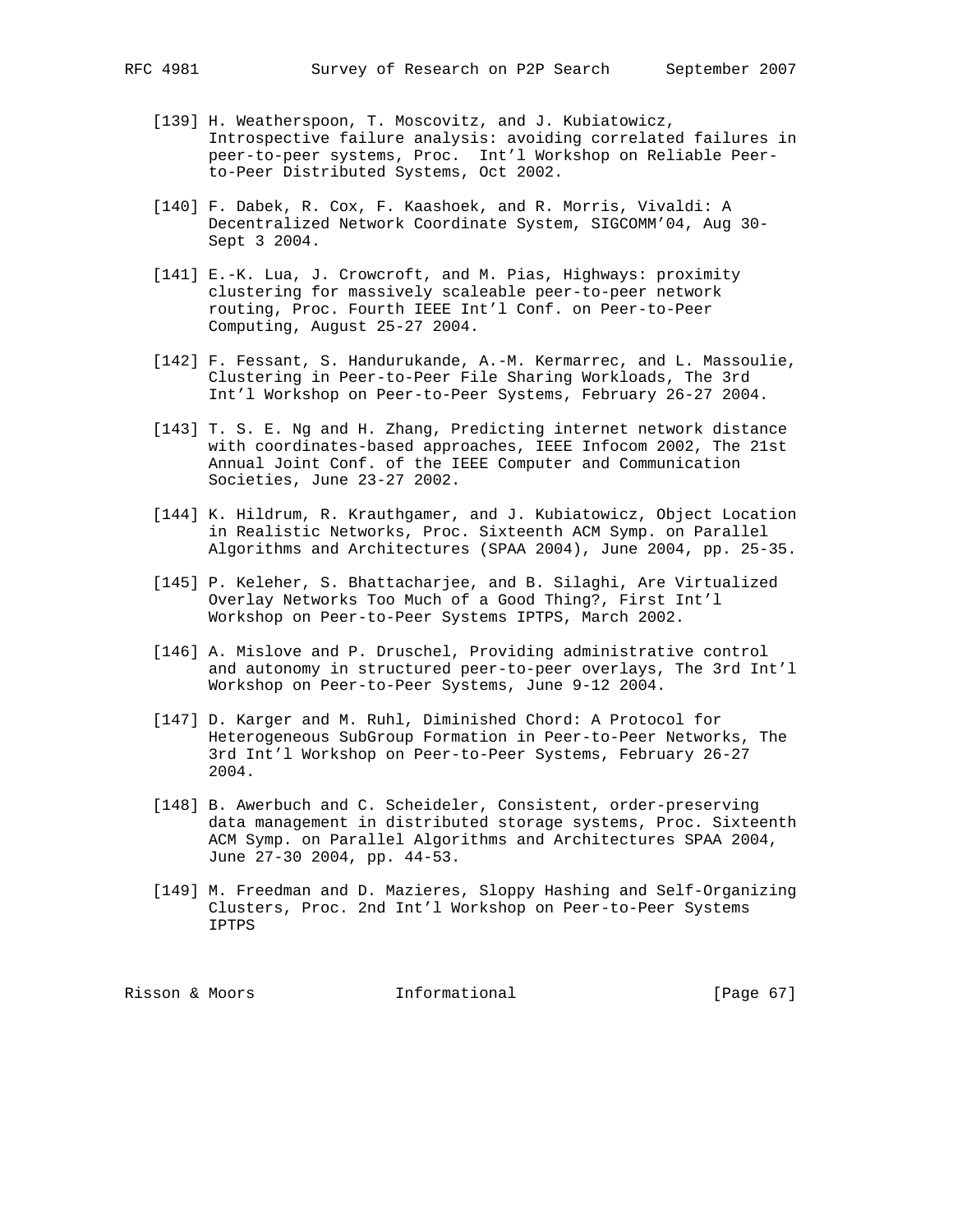[139] H. Weatherspoon, T. Moscovitz, and J. Kubiatowicz, Introspective failure analysis: avoiding correlated failures in peer-to-peer systems, Proc. Int'l Workshop on Reliable Peer-to-Peer Distributed Systems, Oct 2002.

[140] F. Dabek, R. Cox, F. Kaashoek, and R. Morris, Vivaldi: A Decentralized Network Coordinate System, SIGCOMM'04, Aug 30-Sept 3 2004.

[141] E.-K. Lua, J. Crowcroft, and M. Pias, Highways: proximity clustering for massively scaleable peer-to-peer network routing, Proc. Fourth IEEE Int'l Conf. on Peer-to-Peer Computing, August 25-27 2004.

[142] F. Fessant, S. Handurukande, A.-M. Kermarrec, and L. Massoulie, Clustering in Peer-to-Peer File Sharing Workloads, The 3rd Int'l Workshop on Peer-to-Peer Systems, February 26-27 2004.

[143] T. S. E. Ng and H. Zhang, Predicting internet network distance with coordinates-based approaches, IEEE Infocom 2002, The 21st Annual Joint Conf. of the IEEE Computer and Communication Societies, June 23-27 2002.

[144] K. Hildrum, R. Krauthgamer, and J. Kubiatowicz, Object Location in Realistic Networks, Proc. Sixteenth ACM Symp. on Parallel Algorithms and Architectures (SPAA 2004), June 2004, pp. 25-35.

[145] P. Keleher, S. Bhattacharjee, and B. Silaghi, Are Virtualized Overlay Networks Too Much of a Good Thing?, First Int'l Workshop on Peer-to-Peer Systems IPTPS, March 2002.

[146] A. Mislove and P. Druschel, Providing administrative control and autonomy in structured peer-to-peer overlays, The 3rd Int'l Workshop on Peer-to-Peer Systems, June 9-12 2004.

[147] D. Karger and M. Ruhl, Diminished Chord: A Protocol for Heterogeneous SubGroup Formation in Peer-to-Peer Networks, The 3rd Int'l Workshop on Peer-to-Peer Systems, February 26-27 2004.

[148] B. Awerbuch and C. Scheideler, Consistent, order-preserving data management in distributed storage systems, Proc. Sixteenth ACM Symp. on Parallel Algorithms and Architectures SPAA 2004, June 27-30 2004, pp. 44-53.

[149] M. Freedman and D. Mazieres, Sloppy Hashing and Self-Organizing Clusters, Proc. 2nd Int'l Workshop on Peer-to-Peer Systems IPTPS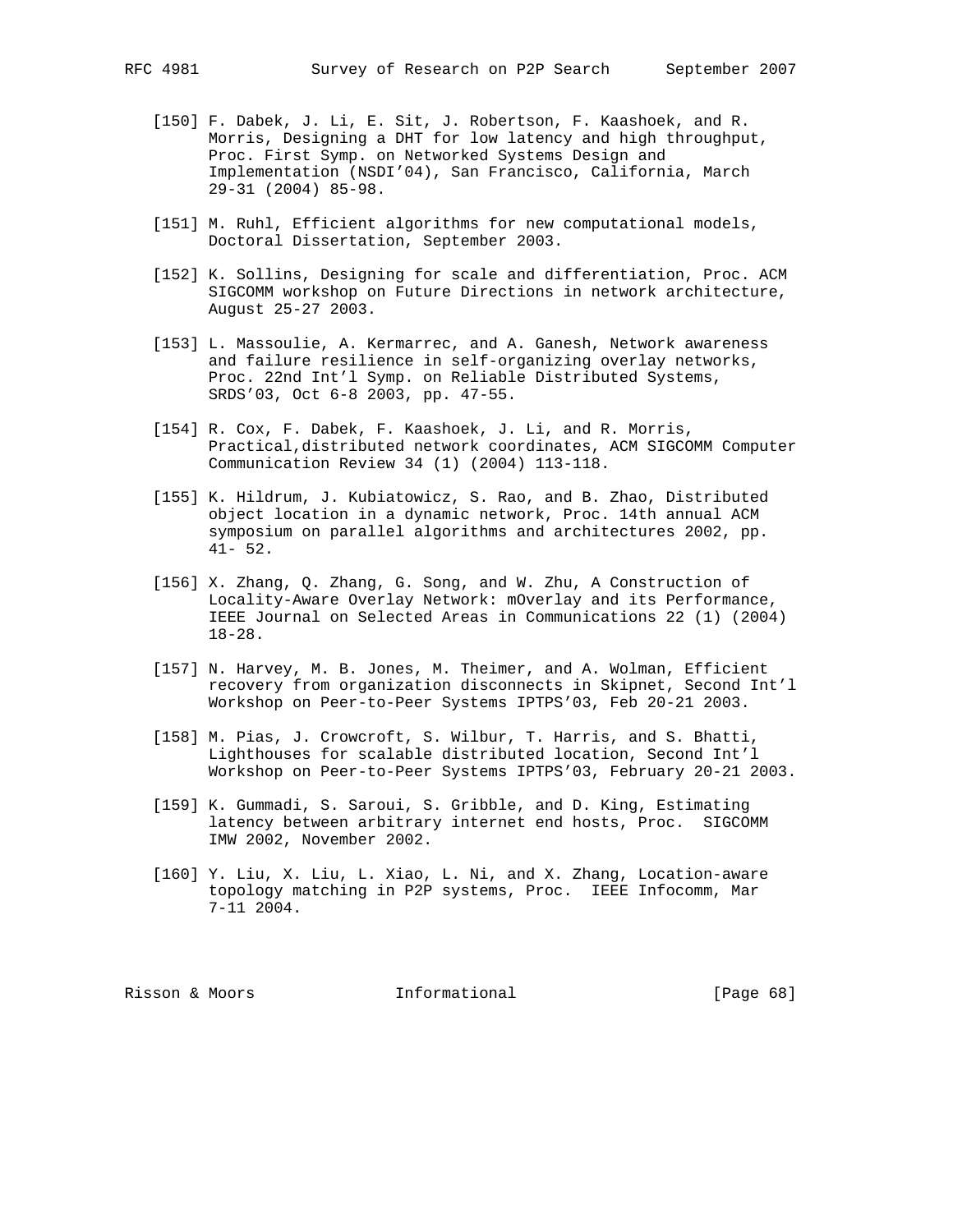[150] F. Dabek, J. Li, E. Sit, J. Robertson, F. Kaashoek, and R. Morris, Designing a DHT for low latency and high throughput, Proc. First Symp. on Networked Systems Design and Implementation (NSDI'04), San Francisco, California, March 29-31 (2004) 85-98.

[151] M. Ruhl, Efficient algorithms for new computational models, Doctoral Dissertation, September 2003.

[152] K. Sollins, Designing for scale and differentiation, Proc. ACM SIGCOMM workshop on Future Directions in network architecture, August 25-27 2003.

[153] L. Massoulie, A. Kermarrec, and A. Ganesh, Network awareness and failure resilience in self-organizing overlay networks, Proc. 22nd Int'l Symp. on Reliable Distributed Systems, SRDS'03, Oct 6-8 2003, pp. 47-55.

[154] R. Cox, F. Dabek, F. Kaashoek, J. Li, and R. Morris, Practical,distributed network coordinates, ACM SIGCOMM Computer Communication Review 34 (1) (2004) 113-118.

[155] K. Hildrum, J. Kubiatowicz, S. Rao, and B. Zhao, Distributed object location in a dynamic network, Proc. 14th annual ACM symposium on parallel algorithms and architectures 2002, pp. 41- 52.

[156] X. Zhang, Q. Zhang, G. Song, and W. Zhu, A Construction of Locality-Aware Overlay Network: mOverlay and its Performance, IEEE Journal on Selected Areas in Communications 22 (1) (2004) 18-28.

[157] N. Harvey, M. B. Jones, M. Theimer, and A. Wolman, Efficient recovery from organization disconnects in Skipnet, Second Int'l Workshop on Peer-to-Peer Systems IPTPS'03, Feb 20-21 2003.

[158] M. Pias, J. Crowcroft, S. Wilbur, T. Harris, and S. Bhatti, Lighthouses for scalable distributed location, Second Int'l Workshop on Peer-to-Peer Systems IPTPS'03, February 20-21 2003.

[159] K. Gummadi, S. Saroui, S. Gribble, and D. King, Estimating latency between arbitrary internet end hosts, Proc. SIGCOMM IMW 2002, November 2002.

[160] Y. Liu, X. Liu, L. Xiao, L. Ni, and X. Zhang, Location-aware topology matching in P2P systems, Proc. IEEE Infocomm, Mar 7-11 2004.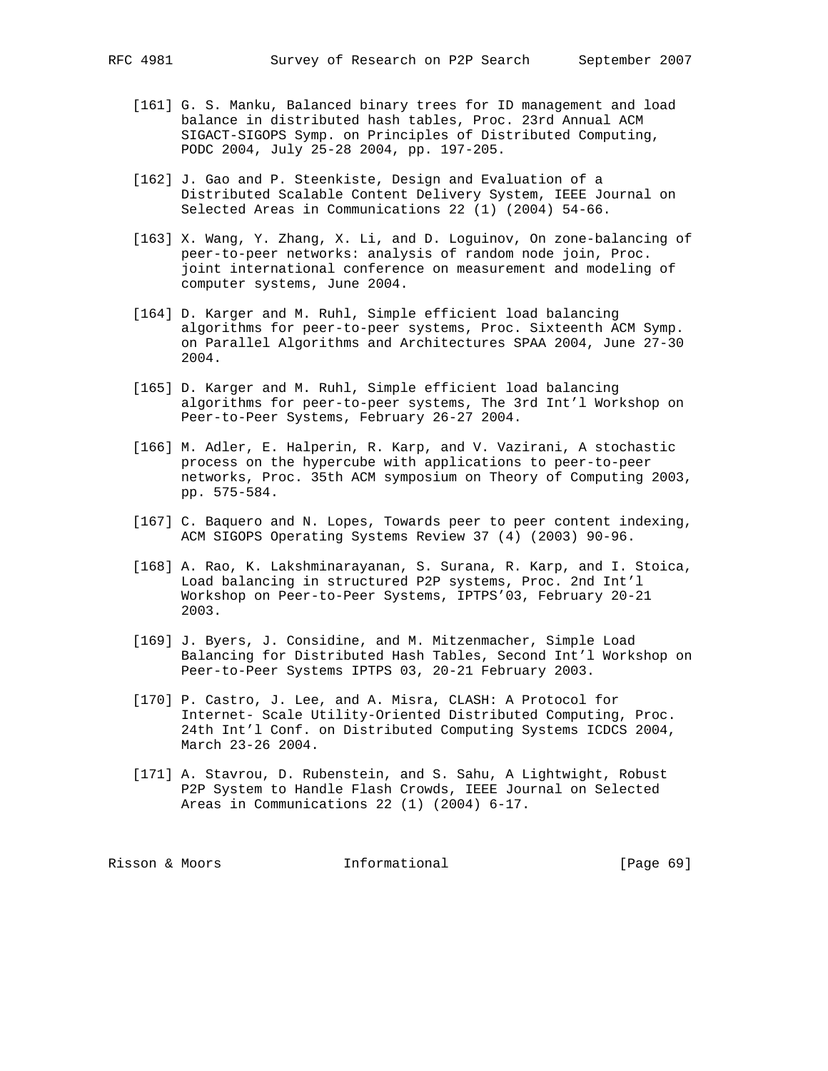[161] G. S. Manku, Balanced binary trees for ID management and load balance in distributed hash tables, Proc. 23rd Annual ACM SIGACT-SIGOPS Symp. on Principles of Distributed Computing, PODC 2004, July 25-28 2004, pp. 197-205.

[162] J. Gao and P. Steenkiste, Design and Evaluation of a Distributed Scalable Content Delivery System, IEEE Journal on Selected Areas in Communications 22 (1) (2004) 54-66.

[163] X. Wang, Y. Zhang, X. Li, and D. Loguinov, On zone-balancing of peer-to-peer networks: analysis of random node join, Proc. joint international conference on measurement and modeling of computer systems, June 2004.

[164] D. Karger and M. Ruhl, Simple efficient load balancing algorithms for peer-to-peer systems, Proc. Sixteenth ACM Symp. on Parallel Algorithms and Architectures SPAA 2004, June 27-30 2004.

[165] D. Karger and M. Ruhl, Simple efficient load balancing algorithms for peer-to-peer systems, The 3rd Int'l Workshop on Peer-to-Peer Systems, February 26-27 2004.

[166] M. Adler, E. Halperin, R. Karp, and V. Vazirani, A stochastic process on the hypercube with applications to peer-to-peer networks, Proc. 35th ACM symposium on Theory of Computing 2003, pp. 575-584.

[167] C. Baquero and N. Lopes, Towards peer to peer content indexing, ACM SIGOPS Operating Systems Review 37 (4) (2003) 90-96.

[168] A. Rao, K. Lakshminarayanan, S. Surana, R. Karp, and I. Stoica, Load balancing in structured P2P systems, Proc. 2nd Int'l Workshop on Peer-to-Peer Systems, IPTPS'03, February 20-21 2003.

[169] J. Byers, J. Considine, and M. Mitzenmacher, Simple Load Balancing for Distributed Hash Tables, Second Int'l Workshop on Peer-to-Peer Systems IPTPS 03, 20-21 February 2003.

[170] P. Castro, J. Lee, and A. Misra, CLASH: A Protocol for Internet- Scale Utility-Oriented Distributed Computing, Proc. 24th Int'l Conf. on Distributed Computing Systems ICDCS 2004, March 23-26 2004.

[171] A. Stavrou, D. Rubenstein, and S. Sahu, A Lightwight, Robust P2P System to Handle Flash Crowds, IEEE Journal on Selected Areas in Communications 22 (1) (2004) 6-17.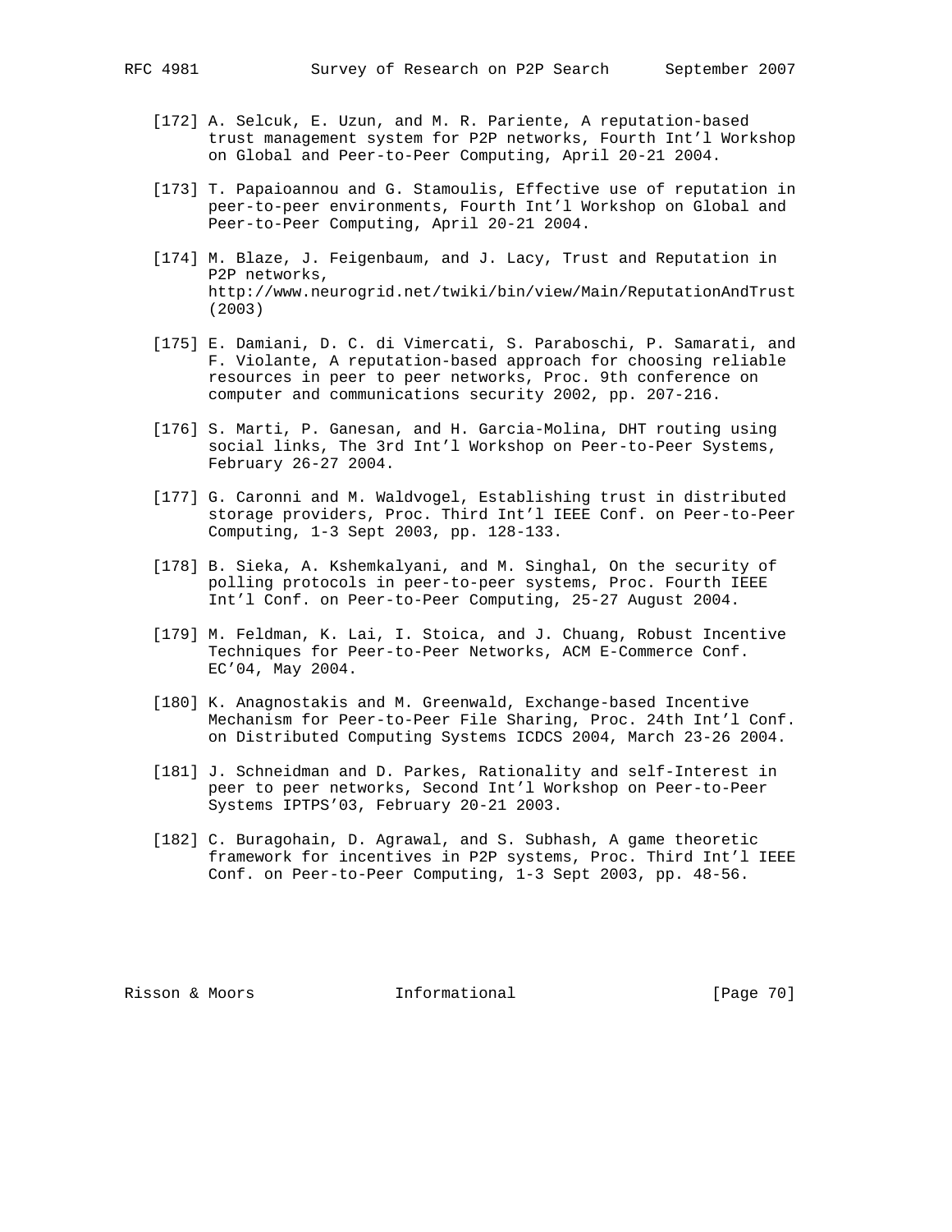[172] A. Selcuk, E. Uzun, and M. R. Pariente, A reputation-based trust management system for P2P networks, Fourth Int'l Workshop on Global and Peer-to-Peer Computing, April 20-21 2004.

[173] T. Papaioannou and G. Stamoulis, Effective use of reputation in peer-to-peer environments, Fourth Int'l Workshop on Global and Peer-to-Peer Computing, April 20-21 2004.

[174] M. Blaze, J. Feigenbaum, and J. Lacy, Trust and Reputation in P2P networks, http://www.neurogrid.net/twiki/bin/view/Main/ReputationAndTrust (2003)

[175] E. Damiani, D. C. di Vimercati, S. Paraboschi, P. Samarati, and F. Violante, A reputation-based approach for choosing reliable resources in peer to peer networks, Proc. 9th conference on computer and communications security 2002, pp. 207-216.

[176] S. Marti, P. Ganesan, and H. Garcia-Molina, DHT routing using social links, The 3rd Int'l Workshop on Peer-to-Peer Systems, February 26-27 2004.

[177] G. Caronni and M. Waldvogel, Establishing trust in distributed storage providers, Proc. Third Int'l IEEE Conf. on Peer-to-Peer Computing, 1-3 Sept 2003, pp. 128-133.

[178] B. Sieka, A. Kshemkalyani, and M. Singhal, On the security of polling protocols in peer-to-peer systems, Proc. Fourth IEEE Int'l Conf. on Peer-to-Peer Computing, 25-27 August 2004.

[179] M. Feldman, K. Lai, I. Stoica, and J. Chuang, Robust Incentive Techniques for Peer-to-Peer Networks, ACM E-Commerce Conf. EC'04, May 2004.

[180] K. Anagnostakis and M. Greenwald, Exchange-based Incentive Mechanism for Peer-to-Peer File Sharing, Proc. 24th Int'l Conf. on Distributed Computing Systems ICDCS 2004, March 23-26 2004.

[181] J. Schneidman and D. Parkes, Rationality and self-Interest in peer to peer networks, Second Int'l Workshop on Peer-to-Peer Systems IPTPS'03, February 20-21 2003.

[182] C. Buragohain, D. Agrawal, and S. Subhash, A game theoretic framework for incentives in P2P systems, Proc. Third Int'l IEEE Conf. on Peer-to-Peer Computing, 1-3 Sept 2003, pp. 48-56.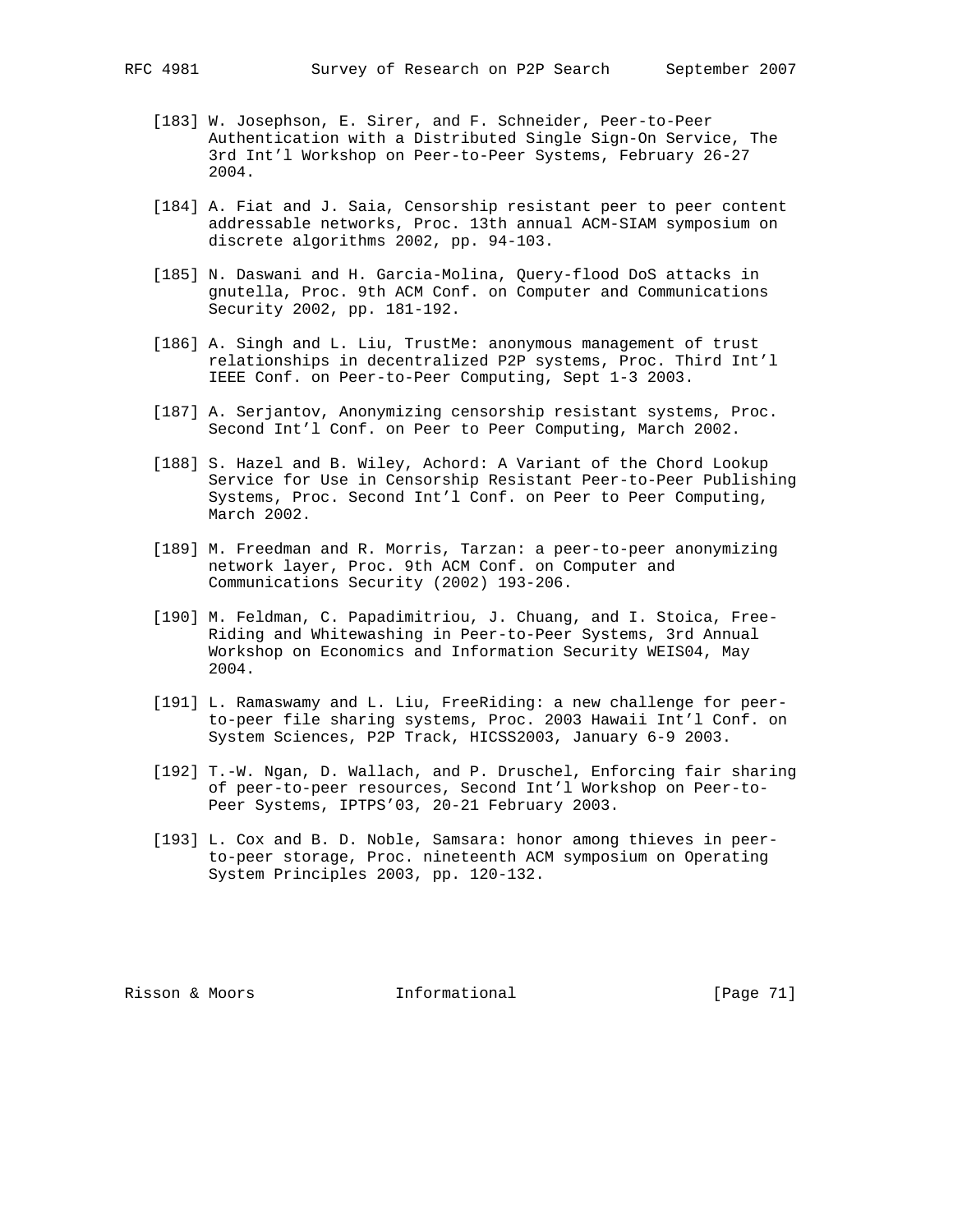[183] W. Josephson, E. Sirer, and F. Schneider, Peer-to-Peer Authentication with a Distributed Single Sign-On Service, The 3rd Int'l Workshop on Peer-to-Peer Systems, February 26-27 2004.

[184] A. Fiat and J. Saia, Censorship resistant peer to peer content addressable networks, Proc. 13th annual ACM-SIAM symposium on discrete algorithms 2002, pp. 94-103.

[185] N. Daswani and H. Garcia-Molina, Query-flood DoS attacks in gnutella, Proc. 9th ACM Conf. on Computer and Communications Security 2002, pp. 181-192.

[186] A. Singh and L. Liu, TrustMe: anonymous management of trust relationships in decentralized P2P systems, Proc. Third Int'l IEEE Conf. on Peer-to-Peer Computing, Sept 1-3 2003.

[187] A. Serjantov, Anonymizing censorship resistant systems, Proc. Second Int'l Conf. on Peer to Peer Computing, March 2002.

[188] S. Hazel and B. Wiley, Achord: A Variant of the Chord Lookup Service for Use in Censorship Resistant Peer-to-Peer Publishing Systems, Proc. Second Int'l Conf. on Peer to Peer Computing, March 2002.

[189] M. Freedman and R. Morris, Tarzan: a peer-to-peer anonymizing network layer, Proc. 9th ACM Conf. on Computer and Communications Security (2002) 193-206.

[190] M. Feldman, C. Papadimitriou, J. Chuang, and I. Stoica, Free-Riding and Whitewashing in Peer-to-Peer Systems, 3rd Annual Workshop on Economics and Information Security WEIS04, May 2004.

[191] L. Ramaswamy and L. Liu, FreeRiding: a new challenge for peer-to-peer file sharing systems, Proc. 2003 Hawaii Int'l Conf. on System Sciences, P2P Track, HICSS2003, January 6-9 2003.

[192] T.-W. Ngan, D. Wallach, and P. Druschel, Enforcing fair sharing of peer-to-peer resources, Second Int'l Workshop on Peer-to-Peer Systems, IPTPS'03, 20-21 February 2003.

[193] L. Cox and B. D. Noble, Samsara: honor among thieves in peer-to-peer storage, Proc. nineteenth ACM symposium on Operating System Principles 2003, pp. 120-132.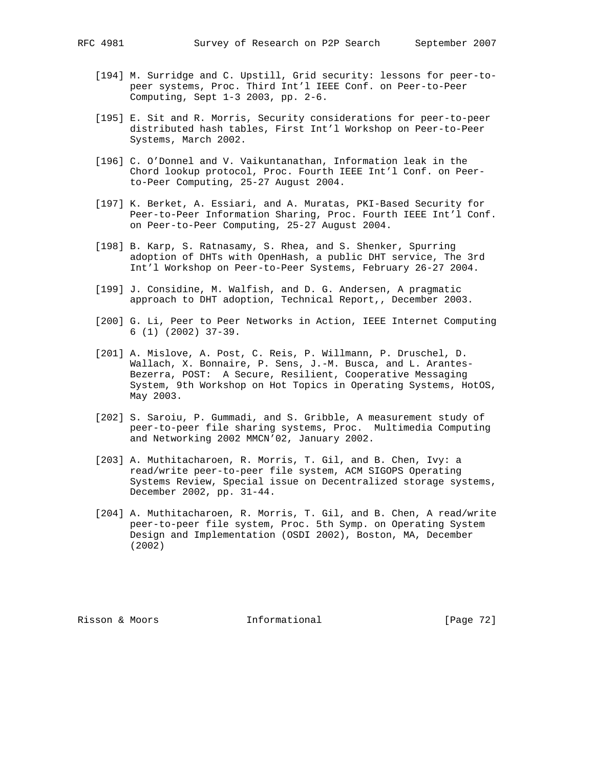[194] M. Surridge and C. Upstill, Grid security: lessons for peer-to-peer systems, Proc. Third Int'l IEEE Conf. on Peer-to-Peer Computing, Sept 1-3 2003, pp. 2-6.

[195] E. Sit and R. Morris, Security considerations for peer-to-peer distributed hash tables, First Int'l Workshop on Peer-to-Peer Systems, March 2002.

[196] C. O'Donnel and V. Vaikuntanathan, Information leak in the Chord lookup protocol, Proc. Fourth IEEE Int'l Conf. on Peer-to-Peer Computing, 25-27 August 2004.

[197] K. Berket, A. Essiari, and A. Muratas, PKI-Based Security for Peer-to-Peer Information Sharing, Proc. Fourth IEEE Int'l Conf. on Peer-to-Peer Computing, 25-27 August 2004.

[198] B. Karp, S. Ratnasamy, S. Rhea, and S. Shenker, Spurring adoption of DHTs with OpenHash, a public DHT service, The 3rd Int'l Workshop on Peer-to-Peer Systems, February 26-27 2004.

[199] J. Considine, M. Walfish, and D. G. Andersen, A pragmatic approach to DHT adoption, Technical Report,, December 2003.

[200] G. Li, Peer to Peer Networks in Action, IEEE Internet Computing 6 (1) (2002) 37-39.

[201] A. Mislove, A. Post, C. Reis, P. Willmann, P. Druschel, D. Wallach, X. Bonnaire, P. Sens, J.-M. Busca, and L. Arantes-Bezerra, POST: A Secure, Resilient, Cooperative Messaging System, 9th Workshop on Hot Topics in Operating Systems, HotOS, May 2003.

[202] S. Saroiu, P. Gummadi, and S. Gribble, A measurement study of peer-to-peer file sharing systems, Proc. Multimedia Computing and Networking 2002 MMCN'02, January 2002.

[203] A. Muthitacharoen, R. Morris, T. Gil, and B. Chen, Ivy: a read/write peer-to-peer file system, ACM SIGOPS Operating Systems Review, Special issue on Decentralized storage systems, December 2002, pp. 31-44.

[204] A. Muthitacharoen, R. Morris, T. Gil, and B. Chen, A read/write peer-to-peer file system, Proc. 5th Symp. on Operating System Design and Implementation (OSDI 2002), Boston, MA, December (2002)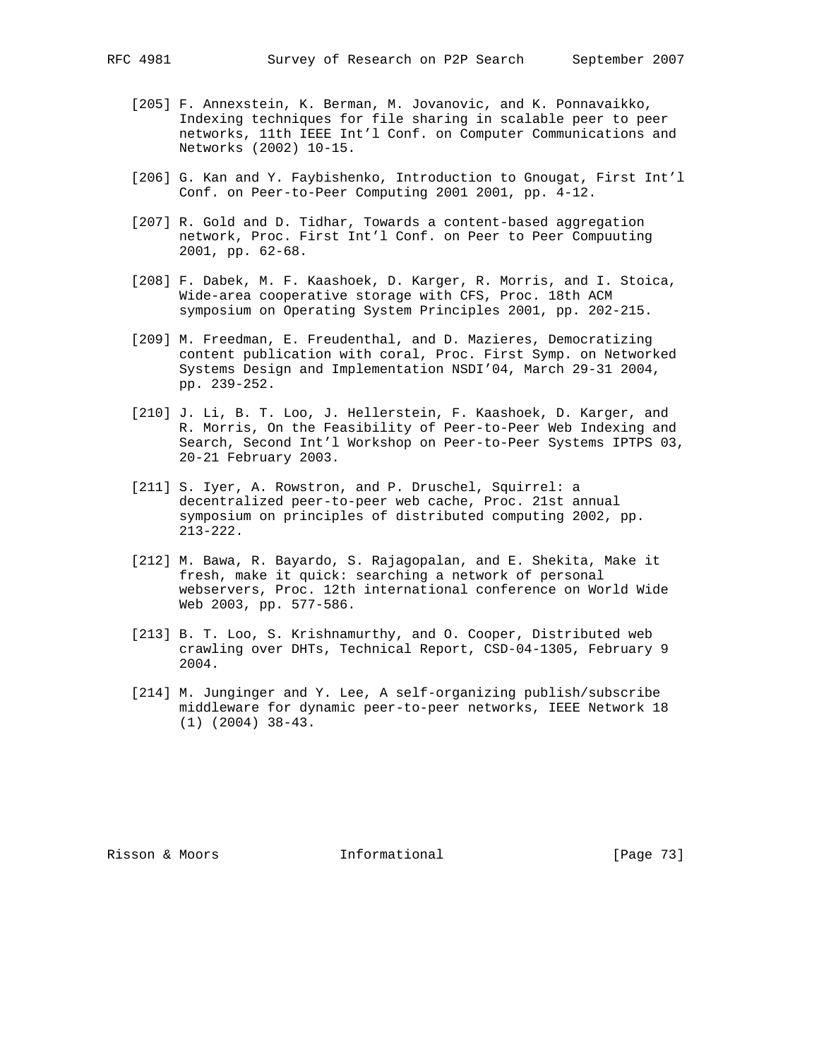[205] F. Annexstein, K. Berman, M. Jovanovic, and K. Ponnavaikko, Indexing techniques for file sharing in scalable peer to peer networks, 11th IEEE Int'l Conf. on Computer Communications and Networks (2002) 10-15.

[206] G. Kan and Y. Faybishenko, Introduction to Gnougat, First Int'l Conf. on Peer-to-Peer Computing 2001 2001, pp. 4-12.

[207] R. Gold and D. Tidhar, Towards a content-based aggregation network, Proc. First Int'l Conf. on Peer to Peer Compuuting 2001, pp. 62-68.

[208] F. Dabek, M. F. Kaashoek, D. Karger, R. Morris, and I. Stoica, Wide-area cooperative storage with CFS, Proc. 18th ACM symposium on Operating System Principles 2001, pp. 202-215.

[209] M. Freedman, E. Freudenthal, and D. Mazieres, Democratizing content publication with coral, Proc. First Symp. on Networked Systems Design and Implementation NSDI'04, March 29-31 2004, pp. 239-252.

[210] J. Li, B. T. Loo, J. Hellerstein, F. Kaashoek, D. Karger, and R. Morris, On the Feasibility of Peer-to-Peer Web Indexing and Search, Second Int'l Workshop on Peer-to-Peer Systems IPTPS 03, 20-21 February 2003.

[211] S. Iyer, A. Rowstron, and P. Druschel, Squirrel: a decentralized peer-to-peer web cache, Proc. 21st annual symposium on principles of distributed computing 2002, pp. 213-222.

[212] M. Bawa, R. Bayardo, S. Rajagopalan, and E. Shekita, Make it fresh, make it quick: searching a network of personal webservers, Proc. 12th international conference on World Wide Web 2003, pp. 577-586.

[213] B. T. Loo, S. Krishnamurthy, and O. Cooper, Distributed web crawling over DHTs, Technical Report, CSD-04-1305, February 9 2004.

[214] M. Junginger and Y. Lee, A self-organizing publish/subscribe middleware for dynamic peer-to-peer networks, IEEE Network 18 (1) (2004) 38-43.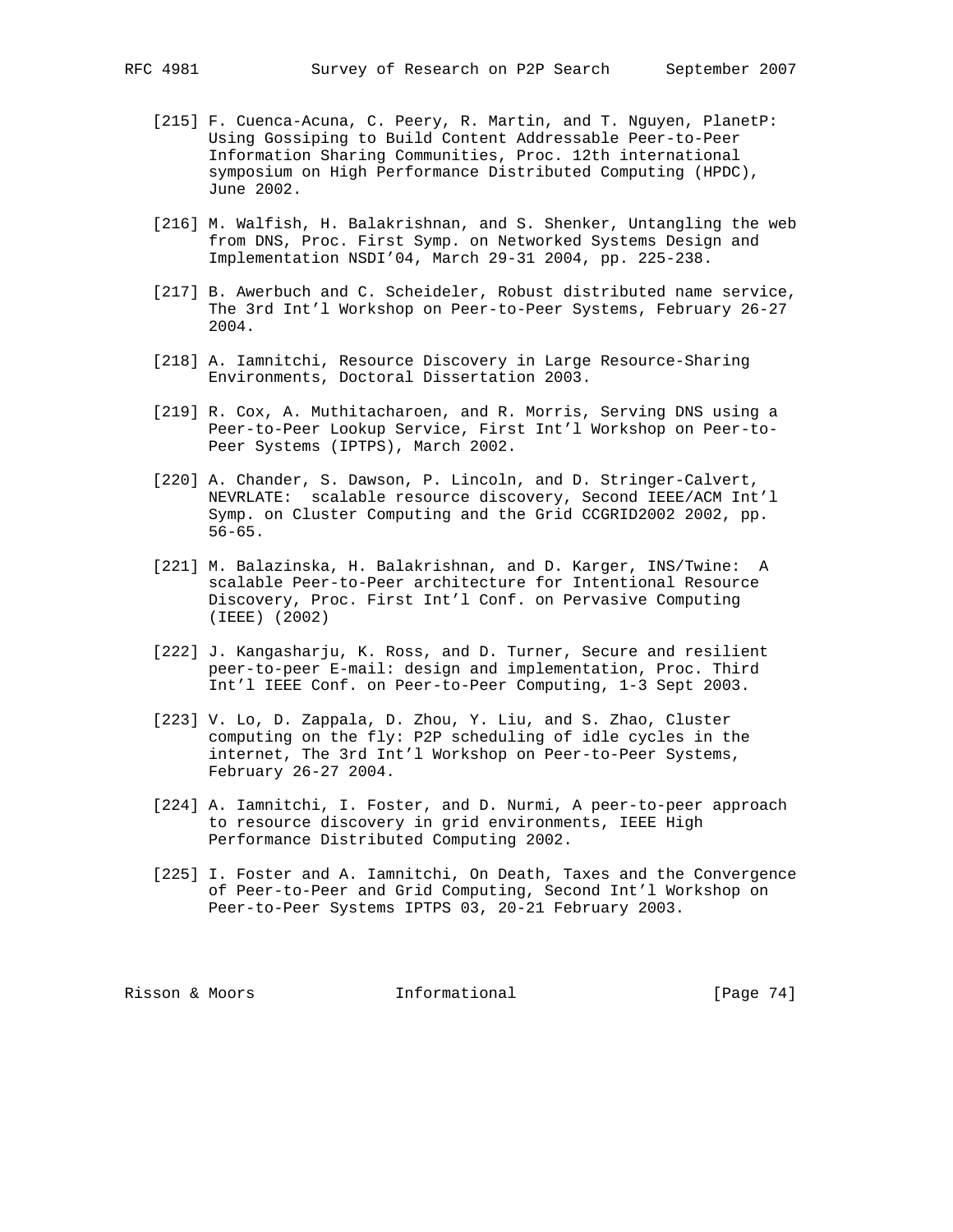[215] F. Cuenca-Acuna, C. Peery, R. Martin, and T. Nguyen, PlanetP: Using Gossiping to Build Content Addressable Peer-to-Peer Information Sharing Communities, Proc. 12th international symposium on High Performance Distributed Computing (HPDC), June 2002.

[216] M. Walfish, H. Balakrishnan, and S. Shenker, Untangling the web from DNS, Proc. First Symp. on Networked Systems Design and Implementation NSDI'04, March 29-31 2004, pp. 225-238.

[217] B. Awerbuch and C. Scheideler, Robust distributed name service, The 3rd Int'l Workshop on Peer-to-Peer Systems, February 26-27 2004.

[218] A. Iamnitchi, Resource Discovery in Large Resource-Sharing Environments, Doctoral Dissertation 2003.

[219] R. Cox, A. Muthitacharoen, and R. Morris, Serving DNS using a Peer-to-Peer Lookup Service, First Int'l Workshop on Peer-to-Peer Systems (IPTPS), March 2002.

[220] A. Chander, S. Dawson, P. Lincoln, and D. Stringer-Calvert, NEVRLATE: scalable resource discovery, Second IEEE/ACM Int'l Symp. on Cluster Computing and the Grid CCGRID2002 2002, pp. 56-65.

[221] M. Balazinska, H. Balakrishnan, and D. Karger, INS/Twine: A scalable Peer-to-Peer architecture for Intentional Resource Discovery, Proc. First Int'l Conf. on Pervasive Computing (IEEE) (2002)

[222] J. Kangasharju, K. Ross, and D. Turner, Secure and resilient peer-to-peer E-mail: design and implementation, Proc. Third Int'l IEEE Conf. on Peer-to-Peer Computing, 1-3 Sept 2003.

[223] V. Lo, D. Zappala, D. Zhou, Y. Liu, and S. Zhao, Cluster computing on the fly: P2P scheduling of idle cycles in the internet, The 3rd Int'l Workshop on Peer-to-Peer Systems, February 26-27 2004.

[224] A. Iamnitchi, I. Foster, and D. Nurmi, A peer-to-peer approach to resource discovery in grid environments, IEEE High Performance Distributed Computing 2002.

[225] I. Foster and A. Iamnitchi, On Death, Taxes and the Convergence of Peer-to-Peer and Grid Computing, Second Int'l Workshop on Peer-to-Peer Systems IPTPS 03, 20-21 February 2003.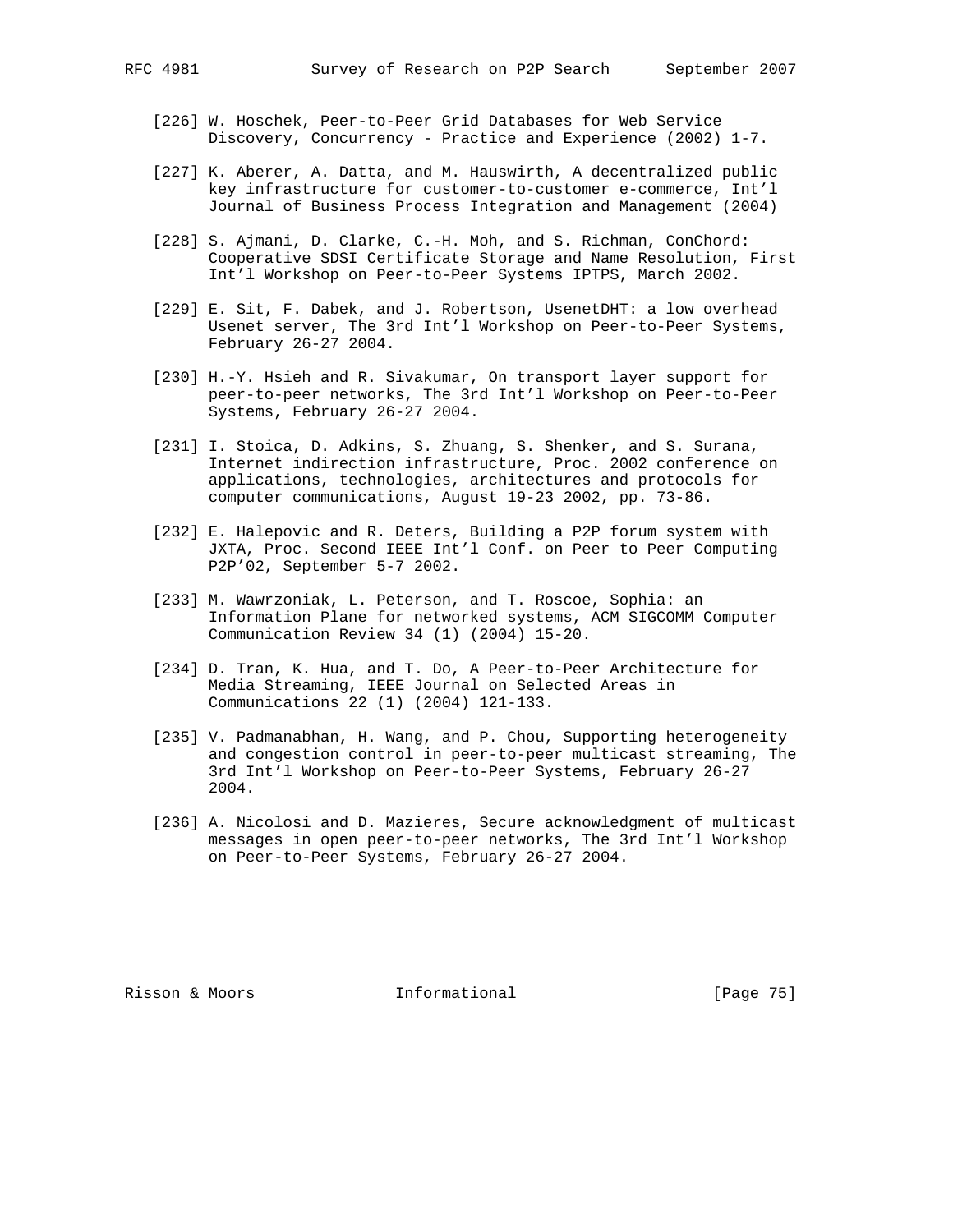[226] W. Hoschek, Peer-to-Peer Grid Databases for Web Service Discovery, Concurrency - Practice and Experience (2002) 1-7.

[227] K. Aberer, A. Datta, and M. Hauswirth, A decentralized public key infrastructure for customer-to-customer e-commerce, Int'l Journal of Business Process Integration and Management (2004)

[228] S. Ajmani, D. Clarke, C.-H. Moh, and S. Richman, ConChord: Cooperative SDSI Certificate Storage and Name Resolution, First Int'l Workshop on Peer-to-Peer Systems IPTPS, March 2002.

[229] E. Sit, F. Dabek, and J. Robertson, UsenetDHT: a low overhead Usenet server, The 3rd Int'l Workshop on Peer-to-Peer Systems, February 26-27 2004.

[230] H.-Y. Hsieh and R. Sivakumar, On transport layer support for peer-to-peer networks, The 3rd Int'l Workshop on Peer-to-Peer Systems, February 26-27 2004.

[231] I. Stoica, D. Adkins, S. Zhuang, S. Shenker, and S. Surana, Internet indirection infrastructure, Proc. 2002 conference on applications, technologies, architectures and protocols for computer communications, August 19-23 2002, pp. 73-86.

[232] E. Halepovic and R. Deters, Building a P2P forum system with JXTA, Proc. Second IEEE Int'l Conf. on Peer to Peer Computing P2P'02, September 5-7 2002.

[233] M. Wawrzoniak, L. Peterson, and T. Roscoe, Sophia: an Information Plane for networked systems, ACM SIGCOMM Computer Communication Review 34 (1) (2004) 15-20.

[234] D. Tran, K. Hua, and T. Do, A Peer-to-Peer Architecture for Media Streaming, IEEE Journal on Selected Areas in Communications 22 (1) (2004) 121-133.

[235] V. Padmanabhan, H. Wang, and P. Chou, Supporting heterogeneity and congestion control in peer-to-peer multicast streaming, The 3rd Int'l Workshop on Peer-to-Peer Systems, February 26-27 2004.

[236] A. Nicolosi and D. Mazieres, Secure acknowledgment of multicast messages in open peer-to-peer networks, The 3rd Int'l Workshop on Peer-to-Peer Systems, February 26-27 2004.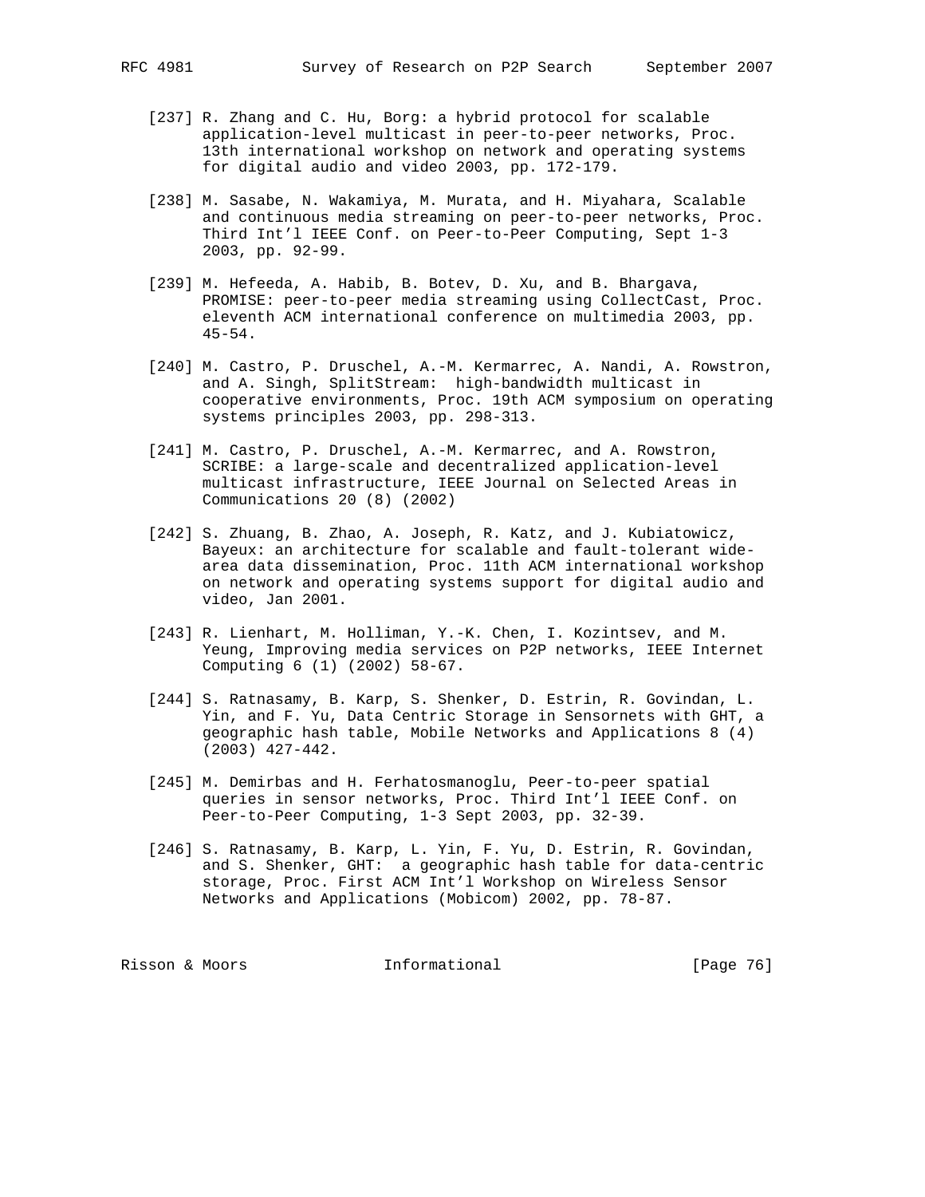[237] R. Zhang and C. Hu, Borg: a hybrid protocol for scalable application-level multicast in peer-to-peer networks, Proc. 13th international workshop on network and operating systems for digital audio and video 2003, pp. 172-179.

[238] M. Sasabe, N. Wakamiya, M. Murata, and H. Miyahara, Scalable and continuous media streaming on peer-to-peer networks, Proc. Third Int'l IEEE Conf. on Peer-to-Peer Computing, Sept 1-3 2003, pp. 92-99.

[239] M. Hefeeda, A. Habib, B. Botev, D. Xu, and B. Bhargava, PROMISE: peer-to-peer media streaming using CollectCast, Proc. eleventh ACM international conference on multimedia 2003, pp. 45-54.

[240] M. Castro, P. Druschel, A.-M. Kermarrec, A. Nandi, A. Rowstron, and A. Singh, SplitStream: high-bandwidth multicast in cooperative environments, Proc. 19th ACM symposium on operating systems principles 2003, pp. 298-313.

[241] M. Castro, P. Druschel, A.-M. Kermarrec, and A. Rowstron, SCRIBE: a large-scale and decentralized application-level multicast infrastructure, IEEE Journal on Selected Areas in Communications 20 (8) (2002)

[242] S. Zhuang, B. Zhao, A. Joseph, R. Katz, and J. Kubiatowicz, Bayeux: an architecture for scalable and fault-tolerant wide-area data dissemination, Proc. 11th ACM international workshop on network and operating systems support for digital audio and video, Jan 2001.

[243] R. Lienhart, M. Holliman, Y.-K. Chen, I. Kozintsev, and M. Yeung, Improving media services on P2P networks, IEEE Internet Computing 6 (1) (2002) 58-67.

[244] S. Ratnasamy, B. Karp, S. Shenker, D. Estrin, R. Govindan, L. Yin, and F. Yu, Data Centric Storage in Sensornets with GHT, a geographic hash table, Mobile Networks and Applications 8 (4) (2003) 427-442.

[245] M. Demirbas and H. Ferhatosmanoglu, Peer-to-peer spatial queries in sensor networks, Proc. Third Int'l IEEE Conf. on Peer-to-Peer Computing, 1-3 Sept 2003, pp. 32-39.

[246] S. Ratnasamy, B. Karp, L. Yin, F. Yu, D. Estrin, R. Govindan, and S. Shenker, GHT: a geographic hash table for data-centric storage, Proc. First ACM Int'l Workshop on Wireless Sensor Networks and Applications (Mobicom) 2002, pp. 78-87.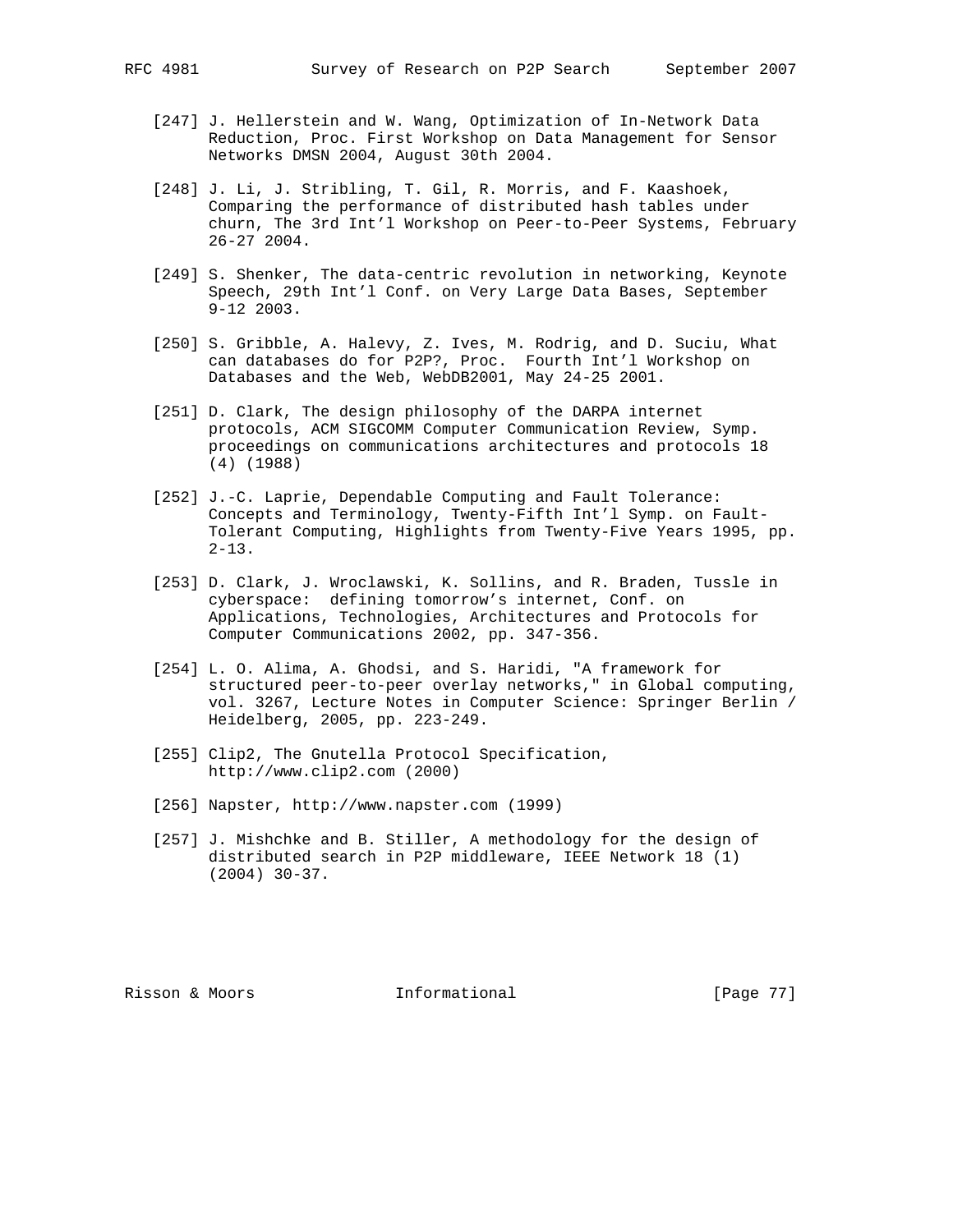[247] J. Hellerstein and W. Wang, Optimization of In-Network Data Reduction, Proc. First Workshop on Data Management for Sensor Networks DMSN 2004, August 30th 2004.

[248] J. Li, J. Stribling, T. Gil, R. Morris, and F. Kaashoek, Comparing the performance of distributed hash tables under churn, The 3rd Int'l Workshop on Peer-to-Peer Systems, February 26-27 2004.

[249] S. Shenker, The data-centric revolution in networking, Keynote Speech, 29th Int'l Conf. on Very Large Data Bases, September 9-12 2003.

[250] S. Gribble, A. Halevy, Z. Ives, M. Rodrig, and D. Suciu, What can databases do for P2P?, Proc. Fourth Int'l Workshop on Databases and the Web, WebDB2001, May 24-25 2001.

[251] D. Clark, The design philosophy of the DARPA internet protocols, ACM SIGCOMM Computer Communication Review, Symp. proceedings on communications architectures and protocols 18 (4) (1988)

[252] J.-C. Laprie, Dependable Computing and Fault Tolerance: Concepts and Terminology, Twenty-Fifth Int'l Symp. on Fault-Tolerant Computing, Highlights from Twenty-Five Years 1995, pp. 2-13.

[253] D. Clark, J. Wroclawski, K. Sollins, and R. Braden, Tussle in cyberspace: defining tomorrow's internet, Conf. on Applications, Technologies, Architectures and Protocols for Computer Communications 2002, pp. 347-356.

[254] L. O. Alima, A. Ghodsi, and S. Haridi, "A framework for structured peer-to-peer overlay networks," in Global computing, vol. 3267, Lecture Notes in Computer Science: Springer Berlin / Heidelberg, 2005, pp. 223-249.

[255] Clip2, The Gnutella Protocol Specification, http://www.clip2.com (2000)

[256] Napster, http://www.napster.com (1999)

[257] J. Mishchke and B. Stiller, A methodology for the design of distributed search in P2P middleware, IEEE Network 18 (1) (2004) 30-37.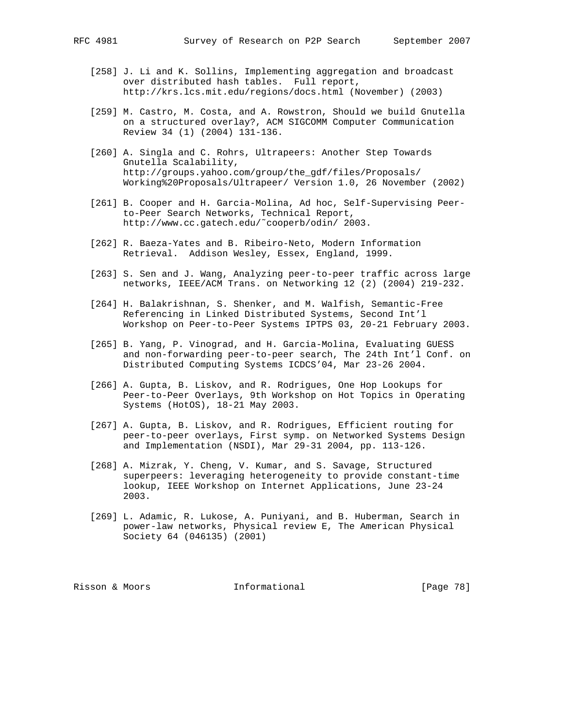[258] J. Li and K. Sollins, Implementing aggregation and broadcast over distributed hash tables. Full report, http://krs.lcs.mit.edu/regions/docs.html (November) (2003)

[259] M. Castro, M. Costa, and A. Rowstron, Should we build Gnutella on a structured overlay?, ACM SIGCOMM Computer Communication Review 34 (1) (2004) 131-136.

[260] A. Singla and C. Rohrs, Ultrapeers: Another Step Towards Gnutella Scalability, http://groups.yahoo.com/group/the_gdf/files/Proposals/ Working%20Proposals/Ultrapeer/ Version 1.0, 26 November (2002)

[261] B. Cooper and H. Garcia-Molina, Ad hoc, Self-Supervising Peer-to-Peer Search Networks, Technical Report, http://www.cc.gatech.edu/~cooperb/odin/ 2003.

[262] R. Baeza-Yates and B. Ribeiro-Neto, Modern Information Retrieval. Addison Wesley, Essex, England, 1999.

[263] S. Sen and J. Wang, Analyzing peer-to-peer traffic across large networks, IEEE/ACM Trans. on Networking 12 (2) (2004) 219-232.

[264] H. Balakrishnan, S. Shenker, and M. Walfish, Semantic-Free Referencing in Linked Distributed Systems, Second Int'l Workshop on Peer-to-Peer Systems IPTPS 03, 20-21 February 2003.

[265] B. Yang, P. Vinograd, and H. Garcia-Molina, Evaluating GUESS and non-forwarding peer-to-peer search, The 24th Int'l Conf. on Distributed Computing Systems ICDCS'04, Mar 23-26 2004.

[266] A. Gupta, B. Liskov, and R. Rodrigues, One Hop Lookups for Peer-to-Peer Overlays, 9th Workshop on Hot Topics in Operating Systems (HotOS), 18-21 May 2003.

[267] A. Gupta, B. Liskov, and R. Rodrigues, Efficient routing for peer-to-peer overlays, First symp. on Networked Systems Design and Implementation (NSDI), Mar 29-31 2004, pp. 113-126.

[268] A. Mizrak, Y. Cheng, V. Kumar, and S. Savage, Structured superpeers: leveraging heterogeneity to provide constant-time lookup, IEEE Workshop on Internet Applications, June 23-24 2003.

[269] L. Adamic, R. Lukose, A. Puniyani, and B. Huberman, Search in power-law networks, Physical review E, The American Physical Society 64 (046135) (2001)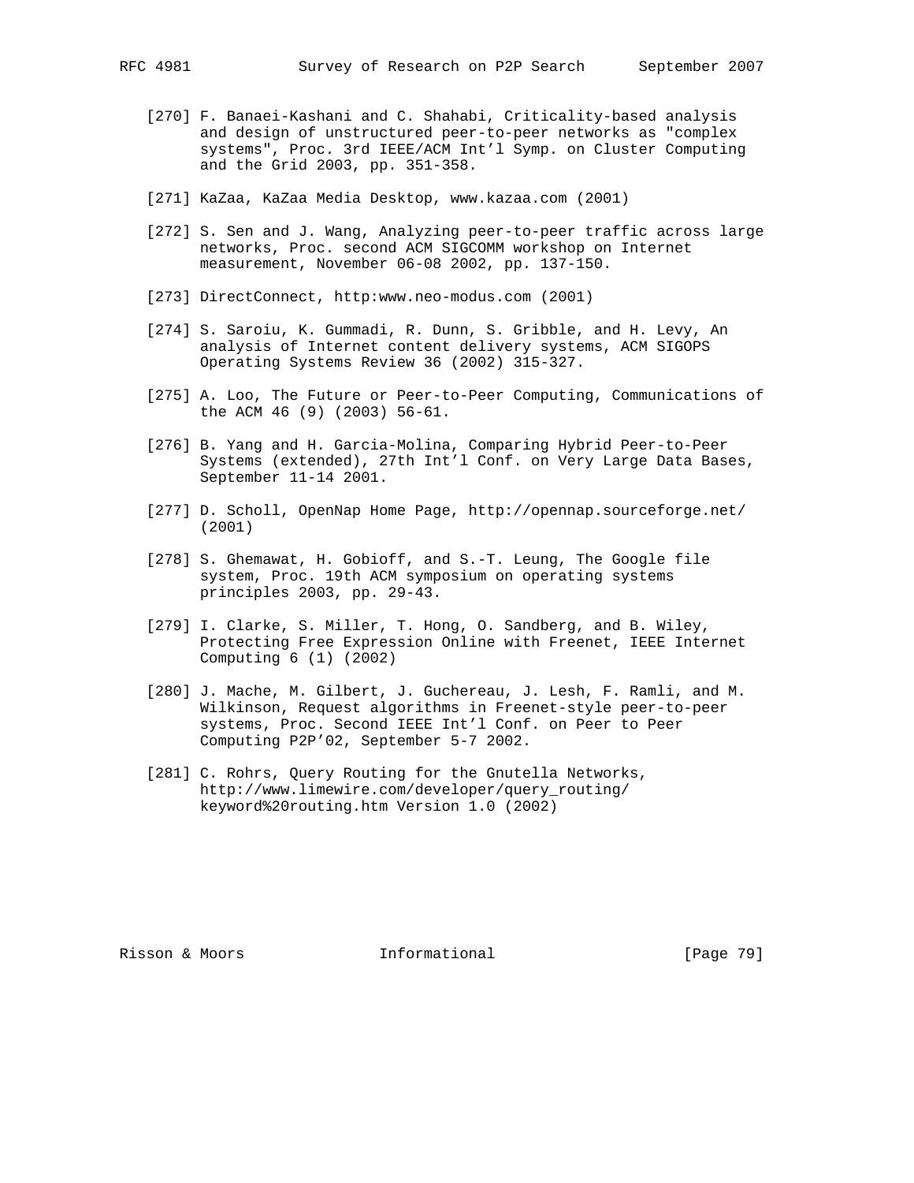[270] F. Banaei-Kashani and C. Shahabi, Criticality-based analysis and design of unstructured peer-to-peer networks as "complex systems", Proc. 3rd IEEE/ACM Int'l Symp. on Cluster Computing and the Grid 2003, pp. 351-358.

[271] KaZaa, KaZaa Media Desktop, www.kazaa.com (2001)

[272] S. Sen and J. Wang, Analyzing peer-to-peer traffic across large networks, Proc. second ACM SIGCOMM workshop on Internet measurement, November 06-08 2002, pp. 137-150.

[273] DirectConnect, http:www.neo-modus.com (2001)

[274] S. Saroiu, K. Gummadi, R. Dunn, S. Gribble, and H. Levy, An analysis of Internet content delivery systems, ACM SIGOPS Operating Systems Review 36 (2002) 315-327.

[275] A. Loo, The Future or Peer-to-Peer Computing, Communications of the ACM 46 (9) (2003) 56-61.

[276] B. Yang and H. Garcia-Molina, Comparing Hybrid Peer-to-Peer Systems (extended), 27th Int'l Conf. on Very Large Data Bases, September 11-14 2001.

[277] D. Scholl, OpenNap Home Page, http://opennap.sourceforge.net/ (2001)

[278] S. Ghemawat, H. Gobioff, and S.-T. Leung, The Google file system, Proc. 19th ACM symposium on operating systems principles 2003, pp. 29-43.

[279] I. Clarke, S. Miller, T. Hong, O. Sandberg, and B. Wiley, Protecting Free Expression Online with Freenet, IEEE Internet Computing 6 (1) (2002)

[280] J. Mache, M. Gilbert, J. Guchereau, J. Lesh, F. Ramli, and M. Wilkinson, Request algorithms in Freenet-style peer-to-peer systems, Proc. Second IEEE Int'l Conf. on Peer to Peer Computing P2P'02, September 5-7 2002.

[281] C. Rohrs, Query Routing for the Gnutella Networks, http://www.limewire.com/developer/query_routing/keyword%20routing.htm Version 1.0 (2002)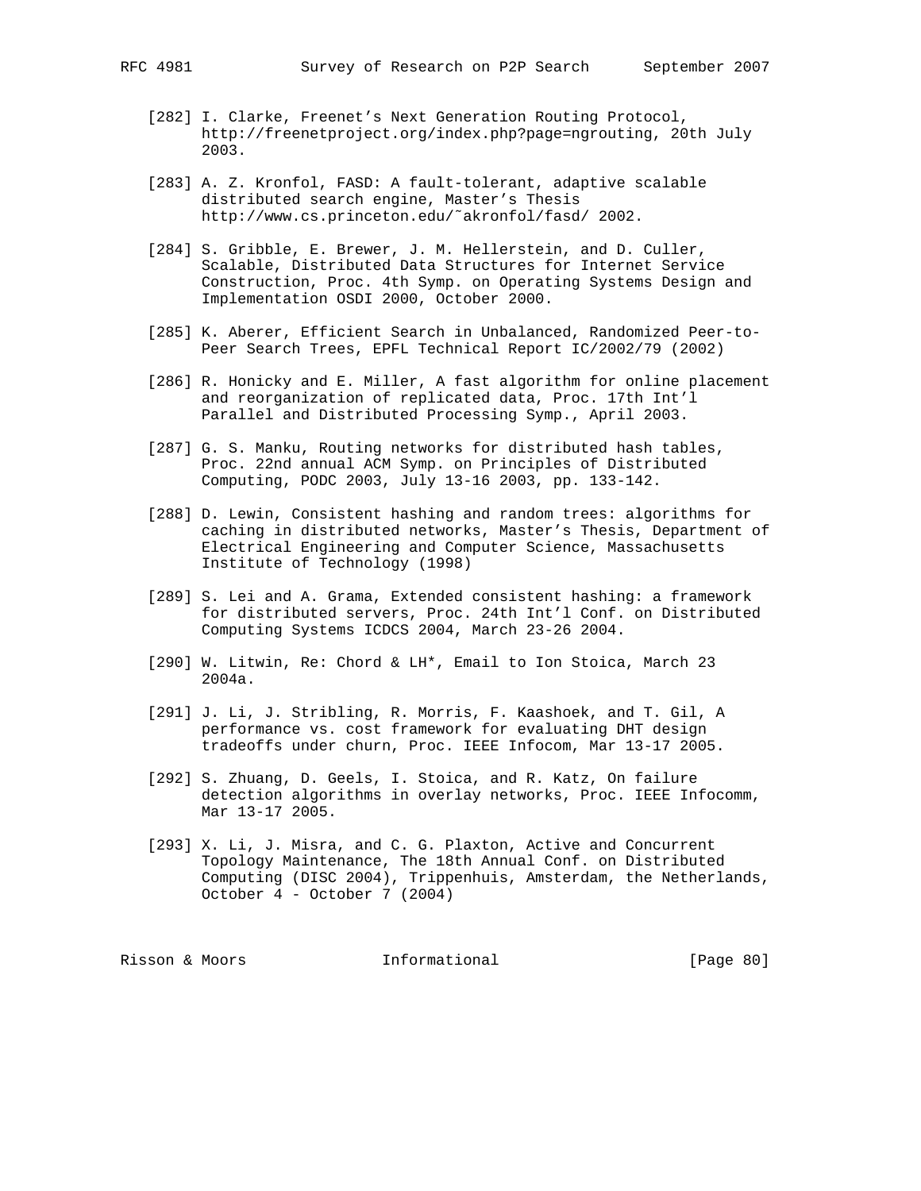[282] I. Clarke, Freenet's Next Generation Routing Protocol, http://freenetproject.org/index.php?page=ngrouting, 20th July 2003.

[283] A. Z. Kronfol, FASD: A fault-tolerant, adaptive scalable distributed search engine, Master's Thesis http://www.cs.princeton.edu/~akronfol/fasd/ 2002.

[284] S. Gribble, E. Brewer, J. M. Hellerstein, and D. Culler, Scalable, Distributed Data Structures for Internet Service Construction, Proc. 4th Symp. on Operating Systems Design and Implementation OSDI 2000, October 2000.

[285] K. Aberer, Efficient Search in Unbalanced, Randomized Peer-to-Peer Search Trees, EPFL Technical Report IC/2002/79 (2002)

[286] R. Honicky and E. Miller, A fast algorithm for online placement and reorganization of replicated data, Proc. 17th Int'l Parallel and Distributed Processing Symp., April 2003.

[287] G. S. Manku, Routing networks for distributed hash tables, Proc. 22nd annual ACM Symp. on Principles of Distributed Computing, PODC 2003, July 13-16 2003, pp. 133-142.

[288] D. Lewin, Consistent hashing and random trees: algorithms for caching in distributed networks, Master's Thesis, Department of Electrical Engineering and Computer Science, Massachusetts Institute of Technology (1998)

[289] S. Lei and A. Grama, Extended consistent hashing: a framework for distributed servers, Proc. 24th Int'l Conf. on Distributed Computing Systems ICDCS 2004, March 23-26 2004.

[290] W. Litwin, Re: Chord & LH*, Email to Ion Stoica, March 23 2004a.

[291] J. Li, J. Stribling, R. Morris, F. Kaashoek, and T. Gil, A performance vs. cost framework for evaluating DHT design tradeoffs under churn, Proc. IEEE Infocom, Mar 13-17 2005.

[292] S. Zhuang, D. Geels, I. Stoica, and R. Katz, On failure detection algorithms in overlay networks, Proc. IEEE Infocomm, Mar 13-17 2005.

[293] X. Li, J. Misra, and C. G. Plaxton, Active and Concurrent Topology Maintenance, The 18th Annual Conf. on Distributed Computing (DISC 2004), Trippenhuis, Amsterdam, the Netherlands, October 4 - October 7 (2004)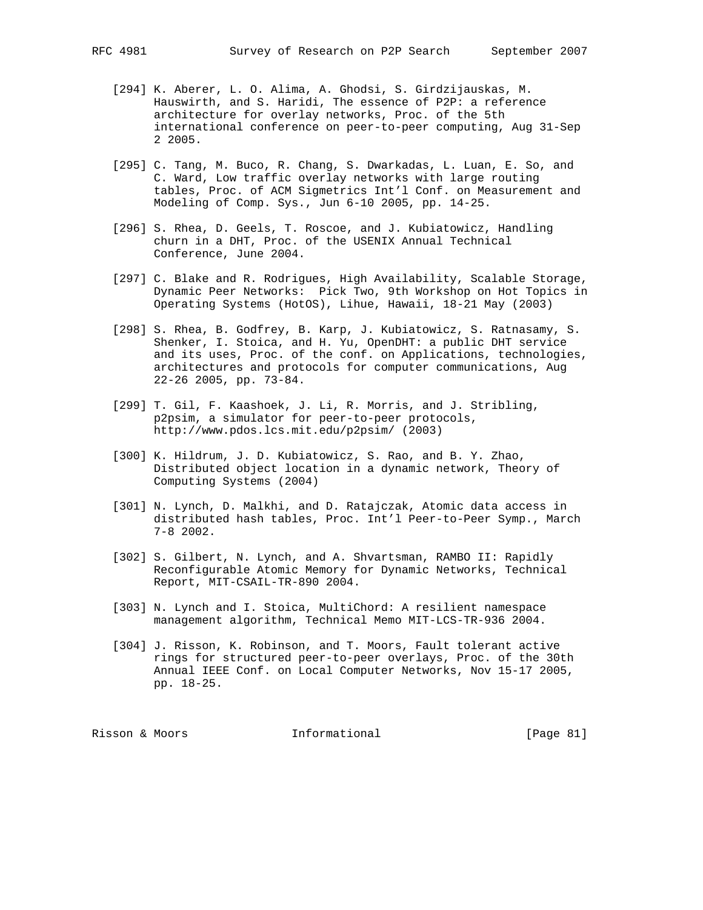[294] K. Aberer, L. O. Alima, A. Ghodsi, S. Girdzijauskas, M. Hauswirth, and S. Haridi, The essence of P2P: a reference architecture for overlay networks, Proc. of the 5th international conference on peer-to-peer computing, Aug 31-Sep 2 2005.

[295] C. Tang, M. Buco, R. Chang, S. Dwarkadas, L. Luan, E. So, and C. Ward, Low traffic overlay networks with large routing tables, Proc. of ACM Sigmetrics Int'l Conf. on Measurement and Modeling of Comp. Sys., Jun 6-10 2005, pp. 14-25.

[296] S. Rhea, D. Geels, T. Roscoe, and J. Kubiatowicz, Handling churn in a DHT, Proc. of the USENIX Annual Technical Conference, June 2004.

[297] C. Blake and R. Rodrigues, High Availability, Scalable Storage, Dynamic Peer Networks: Pick Two, 9th Workshop on Hot Topics in Operating Systems (HotOS), Lihue, Hawaii, 18-21 May (2003)

[298] S. Rhea, B. Godfrey, B. Karp, J. Kubiatowicz, S. Ratnasamy, S. Shenker, I. Stoica, and H. Yu, OpenDHT: a public DHT service and its uses, Proc. of the conf. on Applications, technologies, architectures and protocols for computer communications, Aug 22-26 2005, pp. 73-84.

[299] T. Gil, F. Kaashoek, J. Li, R. Morris, and J. Stribling, p2psim, a simulator for peer-to-peer protocols, http://www.pdos.lcs.mit.edu/p2psim/ (2003)

[300] K. Hildrum, J. D. Kubiatowicz, S. Rao, and B. Y. Zhao, Distributed object location in a dynamic network, Theory of Computing Systems (2004)

[301] N. Lynch, D. Malkhi, and D. Ratajczak, Atomic data access in distributed hash tables, Proc. Int'l Peer-to-Peer Symp., March 7-8 2002.

[302] S. Gilbert, N. Lynch, and A. Shvartsman, RAMBO II: Rapidly Reconfigurable Atomic Memory for Dynamic Networks, Technical Report, MIT-CSAIL-TR-890 2004.

[303] N. Lynch and I. Stoica, MultiChord: A resilient namespace management algorithm, Technical Memo MIT-LCS-TR-936 2004.

[304] J. Risson, K. Robinson, and T. Moors, Fault tolerant active rings for structured peer-to-peer overlays, Proc. of the 30th Annual IEEE Conf. on Local Computer Networks, Nov 15-17 2005, pp. 18-25.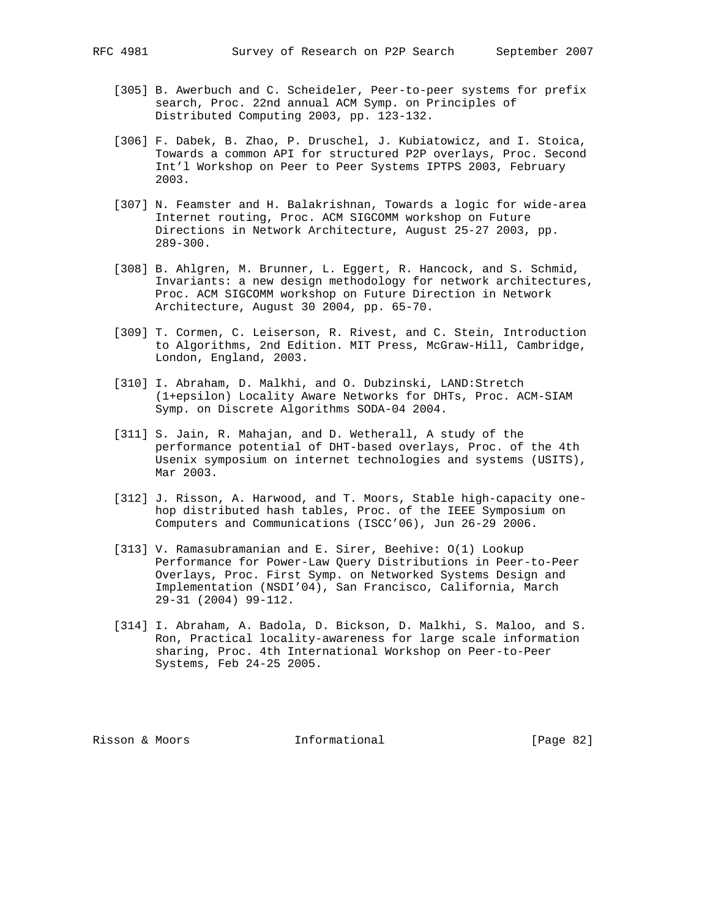[305] B. Awerbuch and C. Scheideler, Peer-to-peer systems for prefix search, Proc. 22nd annual ACM Symp. on Principles of Distributed Computing 2003, pp. 123-132.

[306] F. Dabek, B. Zhao, P. Druschel, J. Kubiatowicz, and I. Stoica, Towards a common API for structured P2P overlays, Proc. Second Int'l Workshop on Peer to Peer Systems IPTPS 2003, February 2003.

[307] N. Feamster and H. Balakrishnan, Towards a logic for wide-area Internet routing, Proc. ACM SIGCOMM workshop on Future Directions in Network Architecture, August 25-27 2003, pp. 289-300.

[308] B. Ahlgren, M. Brunner, L. Eggert, R. Hancock, and S. Schmid, Invariants: a new design methodology for network architectures, Proc. ACM SIGCOMM workshop on Future Direction in Network Architecture, August 30 2004, pp. 65-70.

[309] T. Cormen, C. Leiserson, R. Rivest, and C. Stein, Introduction to Algorithms, 2nd Edition. MIT Press, McGraw-Hill, Cambridge, London, England, 2003.

[310] I. Abraham, D. Malkhi, and O. Dubzinski, LAND:Stretch (1+epsilon) Locality Aware Networks for DHTs, Proc. ACM-SIAM Symp. on Discrete Algorithms SODA-04 2004.

[311] S. Jain, R. Mahajan, and D. Wetherall, A study of the performance potential of DHT-based overlays, Proc. of the 4th Usenix symposium on internet technologies and systems (USITS), Mar 2003.

[312] J. Risson, A. Harwood, and T. Moors, Stable high-capacity one-hop distributed hash tables, Proc. of the IEEE Symposium on Computers and Communications (ISCC'06), Jun 26-29 2006.

[313] V. Ramasubramanian and E. Sirer, Beehive: O(1) Lookup Performance for Power-Law Query Distributions in Peer-to-Peer Overlays, Proc. First Symp. on Networked Systems Design and Implementation (NSDI'04), San Francisco, California, March 29-31 (2004) 99-112.

[314] I. Abraham, A. Badola, D. Bickson, D. Malkhi, S. Maloo, and S. Ron, Practical locality-awareness for large scale information sharing, Proc. 4th International Workshop on Peer-to-Peer Systems, Feb 24-25 2005.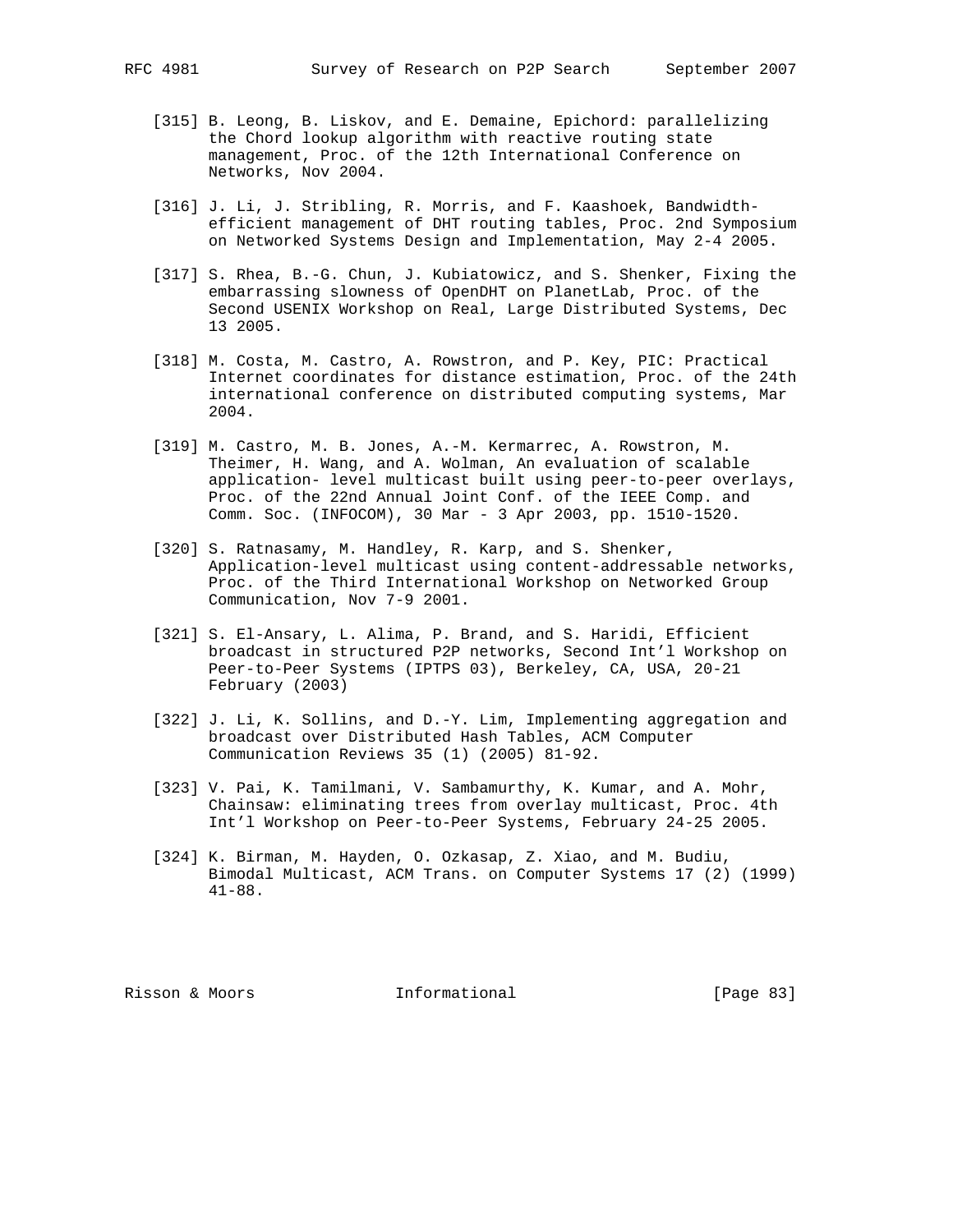[315] B. Leong, B. Liskov, and E. Demaine, Epichord: parallelizing the Chord lookup algorithm with reactive routing state management, Proc. of the 12th International Conference on Networks, Nov 2004.

[316] J. Li, J. Stribling, R. Morris, and F. Kaashoek, Bandwidth-efficient management of DHT routing tables, Proc. 2nd Symposium on Networked Systems Design and Implementation, May 2-4 2005.

[317] S. Rhea, B.-G. Chun, J. Kubiatowicz, and S. Shenker, Fixing the embarrassing slowness of OpenDHT on PlanetLab, Proc. of the Second USENIX Workshop on Real, Large Distributed Systems, Dec 13 2005.

[318] M. Costa, M. Castro, A. Rowstron, and P. Key, PIC: Practical Internet coordinates for distance estimation, Proc. of the 24th international conference on distributed computing systems, Mar 2004.

[319] M. Castro, M. B. Jones, A.-M. Kermarrec, A. Rowstron, M. Theimer, H. Wang, and A. Wolman, An evaluation of scalable application- level multicast built using peer-to-peer overlays, Proc. of the 22nd Annual Joint Conf. of the IEEE Comp. and Comm. Soc. (INFOCOM), 30 Mar - 3 Apr 2003, pp. 1510-1520.

[320] S. Ratnasamy, M. Handley, R. Karp, and S. Shenker, Application-level multicast using content-addressable networks, Proc. of the Third International Workshop on Networked Group Communication, Nov 7-9 2001.

[321] S. El-Ansary, L. Alima, P. Brand, and S. Haridi, Efficient broadcast in structured P2P networks, Second Int'l Workshop on Peer-to-Peer Systems (IPTPS 03), Berkeley, CA, USA, 20-21 February (2003)

[322] J. Li, K. Sollins, and D.-Y. Lim, Implementing aggregation and broadcast over Distributed Hash Tables, ACM Computer Communication Reviews 35 (1) (2005) 81-92.

[323] V. Pai, K. Tamilmani, V. Sambamurthy, K. Kumar, and A. Mohr, Chainsaw: eliminating trees from overlay multicast, Proc. 4th Int'l Workshop on Peer-to-Peer Systems, February 24-25 2005.

[324] K. Birman, M. Hayden, O. Ozkasap, Z. Xiao, and M. Budiu, Bimodal Multicast, ACM Trans. on Computer Systems 17 (2) (1999) 41-88.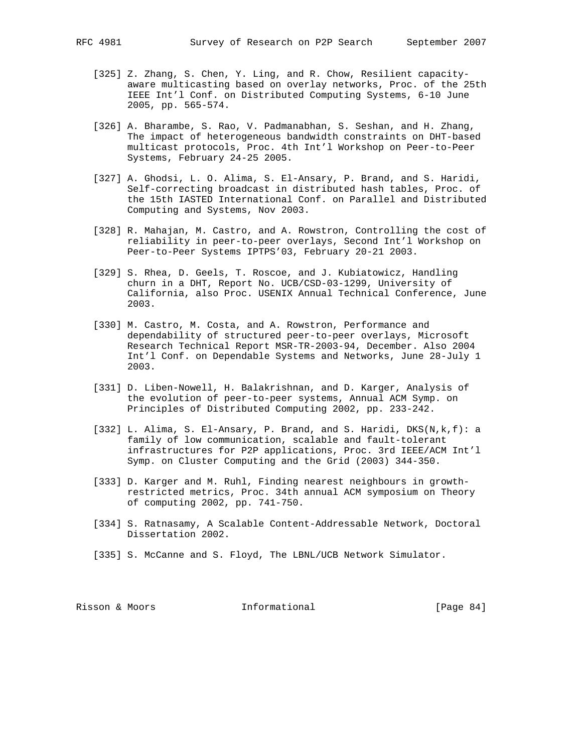[325] Z. Zhang, S. Chen, Y. Ling, and R. Chow, Resilient capacity-aware multicasting based on overlay networks, Proc. of the 25th IEEE Int'l Conf. on Distributed Computing Systems, 6-10 June 2005, pp. 565-574.

[326] A. Bharambe, S. Rao, V. Padmanabhan, S. Seshan, and H. Zhang, The impact of heterogeneous bandwidth constraints on DHT-based multicast protocols, Proc. 4th Int'l Workshop on Peer-to-Peer Systems, February 24-25 2005.

[327] A. Ghodsi, L. O. Alima, S. El-Ansary, P. Brand, and S. Haridi, Self-correcting broadcast in distributed hash tables, Proc. of the 15th IASTED International Conf. on Parallel and Distributed Computing and Systems, Nov 2003.

[328] R. Mahajan, M. Castro, and A. Rowstron, Controlling the cost of reliability in peer-to-peer overlays, Second Int'l Workshop on Peer-to-Peer Systems IPTPS'03, February 20-21 2003.

[329] S. Rhea, D. Geels, T. Roscoe, and J. Kubiatowicz, Handling churn in a DHT, Report No. UCB/CSD-03-1299, University of California, also Proc. USENIX Annual Technical Conference, June 2003.

[330] M. Castro, M. Costa, and A. Rowstron, Performance and dependability of structured peer-to-peer overlays, Microsoft Research Technical Report MSR-TR-2003-94, December. Also 2004 Int'l Conf. on Dependable Systems and Networks, June 28-July 1 2003.

[331] D. Liben-Nowell, H. Balakrishnan, and D. Karger, Analysis of the evolution of peer-to-peer systems, Annual ACM Symp. on Principles of Distributed Computing 2002, pp. 233-242.

[332] L. Alima, S. El-Ansary, P. Brand, and S. Haridi, DKS(N,k,f): a family of low communication, scalable and fault-tolerant infrastructures for P2P applications, Proc. 3rd IEEE/ACM Int'l Symp. on Cluster Computing and the Grid (2003) 344-350.

[333] D. Karger and M. Ruhl, Finding nearest neighbours in growth-restricted metrics, Proc. 34th annual ACM symposium on Theory of computing 2002, pp. 741-750.

[334] S. Ratnasamy, A Scalable Content-Addressable Network, Doctoral Dissertation 2002.

[335] S. McCanne and S. Floyd, The LBNL/UCB Network Simulator.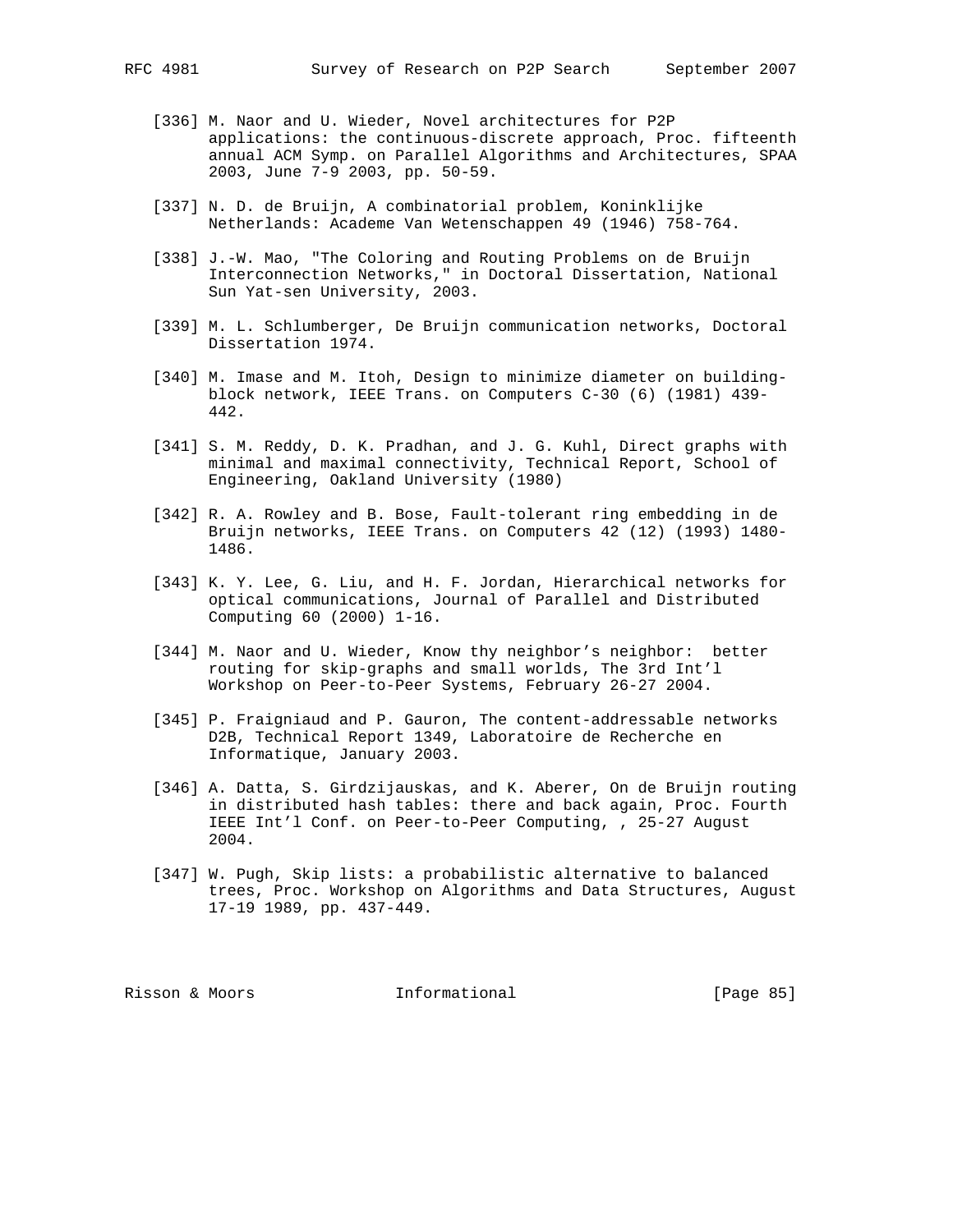[336] M. Naor and U. Wieder, Novel architectures for P2P applications: the continuous-discrete approach, Proc. fifteenth annual ACM Symp. on Parallel Algorithms and Architectures, SPAA 2003, June 7-9 2003, pp. 50-59.

[337] N. D. de Bruijn, A combinatorial problem, Koninklijke Netherlands: Academe Van Wetenschappen 49 (1946) 758-764.

[338] J.-W. Mao, "The Coloring and Routing Problems on de Bruijn Interconnection Networks," in Doctoral Dissertation, National Sun Yat-sen University, 2003.

[339] M. L. Schlumberger, De Bruijn communication networks, Doctoral Dissertation 1974.

[340] M. Imase and M. Itoh, Design to minimize diameter on building-block network, IEEE Trans. on Computers C-30 (6) (1981) 439-442.

[341] S. M. Reddy, D. K. Pradhan, and J. G. Kuhl, Direct graphs with minimal and maximal connectivity, Technical Report, School of Engineering, Oakland University (1980)

[342] R. A. Rowley and B. Bose, Fault-tolerant ring embedding in de Bruijn networks, IEEE Trans. on Computers 42 (12) (1993) 1480-1486.

[343] K. Y. Lee, G. Liu, and H. F. Jordan, Hierarchical networks for optical communications, Journal of Parallel and Distributed Computing 60 (2000) 1-16.

[344] M. Naor and U. Wieder, Know thy neighbor's neighbor: better routing for skip-graphs and small worlds, The 3rd Int'l Workshop on Peer-to-Peer Systems, February 26-27 2004.

[345] P. Fraigniaud and P. Gauron, The content-addressable networks D2B, Technical Report 1349, Laboratoire de Recherche en Informatique, January 2003.

[346] A. Datta, S. Girdzijauskas, and K. Aberer, On de Bruijn routing in distributed hash tables: there and back again, Proc. Fourth IEEE Int'l Conf. on Peer-to-Peer Computing, , 25-27 August 2004.

[347] W. Pugh, Skip lists: a probabilistic alternative to balanced trees, Proc. Workshop on Algorithms and Data Structures, August 17-19 1989, pp. 437-449.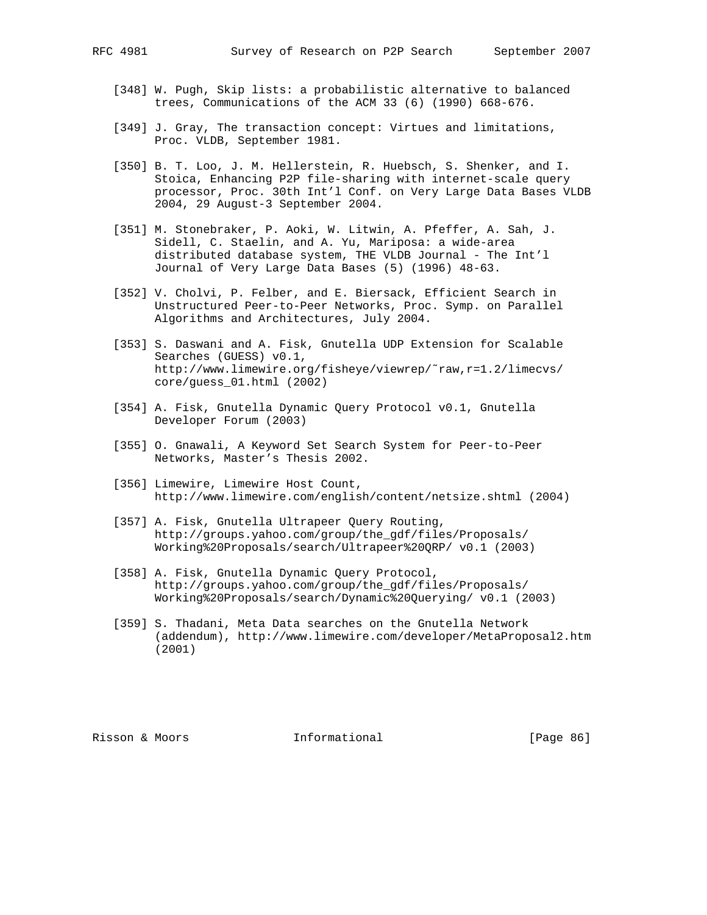[348] W. Pugh, Skip lists: a probabilistic alternative to balanced trees, Communications of the ACM 33 (6) (1990) 668-676.

[349] J. Gray, The transaction concept: Virtues and limitations, Proc. VLDB, September 1981.

[350] B. T. Loo, J. M. Hellerstein, R. Huebsch, S. Shenker, and I. Stoica, Enhancing P2P file-sharing with internet-scale query processor, Proc. 30th Int'l Conf. on Very Large Data Bases VLDB 2004, 29 August-3 September 2004.

[351] M. Stonebraker, P. Aoki, W. Litwin, A. Pfeffer, A. Sah, J. Sidell, C. Staelin, and A. Yu, Mariposa: a wide-area distributed database system, THE VLDB Journal - The Int'l Journal of Very Large Data Bases (5) (1996) 48-63.

[352] V. Cholvi, P. Felber, and E. Biersack, Efficient Search in Unstructured Peer-to-Peer Networks, Proc. Symp. on Parallel Algorithms and Architectures, July 2004.

[353] S. Daswani and A. Fisk, Gnutella UDP Extension for Scalable Searches (GUESS) v0.1, http://www.limewire.org/fisheye/viewrep/~raw,r=1.2/limecvs/core/guess_01.html (2002)

[354] A. Fisk, Gnutella Dynamic Query Protocol v0.1, Gnutella Developer Forum (2003)

[355] O. Gnawali, A Keyword Set Search System for Peer-to-Peer Networks, Master's Thesis 2002.

[356] Limewire, Limewire Host Count, http://www.limewire.com/english/content/netsize.shtml (2004)

[357] A. Fisk, Gnutella Ultrapeer Query Routing, http://groups.yahoo.com/group/the_gdf/files/Proposals/Working%20Proposals/search/Ultrapeer%20QRP/ v0.1 (2003)

[358] A. Fisk, Gnutella Dynamic Query Protocol, http://groups.yahoo.com/group/the_gdf/files/Proposals/Working%20Proposals/search/Dynamic%20Querying/ v0.1 (2003)

[359] S. Thadani, Meta Data searches on the Gnutella Network (addendum), http://www.limewire.com/developer/MetaProposal2.htm (2001)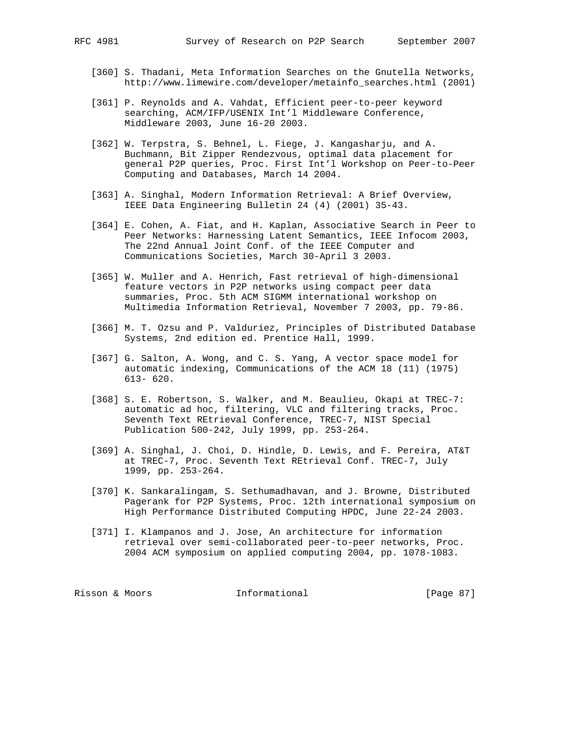[360] S. Thadani, Meta Information Searches on the Gnutella Networks, http://www.limewire.com/developer/metainfo_searches.html (2001)

[361] P. Reynolds and A. Vahdat, Efficient peer-to-peer keyword searching, ACM/IFP/USENIX Int'l Middleware Conference, Middleware 2003, June 16-20 2003.

[362] W. Terpstra, S. Behnel, L. Fiege, J. Kangasharju, and A. Buchmann, Bit Zipper Rendezvous, optimal data placement for general P2P queries, Proc. First Int'l Workshop on Peer-to-Peer Computing and Databases, March 14 2004.

[363] A. Singhal, Modern Information Retrieval: A Brief Overview, IEEE Data Engineering Bulletin 24 (4) (2001) 35-43.

[364] E. Cohen, A. Fiat, and H. Kaplan, Associative Search in Peer to Peer Networks: Harnessing Latent Semantics, IEEE Infocom 2003, The 22nd Annual Joint Conf. of the IEEE Computer and Communications Societies, March 30-April 3 2003.

[365] W. Muller and A. Henrich, Fast retrieval of high-dimensional feature vectors in P2P networks using compact peer data summaries, Proc. 5th ACM SIGMM international workshop on Multimedia Information Retrieval, November 7 2003, pp. 79-86.

[366] M. T. Ozsu and P. Valduriez, Principles of Distributed Database Systems, 2nd edition ed. Prentice Hall, 1999.

[367] G. Salton, A. Wong, and C. S. Yang, A vector space model for automatic indexing, Communications of the ACM 18 (11) (1975) 613- 620.

[368] S. E. Robertson, S. Walker, and M. Beaulieu, Okapi at TREC-7: automatic ad hoc, filtering, VLC and filtering tracks, Proc. Seventh Text REtrieval Conference, TREC-7, NIST Special Publication 500-242, July 1999, pp. 253-264.

[369] A. Singhal, J. Choi, D. Hindle, D. Lewis, and F. Pereira, AT&T at TREC-7, Proc. Seventh Text REtrieval Conf. TREC-7, July 1999, pp. 253-264.

[370] K. Sankaralingam, S. Sethumadhavan, and J. Browne, Distributed Pagerank for P2P Systems, Proc. 12th international symposium on High Performance Distributed Computing HPDC, June 22-24 2003.

[371] I. Klampanos and J. Jose, An architecture for information retrieval over semi-collaborated peer-to-peer networks, Proc. 2004 ACM symposium on applied computing 2004, pp. 1078-1083.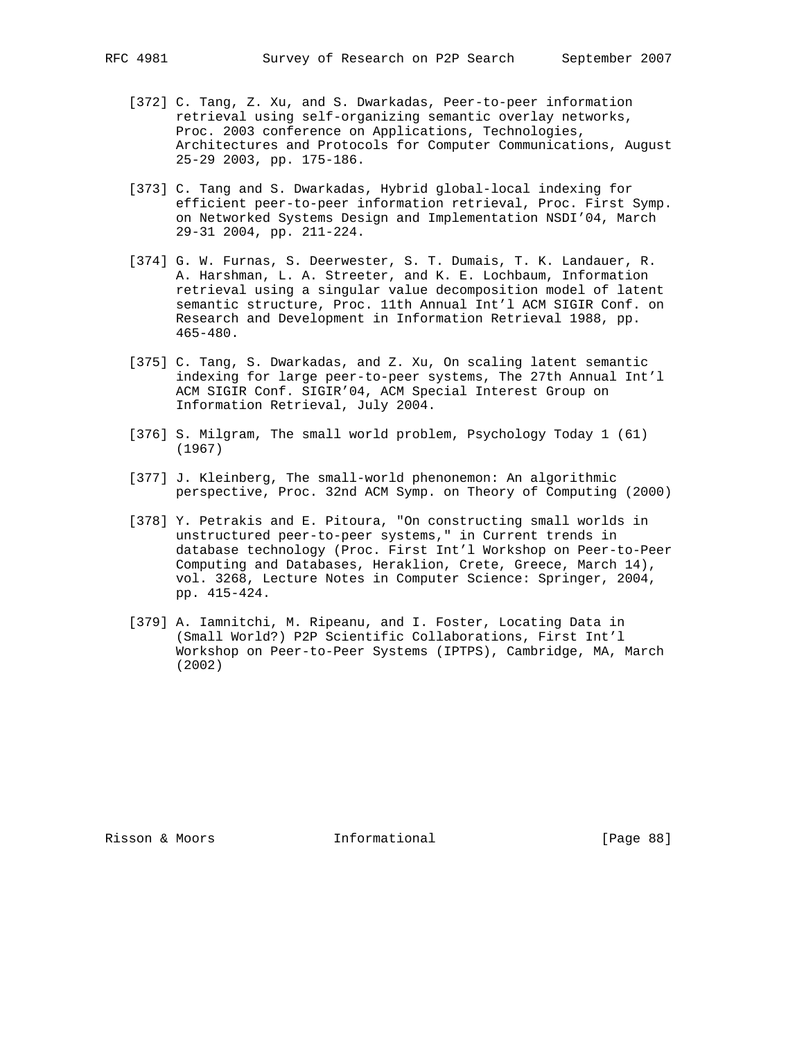[372] C. Tang, Z. Xu, and S. Dwarkadas, Peer-to-peer information retrieval using self-organizing semantic overlay networks, Proc. 2003 conference on Applications, Technologies, Architectures and Protocols for Computer Communications, August 25-29 2003, pp. 175-186.

[373] C. Tang and S. Dwarkadas, Hybrid global-local indexing for efficient peer-to-peer information retrieval, Proc. First Symp. on Networked Systems Design and Implementation NSDI'04, March 29-31 2004, pp. 211-224.

[374] G. W. Furnas, S. Deerwester, S. T. Dumais, T. K. Landauer, R. A. Harshman, L. A. Streeter, and K. E. Lochbaum, Information retrieval using a singular value decomposition model of latent semantic structure, Proc. 11th Annual Int'l ACM SIGIR Conf. on Research and Development in Information Retrieval 1988, pp. 465-480.

[375] C. Tang, S. Dwarkadas, and Z. Xu, On scaling latent semantic indexing for large peer-to-peer systems, The 27th Annual Int'l ACM SIGIR Conf. SIGIR'04, ACM Special Interest Group on Information Retrieval, July 2004.

[376] S. Milgram, The small world problem, Psychology Today 1 (61) (1967)

[377] J. Kleinberg, The small-world phenonemon: An algorithmic perspective, Proc. 32nd ACM Symp. on Theory of Computing (2000)

[378] Y. Petrakis and E. Pitoura, "On constructing small worlds in unstructured peer-to-peer systems," in Current trends in database technology (Proc. First Int'l Workshop on Peer-to-Peer Computing and Databases, Heraklion, Crete, Greece, March 14), vol. 3268, Lecture Notes in Computer Science: Springer, 2004, pp. 415-424.

[379] A. Iamnitchi, M. Ripeanu, and I. Foster, Locating Data in (Small World?) P2P Scientific Collaborations, First Int'l Workshop on Peer-to-Peer Systems (IPTPS), Cambridge, MA, March (2002)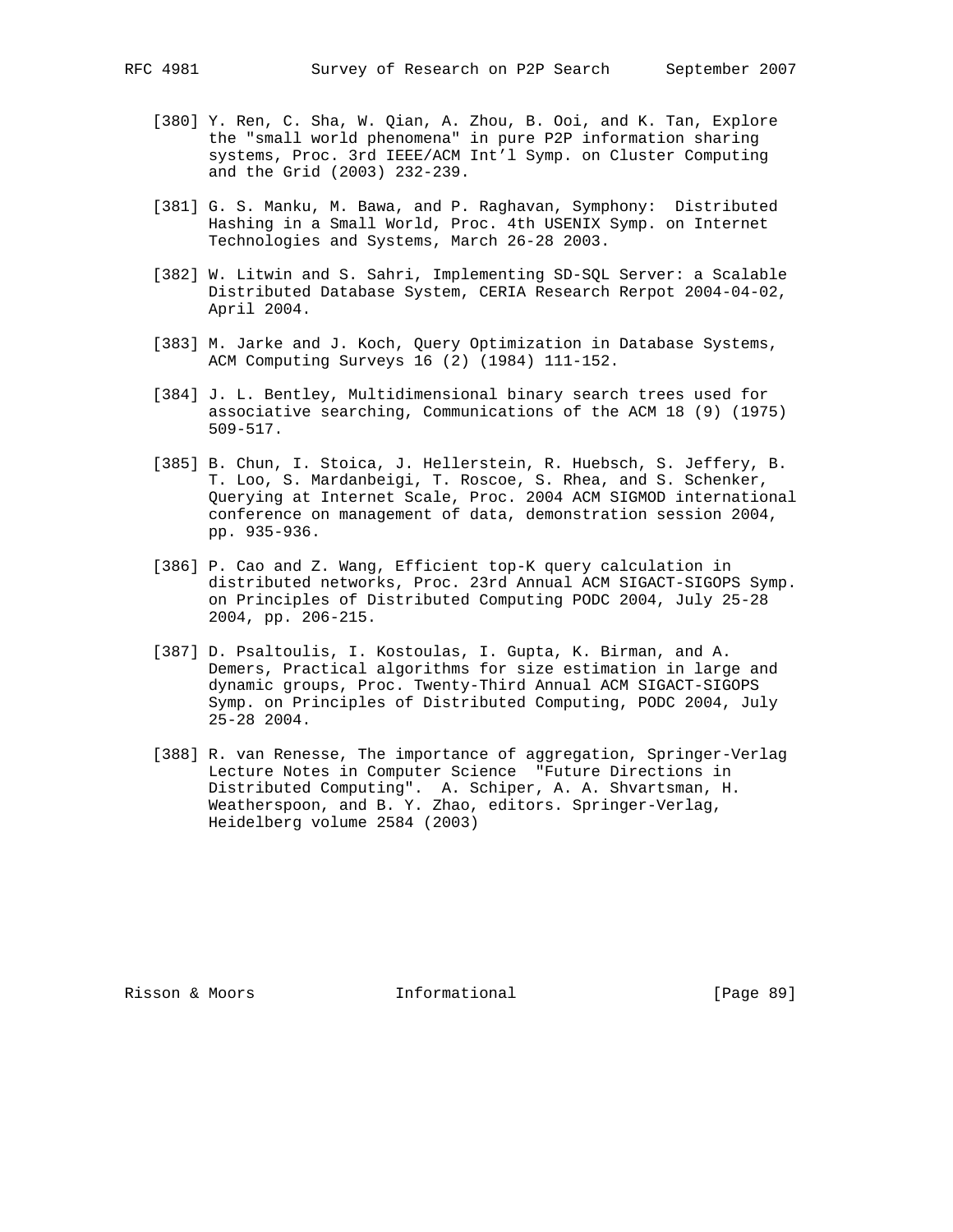[380] Y. Ren, C. Sha, W. Qian, A. Zhou, B. Ooi, and K. Tan, Explore the "small world phenomena" in pure P2P information sharing systems, Proc. 3rd IEEE/ACM Int'l Symp. on Cluster Computing and the Grid (2003) 232-239.

[381] G. S. Manku, M. Bawa, and P. Raghavan, Symphony: Distributed Hashing in a Small World, Proc. 4th USENIX Symp. on Internet Technologies and Systems, March 26-28 2003.

[382] W. Litwin and S. Sahri, Implementing SD-SQL Server: a Scalable Distributed Database System, CERIA Research Rerpot 2004-04-02, April 2004.

[383] M. Jarke and J. Koch, Query Optimization in Database Systems, ACM Computing Surveys 16 (2) (1984) 111-152.

[384] J. L. Bentley, Multidimensional binary search trees used for associative searching, Communications of the ACM 18 (9) (1975) 509-517.

[385] B. Chun, I. Stoica, J. Hellerstein, R. Huebsch, S. Jeffery, B. T. Loo, S. Mardanbeigi, T. Roscoe, S. Rhea, and S. Schenker, Querying at Internet Scale, Proc. 2004 ACM SIGMOD international conference on management of data, demonstration session 2004, pp. 935-936.

[386] P. Cao and Z. Wang, Efficient top-K query calculation in distributed networks, Proc. 23rd Annual ACM SIGACT-SIGOPS Symp. on Principles of Distributed Computing PODC 2004, July 25-28 2004, pp. 206-215.

[387] D. Psaltoulis, I. Kostoulas, I. Gupta, K. Birman, and A. Demers, Practical algorithms for size estimation in large and dynamic groups, Proc. Twenty-Third Annual ACM SIGACT-SIGOPS Symp. on Principles of Distributed Computing, PODC 2004, July 25-28 2004.

[388] R. van Renesse, The importance of aggregation, Springer-Verlag Lecture Notes in Computer Science "Future Directions in Distributed Computing". A. Schiper, A. A. Shvartsman, H. Weatherspoon, and B. Y. Zhao, editors. Springer-Verlag, Heidelberg volume 2584 (2003)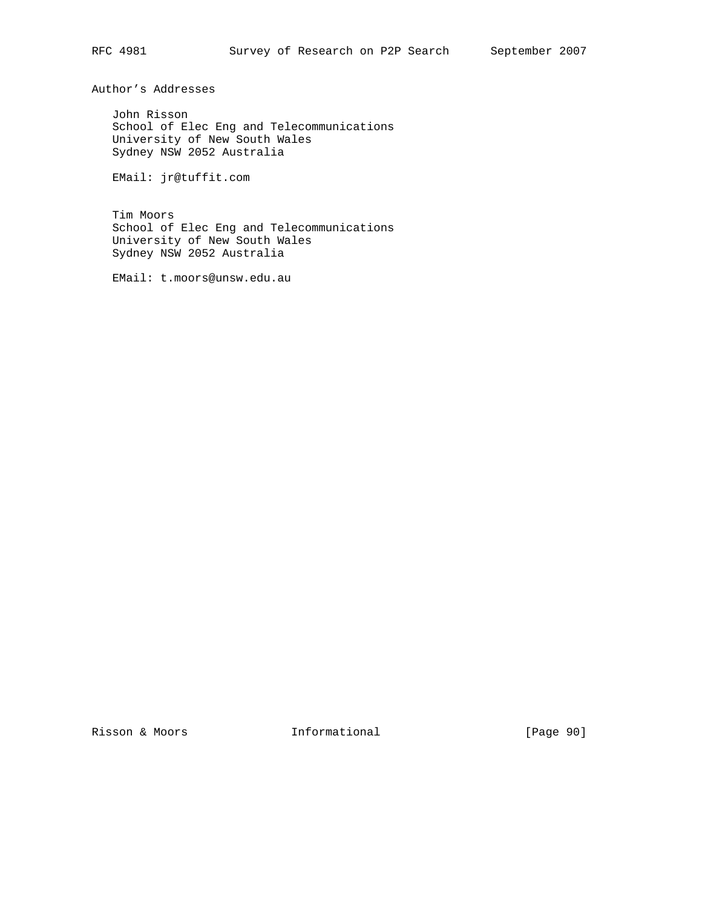## Author's Addresses

John Risson
School of Elec Eng and Telecommunications
University of New South Wales
Sydney NSW 2052 Australia

EMail: jr@tuffit.com

Tim Moors
School of Elec Eng and Telecommunications
University of New South Wales
Sydney NSW 2052 Australia

EMail: t.moors@unsw.edu.au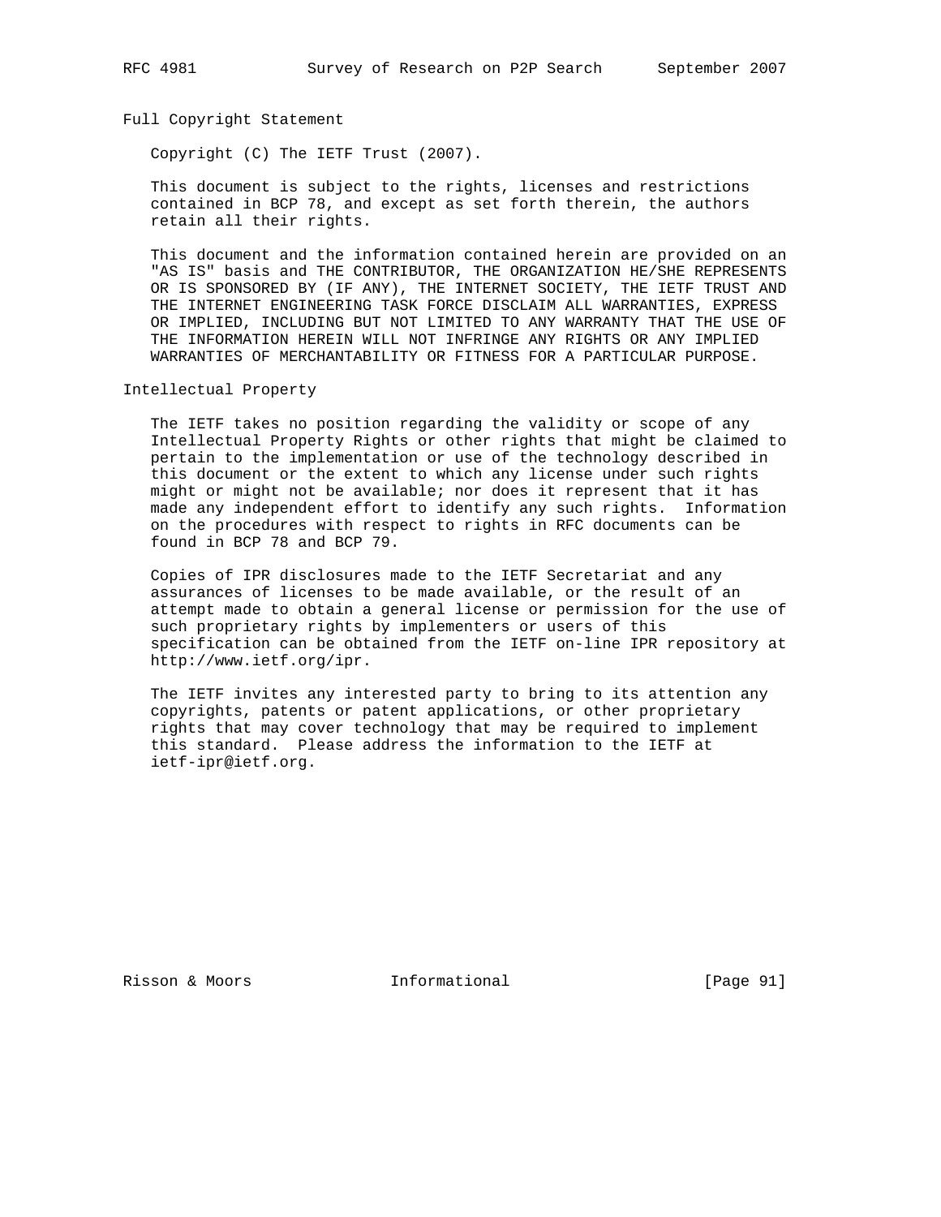## Full Copyright Statement

Copyright (C) The IETF Trust (2007).

This document is subject to the rights, licenses and restrictions contained in BCP 78, and except as set forth therein, the authors retain all their rights.

This document and the information contained herein are provided on an "AS IS" basis and THE CONTRIBUTOR, THE ORGANIZATION HE/SHE REPRESENTS OR IS SPONSORED BY (IF ANY), THE INTERNET SOCIETY, THE IETF TRUST AND THE INTERNET ENGINEERING TASK FORCE DISCLAIM ALL WARRANTIES, EXPRESS OR IMPLIED, INCLUDING BUT NOT LIMITED TO ANY WARRANTY THAT THE USE OF THE INFORMATION HEREIN WILL NOT INFRINGE ANY RIGHTS OR ANY IMPLIED WARRANTIES OF MERCHANTABILITY OR FITNESS FOR A PARTICULAR PURPOSE.

## Intellectual Property

The IETF takes no position regarding the validity or scope of any Intellectual Property Rights or other rights that might be claimed to pertain to the implementation or use of the technology described in this document or the extent to which any license under such rights might or might not be available; nor does it represent that it has made any independent effort to identify any such rights. Information on the procedures with respect to rights in RFC documents can be found in BCP 78 and BCP 79.

Copies of IPR disclosures made to the IETF Secretariat and any assurances of licenses to be made available, or the result of an attempt made to obtain a general license or permission for the use of such proprietary rights by implementers or users of this specification can be obtained from the IETF on-line IPR repository at http://www.ietf.org/ipr.

The IETF invites any interested party to bring to its attention any copyrights, patents or patent applications, or other proprietary rights that may cover technology that may be required to implement this standard. Please address the information to the IETF at ietf-ipr@ietf.org.